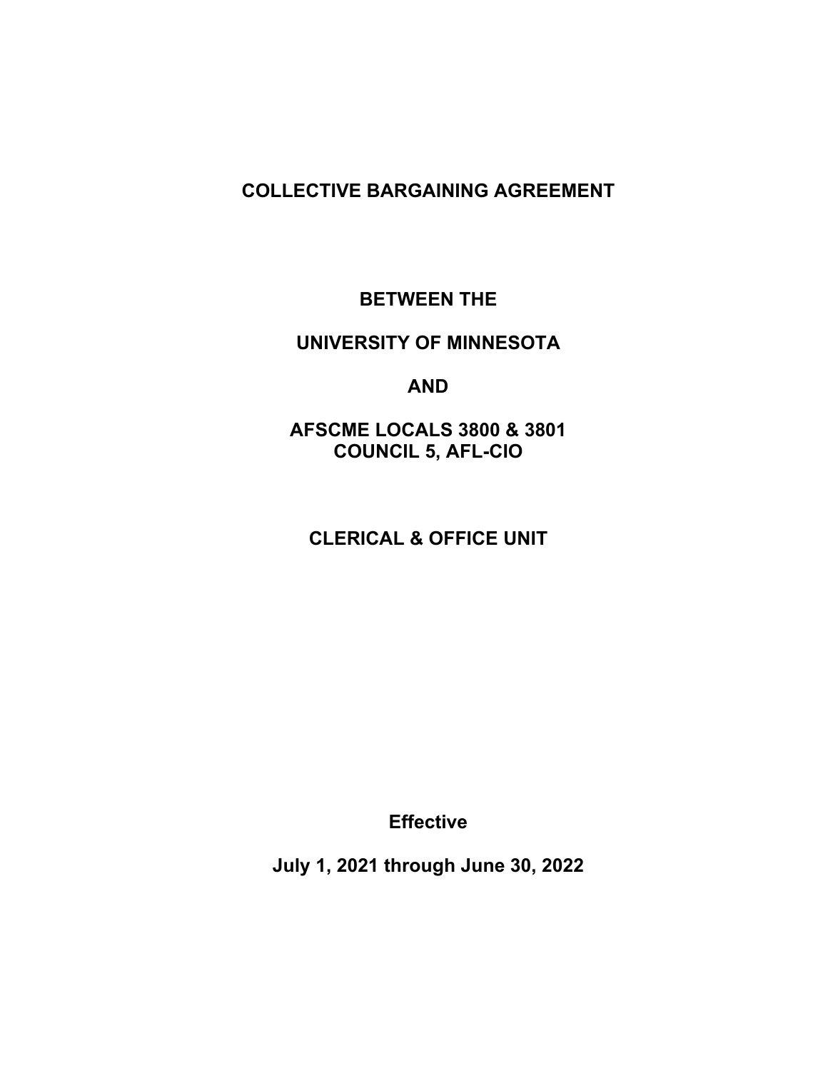# COLLECTIVE BARGAINING AGREEMENT

## BETWEEN THE

## UNIVERSITY OF MINNESOTA

## AND

## AFSCME LOCALS 3800 & 3801
## COUNCIL 5, AFL-CIO

## CLERICAL & OFFICE UNIT

**Effective**

**July 1, 2021 through June 30, 2022**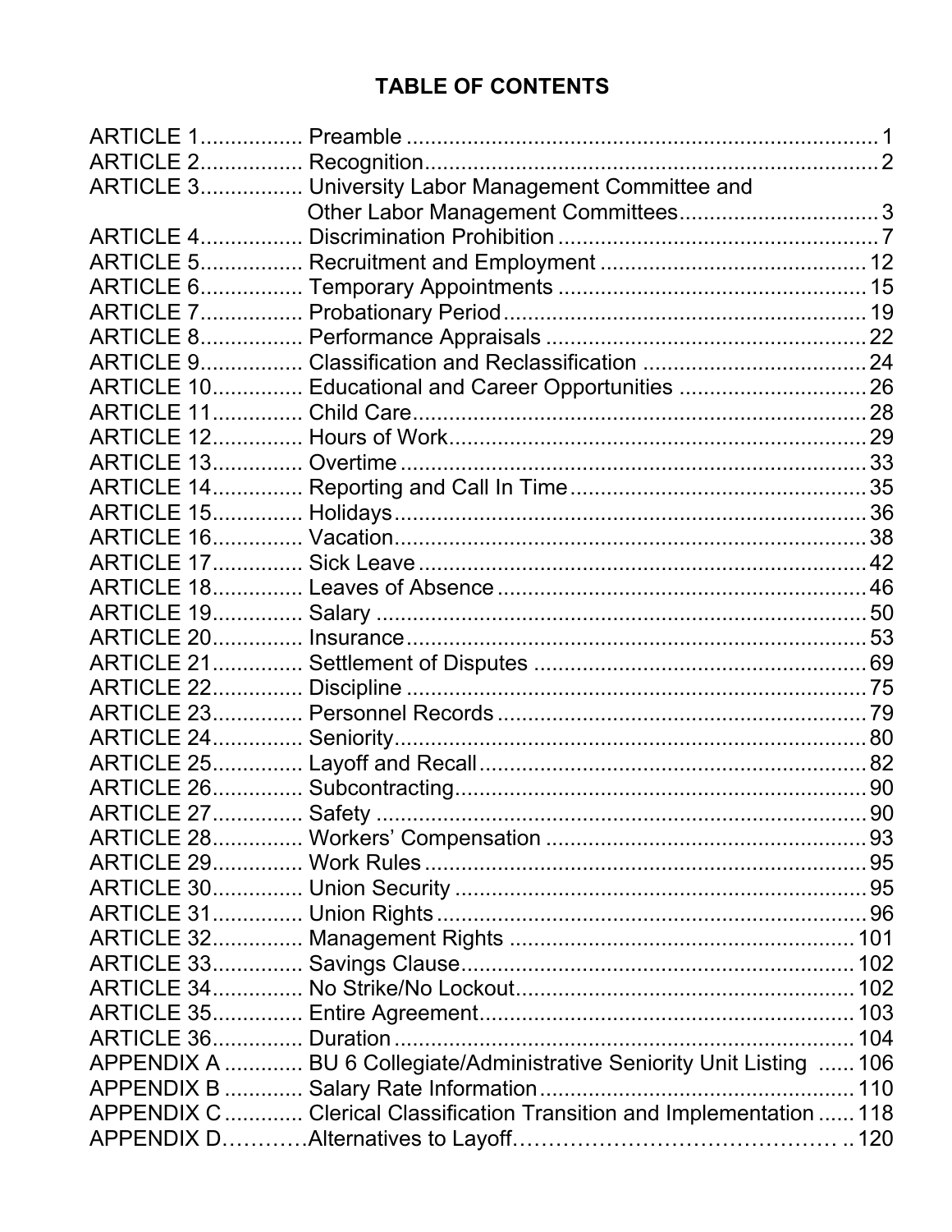# TABLE OF CONTENTS

| | | |
|---|---|---|
| ARTICLE 1 | Preamble | 1 |
| ARTICLE 2 | Recognition | 2 |
| ARTICLE 3 | University Labor Management Committee and Other Labor Management Committees | 3 |
| ARTICLE 4 | Discrimination Prohibition | 7 |
| ARTICLE 5 | Recruitment and Employment | 12 |
| ARTICLE 6 | Temporary Appointments | 15 |
| ARTICLE 7 | Probationary Period | 19 |
| ARTICLE 8 | Performance Appraisals | 22 |
| ARTICLE 9 | Classification and Reclassification | 24 |
| ARTICLE 10 | Educational and Career Opportunities | 26 |
| ARTICLE 11 | Child Care | 28 |
| ARTICLE 12 | Hours of Work | 29 |
| ARTICLE 13 | Overtime | 33 |
| ARTICLE 14 | Reporting and Call In Time | 35 |
| ARTICLE 15 | Holidays | 36 |
| ARTICLE 16 | Vacation | 38 |
| ARTICLE 17 | Sick Leave | 42 |
| ARTICLE 18 | Leaves of Absence | 46 |
| ARTICLE 19 | Salary | 50 |
| ARTICLE 20 | Insurance | 53 |
| ARTICLE 21 | Settlement of Disputes | 69 |
| ARTICLE 22 | Discipline | 75 |
| ARTICLE 23 | Personnel Records | 79 |
| ARTICLE 24 | Seniority | 80 |
| ARTICLE 25 | Layoff and Recall | 82 |
| ARTICLE 26 | Subcontracting | 90 |
| ARTICLE 27 | Safety | 90 |
| ARTICLE 28 | Workers' Compensation | 93 |
| ARTICLE 29 | Work Rules | 95 |
| ARTICLE 30 | Union Security | 95 |
| ARTICLE 31 | Union Rights | 96 |
| ARTICLE 32 | Management Rights | 101 |
| ARTICLE 33 | Savings Clause | 102 |
| ARTICLE 34 | No Strike/No Lockout | 102 |
| ARTICLE 35 | Entire Agreement | 103 |
| ARTICLE 36 | Duration | 104 |
| APPENDIX A | BU 6 Collegiate/Administrative Seniority Unit Listing | 106 |
| APPENDIX B | Salary Rate Information | 110 |
| APPENDIX C | Clerical Classification Transition and Implementation | 118 |
| APPENDIX D | Alternatives to Layoff | 120 |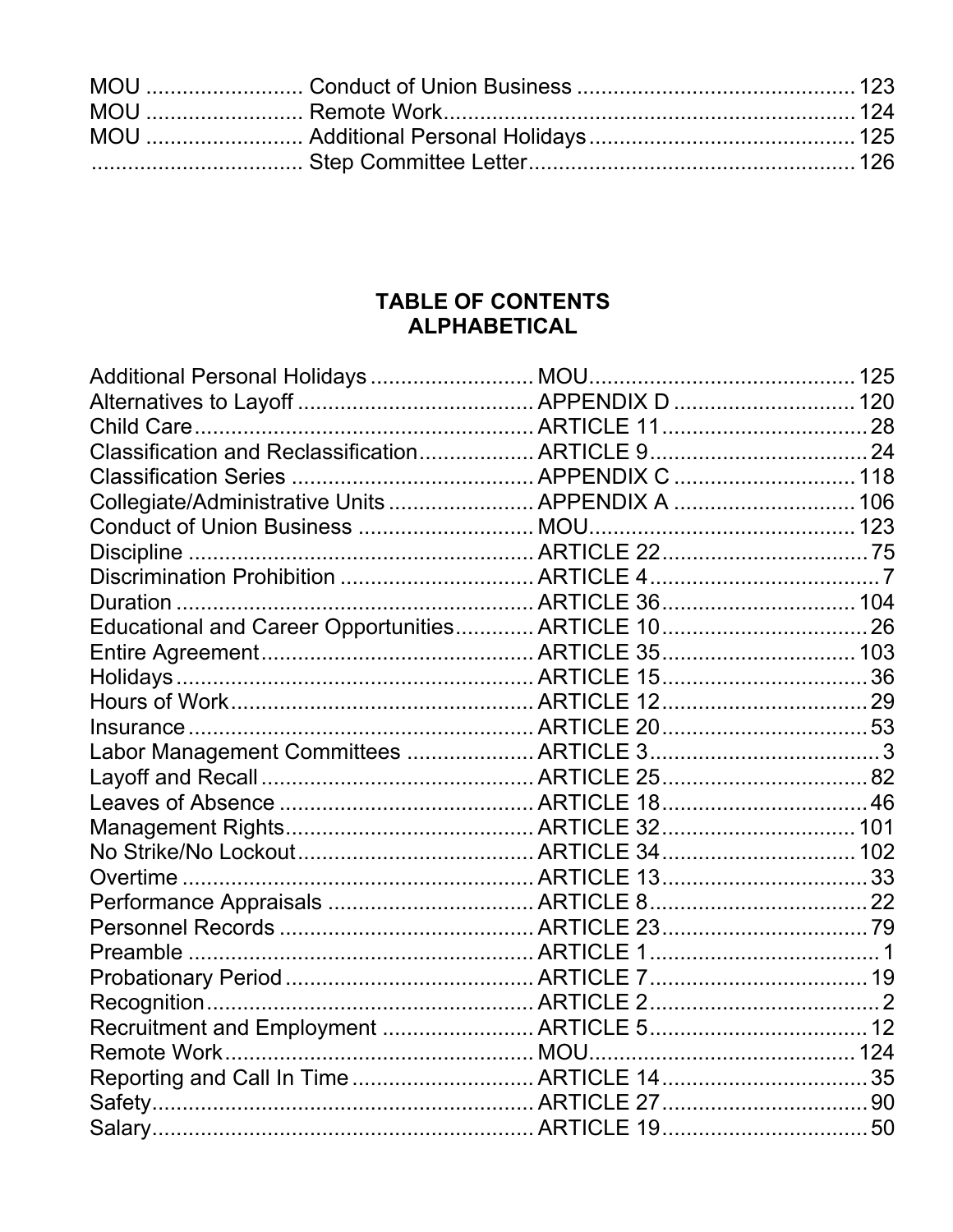| | | |
|---|---|---|
| MOU | Conduct of Union Business | 123 |
| MOU | Remote Work | 124 |
| MOU | Additional Personal Holidays | 125 |
| | Step Committee Letter | 126 |

## TABLE OF CONTENTS
## ALPHABETICAL

| | | |
|---|---|---|
| Additional Personal Holidays | MOU | 125 |
| Alternatives to Layoff | APPENDIX D | 120 |
| Child Care | ARTICLE 11 | 28 |
| Classification and Reclassification | ARTICLE 9 | 24 |
| Classification Series | APPENDIX C | 118 |
| Collegiate/Administrative Units | APPENDIX A | 106 |
| Conduct of Union Business | MOU | 123 |
| Discipline | ARTICLE 22 | 75 |
| Discrimination Prohibition | ARTICLE 4 | 7 |
| Duration | ARTICLE 36 | 104 |
| Educational and Career Opportunities | ARTICLE 10 | 26 |
| Entire Agreement | ARTICLE 35 | 103 |
| Holidays | ARTICLE 15 | 36 |
| Hours of Work | ARTICLE 12 | 29 |
| Insurance | ARTICLE 20 | 53 |
| Labor Management Committees | ARTICLE 3 | 3 |
| Layoff and Recall | ARTICLE 25 | 82 |
| Leaves of Absence | ARTICLE 18 | 46 |
| Management Rights | ARTICLE 32 | 101 |
| No Strike/No Lockout | ARTICLE 34 | 102 |
| Overtime | ARTICLE 13 | 33 |
| Performance Appraisals | ARTICLE 8 | 22 |
| Personnel Records | ARTICLE 23 | 79 |
| Preamble | ARTICLE 1 | 1 |
| Probationary Period | ARTICLE 7 | 19 |
| Recognition | ARTICLE 2 | 2 |
| Recruitment and Employment | ARTICLE 5 | 12 |
| Remote Work | MOU | 124 |
| Reporting and Call In Time | ARTICLE 14 | 35 |
| Safety | ARTICLE 27 | 90 |
| Salary | ARTICLE 19 | 50 |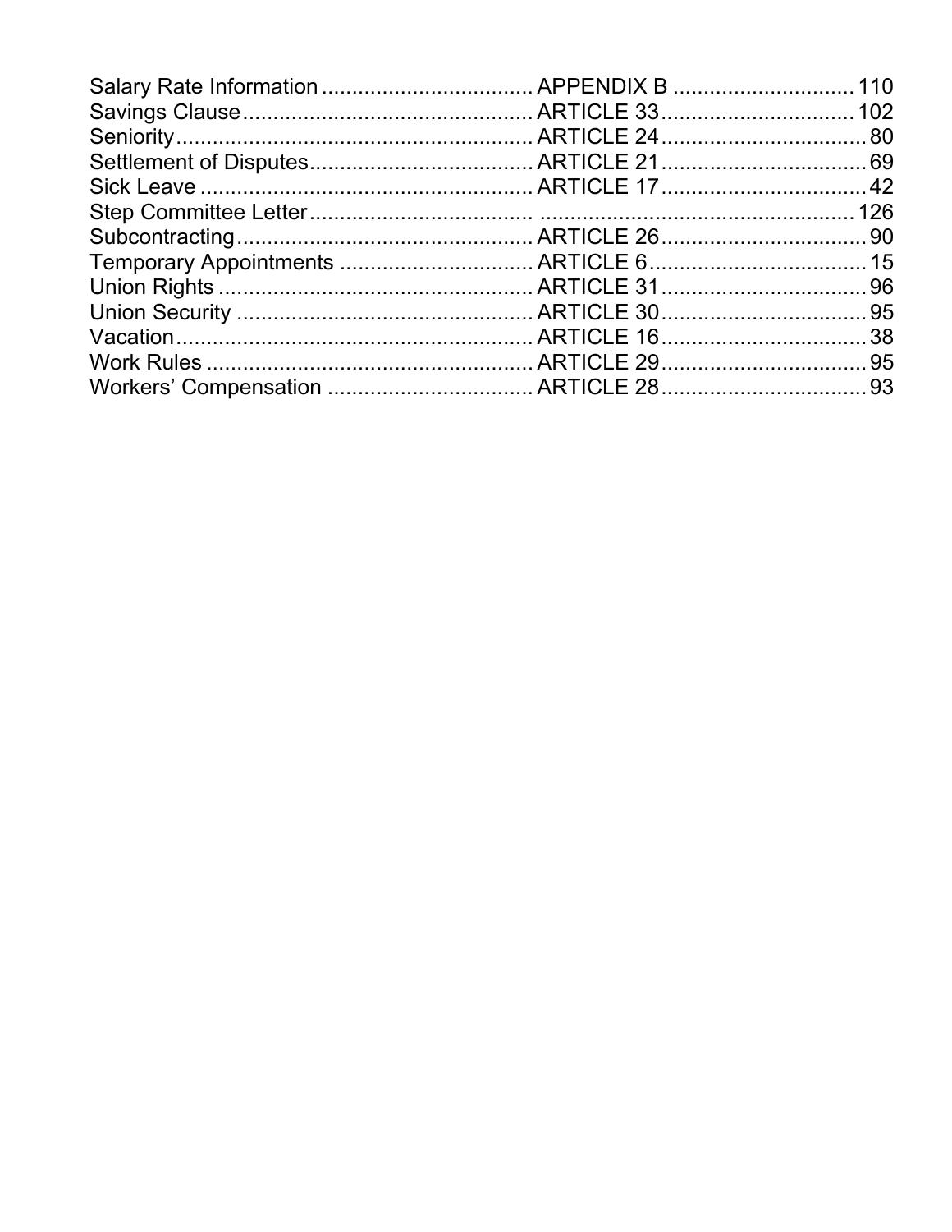| | | |
|---|---|---|
| Salary Rate Information | APPENDIX B | 110 |
| Savings Clause | ARTICLE 33 | 102 |
| Seniority | ARTICLE 24 | 80 |
| Settlement of Disputes | ARTICLE 21 | 69 |
| Sick Leave | ARTICLE 17 | 42 |
| Step Committee Letter | | 126 |
| Subcontracting | ARTICLE 26 | 90 |
| Temporary Appointments | ARTICLE 6 | 15 |
| Union Rights | ARTICLE 31 | 96 |
| Union Security | ARTICLE 30 | 95 |
| Vacation | ARTICLE 16 | 38 |
| Work Rules | ARTICLE 29 | 95 |
| Workers' Compensation | ARTICLE 28 | 93 |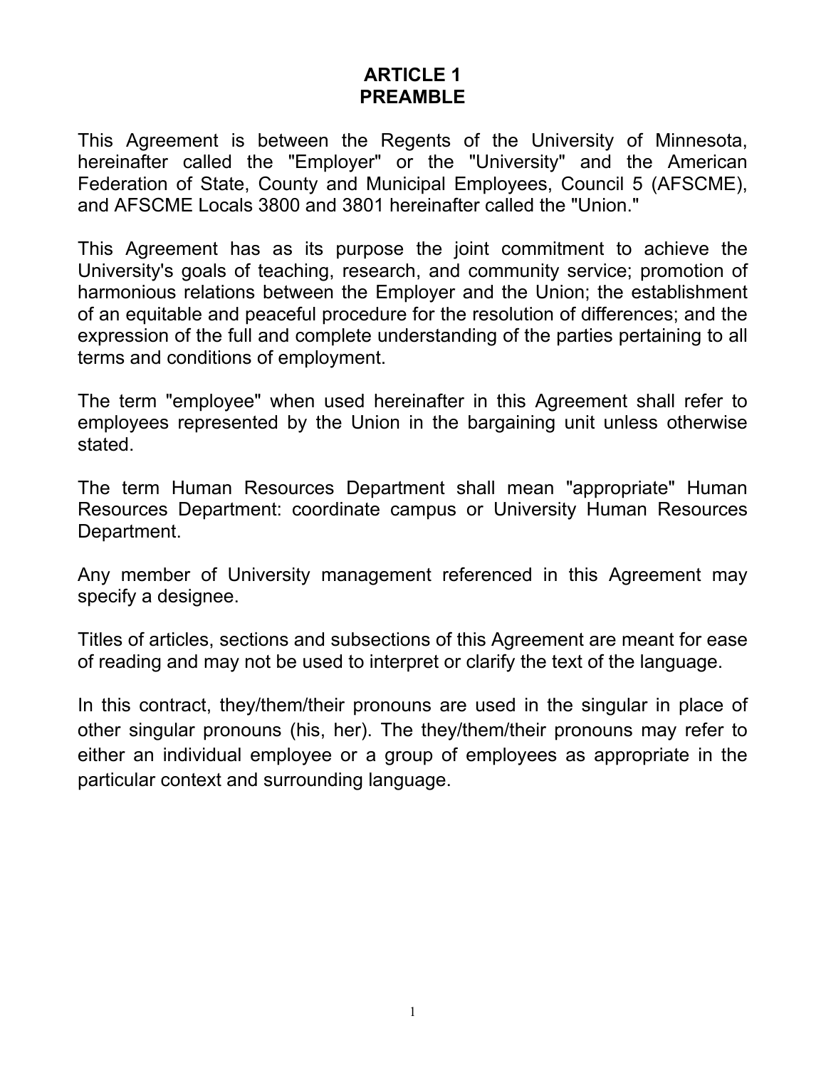# ARTICLE 1
# PREAMBLE

This Agreement is between the Regents of the University of Minnesota, hereinafter called the "Employer" or the "University" and the American Federation of State, County and Municipal Employees, Council 5 (AFSCME), and AFSCME Locals 3800 and 3801 hereinafter called the "Union."

This Agreement has as its purpose the joint commitment to achieve the University's goals of teaching, research, and community service; promotion of harmonious relations between the Employer and the Union; the establishment of an equitable and peaceful procedure for the resolution of differences; and the expression of the full and complete understanding of the parties pertaining to all terms and conditions of employment.

The term "employee" when used hereinafter in this Agreement shall refer to employees represented by the Union in the bargaining unit unless otherwise stated.

The term Human Resources Department shall mean "appropriate" Human Resources Department: coordinate campus or University Human Resources Department.

Any member of University management referenced in this Agreement may specify a designee.

Titles of articles, sections and subsections of this Agreement are meant for ease of reading and may not be used to interpret or clarify the text of the language.

In this contract, they/them/their pronouns are used in the singular in place of other singular pronouns (his, her). The they/them/their pronouns may refer to either an individual employee or a group of employees as appropriate in the particular context and surrounding language.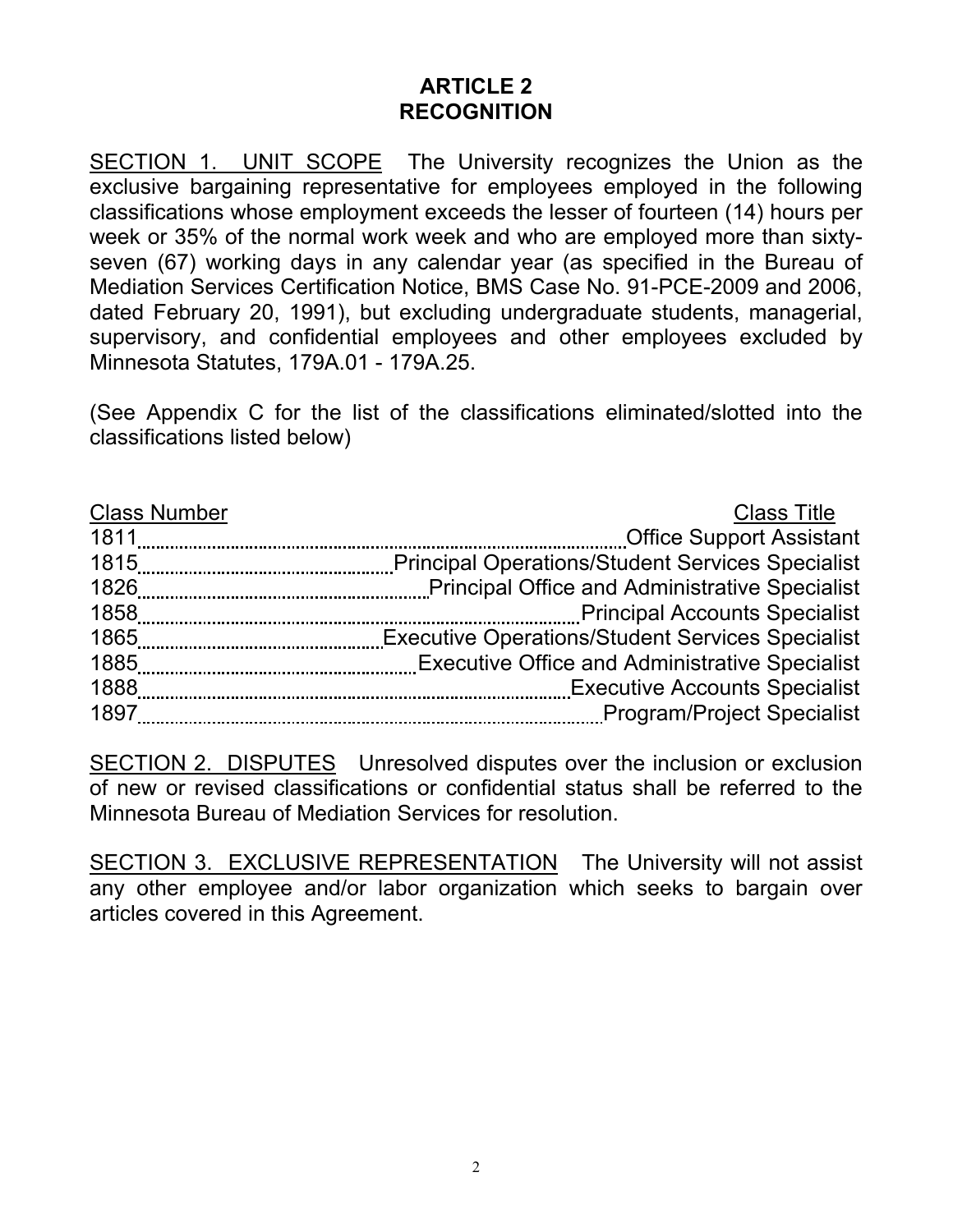# ARTICLE 2
# RECOGNITION

SECTION 1. UNIT SCOPE The University recognizes the Union as the exclusive bargaining representative for employees employed in the following classifications whose employment exceeds the lesser of fourteen (14) hours per week or 35% of the normal work week and who are employed more than sixty-seven (67) working days in any calendar year (as specified in the Bureau of Mediation Services Certification Notice, BMS Case No. 91-PCE-2009 and 2006, dated February 20, 1991), but excluding undergraduate students, managerial, supervisory, and confidential employees and other employees excluded by Minnesota Statutes, 179A.01 - 179A.25.

(See Appendix C for the list of the classifications eliminated/slotted into the classifications listed below)

| Class Number | Class Title |
|---|---|
| 1811 | Office Support Assistant |
| 1815 | Principal Operations/Student Services Specialist |
| 1826 | Principal Office and Administrative Specialist |
| 1858 | Principal Accounts Specialist |
| 1865 | Executive Operations/Student Services Specialist |
| 1885 | Executive Office and Administrative Specialist |
| 1888 | Executive Accounts Specialist |
| 1897 | Program/Project Specialist |

SECTION 2. DISPUTES Unresolved disputes over the inclusion or exclusion of new or revised classifications or confidential status shall be referred to the Minnesota Bureau of Mediation Services for resolution.

SECTION 3. EXCLUSIVE REPRESENTATION The University will not assist any other employee and/or labor organization which seeks to bargain over articles covered in this Agreement.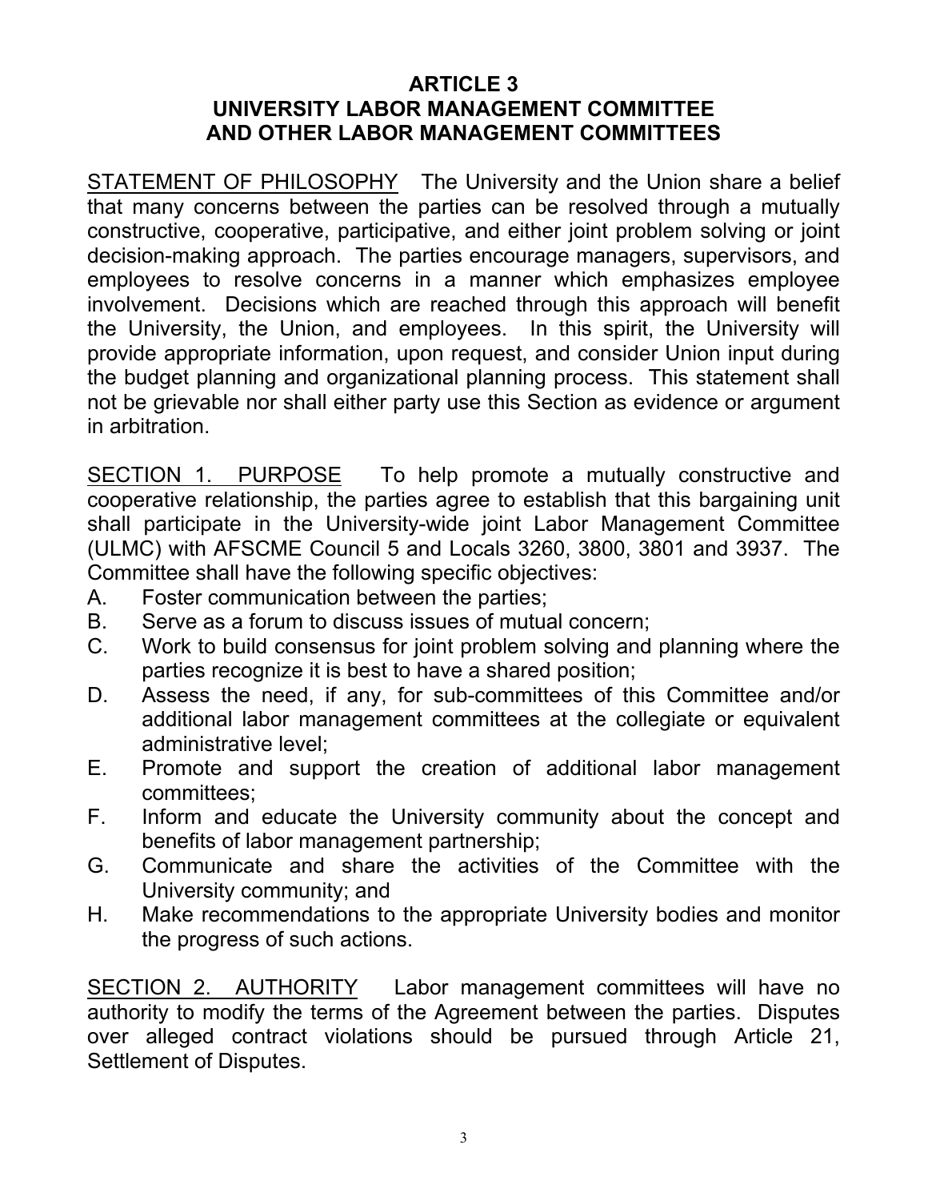## ARTICLE 3
## UNIVERSITY LABOR MANAGEMENT COMMITTEE AND OTHER LABOR MANAGEMENT COMMITTEES

STATEMENT OF PHILOSOPHY The University and the Union share a belief that many concerns between the parties can be resolved through a mutually constructive, cooperative, participative, and either joint problem solving or joint decision-making approach. The parties encourage managers, supervisors, and employees to resolve concerns in a manner which emphasizes employee involvement. Decisions which are reached through this approach will benefit the University, the Union, and employees. In this spirit, the University will provide appropriate information, upon request, and consider Union input during the budget planning and organizational planning process. This statement shall not be grievable nor shall either party use this Section as evidence or argument in arbitration.

SECTION 1. PURPOSE To help promote a mutually constructive and cooperative relationship, the parties agree to establish that this bargaining unit shall participate in the University-wide joint Labor Management Committee (ULMC) with AFSCME Council 5 and Locals 3260, 3800, 3801 and 3937. The Committee shall have the following specific objectives:

A. Foster communication between the parties;
B. Serve as a forum to discuss issues of mutual concern;
C. Work to build consensus for joint problem solving and planning where the parties recognize it is best to have a shared position;
D. Assess the need, if any, for sub-committees of this Committee and/or additional labor management committees at the collegiate or equivalent administrative level;
E. Promote and support the creation of additional labor management committees;
F. Inform and educate the University community about the concept and benefits of labor management partnership;
G. Communicate and share the activities of the Committee with the University community; and
H. Make recommendations to the appropriate University bodies and monitor the progress of such actions.

SECTION 2. AUTHORITY Labor management committees will have no authority to modify the terms of the Agreement between the parties. Disputes over alleged contract violations should be pursued through Article 21, Settlement of Disputes.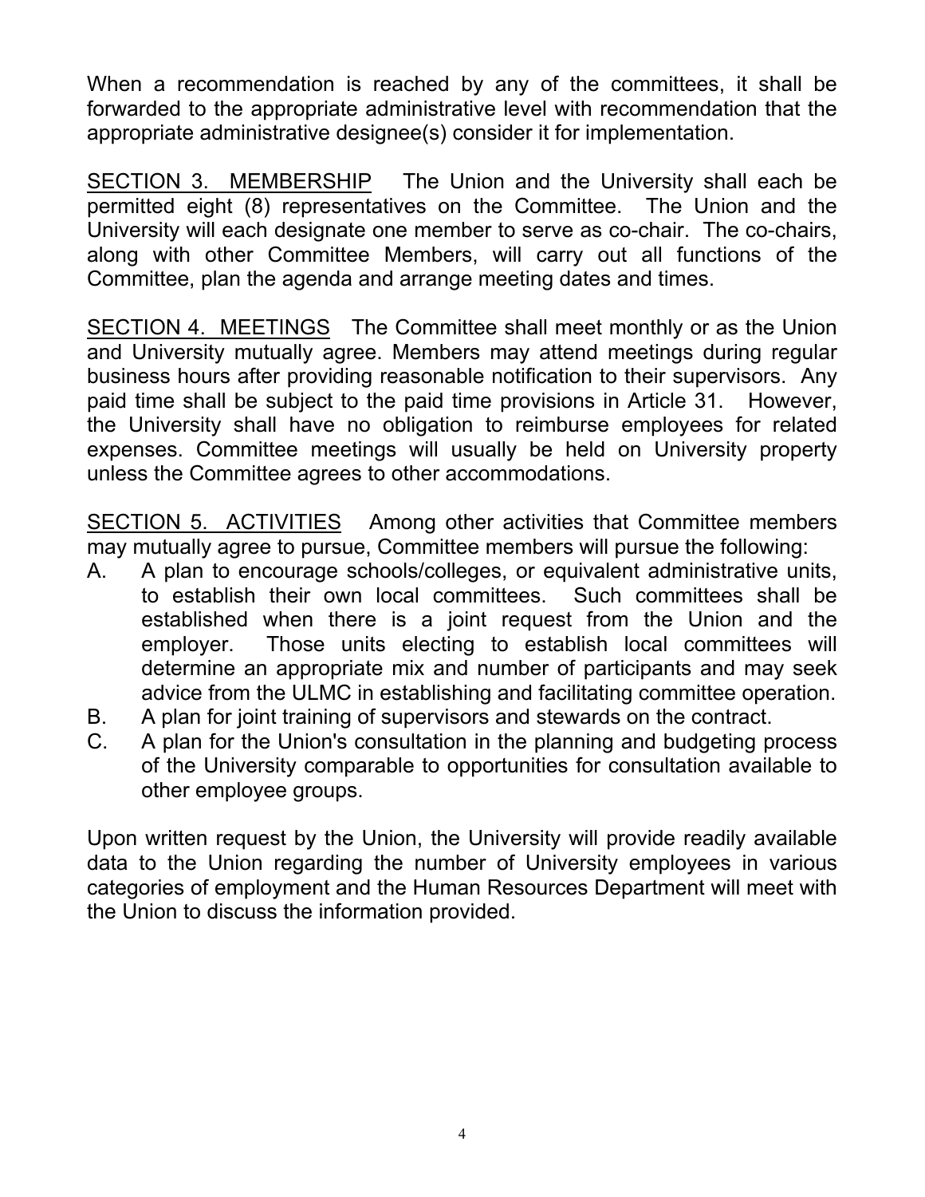When a recommendation is reached by any of the committees, it shall be forwarded to the appropriate administrative level with recommendation that the appropriate administrative designee(s) consider it for implementation.

<u>SECTION 3. MEMBERSHIP</u> The Union and the University shall each be permitted eight (8) representatives on the Committee. The Union and the University will each designate one member to serve as co-chair. The co-chairs, along with other Committee Members, will carry out all functions of the Committee, plan the agenda and arrange meeting dates and times.

<u>SECTION 4. MEETINGS</u> The Committee shall meet monthly or as the Union and University mutually agree. Members may attend meetings during regular business hours after providing reasonable notification to their supervisors. Any paid time shall be subject to the paid time provisions in Article 31. However, the University shall have no obligation to reimburse employees for related expenses. Committee meetings will usually be held on University property unless the Committee agrees to other accommodations.

<u>SECTION 5. ACTIVITIES</u> Among other activities that Committee members may mutually agree to pursue, Committee members will pursue the following:

A. A plan to encourage schools/colleges, or equivalent administrative units, to establish their own local committees. Such committees shall be established when there is a joint request from the Union and the employer. Those units electing to establish local committees will determine an appropriate mix and number of participants and may seek advice from the ULMC in establishing and facilitating committee operation.
B. A plan for joint training of supervisors and stewards on the contract.
C. A plan for the Union's consultation in the planning and budgeting process of the University comparable to opportunities for consultation available to other employee groups.

Upon written request by the Union, the University will provide readily available data to the Union regarding the number of University employees in various categories of employment and the Human Resources Department will meet with the Union to discuss the information provided.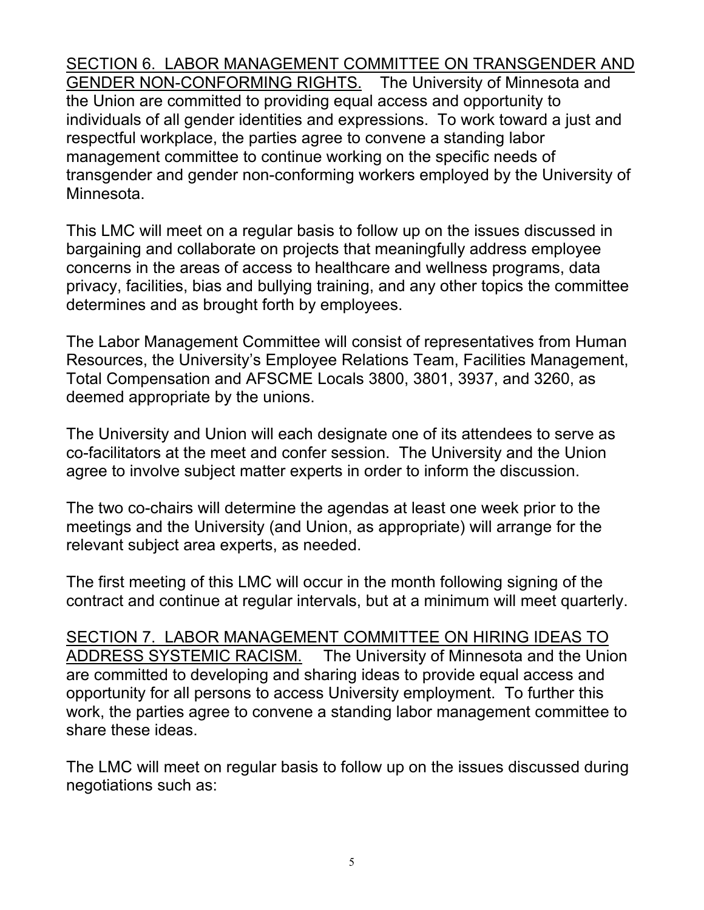SECTION 6. LABOR MANAGEMENT COMMITTEE ON TRANSGENDER AND GENDER NON-CONFORMING RIGHTS. The University of Minnesota and the Union are committed to providing equal access and opportunity to individuals of all gender identities and expressions. To work toward a just and respectful workplace, the parties agree to convene a standing labor management committee to continue working on the specific needs of transgender and gender non-conforming workers employed by the University of Minnesota.

This LMC will meet on a regular basis to follow up on the issues discussed in bargaining and collaborate on projects that meaningfully address employee concerns in the areas of access to healthcare and wellness programs, data privacy, facilities, bias and bullying training, and any other topics the committee determines and as brought forth by employees.

The Labor Management Committee will consist of representatives from Human Resources, the University's Employee Relations Team, Facilities Management, Total Compensation and AFSCME Locals 3800, 3801, 3937, and 3260, as deemed appropriate by the unions.

The University and Union will each designate one of its attendees to serve as co-facilitators at the meet and confer session. The University and the Union agree to involve subject matter experts in order to inform the discussion.

The two co-chairs will determine the agendas at least one week prior to the meetings and the University (and Union, as appropriate) will arrange for the relevant subject area experts, as needed.

The first meeting of this LMC will occur in the month following signing of the contract and continue at regular intervals, but at a minimum will meet quarterly.

SECTION 7. LABOR MANAGEMENT COMMITTEE ON HIRING IDEAS TO ADDRESS SYSTEMIC RACISM. The University of Minnesota and the Union are committed to developing and sharing ideas to provide equal access and opportunity for all persons to access University employment. To further this work, the parties agree to convene a standing labor management committee to share these ideas.

The LMC will meet on regular basis to follow up on the issues discussed during negotiations such as: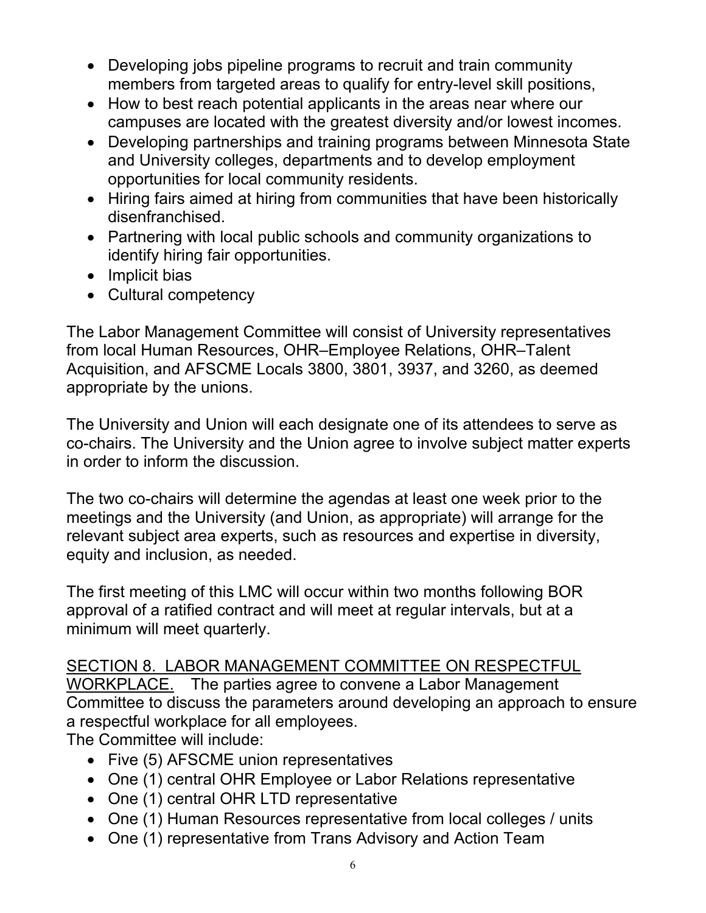- Developing jobs pipeline programs to recruit and train community members from targeted areas to qualify for entry-level skill positions,
- How to best reach potential applicants in the areas near where our campuses are located with the greatest diversity and/or lowest incomes.
- Developing partnerships and training programs between Minnesota State and University colleges, departments and to develop employment opportunities for local community residents.
- Hiring fairs aimed at hiring from communities that have been historically disenfranchised.
- Partnering with local public schools and community organizations to identify hiring fair opportunities.
- Implicit bias
- Cultural competency

The Labor Management Committee will consist of University representatives from local Human Resources, OHR–Employee Relations, OHR–Talent Acquisition, and AFSCME Locals 3800, 3801, 3937, and 3260, as deemed appropriate by the unions.

The University and Union will each designate one of its attendees to serve as co-chairs. The University and the Union agree to involve subject matter experts in order to inform the discussion.

The two co-chairs will determine the agendas at least one week prior to the meetings and the University (and Union, as appropriate) will arrange for the relevant subject area experts, such as resources and expertise in diversity, equity and inclusion, as needed.

The first meeting of this LMC will occur within two months following BOR approval of a ratified contract and will meet at regular intervals, but at a minimum will meet quarterly.

<u>SECTION 8. LABOR MANAGEMENT COMMITTEE ON RESPECTFUL WORKPLACE.</u> The parties agree to convene a Labor Management Committee to discuss the parameters around developing an approach to ensure a respectful workplace for all employees.
The Committee will include:

- Five (5) AFSCME union representatives
- One (1) central OHR Employee or Labor Relations representative
- One (1) central OHR LTD representative
- One (1) Human Resources representative from local colleges / units
- One (1) representative from Trans Advisory and Action Team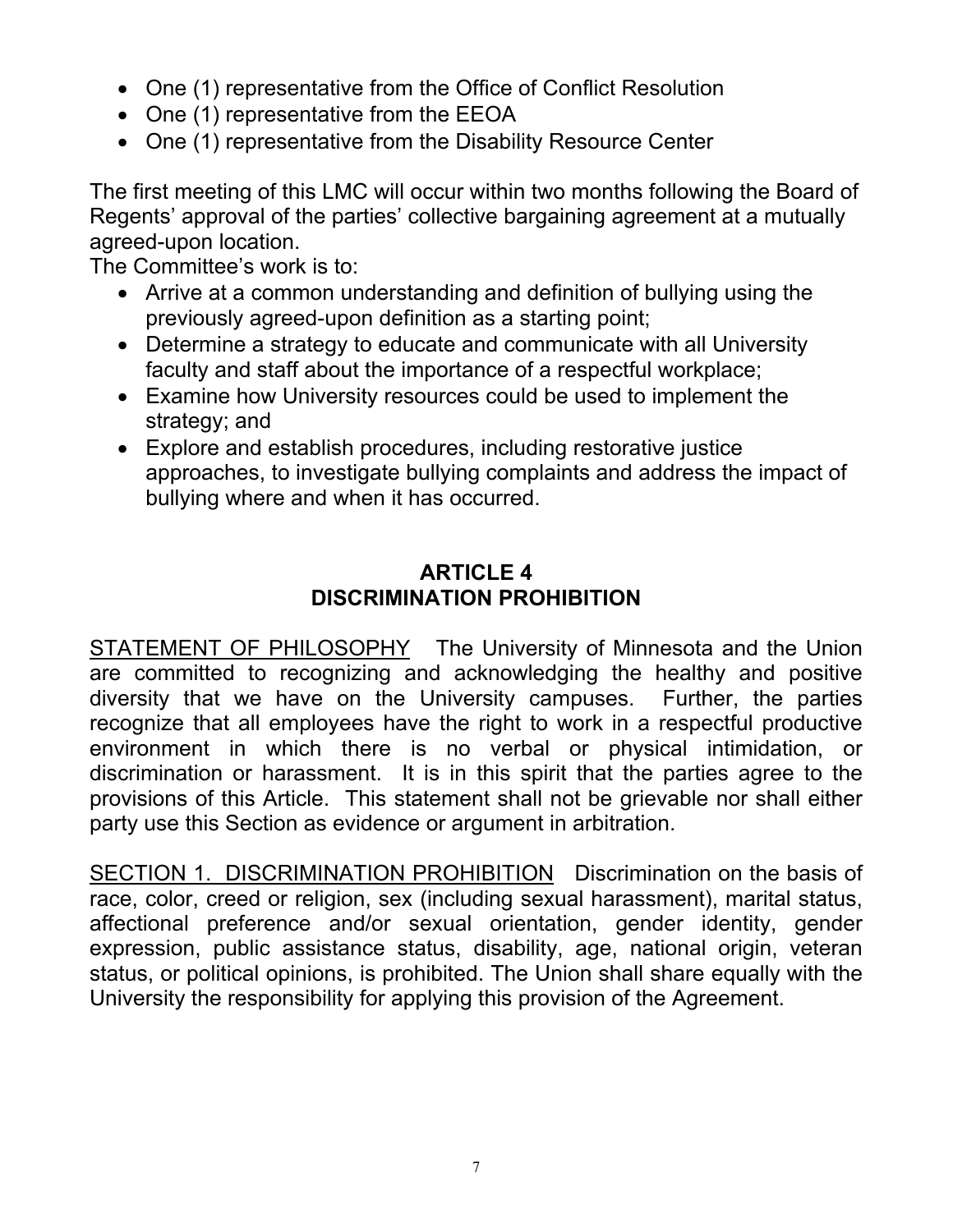- One (1) representative from the Office of Conflict Resolution
- One (1) representative from the EEOA
- One (1) representative from the Disability Resource Center

The first meeting of this LMC will occur within two months following the Board of Regents' approval of the parties' collective bargaining agreement at a mutually agreed-upon location.

The Committee's work is to:

- Arrive at a common understanding and definition of bullying using the previously agreed-upon definition as a starting point;
- Determine a strategy to educate and communicate with all University faculty and staff about the importance of a respectful workplace;
- Examine how University resources could be used to implement the strategy; and
- Explore and establish procedures, including restorative justice approaches, to investigate bullying complaints and address the impact of bullying where and when it has occurred.

## ARTICLE 4
## DISCRIMINATION PROHIBITION

STATEMENT OF PHILOSOPHY The University of Minnesota and the Union are committed to recognizing and acknowledging the healthy and positive diversity that we have on the University campuses. Further, the parties recognize that all employees have the right to work in a respectful productive environment in which there is no verbal or physical intimidation, or discrimination or harassment. It is in this spirit that the parties agree to the provisions of this Article. This statement shall not be grievable nor shall either party use this Section as evidence or argument in arbitration.

SECTION 1. DISCRIMINATION PROHIBITION Discrimination on the basis of race, color, creed or religion, sex (including sexual harassment), marital status, affectional preference and/or sexual orientation, gender identity, gender expression, public assistance status, disability, age, national origin, veteran status, or political opinions, is prohibited. The Union shall share equally with the University the responsibility for applying this provision of the Agreement.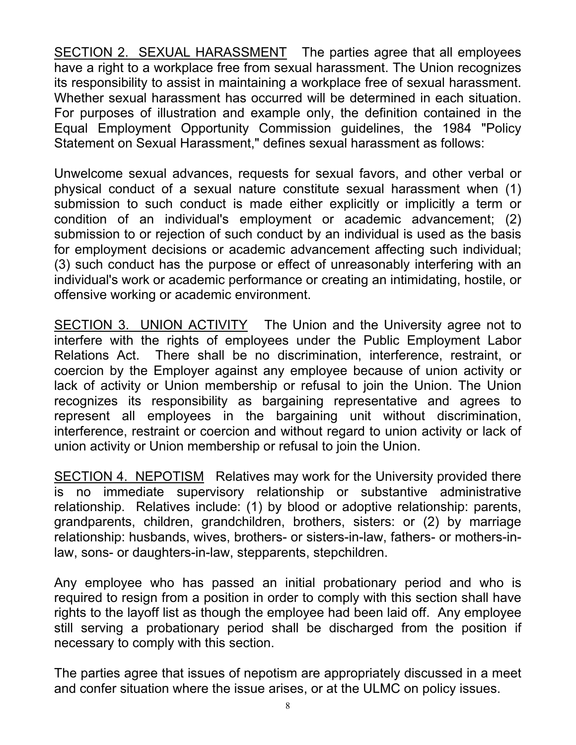<u>SECTION 2. SEXUAL HARASSMENT</u> The parties agree that all employees have a right to a workplace free from sexual harassment. The Union recognizes its responsibility to assist in maintaining a workplace free of sexual harassment. Whether sexual harassment has occurred will be determined in each situation. For purposes of illustration and example only, the definition contained in the Equal Employment Opportunity Commission guidelines, the 1984 "Policy Statement on Sexual Harassment," defines sexual harassment as follows:

Unwelcome sexual advances, requests for sexual favors, and other verbal or physical conduct of a sexual nature constitute sexual harassment when (1) submission to such conduct is made either explicitly or implicitly a term or condition of an individual's employment or academic advancement; (2) submission to or rejection of such conduct by an individual is used as the basis for employment decisions or academic advancement affecting such individual; (3) such conduct has the purpose or effect of unreasonably interfering with an individual's work or academic performance or creating an intimidating, hostile, or offensive working or academic environment.

<u>SECTION 3. UNION ACTIVITY</u> The Union and the University agree not to interfere with the rights of employees under the Public Employment Labor Relations Act. There shall be no discrimination, interference, restraint, or coercion by the Employer against any employee because of union activity or lack of activity or Union membership or refusal to join the Union. The Union recognizes its responsibility as bargaining representative and agrees to represent all employees in the bargaining unit without discrimination, interference, restraint or coercion and without regard to union activity or lack of union activity or Union membership or refusal to join the Union.

<u>SECTION 4. NEPOTISM</u> Relatives may work for the University provided there is no immediate supervisory relationship or substantive administrative relationship. Relatives include: (1) by blood or adoptive relationship: parents, grandparents, children, grandchildren, brothers, sisters: or (2) by marriage relationship: husbands, wives, brothers- or sisters-in-law, fathers- or mothers-in-law, sons- or daughters-in-law, stepparents, stepchildren.

Any employee who has passed an initial probationary period and who is required to resign from a position in order to comply with this section shall have rights to the layoff list as though the employee had been laid off. Any employee still serving a probationary period shall be discharged from the position if necessary to comply with this section.

The parties agree that issues of nepotism are appropriately discussed in a meet and confer situation where the issue arises, or at the ULMC on policy issues.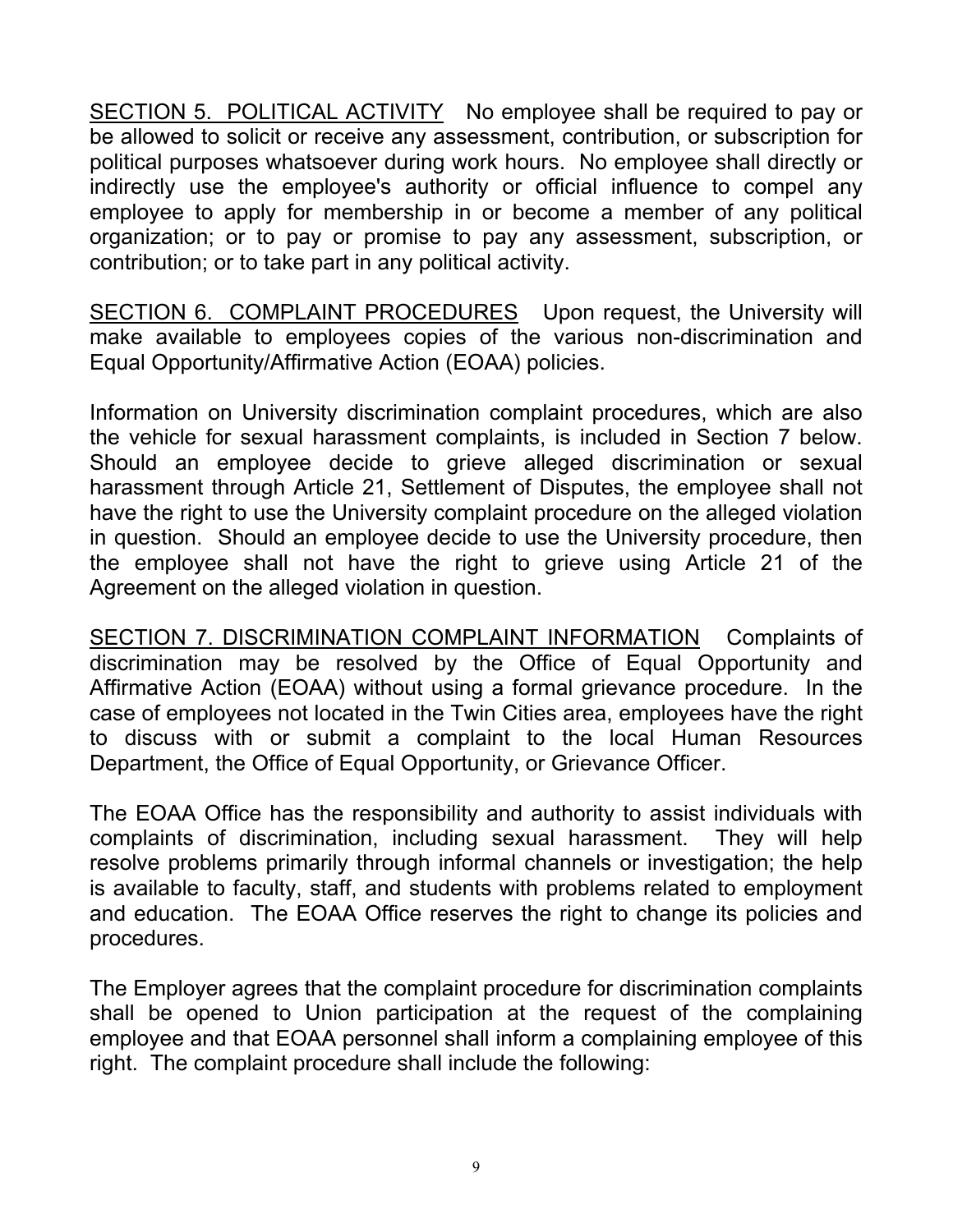SECTION 5. POLITICAL ACTIVITY No employee shall be required to pay or be allowed to solicit or receive any assessment, contribution, or subscription for political purposes whatsoever during work hours. No employee shall directly or indirectly use the employee's authority or official influence to compel any employee to apply for membership in or become a member of any political organization; or to pay or promise to pay any assessment, subscription, or contribution; or to take part in any political activity.

SECTION 6. COMPLAINT PROCEDURES Upon request, the University will make available to employees copies of the various non-discrimination and Equal Opportunity/Affirmative Action (EOAA) policies.

Information on University discrimination complaint procedures, which are also the vehicle for sexual harassment complaints, is included in Section 7 below. Should an employee decide to grieve alleged discrimination or sexual harassment through Article 21, Settlement of Disputes, the employee shall not have the right to use the University complaint procedure on the alleged violation in question. Should an employee decide to use the University procedure, then the employee shall not have the right to grieve using Article 21 of the Agreement on the alleged violation in question.

SECTION 7. DISCRIMINATION COMPLAINT INFORMATION Complaints of discrimination may be resolved by the Office of Equal Opportunity and Affirmative Action (EOAA) without using a formal grievance procedure. In the case of employees not located in the Twin Cities area, employees have the right to discuss with or submit a complaint to the local Human Resources Department, the Office of Equal Opportunity, or Grievance Officer.

The EOAA Office has the responsibility and authority to assist individuals with complaints of discrimination, including sexual harassment. They will help resolve problems primarily through informal channels or investigation; the help is available to faculty, staff, and students with problems related to employment and education. The EOAA Office reserves the right to change its policies and procedures.

The Employer agrees that the complaint procedure for discrimination complaints shall be opened to Union participation at the request of the complaining employee and that EOAA personnel shall inform a complaining employee of this right. The complaint procedure shall include the following: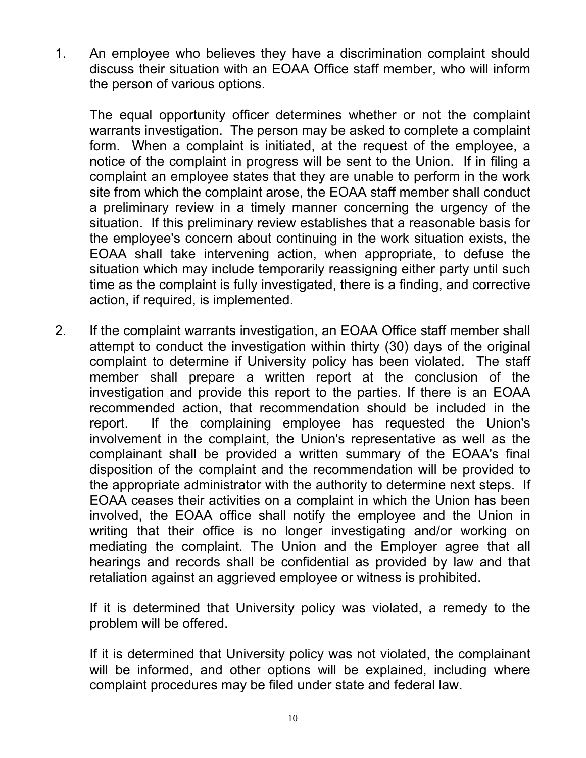1. An employee who believes they have a discrimination complaint should discuss their situation with an EOAA Office staff member, who will inform the person of various options.

   The equal opportunity officer determines whether or not the complaint warrants investigation. The person may be asked to complete a complaint form. When a complaint is initiated, at the request of the employee, a notice of the complaint in progress will be sent to the Union. If in filing a complaint an employee states that they are unable to perform in the work site from which the complaint arose, the EOAA staff member shall conduct a preliminary review in a timely manner concerning the urgency of the situation. If this preliminary review establishes that a reasonable basis for the employee's concern about continuing in the work situation exists, the EOAA shall take intervening action, when appropriate, to defuse the situation which may include temporarily reassigning either party until such time as the complaint is fully investigated, there is a finding, and corrective action, if required, is implemented.

2. If the complaint warrants investigation, an EOAA Office staff member shall attempt to conduct the investigation within thirty (30) days of the original complaint to determine if University policy has been violated. The staff member shall prepare a written report at the conclusion of the investigation and provide this report to the parties. If there is an EOAA recommended action, that recommendation should be included in the report. If the complaining employee has requested the Union's involvement in the complaint, the Union's representative as well as the complainant shall be provided a written summary of the EOAA's final disposition of the complaint and the recommendation will be provided to the appropriate administrator with the authority to determine next steps. If EOAA ceases their activities on a complaint in which the Union has been involved, the EOAA office shall notify the employee and the Union in writing that their office is no longer investigating and/or working on mediating the complaint. The Union and the Employer agree that all hearings and records shall be confidential as provided by law and that retaliation against an aggrieved employee or witness is prohibited.

   If it is determined that University policy was violated, a remedy to the problem will be offered.

   If it is determined that University policy was not violated, the complainant will be informed, and other options will be explained, including where complaint procedures may be filed under state and federal law.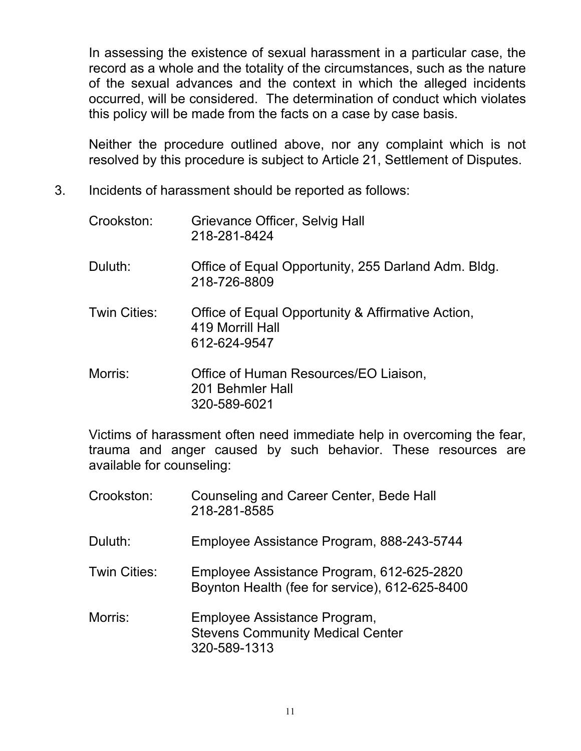In assessing the existence of sexual harassment in a particular case, the record as a whole and the totality of the circumstances, such as the nature of the sexual advances and the context in which the alleged incidents occurred, will be considered. The determination of conduct which violates this policy will be made from the facts on a case by case basis.

Neither the procedure outlined above, nor any complaint which is not resolved by this procedure is subject to Article 21, Settlement of Disputes.

3. Incidents of harassment should be reported as follows:

   Crookston: Grievance Officer, Selvig Hall
   218-281-8424

   Duluth: Office of Equal Opportunity, 255 Darland Adm. Bldg.
   218-726-8809

   Twin Cities: Office of Equal Opportunity & Affirmative Action,
   419 Morrill Hall
   612-624-9547

   Morris: Office of Human Resources/EO Liaison,
   201 Behmler Hall
   320-589-6021

   Victims of harassment often need immediate help in overcoming the fear, trauma and anger caused by such behavior. These resources are available for counseling:

   Crookston: Counseling and Career Center, Bede Hall
   218-281-8585

   Duluth: Employee Assistance Program, 888-243-5744

   Twin Cities: Employee Assistance Program, 612-625-2820
   Boynton Health (fee for service), 612-625-8400

   Morris: Employee Assistance Program,
   Stevens Community Medical Center
   320-589-1313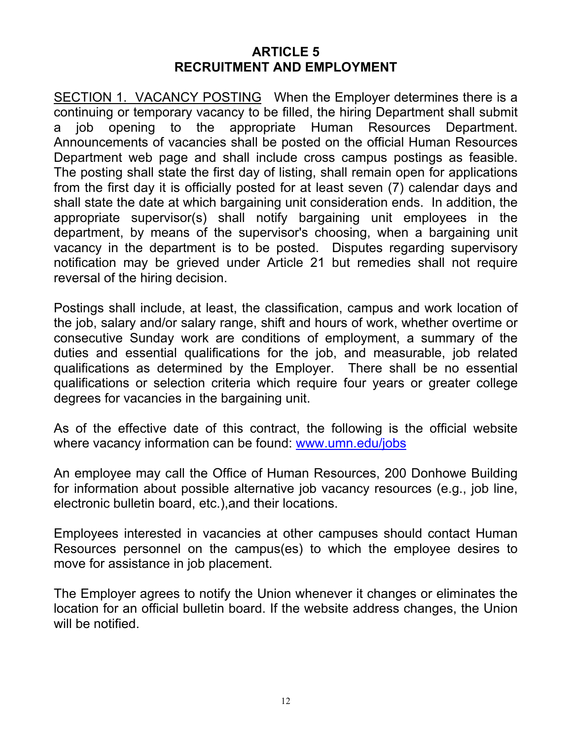# ARTICLE 5
# RECRUITMENT AND EMPLOYMENT

<u>SECTION 1. VACANCY POSTING</u> When the Employer determines there is a continuing or temporary vacancy to be filled, the hiring Department shall submit a job opening to the appropriate Human Resources Department. Announcements of vacancies shall be posted on the official Human Resources Department web page and shall include cross campus postings as feasible. The posting shall state the first day of listing, shall remain open for applications from the first day it is officially posted for at least seven (7) calendar days and shall state the date at which bargaining unit consideration ends. In addition, the appropriate supervisor(s) shall notify bargaining unit employees in the department, by means of the supervisor's choosing, when a bargaining unit vacancy in the department is to be posted. Disputes regarding supervisory notification may be grieved under Article 21 but remedies shall not require reversal of the hiring decision.

Postings shall include, at least, the classification, campus and work location of the job, salary and/or salary range, shift and hours of work, whether overtime or consecutive Sunday work are conditions of employment, a summary of the duties and essential qualifications for the job, and measurable, job related qualifications as determined by the Employer. There shall be no essential qualifications or selection criteria which require four years or greater college degrees for vacancies in the bargaining unit.

As of the effective date of this contract, the following is the official website where vacancy information can be found: www.umn.edu/jobs

An employee may call the Office of Human Resources, 200 Donhowe Building for information about possible alternative job vacancy resources (e.g., job line, electronic bulletin board, etc.),and their locations.

Employees interested in vacancies at other campuses should contact Human Resources personnel on the campus(es) to which the employee desires to move for assistance in job placement.

The Employer agrees to notify the Union whenever it changes or eliminates the location for an official bulletin board. If the website address changes, the Union will be notified.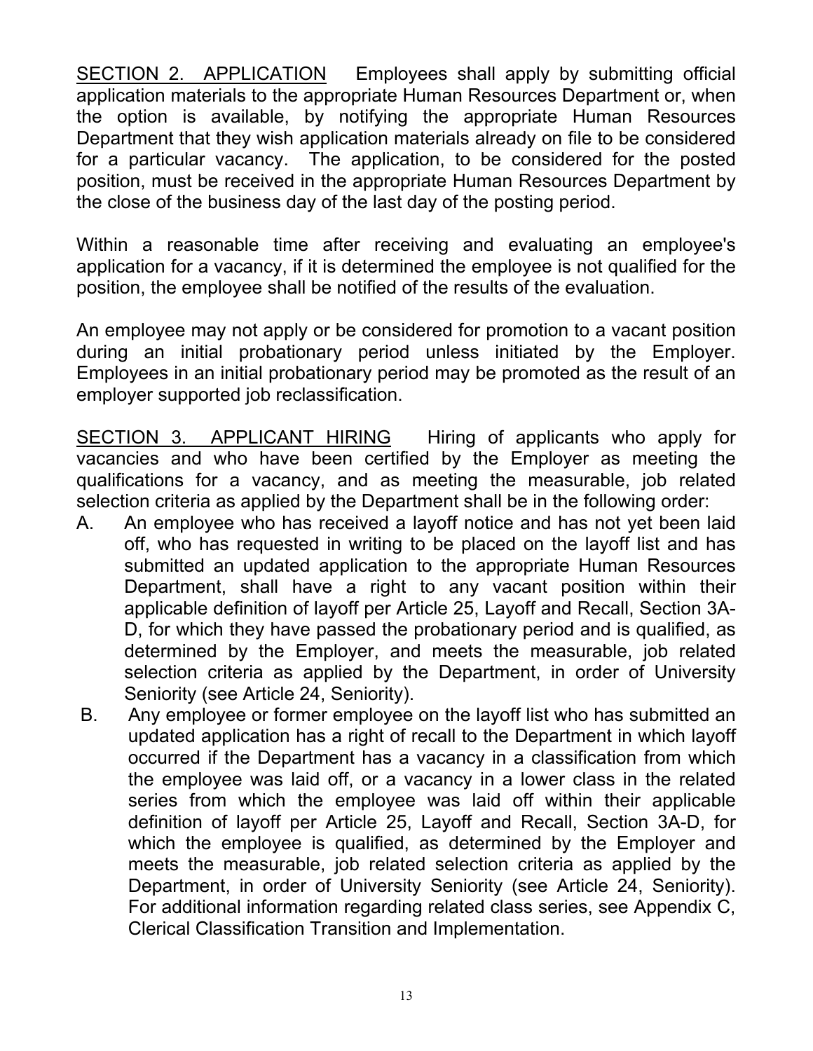SECTION 2. APPLICATION  Employees shall apply by submitting official application materials to the appropriate Human Resources Department or, when the option is available, by notifying the appropriate Human Resources Department that they wish application materials already on file to be considered for a particular vacancy. The application, to be considered for the posted position, must be received in the appropriate Human Resources Department by the close of the business day of the last day of the posting period.

Within a reasonable time after receiving and evaluating an employee's application for a vacancy, if it is determined the employee is not qualified for the position, the employee shall be notified of the results of the evaluation.

An employee may not apply or be considered for promotion to a vacant position during an initial probationary period unless initiated by the Employer. Employees in an initial probationary period may be promoted as the result of an employer supported job reclassification.

SECTION 3. APPLICANT HIRING  Hiring of applicants who apply for vacancies and who have been certified by the Employer as meeting the qualifications for a vacancy, and as meeting the measurable, job related selection criteria as applied by the Department shall be in the following order:

A. An employee who has received a layoff notice and has not yet been laid off, who has requested in writing to be placed on the layoff list and has submitted an updated application to the appropriate Human Resources Department, shall have a right to any vacant position within their applicable definition of layoff per Article 25, Layoff and Recall, Section 3A-D, for which they have passed the probationary period and is qualified, as determined by the Employer, and meets the measurable, job related selection criteria as applied by the Department, in order of University Seniority (see Article 24, Seniority).

B. Any employee or former employee on the layoff list who has submitted an updated application has a right of recall to the Department in which layoff occurred if the Department has a vacancy in a classification from which the employee was laid off, or a vacancy in a lower class in the related series from which the employee was laid off within their applicable definition of layoff per Article 25, Layoff and Recall, Section 3A-D, for which the employee is qualified, as determined by the Employer and meets the measurable, job related selection criteria as applied by the Department, in order of University Seniority (see Article 24, Seniority). For additional information regarding related class series, see Appendix C, Clerical Classification Transition and Implementation.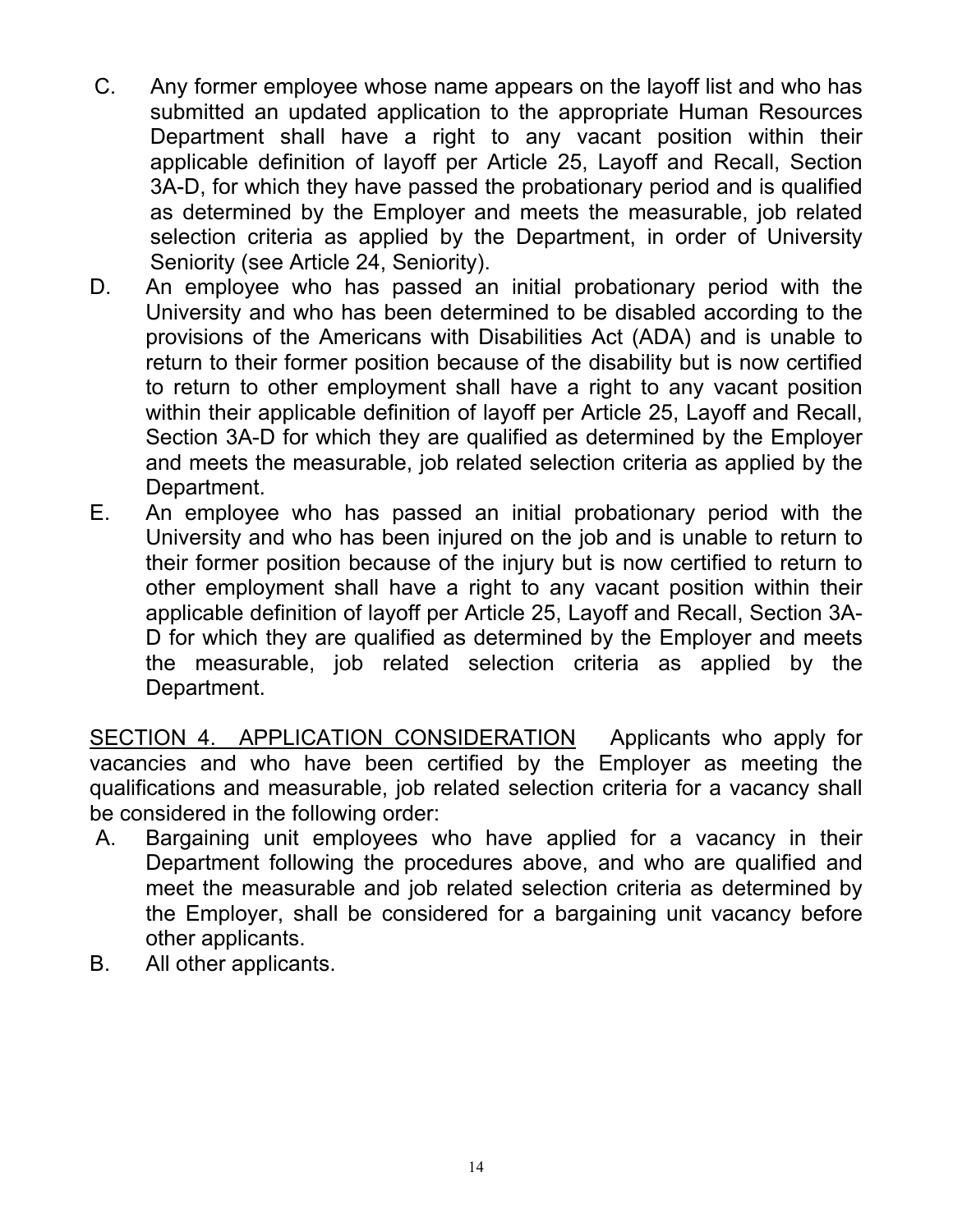C. Any former employee whose name appears on the layoff list and who has submitted an updated application to the appropriate Human Resources Department shall have a right to any vacant position within their applicable definition of layoff per Article 25, Layoff and Recall, Section 3A-D, for which they have passed the probationary period and is qualified as determined by the Employer and meets the measurable, job related selection criteria as applied by the Department, in order of University Seniority (see Article 24, Seniority).

D. An employee who has passed an initial probationary period with the University and who has been determined to be disabled according to the provisions of the Americans with Disabilities Act (ADA) and is unable to return to their former position because of the disability but is now certified to return to other employment shall have a right to any vacant position within their applicable definition of layoff per Article 25, Layoff and Recall, Section 3A-D for which they are qualified as determined by the Employer and meets the measurable, job related selection criteria as applied by the Department.

E. An employee who has passed an initial probationary period with the University and who has been injured on the job and is unable to return to their former position because of the injury but is now certified to return to other employment shall have a right to any vacant position within their applicable definition of layoff per Article 25, Layoff and Recall, Section 3A-D for which they are qualified as determined by the Employer and meets the measurable, job related selection criteria as applied by the Department.

<u>SECTION 4. APPLICATION CONSIDERATION</u> Applicants who apply for vacancies and who have been certified by the Employer as meeting the qualifications and measurable, job related selection criteria for a vacancy shall be considered in the following order:

A. Bargaining unit employees who have applied for a vacancy in their Department following the procedures above, and who are qualified and meet the measurable and job related selection criteria as determined by the Employer, shall be considered for a bargaining unit vacancy before other applicants.

B. All other applicants.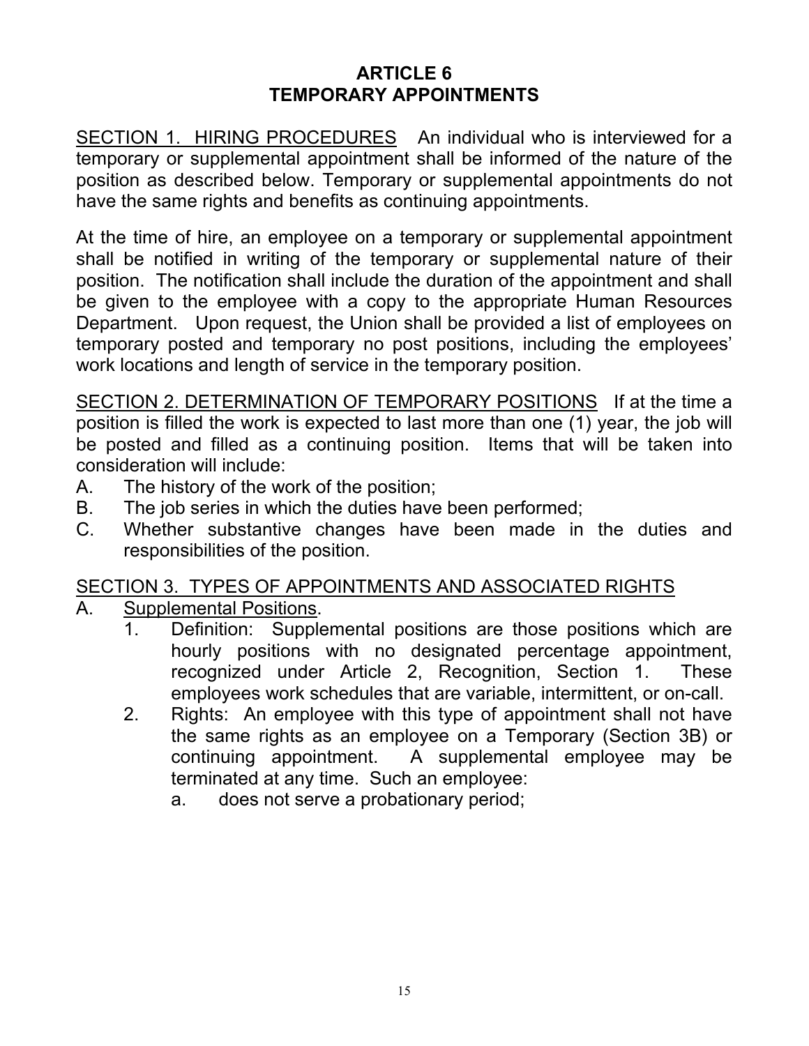# ARTICLE 6
# TEMPORARY APPOINTMENTS

<u>SECTION 1. HIRING PROCEDURES</u> An individual who is interviewed for a temporary or supplemental appointment shall be informed of the nature of the position as described below. Temporary or supplemental appointments do not have the same rights and benefits as continuing appointments.

At the time of hire, an employee on a temporary or supplemental appointment shall be notified in writing of the temporary or supplemental nature of their position. The notification shall include the duration of the appointment and shall be given to the employee with a copy to the appropriate Human Resources Department. Upon request, the Union shall be provided a list of employees on temporary posted and temporary no post positions, including the employees' work locations and length of service in the temporary position.

<u>SECTION 2. DETERMINATION OF TEMPORARY POSITIONS</u> If at the time a position is filled the work is expected to last more than one (1) year, the job will be posted and filled as a continuing position. Items that will be taken into consideration will include:

A. The history of the work of the position;
B. The job series in which the duties have been performed;
C. Whether substantive changes have been made in the duties and responsibilities of the position.

<u>SECTION 3. TYPES OF APPOINTMENTS AND ASSOCIATED RIGHTS</u>

A. <u>Supplemental Positions</u>.
   1. Definition: Supplemental positions are those positions which are hourly positions with no designated percentage appointment, recognized under Article 2, Recognition, Section 1. These employees work schedules that are variable, intermittent, or on-call.
   2. Rights: An employee with this type of appointment shall not have the same rights as an employee on a Temporary (Section 3B) or continuing appointment. A supplemental employee may be terminated at any time. Such an employee:
      a. does not serve a probationary period;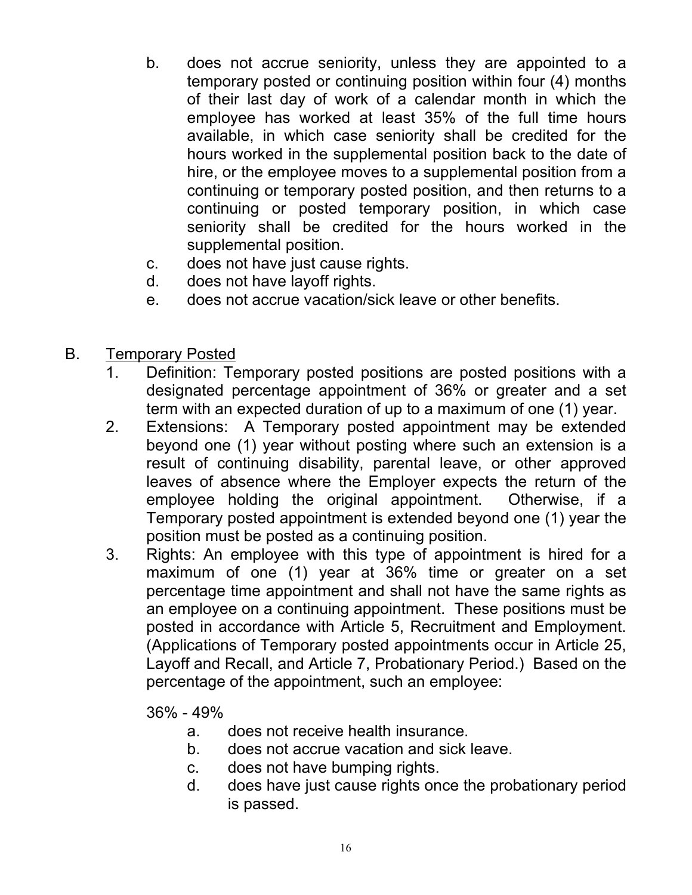b. does not accrue seniority, unless they are appointed to a temporary posted or continuing position within four (4) months of their last day of work of a calendar month in which the employee has worked at least 35% of the full time hours available, in which case seniority shall be credited for the hours worked in the supplemental position back to the date of hire, or the employee moves to a supplemental position from a continuing or temporary posted position, and then returns to a continuing or posted temporary position, in which case seniority shall be credited for the hours worked in the supplemental position.
c. does not have just cause rights.
d. does not have layoff rights.
e. does not accrue vacation/sick leave or other benefits.

B. <u>Temporary Posted</u>

1. Definition: Temporary posted positions are posted positions with a designated percentage appointment of 36% or greater and a set term with an expected duration of up to a maximum of one (1) year.
2. Extensions: A Temporary posted appointment may be extended beyond one (1) year without posting where such an extension is a result of continuing disability, parental leave, or other approved leaves of absence where the Employer expects the return of the employee holding the original appointment. Otherwise, if a Temporary posted appointment is extended beyond one (1) year the position must be posted as a continuing position.
3. Rights: An employee with this type of appointment is hired for a maximum of one (1) year at 36% time or greater on a set percentage time appointment and shall not have the same rights as an employee on a continuing appointment. These positions must be posted in accordance with Article 5, Recruitment and Employment. (Applications of Temporary posted appointments occur in Article 25, Layoff and Recall, and Article 7, Probationary Period.) Based on the percentage of the appointment, such an employee:

   36% - 49%

   a. does not receive health insurance.
   b. does not accrue vacation and sick leave.
   c. does not have bumping rights.
   d. does have just cause rights once the probationary period is passed.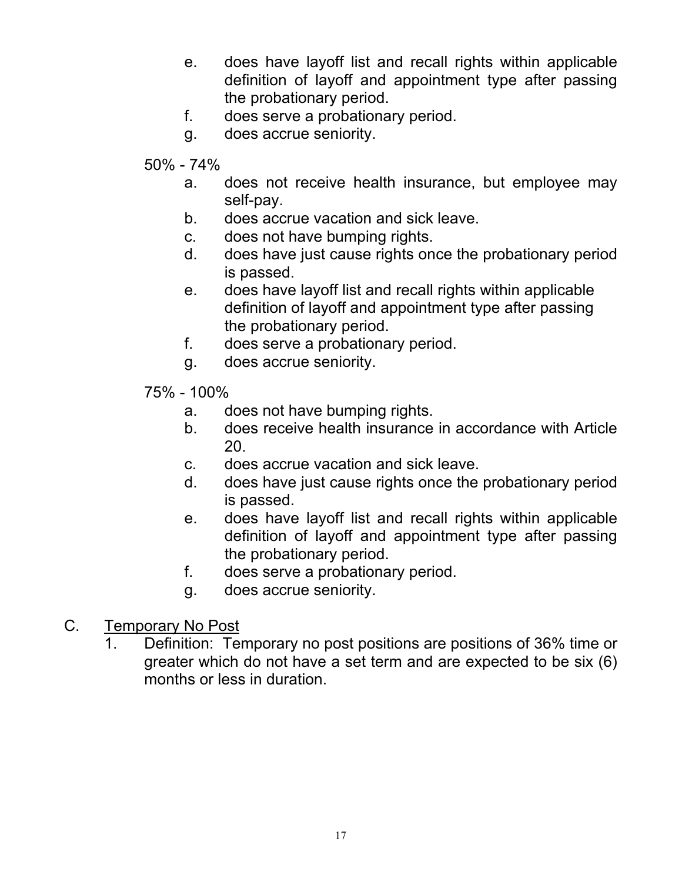e. does have layoff list and recall rights within applicable definition of layoff and appointment type after passing the probationary period.
f. does serve a probationary period.
g. does accrue seniority.

50% - 74%

a. does not receive health insurance, but employee may self-pay.
b. does accrue vacation and sick leave.
c. does not have bumping rights.
d. does have just cause rights once the probationary period is passed.
e. does have layoff list and recall rights within applicable definition of layoff and appointment type after passing the probationary period.
f. does serve a probationary period.
g. does accrue seniority.

75% - 100%

a. does not have bumping rights.
b. does receive health insurance in accordance with Article 20.
c. does accrue vacation and sick leave.
d. does have just cause rights once the probationary period is passed.
e. does have layoff list and recall rights within applicable definition of layoff and appointment type after passing the probationary period.
f. does serve a probationary period.
g. does accrue seniority.

C. <u>Temporary No Post</u>

1. Definition: Temporary no post positions are positions of 36% time or greater which do not have a set term and are expected to be six (6) months or less in duration.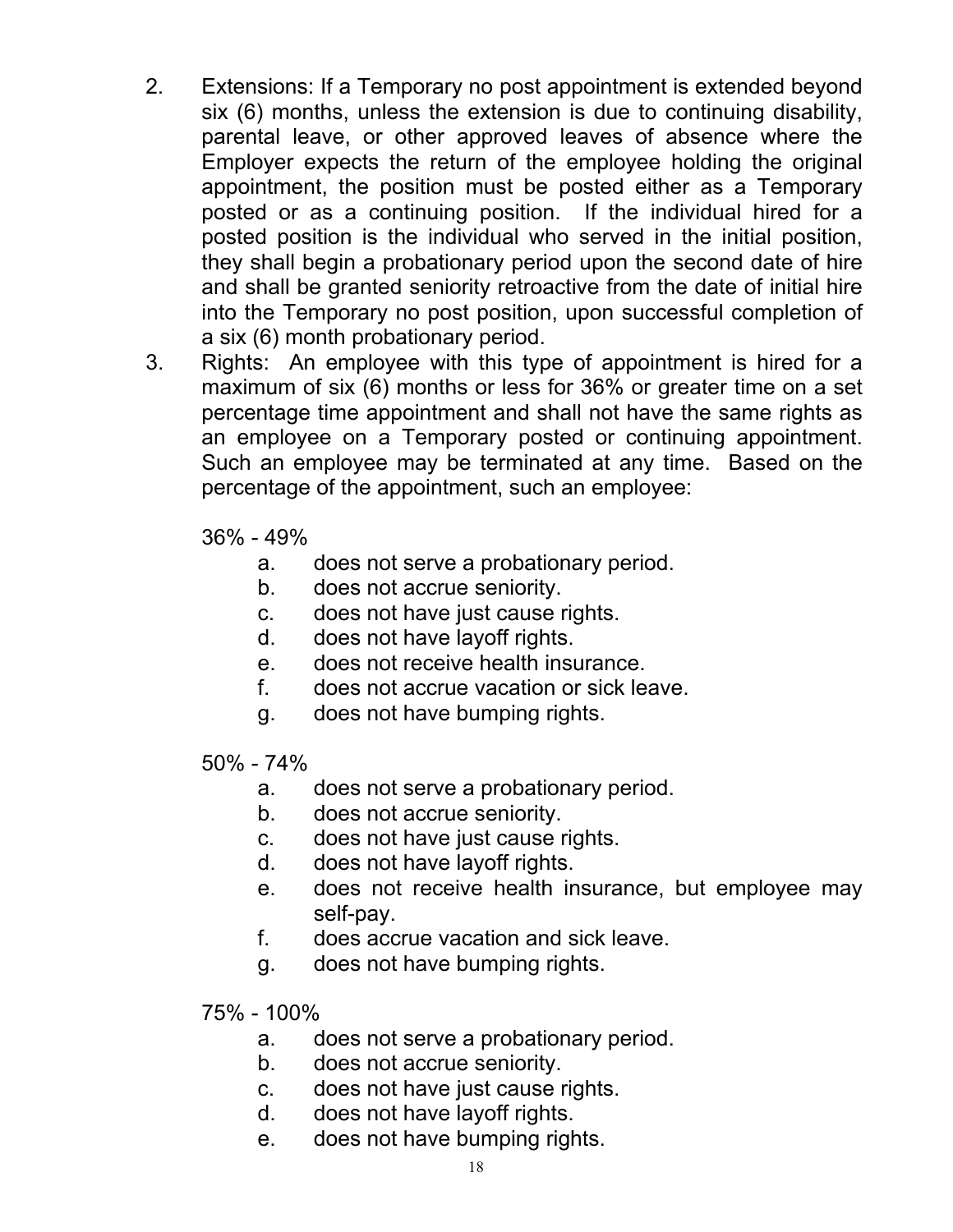2. Extensions: If a Temporary no post appointment is extended beyond six (6) months, unless the extension is due to continuing disability, parental leave, or other approved leaves of absence where the Employer expects the return of the employee holding the original appointment, the position must be posted either as a Temporary posted or as a continuing position. If the individual hired for a posted position is the individual who served in the initial position, they shall begin a probationary period upon the second date of hire and shall be granted seniority retroactive from the date of initial hire into the Temporary no post position, upon successful completion of a six (6) month probationary period.
3. Rights: An employee with this type of appointment is hired for a maximum of six (6) months or less for 36% or greater time on a set percentage time appointment and shall not have the same rights as an employee on a Temporary posted or continuing appointment. Such an employee may be terminated at any time. Based on the percentage of the appointment, such an employee:

   36% - 49%
   a. does not serve a probationary period.
   b. does not accrue seniority.
   c. does not have just cause rights.
   d. does not have layoff rights.
   e. does not receive health insurance.
   f. does not accrue vacation or sick leave.
   g. does not have bumping rights.

   50% - 74%
   a. does not serve a probationary period.
   b. does not accrue seniority.
   c. does not have just cause rights.
   d. does not have layoff rights.
   e. does not receive health insurance, but employee may self-pay.
   f. does accrue vacation and sick leave.
   g. does not have bumping rights.

   75% - 100%
   a. does not serve a probationary period.
   b. does not accrue seniority.
   c. does not have just cause rights.
   d. does not have layoff rights.
   e. does not have bumping rights.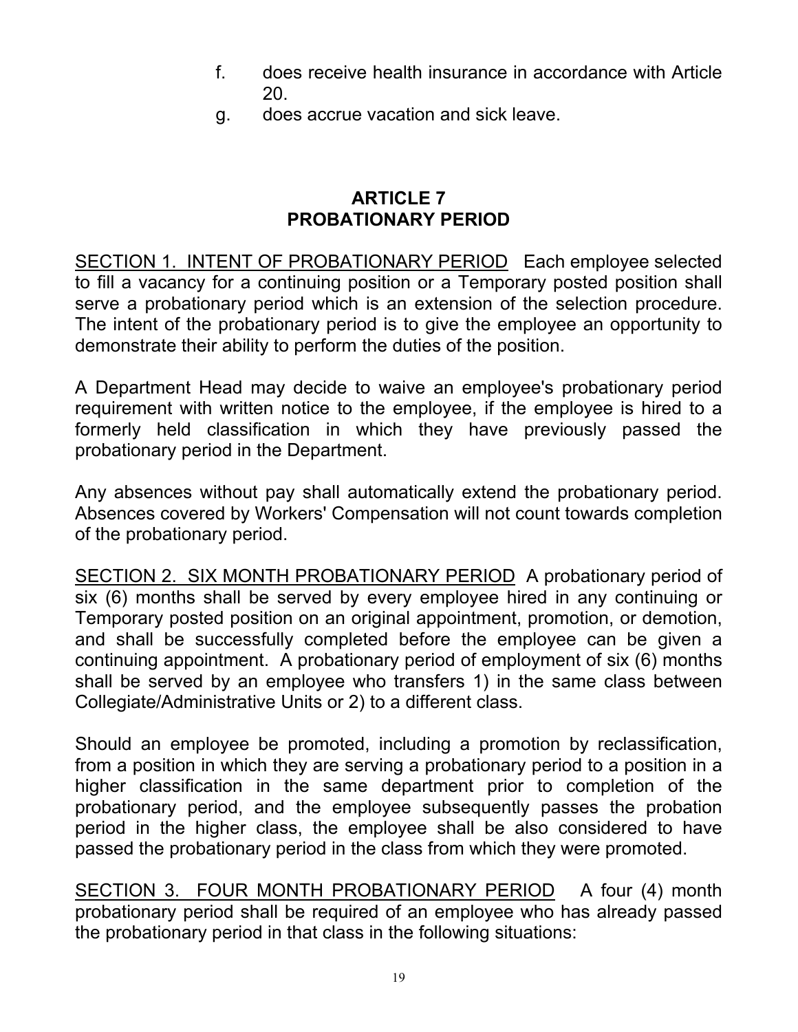f. does receive health insurance in accordance with Article 20.
g. does accrue vacation and sick leave.

## ARTICLE 7
## PROBATIONARY PERIOD

SECTION 1. INTENT OF PROBATIONARY PERIOD Each employee selected to fill a vacancy for a continuing position or a Temporary posted position shall serve a probationary period which is an extension of the selection procedure. The intent of the probationary period is to give the employee an opportunity to demonstrate their ability to perform the duties of the position.

A Department Head may decide to waive an employee's probationary period requirement with written notice to the employee, if the employee is hired to a formerly held classification in which they have previously passed the probationary period in the Department.

Any absences without pay shall automatically extend the probationary period. Absences covered by Workers' Compensation will not count towards completion of the probationary period.

SECTION 2. SIX MONTH PROBATIONARY PERIOD A probationary period of six (6) months shall be served by every employee hired in any continuing or Temporary posted position on an original appointment, promotion, or demotion, and shall be successfully completed before the employee can be given a continuing appointment. A probationary period of employment of six (6) months shall be served by an employee who transfers 1) in the same class between Collegiate/Administrative Units or 2) to a different class.

Should an employee be promoted, including a promotion by reclassification, from a position in which they are serving a probationary period to a position in a higher classification in the same department prior to completion of the probationary period, and the employee subsequently passes the probation period in the higher class, the employee shall be also considered to have passed the probationary period in the class from which they were promoted.

SECTION 3. FOUR MONTH PROBATIONARY PERIOD A four (4) month probationary period shall be required of an employee who has already passed the probationary period in that class in the following situations: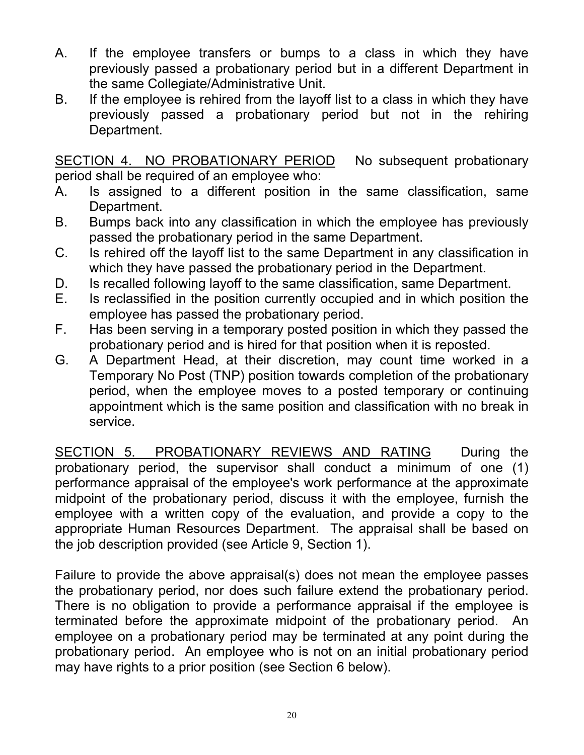A. If the employee transfers or bumps to a class in which they have previously passed a probationary period but in a different Department in the same Collegiate/Administrative Unit.
B. If the employee is rehired from the layoff list to a class in which they have previously passed a probationary period but not in the rehiring Department.

<u>SECTION 4. NO PROBATIONARY PERIOD</u> No subsequent probationary period shall be required of an employee who:

A. Is assigned to a different position in the same classification, same Department.
B. Bumps back into any classification in which the employee has previously passed the probationary period in the same Department.
C. Is rehired off the layoff list to the same Department in any classification in which they have passed the probationary period in the Department.
D. Is recalled following layoff to the same classification, same Department.
E. Is reclassified in the position currently occupied and in which position the employee has passed the probationary period.
F. Has been serving in a temporary posted position in which they passed the probationary period and is hired for that position when it is reposted.
G. A Department Head, at their discretion, may count time worked in a Temporary No Post (TNP) position towards completion of the probationary period, when the employee moves to a posted temporary or continuing appointment which is the same position and classification with no break in service.

<u>SECTION 5. PROBATIONARY REVIEWS AND RATING</u> During the probationary period, the supervisor shall conduct a minimum of one (1) performance appraisal of the employee's work performance at the approximate midpoint of the probationary period, discuss it with the employee, furnish the employee with a written copy of the evaluation, and provide a copy to the appropriate Human Resources Department. The appraisal shall be based on the job description provided (see Article 9, Section 1).

Failure to provide the above appraisal(s) does not mean the employee passes the probationary period, nor does such failure extend the probationary period. There is no obligation to provide a performance appraisal if the employee is terminated before the approximate midpoint of the probationary period. An employee on a probationary period may be terminated at any point during the probationary period. An employee who is not on an initial probationary period may have rights to a prior position (see Section 6 below).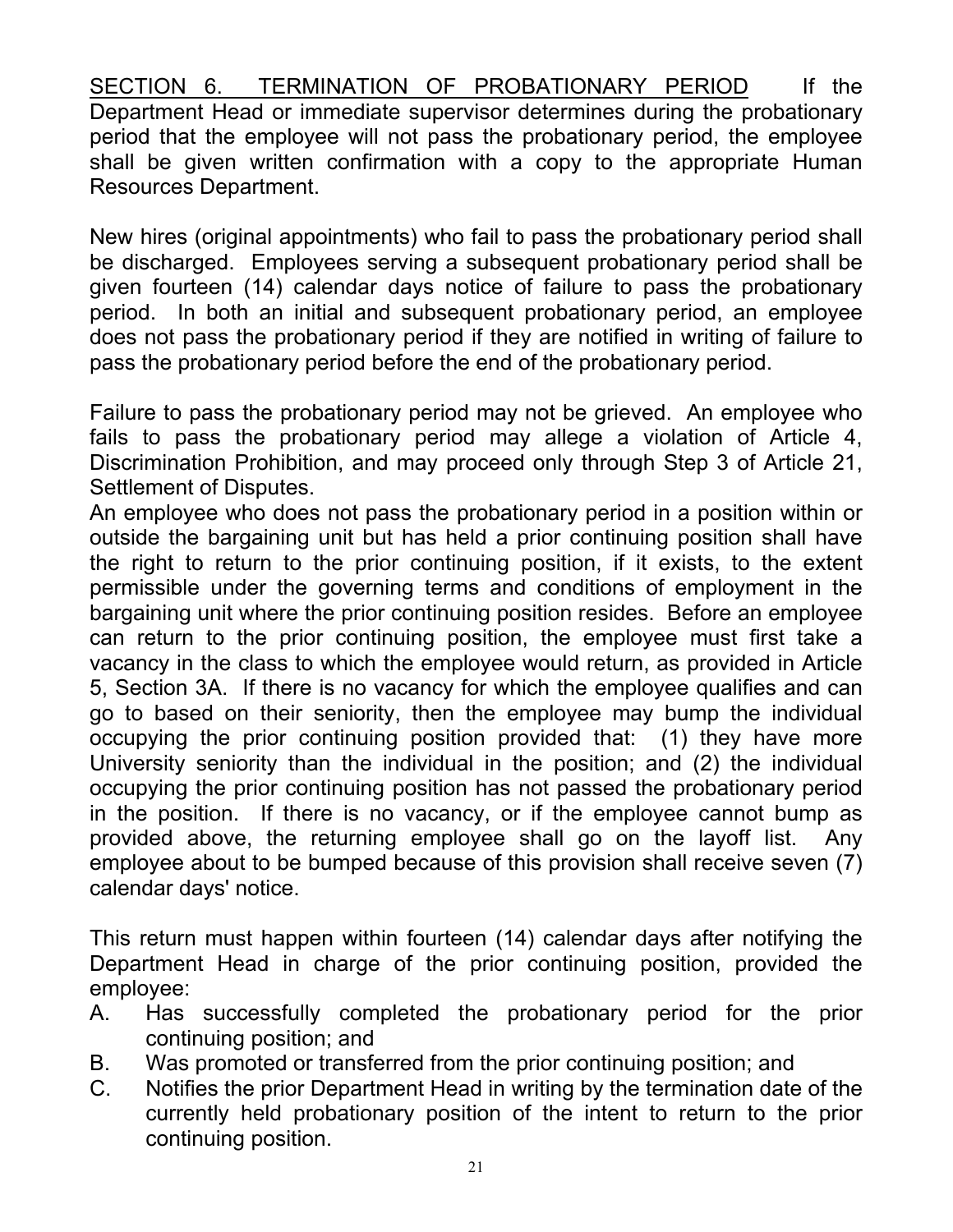SECTION 6. TERMINATION OF PROBATIONARY PERIOD If the Department Head or immediate supervisor determines during the probationary period that the employee will not pass the probationary period, the employee shall be given written confirmation with a copy to the appropriate Human Resources Department.

New hires (original appointments) who fail to pass the probationary period shall be discharged. Employees serving a subsequent probationary period shall be given fourteen (14) calendar days notice of failure to pass the probationary period. In both an initial and subsequent probationary period, an employee does not pass the probationary period if they are notified in writing of failure to pass the probationary period before the end of the probationary period.

Failure to pass the probationary period may not be grieved. An employee who fails to pass the probationary period may allege a violation of Article 4, Discrimination Prohibition, and may proceed only through Step 3 of Article 21, Settlement of Disputes.

An employee who does not pass the probationary period in a position within or outside the bargaining unit but has held a prior continuing position shall have the right to return to the prior continuing position, if it exists, to the extent permissible under the governing terms and conditions of employment in the bargaining unit where the prior continuing position resides. Before an employee can return to the prior continuing position, the employee must first take a vacancy in the class to which the employee would return, as provided in Article 5, Section 3A. If there is no vacancy for which the employee qualifies and can go to based on their seniority, then the employee may bump the individual occupying the prior continuing position provided that: (1) they have more University seniority than the individual in the position; and (2) the individual occupying the prior continuing position has not passed the probationary period in the position. If there is no vacancy, or if the employee cannot bump as provided above, the returning employee shall go on the layoff list. Any employee about to be bumped because of this provision shall receive seven (7) calendar days' notice.

This return must happen within fourteen (14) calendar days after notifying the Department Head in charge of the prior continuing position, provided the employee:

A. Has successfully completed the probationary period for the prior continuing position; and
B. Was promoted or transferred from the prior continuing position; and
C. Notifies the prior Department Head in writing by the termination date of the currently held probationary position of the intent to return to the prior continuing position.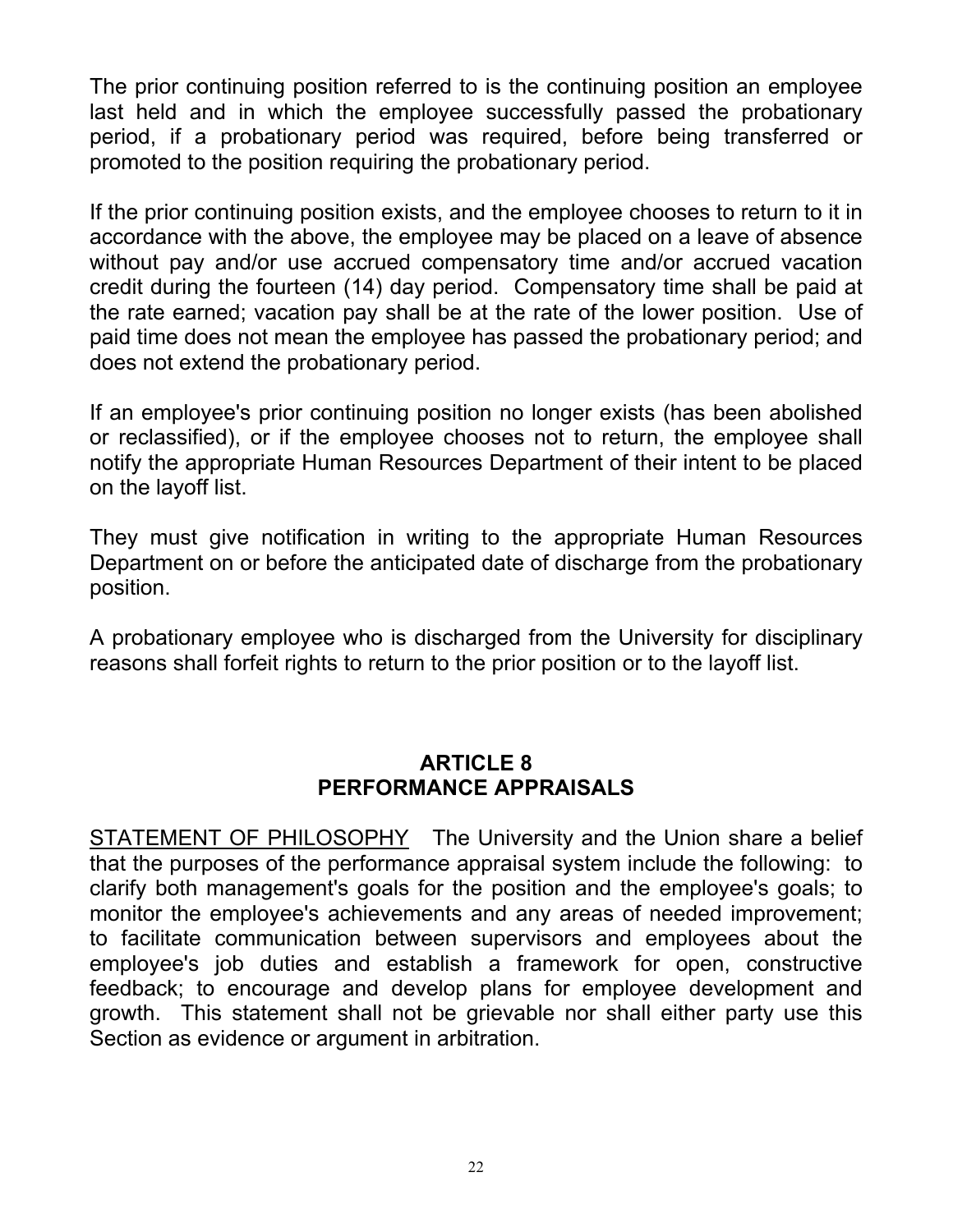The prior continuing position referred to is the continuing position an employee last held and in which the employee successfully passed the probationary period, if a probationary period was required, before being transferred or promoted to the position requiring the probationary period.

If the prior continuing position exists, and the employee chooses to return to it in accordance with the above, the employee may be placed on a leave of absence without pay and/or use accrued compensatory time and/or accrued vacation credit during the fourteen (14) day period. Compensatory time shall be paid at the rate earned; vacation pay shall be at the rate of the lower position. Use of paid time does not mean the employee has passed the probationary period; and does not extend the probationary period.

If an employee's prior continuing position no longer exists (has been abolished or reclassified), or if the employee chooses not to return, the employee shall notify the appropriate Human Resources Department of their intent to be placed on the layoff list.

They must give notification in writing to the appropriate Human Resources Department on or before the anticipated date of discharge from the probationary position.

A probationary employee who is discharged from the University for disciplinary reasons shall forfeit rights to return to the prior position or to the layoff list.

## ARTICLE 8
## PERFORMANCE APPRAISALS

<u>STATEMENT OF PHILOSOPHY</u> The University and the Union share a belief that the purposes of the performance appraisal system include the following: to clarify both management's goals for the position and the employee's goals; to monitor the employee's achievements and any areas of needed improvement; to facilitate communication between supervisors and employees about the employee's job duties and establish a framework for open, constructive feedback; to encourage and develop plans for employee development and growth. This statement shall not be grievable nor shall either party use this Section as evidence or argument in arbitration.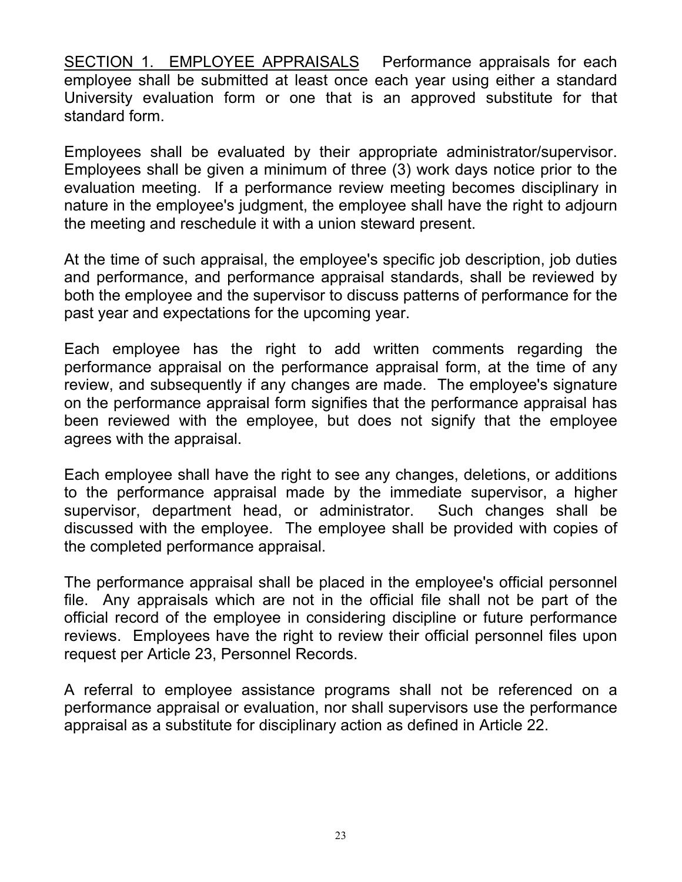SECTION 1. EMPLOYEE APPRAISALS Performance appraisals for each employee shall be submitted at least once each year using either a standard University evaluation form or one that is an approved substitute for that standard form.

Employees shall be evaluated by their appropriate administrator/supervisor. Employees shall be given a minimum of three (3) work days notice prior to the evaluation meeting. If a performance review meeting becomes disciplinary in nature in the employee's judgment, the employee shall have the right to adjourn the meeting and reschedule it with a union steward present.

At the time of such appraisal, the employee's specific job description, job duties and performance, and performance appraisal standards, shall be reviewed by both the employee and the supervisor to discuss patterns of performance for the past year and expectations for the upcoming year.

Each employee has the right to add written comments regarding the performance appraisal on the performance appraisal form, at the time of any review, and subsequently if any changes are made. The employee's signature on the performance appraisal form signifies that the performance appraisal has been reviewed with the employee, but does not signify that the employee agrees with the appraisal.

Each employee shall have the right to see any changes, deletions, or additions to the performance appraisal made by the immediate supervisor, a higher supervisor, department head, or administrator. Such changes shall be discussed with the employee. The employee shall be provided with copies of the completed performance appraisal.

The performance appraisal shall be placed in the employee's official personnel file. Any appraisals which are not in the official file shall not be part of the official record of the employee in considering discipline or future performance reviews. Employees have the right to review their official personnel files upon request per Article 23, Personnel Records.

A referral to employee assistance programs shall not be referenced on a performance appraisal or evaluation, nor shall supervisors use the performance appraisal as a substitute for disciplinary action as defined in Article 22.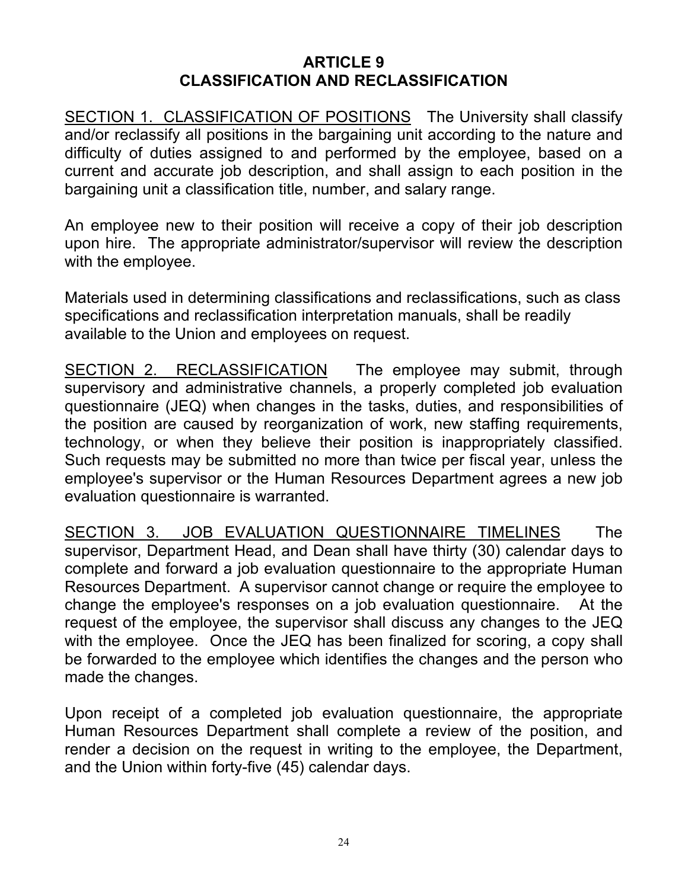# ARTICLE 9
# CLASSIFICATION AND RECLASSIFICATION

<u>SECTION 1. CLASSIFICATION OF POSITIONS</u> The University shall classify and/or reclassify all positions in the bargaining unit according to the nature and difficulty of duties assigned to and performed by the employee, based on a current and accurate job description, and shall assign to each position in the bargaining unit a classification title, number, and salary range.

An employee new to their position will receive a copy of their job description upon hire. The appropriate administrator/supervisor will review the description with the employee.

Materials used in determining classifications and reclassifications, such as class specifications and reclassification interpretation manuals, shall be readily available to the Union and employees on request.

<u>SECTION 2. RECLASSIFICATION</u> The employee may submit, through supervisory and administrative channels, a properly completed job evaluation questionnaire (JEQ) when changes in the tasks, duties, and responsibilities of the position are caused by reorganization of work, new staffing requirements, technology, or when they believe their position is inappropriately classified. Such requests may be submitted no more than twice per fiscal year, unless the employee's supervisor or the Human Resources Department agrees a new job evaluation questionnaire is warranted.

<u>SECTION 3. JOB EVALUATION QUESTIONNAIRE TIMELINES</u> The supervisor, Department Head, and Dean shall have thirty (30) calendar days to complete and forward a job evaluation questionnaire to the appropriate Human Resources Department. A supervisor cannot change or require the employee to change the employee's responses on a job evaluation questionnaire. At the request of the employee, the supervisor shall discuss any changes to the JEQ with the employee. Once the JEQ has been finalized for scoring, a copy shall be forwarded to the employee which identifies the changes and the person who made the changes.

Upon receipt of a completed job evaluation questionnaire, the appropriate Human Resources Department shall complete a review of the position, and render a decision on the request in writing to the employee, the Department, and the Union within forty-five (45) calendar days.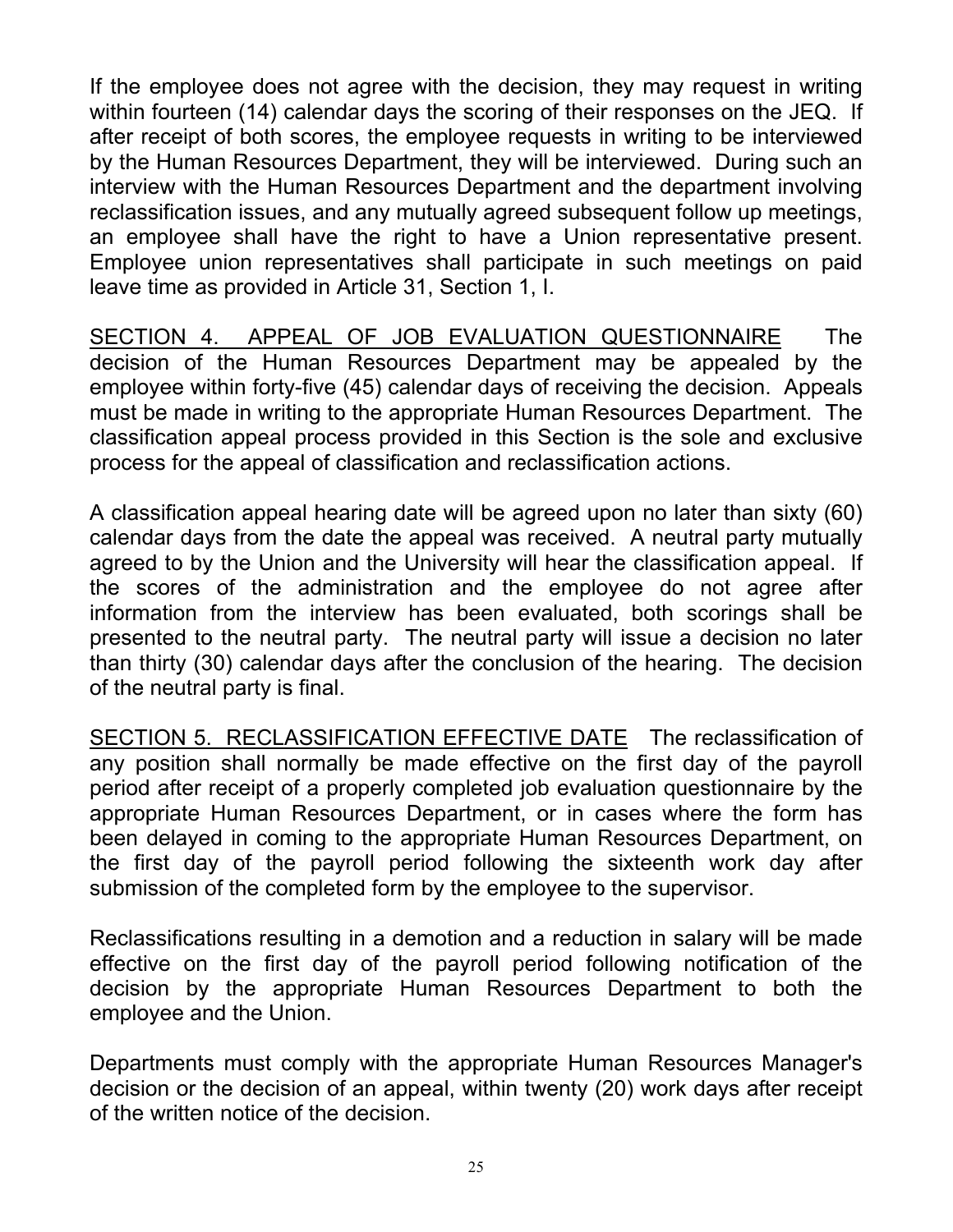If the employee does not agree with the decision, they may request in writing within fourteen (14) calendar days the scoring of their responses on the JEQ. If after receipt of both scores, the employee requests in writing to be interviewed by the Human Resources Department, they will be interviewed. During such an interview with the Human Resources Department and the department involving reclassification issues, and any mutually agreed subsequent follow up meetings, an employee shall have the right to have a Union representative present. Employee union representatives shall participate in such meetings on paid leave time as provided in Article 31, Section 1, I.

<u>SECTION 4. APPEAL OF JOB EVALUATION QUESTIONNAIRE</u> The decision of the Human Resources Department may be appealed by the employee within forty-five (45) calendar days of receiving the decision. Appeals must be made in writing to the appropriate Human Resources Department. The classification appeal process provided in this Section is the sole and exclusive process for the appeal of classification and reclassification actions.

A classification appeal hearing date will be agreed upon no later than sixty (60) calendar days from the date the appeal was received. A neutral party mutually agreed to by the Union and the University will hear the classification appeal. If the scores of the administration and the employee do not agree after information from the interview has been evaluated, both scorings shall be presented to the neutral party. The neutral party will issue a decision no later than thirty (30) calendar days after the conclusion of the hearing. The decision of the neutral party is final.

<u>SECTION 5. RECLASSIFICATION EFFECTIVE DATE</u> The reclassification of any position shall normally be made effective on the first day of the payroll period after receipt of a properly completed job evaluation questionnaire by the appropriate Human Resources Department, or in cases where the form has been delayed in coming to the appropriate Human Resources Department, on the first day of the payroll period following the sixteenth work day after submission of the completed form by the employee to the supervisor.

Reclassifications resulting in a demotion and a reduction in salary will be made effective on the first day of the payroll period following notification of the decision by the appropriate Human Resources Department to both the employee and the Union.

Departments must comply with the appropriate Human Resources Manager's decision or the decision of an appeal, within twenty (20) work days after receipt of the written notice of the decision.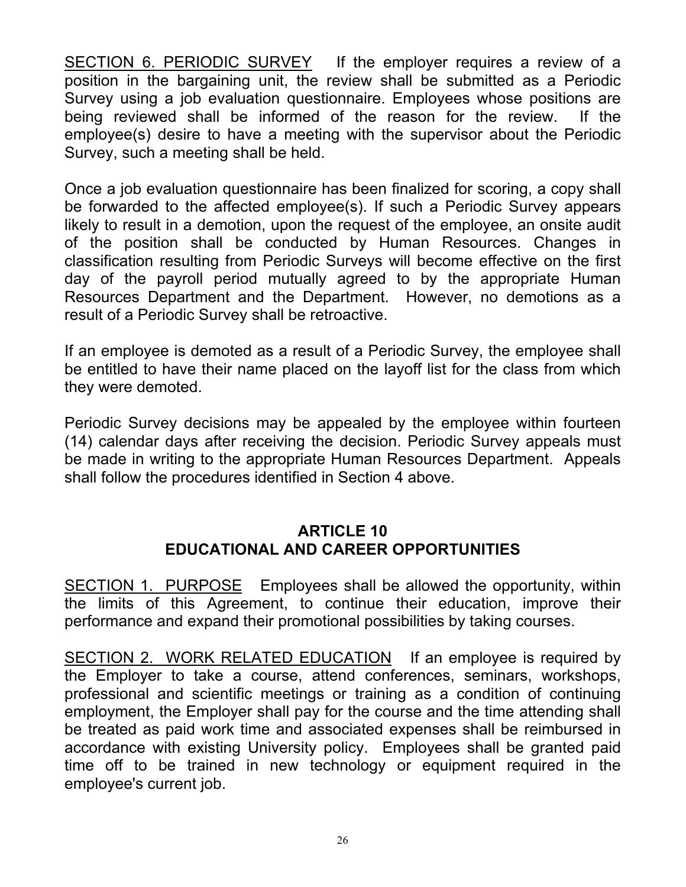<u>SECTION 6. PERIODIC SURVEY</u> If the employer requires a review of a position in the bargaining unit, the review shall be submitted as a Periodic Survey using a job evaluation questionnaire. Employees whose positions are being reviewed shall be informed of the reason for the review. If the employee(s) desire to have a meeting with the supervisor about the Periodic Survey, such a meeting shall be held.

Once a job evaluation questionnaire has been finalized for scoring, a copy shall be forwarded to the affected employee(s). If such a Periodic Survey appears likely to result in a demotion, upon the request of the employee, an onsite audit of the position shall be conducted by Human Resources. Changes in classification resulting from Periodic Surveys will become effective on the first day of the payroll period mutually agreed to by the appropriate Human Resources Department and the Department. However, no demotions as a result of a Periodic Survey shall be retroactive.

If an employee is demoted as a result of a Periodic Survey, the employee shall be entitled to have their name placed on the layoff list for the class from which they were demoted.

Periodic Survey decisions may be appealed by the employee within fourteen (14) calendar days after receiving the decision. Periodic Survey appeals must be made in writing to the appropriate Human Resources Department. Appeals shall follow the procedures identified in Section 4 above.

## ARTICLE 10
## EDUCATIONAL AND CAREER OPPORTUNITIES

<u>SECTION 1. PURPOSE</u> Employees shall be allowed the opportunity, within the limits of this Agreement, to continue their education, improve their performance and expand their promotional possibilities by taking courses.

<u>SECTION 2. WORK RELATED EDUCATION</u> If an employee is required by the Employer to take a course, attend conferences, seminars, workshops, professional and scientific meetings or training as a condition of continuing employment, the Employer shall pay for the course and the time attending shall be treated as paid work time and associated expenses shall be reimbursed in accordance with existing University policy. Employees shall be granted paid time off to be trained in new technology or equipment required in the employee's current job.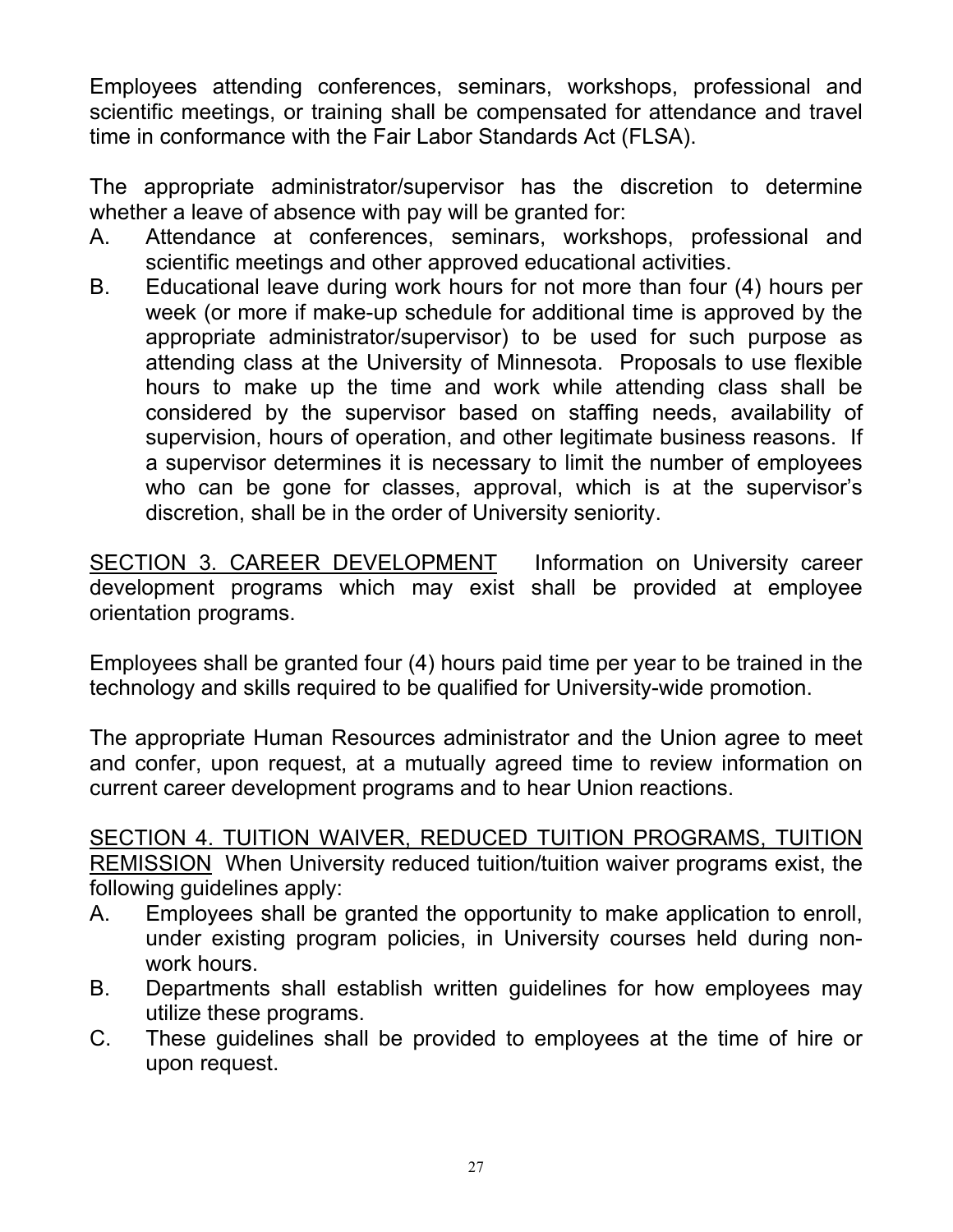Employees attending conferences, seminars, workshops, professional and scientific meetings, or training shall be compensated for attendance and travel time in conformance with the Fair Labor Standards Act (FLSA).

The appropriate administrator/supervisor has the discretion to determine whether a leave of absence with pay will be granted for:

A. Attendance at conferences, seminars, workshops, professional and scientific meetings and other approved educational activities.
B. Educational leave during work hours for not more than four (4) hours per week (or more if make-up schedule for additional time is approved by the appropriate administrator/supervisor) to be used for such purpose as attending class at the University of Minnesota. Proposals to use flexible hours to make up the time and work while attending class shall be considered by the supervisor based on staffing needs, availability of supervision, hours of operation, and other legitimate business reasons. If a supervisor determines it is necessary to limit the number of employees who can be gone for classes, approval, which is at the supervisor's discretion, shall be in the order of University seniority.

<u>SECTION 3. CAREER DEVELOPMENT</u> Information on University career development programs which may exist shall be provided at employee orientation programs.

Employees shall be granted four (4) hours paid time per year to be trained in the technology and skills required to be qualified for University-wide promotion.

The appropriate Human Resources administrator and the Union agree to meet and confer, upon request, at a mutually agreed time to review information on current career development programs and to hear Union reactions.

<u>SECTION 4. TUITION WAIVER, REDUCED TUITION PROGRAMS, TUITION REMISSION</u> When University reduced tuition/tuition waiver programs exist, the following guidelines apply:

A. Employees shall be granted the opportunity to make application to enroll, under existing program policies, in University courses held during non-work hours.
B. Departments shall establish written guidelines for how employees may utilize these programs.
C. These guidelines shall be provided to employees at the time of hire or upon request.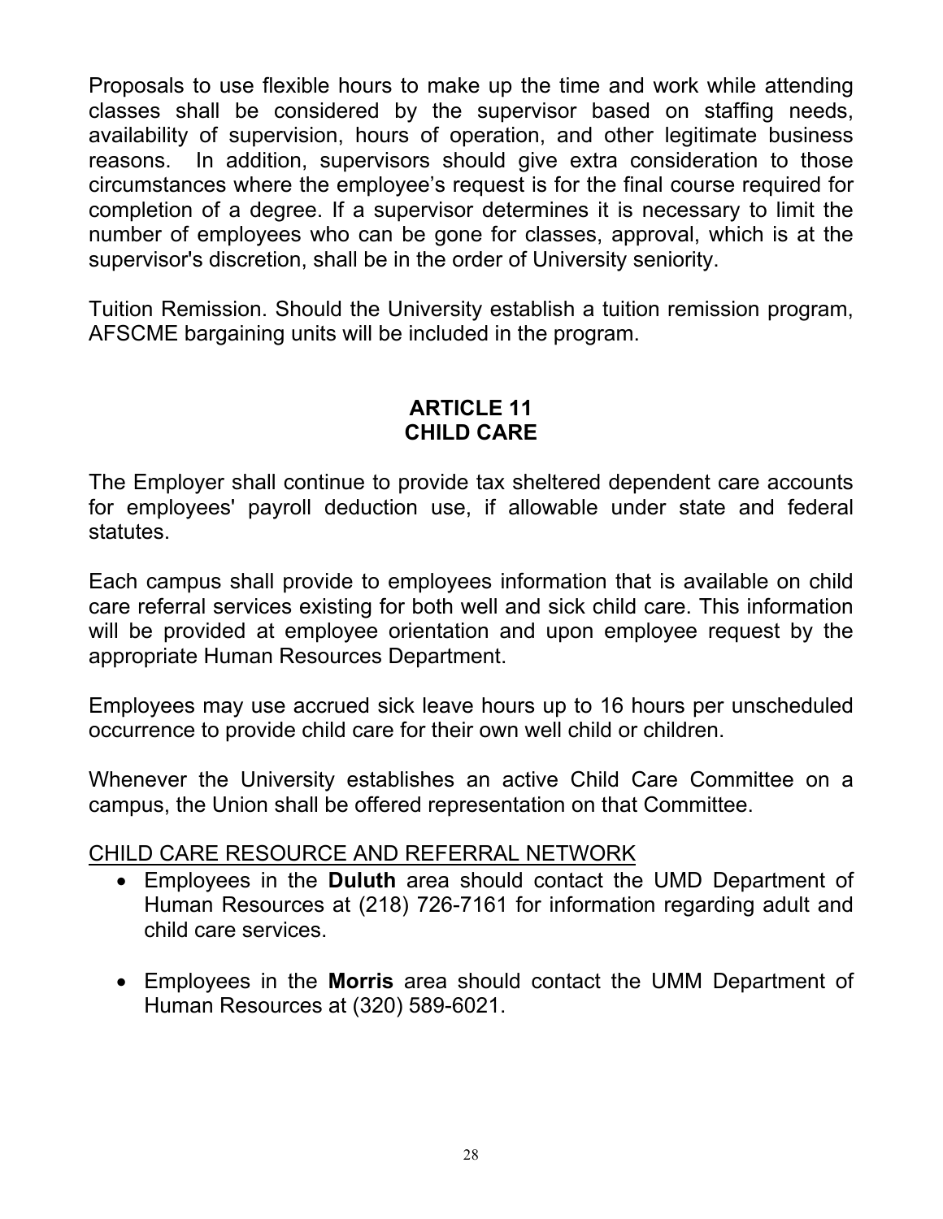Proposals to use flexible hours to make up the time and work while attending classes shall be considered by the supervisor based on staffing needs, availability of supervision, hours of operation, and other legitimate business reasons. In addition, supervisors should give extra consideration to those circumstances where the employee's request is for the final course required for completion of a degree. If a supervisor determines it is necessary to limit the number of employees who can be gone for classes, approval, which is at the supervisor's discretion, shall be in the order of University seniority.

Tuition Remission. Should the University establish a tuition remission program, AFSCME bargaining units will be included in the program.

## ARTICLE 11
## CHILD CARE

The Employer shall continue to provide tax sheltered dependent care accounts for employees' payroll deduction use, if allowable under state and federal statutes.

Each campus shall provide to employees information that is available on child care referral services existing for both well and sick child care. This information will be provided at employee orientation and upon employee request by the appropriate Human Resources Department.

Employees may use accrued sick leave hours up to 16 hours per unscheduled occurrence to provide child care for their own well child or children.

Whenever the University establishes an active Child Care Committee on a campus, the Union shall be offered representation on that Committee.

<u>CHILD CARE RESOURCE AND REFERRAL NETWORK</u>

- Employees in the **Duluth** area should contact the UMD Department of Human Resources at (218) 726-7161 for information regarding adult and child care services.

- Employees in the **Morris** area should contact the UMM Department of Human Resources at (320) 589-6021.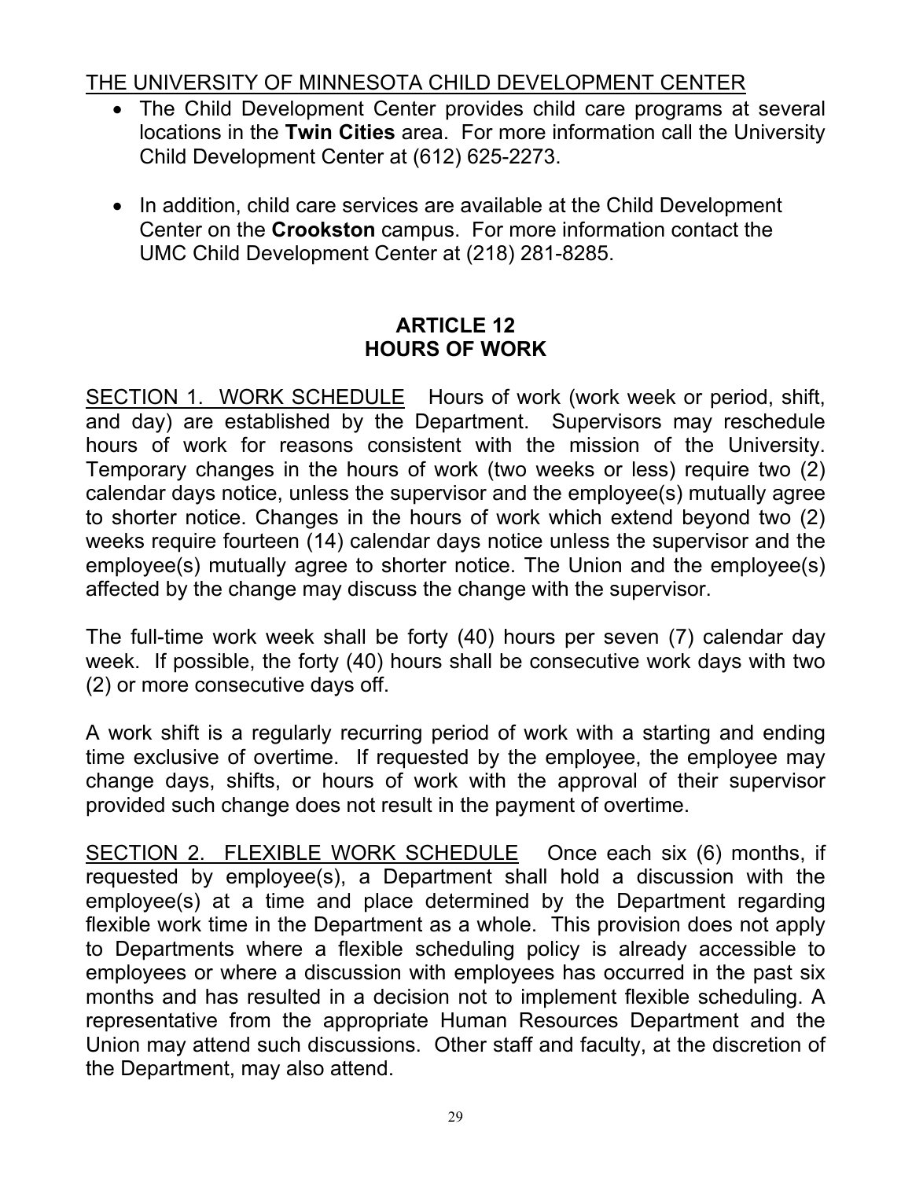THE UNIVERSITY OF MINNESOTA CHILD DEVELOPMENT CENTER

- The Child Development Center provides child care programs at several locations in the **Twin Cities** area. For more information call the University Child Development Center at (612) 625-2273.

- In addition, child care services are available at the Child Development Center on the **Crookston** campus. For more information contact the UMC Child Development Center at (218) 281-8285.

## ARTICLE 12
## HOURS OF WORK

SECTION 1. WORK SCHEDULE Hours of work (work week or period, shift, and day) are established by the Department. Supervisors may reschedule hours of work for reasons consistent with the mission of the University. Temporary changes in the hours of work (two weeks or less) require two (2) calendar days notice, unless the supervisor and the employee(s) mutually agree to shorter notice. Changes in the hours of work which extend beyond two (2) weeks require fourteen (14) calendar days notice unless the supervisor and the employee(s) mutually agree to shorter notice. The Union and the employee(s) affected by the change may discuss the change with the supervisor.

The full-time work week shall be forty (40) hours per seven (7) calendar day week. If possible, the forty (40) hours shall be consecutive work days with two (2) or more consecutive days off.

A work shift is a regularly recurring period of work with a starting and ending time exclusive of overtime. If requested by the employee, the employee may change days, shifts, or hours of work with the approval of their supervisor provided such change does not result in the payment of overtime.

SECTION 2. FLEXIBLE WORK SCHEDULE Once each six (6) months, if requested by employee(s), a Department shall hold a discussion with the employee(s) at a time and place determined by the Department regarding flexible work time in the Department as a whole. This provision does not apply to Departments where a flexible scheduling policy is already accessible to employees or where a discussion with employees has occurred in the past six months and has resulted in a decision not to implement flexible scheduling. A representative from the appropriate Human Resources Department and the Union may attend such discussions. Other staff and faculty, at the discretion of the Department, may also attend.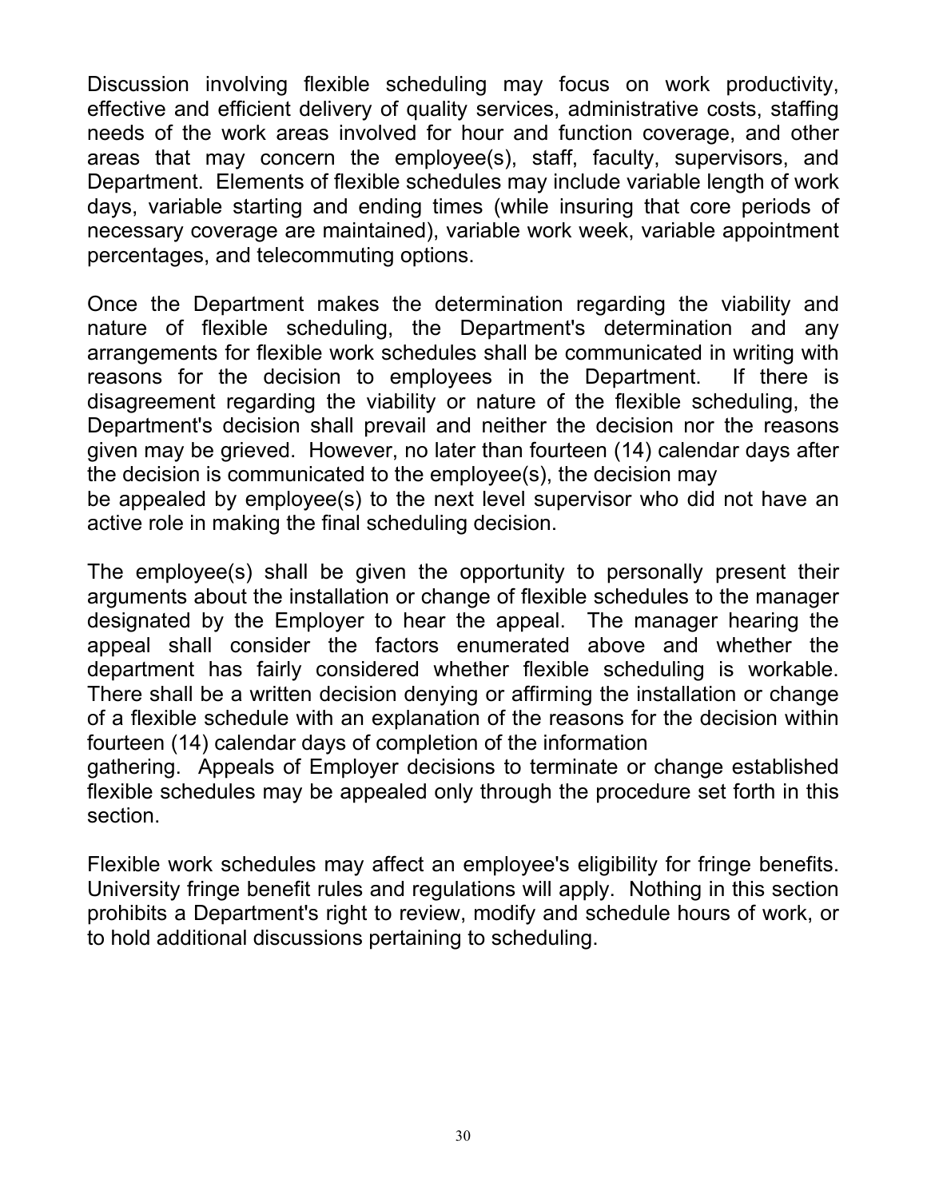Discussion involving flexible scheduling may focus on work productivity, effective and efficient delivery of quality services, administrative costs, staffing needs of the work areas involved for hour and function coverage, and other areas that may concern the employee(s), staff, faculty, supervisors, and Department. Elements of flexible schedules may include variable length of work days, variable starting and ending times (while insuring that core periods of necessary coverage are maintained), variable work week, variable appointment percentages, and telecommuting options.

Once the Department makes the determination regarding the viability and nature of flexible scheduling, the Department's determination and any arrangements for flexible work schedules shall be communicated in writing with reasons for the decision to employees in the Department. If there is disagreement regarding the viability or nature of the flexible scheduling, the Department's decision shall prevail and neither the decision nor the reasons given may be grieved. However, no later than fourteen (14) calendar days after the decision is communicated to the employee(s), the decision may be appealed by employee(s) to the next level supervisor who did not have an active role in making the final scheduling decision.

The employee(s) shall be given the opportunity to personally present their arguments about the installation or change of flexible schedules to the manager designated by the Employer to hear the appeal. The manager hearing the appeal shall consider the factors enumerated above and whether the department has fairly considered whether flexible scheduling is workable. There shall be a written decision denying or affirming the installation or change of a flexible schedule with an explanation of the reasons for the decision within fourteen (14) calendar days of completion of the information gathering. Appeals of Employer decisions to terminate or change established flexible schedules may be appealed only through the procedure set forth in this section.

Flexible work schedules may affect an employee's eligibility for fringe benefits. University fringe benefit rules and regulations will apply. Nothing in this section prohibits a Department's right to review, modify and schedule hours of work, or to hold additional discussions pertaining to scheduling.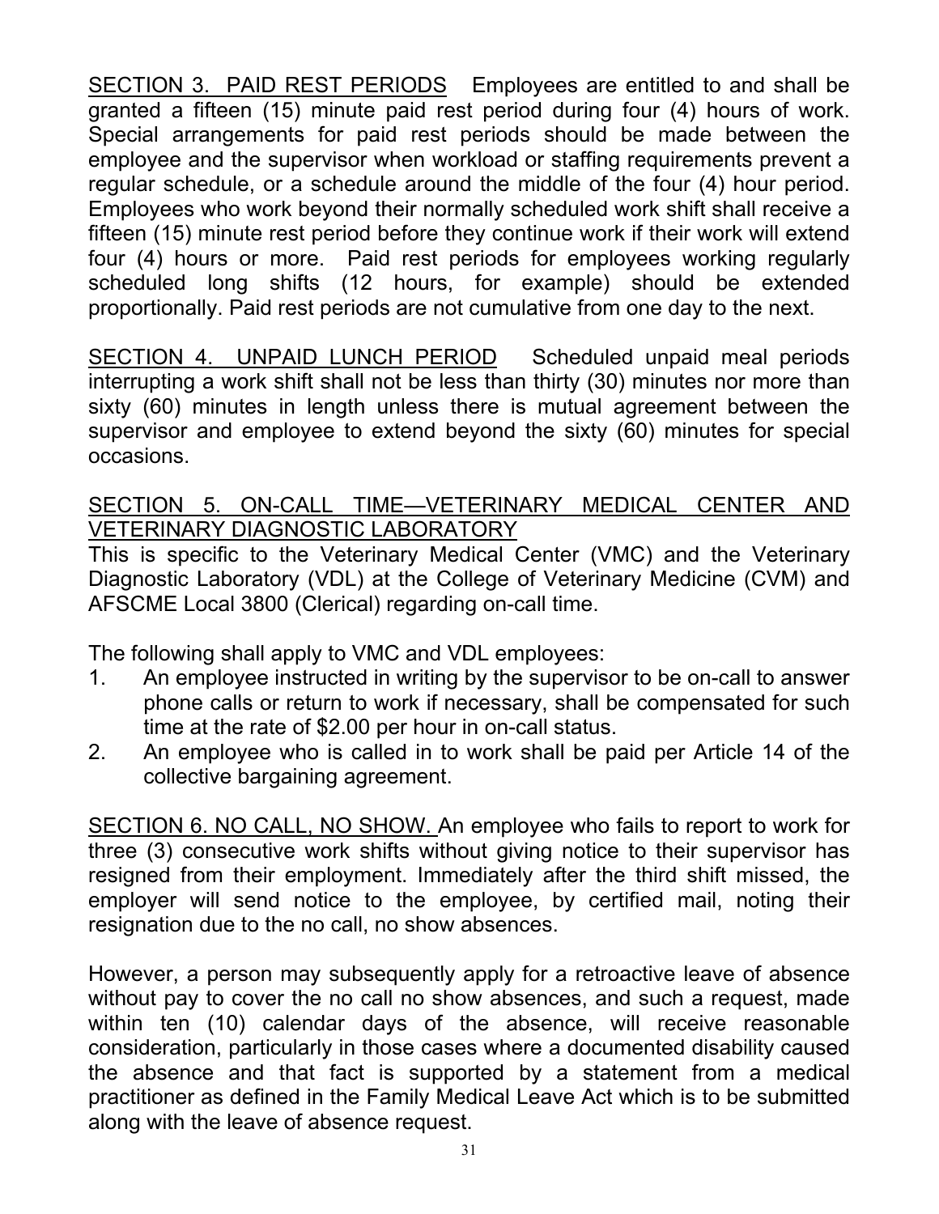<u>SECTION 3. PAID REST PERIODS</u> Employees are entitled to and shall be granted a fifteen (15) minute paid rest period during four (4) hours of work. Special arrangements for paid rest periods should be made between the employee and the supervisor when workload or staffing requirements prevent a regular schedule, or a schedule around the middle of the four (4) hour period. Employees who work beyond their normally scheduled work shift shall receive a fifteen (15) minute rest period before they continue work if their work will extend four (4) hours or more. Paid rest periods for employees working regularly scheduled long shifts (12 hours, for example) should be extended proportionally. Paid rest periods are not cumulative from one day to the next.

<u>SECTION 4. UNPAID LUNCH PERIOD</u> Scheduled unpaid meal periods interrupting a work shift shall not be less than thirty (30) minutes nor more than sixty (60) minutes in length unless there is mutual agreement between the supervisor and employee to extend beyond the sixty (60) minutes for special occasions.

<u>SECTION 5. ON-CALL TIME—VETERINARY MEDICAL CENTER AND VETERINARY DIAGNOSTIC LABORATORY</u>

This is specific to the Veterinary Medical Center (VMC) and the Veterinary Diagnostic Laboratory (VDL) at the College of Veterinary Medicine (CVM) and AFSCME Local 3800 (Clerical) regarding on-call time.

The following shall apply to VMC and VDL employees:

1. An employee instructed in writing by the supervisor to be on-call to answer phone calls or return to work if necessary, shall be compensated for such time at the rate of $2.00 per hour in on-call status.
2. An employee who is called in to work shall be paid per Article 14 of the collective bargaining agreement.

<u>SECTION 6. NO CALL, NO SHOW.</u> An employee who fails to report to work for three (3) consecutive work shifts without giving notice to their supervisor has resigned from their employment. Immediately after the third shift missed, the employer will send notice to the employee, by certified mail, noting their resignation due to the no call, no show absences.

However, a person may subsequently apply for a retroactive leave of absence without pay to cover the no call no show absences, and such a request, made within ten (10) calendar days of the absence, will receive reasonable consideration, particularly in those cases where a documented disability caused the absence and that fact is supported by a statement from a medical practitioner as defined in the Family Medical Leave Act which is to be submitted along with the leave of absence request.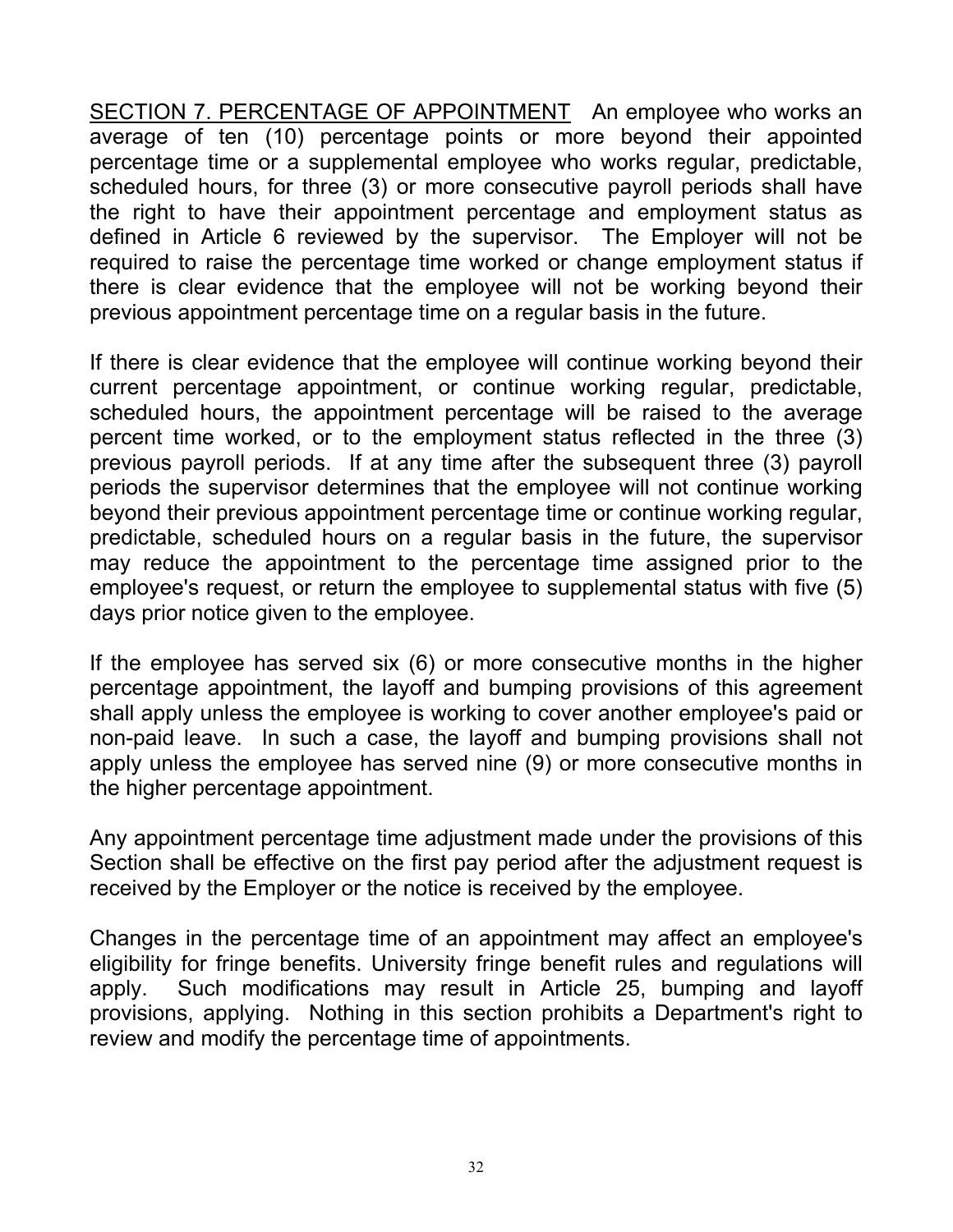SECTION 7. PERCENTAGE OF APPOINTMENT An employee who works an average of ten (10) percentage points or more beyond their appointed percentage time or a supplemental employee who works regular, predictable, scheduled hours, for three (3) or more consecutive payroll periods shall have the right to have their appointment percentage and employment status as defined in Article 6 reviewed by the supervisor. The Employer will not be required to raise the percentage time worked or change employment status if there is clear evidence that the employee will not be working beyond their previous appointment percentage time on a regular basis in the future.

If there is clear evidence that the employee will continue working beyond their current percentage appointment, or continue working regular, predictable, scheduled hours, the appointment percentage will be raised to the average percent time worked, or to the employment status reflected in the three (3) previous payroll periods. If at any time after the subsequent three (3) payroll periods the supervisor determines that the employee will not continue working beyond their previous appointment percentage time or continue working regular, predictable, scheduled hours on a regular basis in the future, the supervisor may reduce the appointment to the percentage time assigned prior to the employee's request, or return the employee to supplemental status with five (5) days prior notice given to the employee.

If the employee has served six (6) or more consecutive months in the higher percentage appointment, the layoff and bumping provisions of this agreement shall apply unless the employee is working to cover another employee's paid or non-paid leave. In such a case, the layoff and bumping provisions shall not apply unless the employee has served nine (9) or more consecutive months in the higher percentage appointment.

Any appointment percentage time adjustment made under the provisions of this Section shall be effective on the first pay period after the adjustment request is received by the Employer or the notice is received by the employee.

Changes in the percentage time of an appointment may affect an employee's eligibility for fringe benefits. University fringe benefit rules and regulations will apply. Such modifications may result in Article 25, bumping and layoff provisions, applying. Nothing in this section prohibits a Department's right to review and modify the percentage time of appointments.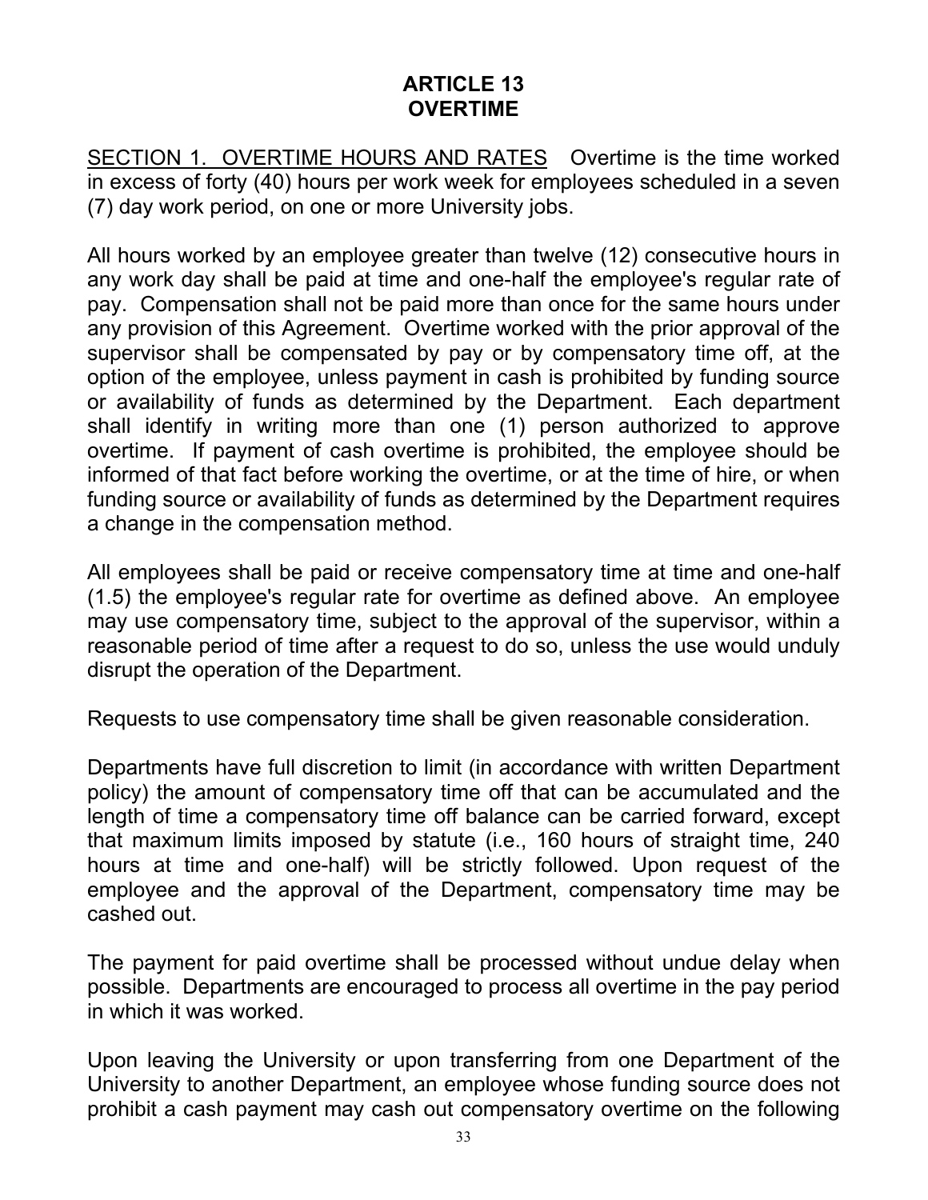# ARTICLE 13
# OVERTIME

<u>SECTION 1. OVERTIME HOURS AND RATES</u> Overtime is the time worked in excess of forty (40) hours per work week for employees scheduled in a seven (7) day work period, on one or more University jobs.

All hours worked by an employee greater than twelve (12) consecutive hours in any work day shall be paid at time and one-half the employee's regular rate of pay. Compensation shall not be paid more than once for the same hours under any provision of this Agreement. Overtime worked with the prior approval of the supervisor shall be compensated by pay or by compensatory time off, at the option of the employee, unless payment in cash is prohibited by funding source or availability of funds as determined by the Department. Each department shall identify in writing more than one (1) person authorized to approve overtime. If payment of cash overtime is prohibited, the employee should be informed of that fact before working the overtime, or at the time of hire, or when funding source or availability of funds as determined by the Department requires a change in the compensation method.

All employees shall be paid or receive compensatory time at time and one-half (1.5) the employee's regular rate for overtime as defined above. An employee may use compensatory time, subject to the approval of the supervisor, within a reasonable period of time after a request to do so, unless the use would unduly disrupt the operation of the Department.

Requests to use compensatory time shall be given reasonable consideration.

Departments have full discretion to limit (in accordance with written Department policy) the amount of compensatory time off that can be accumulated and the length of time a compensatory time off balance can be carried forward, except that maximum limits imposed by statute (i.e., 160 hours of straight time, 240 hours at time and one-half) will be strictly followed. Upon request of the employee and the approval of the Department, compensatory time may be cashed out.

The payment for paid overtime shall be processed without undue delay when possible. Departments are encouraged to process all overtime in the pay period in which it was worked.

Upon leaving the University or upon transferring from one Department of the University to another Department, an employee whose funding source does not prohibit a cash payment may cash out compensatory overtime on the following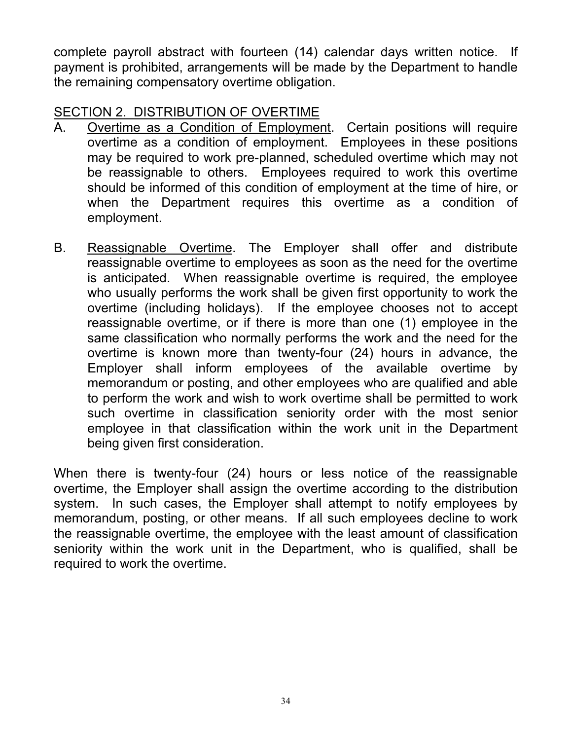complete payroll abstract with fourteen (14) calendar days written notice. If payment is prohibited, arrangements will be made by the Department to handle the remaining compensatory overtime obligation.

## SECTION 2. DISTRIBUTION OF OVERTIME

A. Overtime as a Condition of Employment. Certain positions will require overtime as a condition of employment. Employees in these positions may be required to work pre-planned, scheduled overtime which may not be reassignable to others. Employees required to work this overtime should be informed of this condition of employment at the time of hire, or when the Department requires this overtime as a condition of employment.

B. Reassignable Overtime. The Employer shall offer and distribute reassignable overtime to employees as soon as the need for the overtime is anticipated. When reassignable overtime is required, the employee who usually performs the work shall be given first opportunity to work the overtime (including holidays). If the employee chooses not to accept reassignable overtime, or if there is more than one (1) employee in the same classification who normally performs the work and the need for the overtime is known more than twenty-four (24) hours in advance, the Employer shall inform employees of the available overtime by memorandum or posting, and other employees who are qualified and able to perform the work and wish to work overtime shall be permitted to work such overtime in classification seniority order with the most senior employee in that classification within the work unit in the Department being given first consideration.

When there is twenty-four (24) hours or less notice of the reassignable overtime, the Employer shall assign the overtime according to the distribution system. In such cases, the Employer shall attempt to notify employees by memorandum, posting, or other means. If all such employees decline to work the reassignable overtime, the employee with the least amount of classification seniority within the work unit in the Department, who is qualified, shall be required to work the overtime.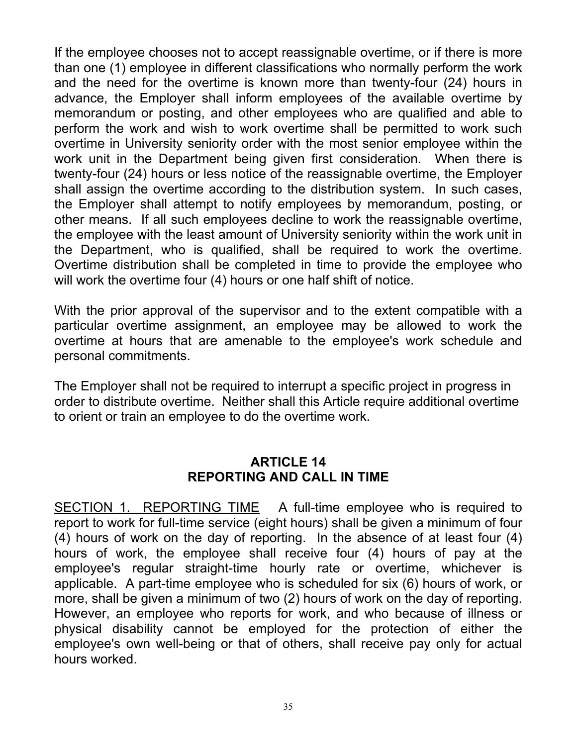If the employee chooses not to accept reassignable overtime, or if there is more than one (1) employee in different classifications who normally perform the work and the need for the overtime is known more than twenty-four (24) hours in advance, the Employer shall inform employees of the available overtime by memorandum or posting, and other employees who are qualified and able to perform the work and wish to work overtime shall be permitted to work such overtime in University seniority order with the most senior employee within the work unit in the Department being given first consideration. When there is twenty-four (24) hours or less notice of the reassignable overtime, the Employer shall assign the overtime according to the distribution system. In such cases, the Employer shall attempt to notify employees by memorandum, posting, or other means. If all such employees decline to work the reassignable overtime, the employee with the least amount of University seniority within the work unit in the Department, who is qualified, shall be required to work the overtime. Overtime distribution shall be completed in time to provide the employee who will work the overtime four (4) hours or one half shift of notice.

With the prior approval of the supervisor and to the extent compatible with a particular overtime assignment, an employee may be allowed to work the overtime at hours that are amenable to the employee's work schedule and personal commitments.

The Employer shall not be required to interrupt a specific project in progress in order to distribute overtime. Neither shall this Article require additional overtime to orient or train an employee to do the overtime work.

## ARTICLE 14
## REPORTING AND CALL IN TIME

SECTION 1. REPORTING TIME A full-time employee who is required to report to work for full-time service (eight hours) shall be given a minimum of four (4) hours of work on the day of reporting. In the absence of at least four (4) hours of work, the employee shall receive four (4) hours of pay at the employee's regular straight-time hourly rate or overtime, whichever is applicable. A part-time employee who is scheduled for six (6) hours of work, or more, shall be given a minimum of two (2) hours of work on the day of reporting. However, an employee who reports for work, and who because of illness or physical disability cannot be employed for the protection of either the employee's own well-being or that of others, shall receive pay only for actual hours worked.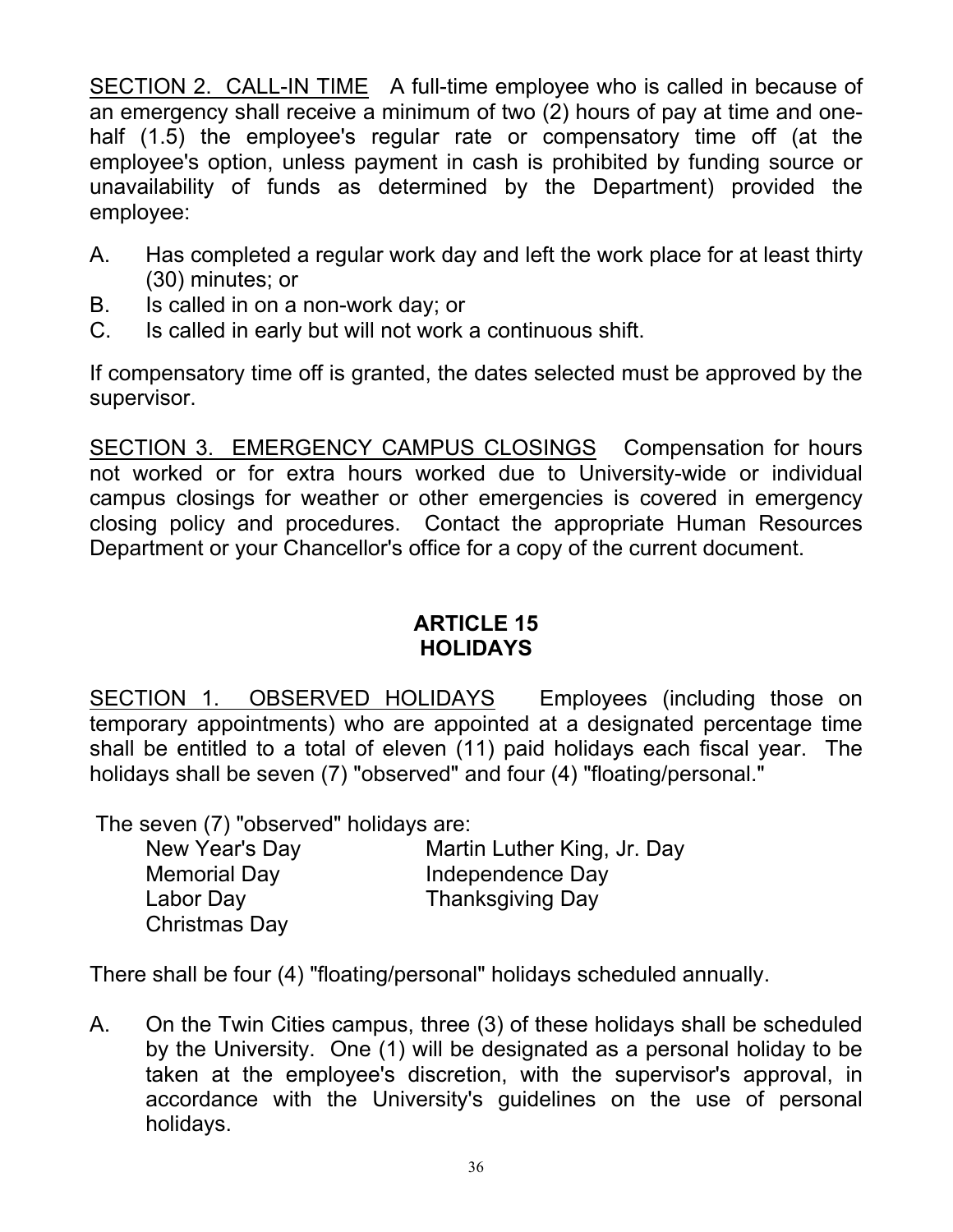SECTION 2. CALL-IN TIME A full-time employee who is called in because of an emergency shall receive a minimum of two (2) hours of pay at time and one-half (1.5) the employee's regular rate or compensatory time off (at the employee's option, unless payment in cash is prohibited by funding source or unavailability of funds as determined by the Department) provided the employee:

A. Has completed a regular work day and left the work place for at least thirty (30) minutes; or
B. Is called in on a non-work day; or
C. Is called in early but will not work a continuous shift.

If compensatory time off is granted, the dates selected must be approved by the supervisor.

SECTION 3. EMERGENCY CAMPUS CLOSINGS Compensation for hours not worked or for extra hours worked due to University-wide or individual campus closings for weather or other emergencies is covered in emergency closing policy and procedures. Contact the appropriate Human Resources Department or your Chancellor's office for a copy of the current document.

## ARTICLE 15
## HOLIDAYS

SECTION 1. OBSERVED HOLIDAYS Employees (including those on temporary appointments) who are appointed at a designated percentage time shall be entitled to a total of eleven (11) paid holidays each fiscal year. The holidays shall be seven (7) "observed" and four (4) "floating/personal."

The seven (7) "observed" holidays are:

- New Year's Day
- Martin Luther King, Jr. Day
- Memorial Day
- Independence Day
- Labor Day
- Thanksgiving Day
- Christmas Day

There shall be four (4) "floating/personal" holidays scheduled annually.

A. On the Twin Cities campus, three (3) of these holidays shall be scheduled by the University. One (1) will be designated as a personal holiday to be taken at the employee's discretion, with the supervisor's approval, in accordance with the University's guidelines on the use of personal holidays.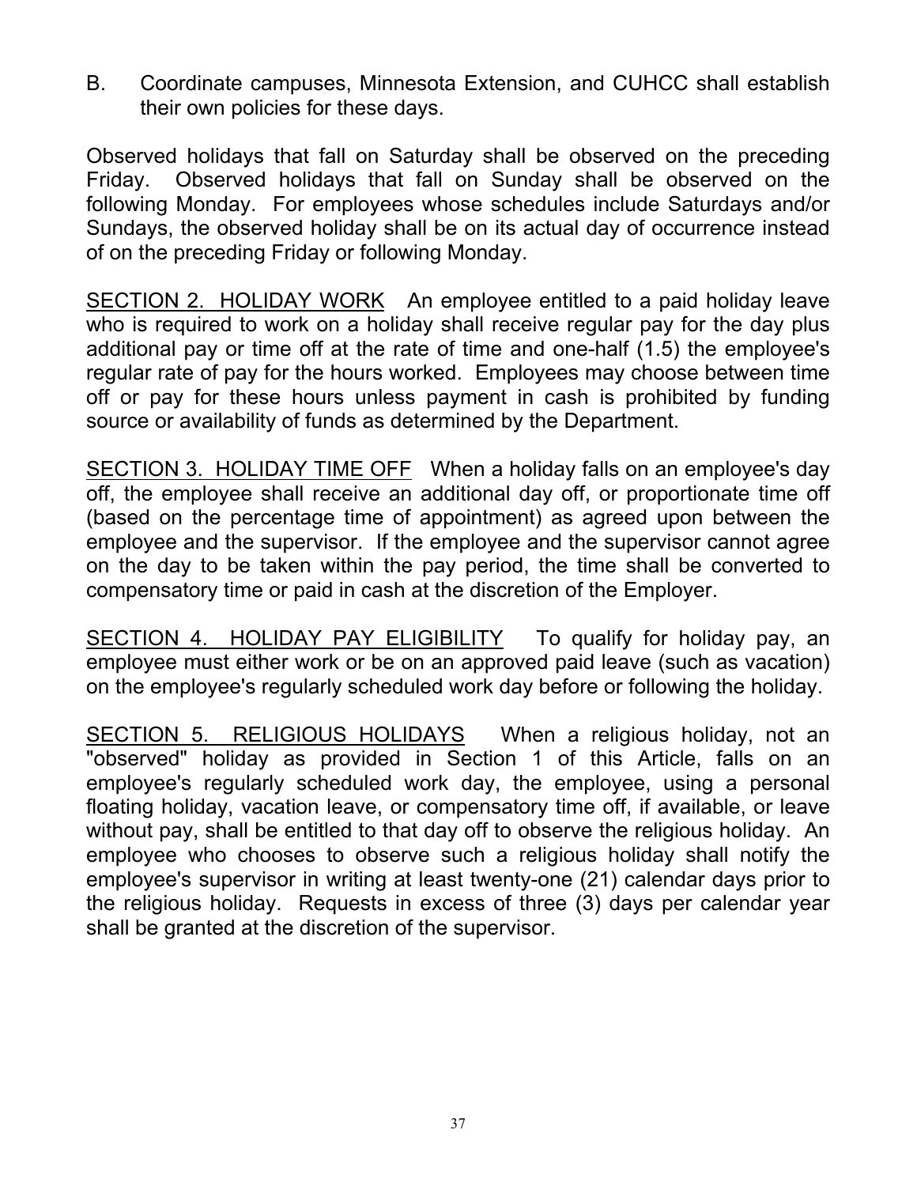B. Coordinate campuses, Minnesota Extension, and CUHCC shall establish their own policies for these days.

Observed holidays that fall on Saturday shall be observed on the preceding Friday. Observed holidays that fall on Sunday shall be observed on the following Monday. For employees whose schedules include Saturdays and/or Sundays, the observed holiday shall be on its actual day of occurrence instead of on the preceding Friday or following Monday.

<u>SECTION 2. HOLIDAY WORK</u> An employee entitled to a paid holiday leave who is required to work on a holiday shall receive regular pay for the day plus additional pay or time off at the rate of time and one-half (1.5) the employee's regular rate of pay for the hours worked. Employees may choose between time off or pay for these hours unless payment in cash is prohibited by funding source or availability of funds as determined by the Department.

<u>SECTION 3. HOLIDAY TIME OFF</u> When a holiday falls on an employee's day off, the employee shall receive an additional day off, or proportionate time off (based on the percentage time of appointment) as agreed upon between the employee and the supervisor. If the employee and the supervisor cannot agree on the day to be taken within the pay period, the time shall be converted to compensatory time or paid in cash at the discretion of the Employer.

<u>SECTION 4. HOLIDAY PAY ELIGIBILITY</u> To qualify for holiday pay, an employee must either work or be on an approved paid leave (such as vacation) on the employee's regularly scheduled work day before or following the holiday.

<u>SECTION 5. RELIGIOUS HOLIDAYS</u> When a religious holiday, not an "observed" holiday as provided in Section 1 of this Article, falls on an employee's regularly scheduled work day, the employee, using a personal floating holiday, vacation leave, or compensatory time off, if available, or leave without pay, shall be entitled to that day off to observe the religious holiday. An employee who chooses to observe such a religious holiday shall notify the employee's supervisor in writing at least twenty-one (21) calendar days prior to the religious holiday. Requests in excess of three (3) days per calendar year shall be granted at the discretion of the supervisor.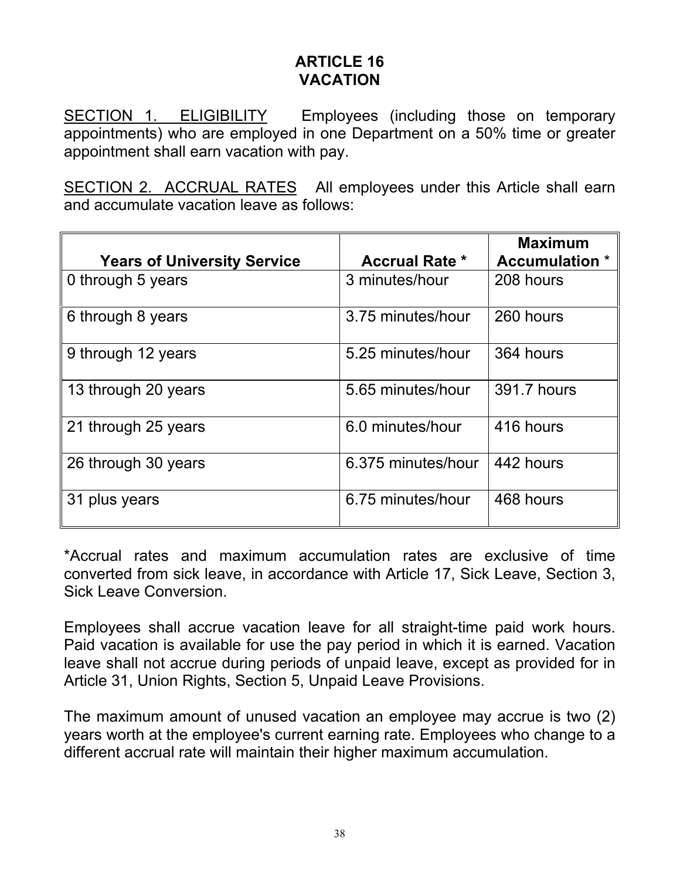# ARTICLE 16
# VACATION

SECTION 1. ELIGIBILITY Employees (including those on temporary appointments) who are employed in one Department on a 50% time or greater appointment shall earn vacation with pay.

SECTION 2. ACCRUAL RATES All employees under this Article shall earn and accumulate vacation leave as follows:

| Years of University Service | Accrual Rate * | Maximum Accumulation * |
|---|---|---|
| 0 through 5 years | 3 minutes/hour | 208 hours |
| 6 through 8 years | 3.75 minutes/hour | 260 hours |
| 9 through 12 years | 5.25 minutes/hour | 364 hours |
| 13 through 20 years | 5.65 minutes/hour | 391.7 hours |
| 21 through 25 years | 6.0 minutes/hour | 416 hours |
| 26 through 30 years | 6.375 minutes/hour | 442 hours |
| 31 plus years | 6.75 minutes/hour | 468 hours |

*Accrual rates and maximum accumulation rates are exclusive of time converted from sick leave, in accordance with Article 17, Sick Leave, Section 3, Sick Leave Conversion.

Employees shall accrue vacation leave for all straight-time paid work hours. Paid vacation is available for use the pay period in which it is earned. Vacation leave shall not accrue during periods of unpaid leave, except as provided for in Article 31, Union Rights, Section 5, Unpaid Leave Provisions.

The maximum amount of unused vacation an employee may accrue is two (2) years worth at the employee's current earning rate. Employees who change to a different accrual rate will maintain their higher maximum accumulation.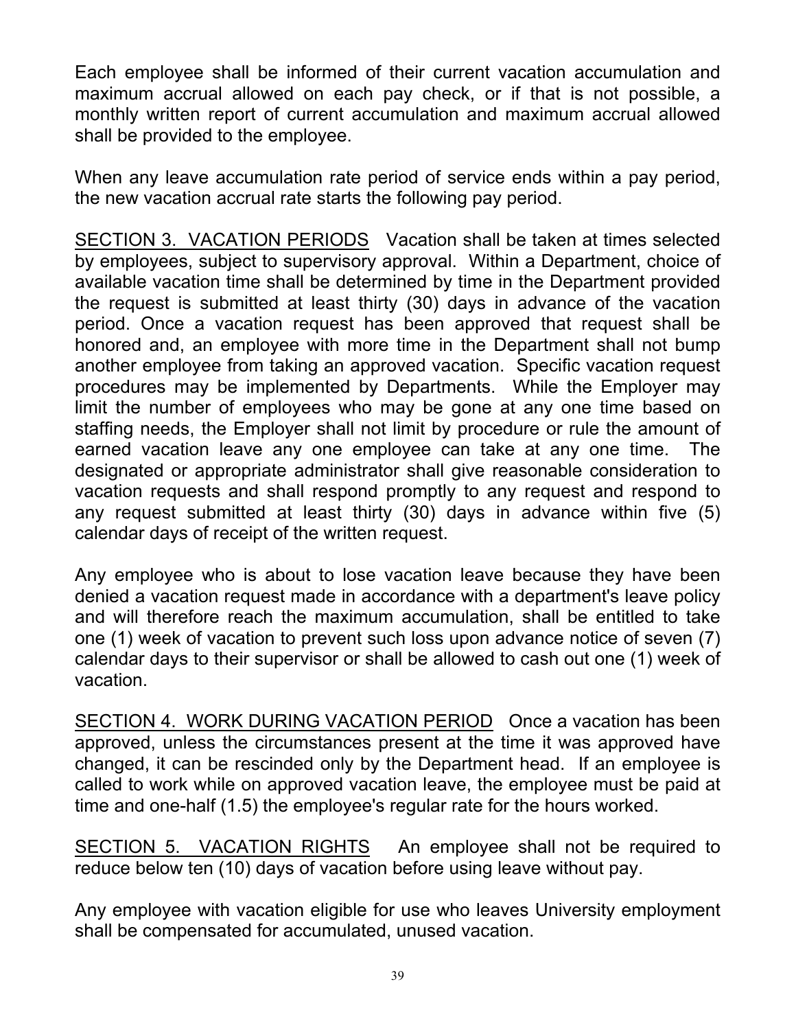Each employee shall be informed of their current vacation accumulation and maximum accrual allowed on each pay check, or if that is not possible, a monthly written report of current accumulation and maximum accrual allowed shall be provided to the employee.

When any leave accumulation rate period of service ends within a pay period, the new vacation accrual rate starts the following pay period.

<u>SECTION 3. VACATION PERIODS</u> Vacation shall be taken at times selected by employees, subject to supervisory approval. Within a Department, choice of available vacation time shall be determined by time in the Department provided the request is submitted at least thirty (30) days in advance of the vacation period. Once a vacation request has been approved that request shall be honored and, an employee with more time in the Department shall not bump another employee from taking an approved vacation. Specific vacation request procedures may be implemented by Departments. While the Employer may limit the number of employees who may be gone at any one time based on staffing needs, the Employer shall not limit by procedure or rule the amount of earned vacation leave any one employee can take at any one time. The designated or appropriate administrator shall give reasonable consideration to vacation requests and shall respond promptly to any request and respond to any request submitted at least thirty (30) days in advance within five (5) calendar days of receipt of the written request.

Any employee who is about to lose vacation leave because they have been denied a vacation request made in accordance with a department's leave policy and will therefore reach the maximum accumulation, shall be entitled to take one (1) week of vacation to prevent such loss upon advance notice of seven (7) calendar days to their supervisor or shall be allowed to cash out one (1) week of vacation.

<u>SECTION 4. WORK DURING VACATION PERIOD</u> Once a vacation has been approved, unless the circumstances present at the time it was approved have changed, it can be rescinded only by the Department head. If an employee is called to work while on approved vacation leave, the employee must be paid at time and one-half (1.5) the employee's regular rate for the hours worked.

<u>SECTION 5. VACATION RIGHTS</u> An employee shall not be required to reduce below ten (10) days of vacation before using leave without pay.

Any employee with vacation eligible for use who leaves University employment shall be compensated for accumulated, unused vacation.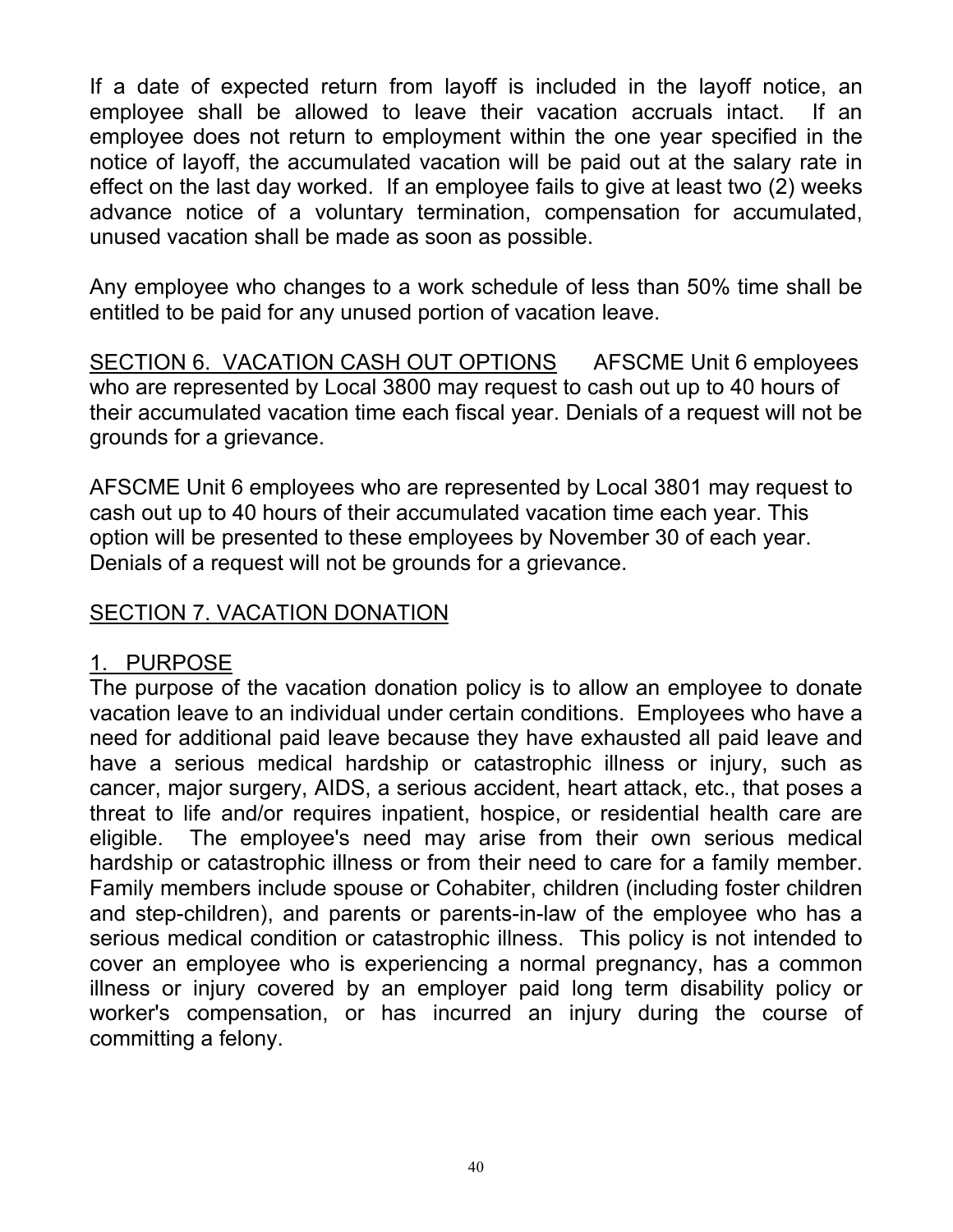If a date of expected return from layoff is included in the layoff notice, an employee shall be allowed to leave their vacation accruals intact. If an employee does not return to employment within the one year specified in the notice of layoff, the accumulated vacation will be paid out at the salary rate in effect on the last day worked. If an employee fails to give at least two (2) weeks advance notice of a voluntary termination, compensation for accumulated, unused vacation shall be made as soon as possible.

Any employee who changes to a work schedule of less than 50% time shall be entitled to be paid for any unused portion of vacation leave.

<u>SECTION 6. VACATION CASH OUT OPTIONS</u> AFSCME Unit 6 employees who are represented by Local 3800 may request to cash out up to 40 hours of their accumulated vacation time each fiscal year. Denials of a request will not be grounds for a grievance.

AFSCME Unit 6 employees who are represented by Local 3801 may request to cash out up to 40 hours of their accumulated vacation time each year. This option will be presented to these employees by November 30 of each year. Denials of a request will not be grounds for a grievance.

## SECTION 7. VACATION DONATION

### 1. PURPOSE

The purpose of the vacation donation policy is to allow an employee to donate vacation leave to an individual under certain conditions. Employees who have a need for additional paid leave because they have exhausted all paid leave and have a serious medical hardship or catastrophic illness or injury, such as cancer, major surgery, AIDS, a serious accident, heart attack, etc., that poses a threat to life and/or requires inpatient, hospice, or residential health care are eligible. The employee's need may arise from their own serious medical hardship or catastrophic illness or from their need to care for a family member. Family members include spouse or Cohabiter, children (including foster children and step-children), and parents or parents-in-law of the employee who has a serious medical condition or catastrophic illness. This policy is not intended to cover an employee who is experiencing a normal pregnancy, has a common illness or injury covered by an employer paid long term disability policy or worker's compensation, or has incurred an injury during the course of committing a felony.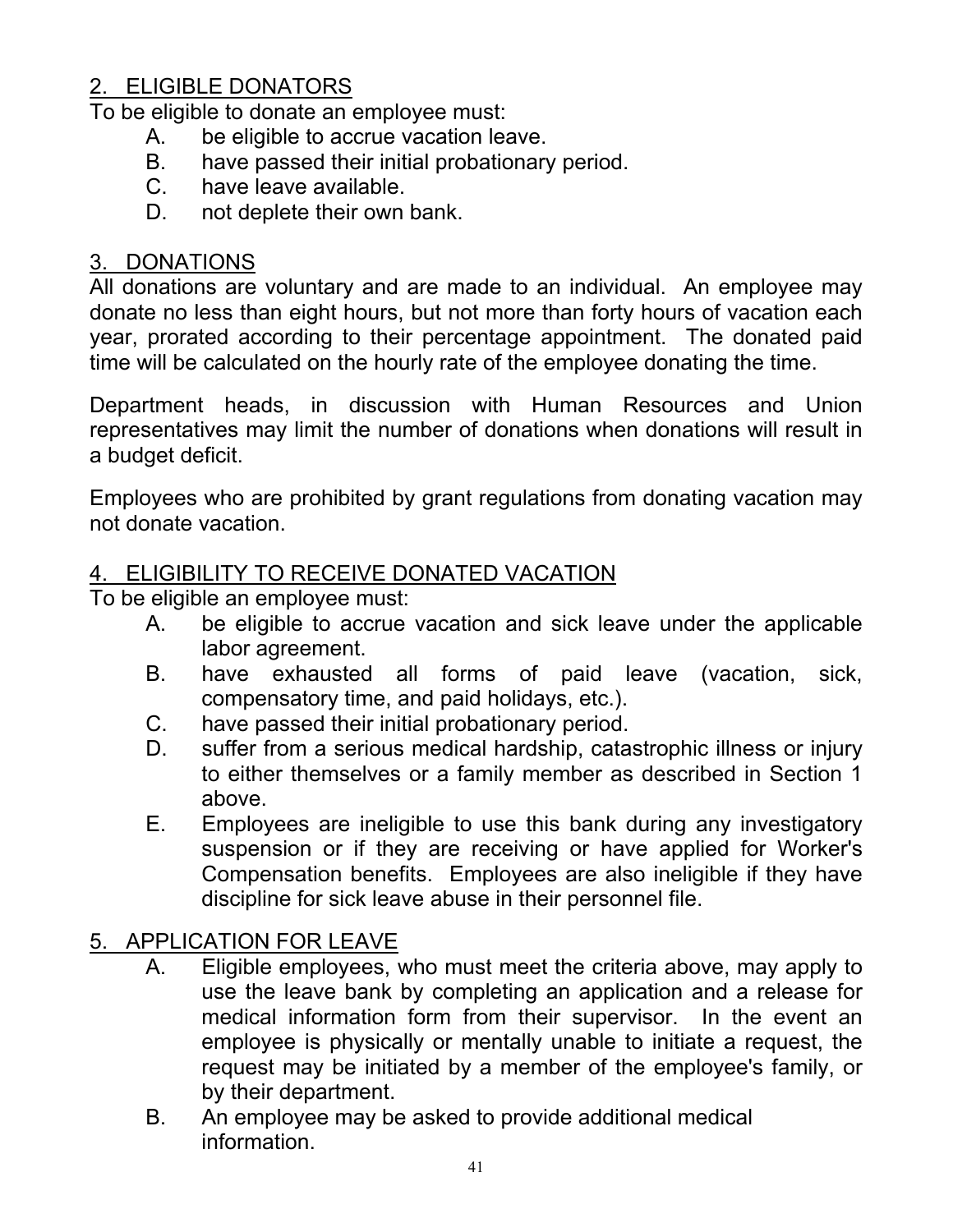2. ELIGIBLE DONATORS

To be eligible to donate an employee must:

A. be eligible to accrue vacation leave.
B. have passed their initial probationary period.
C. have leave available.
D. not deplete their own bank.

3. DONATIONS

All donations are voluntary and are made to an individual. An employee may donate no less than eight hours, but not more than forty hours of vacation each year, prorated according to their percentage appointment. The donated paid time will be calculated on the hourly rate of the employee donating the time.

Department heads, in discussion with Human Resources and Union representatives may limit the number of donations when donations will result in a budget deficit.

Employees who are prohibited by grant regulations from donating vacation may not donate vacation.

4. ELIGIBILITY TO RECEIVE DONATED VACATION

To be eligible an employee must:

A. be eligible to accrue vacation and sick leave under the applicable labor agreement.
B. have exhausted all forms of paid leave (vacation, sick, compensatory time, and paid holidays, etc.).
C. have passed their initial probationary period.
D. suffer from a serious medical hardship, catastrophic illness or injury to either themselves or a family member as described in Section 1 above.
E. Employees are ineligible to use this bank during any investigatory suspension or if they are receiving or have applied for Worker's Compensation benefits. Employees are also ineligible if they have discipline for sick leave abuse in their personnel file.

5. APPLICATION FOR LEAVE

A. Eligible employees, who must meet the criteria above, may apply to use the leave bank by completing an application and a release for medical information form from their supervisor. In the event an employee is physically or mentally unable to initiate a request, the request may be initiated by a member of the employee's family, or by their department.
B. An employee may be asked to provide additional medical information.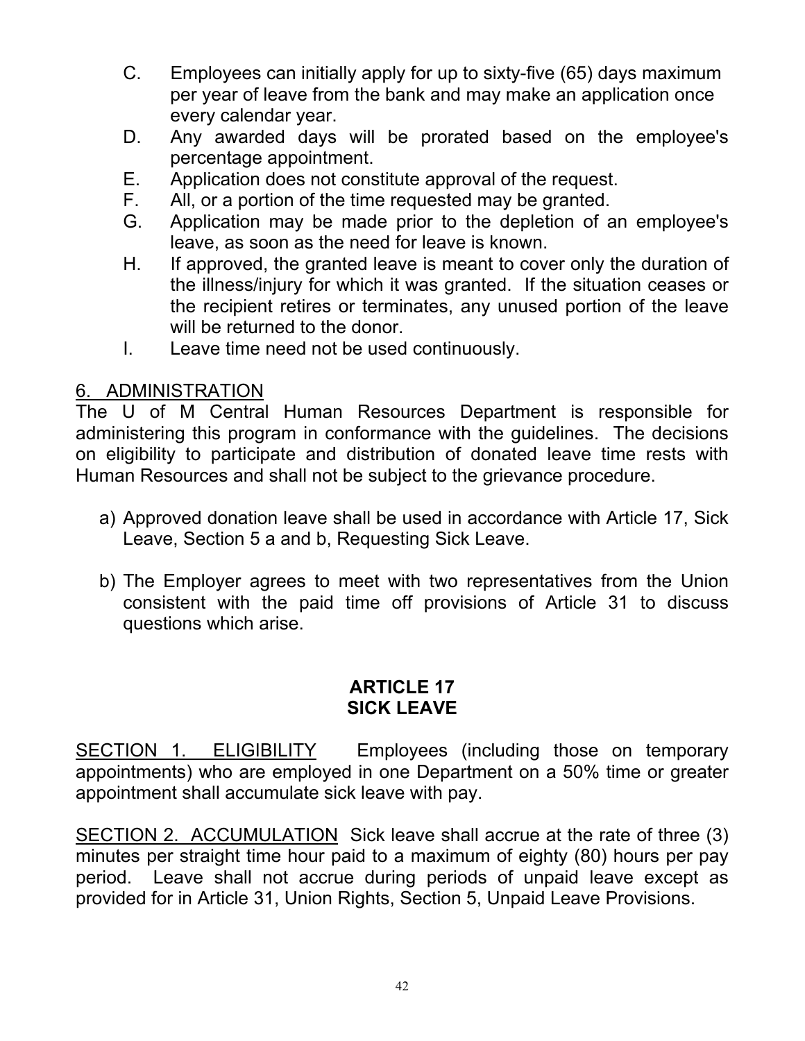C. Employees can initially apply for up to sixty-five (65) days maximum per year of leave from the bank and may make an application once every calendar year.

D. Any awarded days will be prorated based on the employee's percentage appointment.

E. Application does not constitute approval of the request.

F. All, or a portion of the time requested may be granted.

G. Application may be made prior to the depletion of an employee's leave, as soon as the need for leave is known.

H. If approved, the granted leave is meant to cover only the duration of the illness/injury for which it was granted. If the situation ceases or the recipient retires or terminates, any unused portion of the leave will be returned to the donor.

I. Leave time need not be used continuously.

6. ADMINISTRATION

The U of M Central Human Resources Department is responsible for administering this program in conformance with the guidelines. The decisions on eligibility to participate and distribution of donated leave time rests with Human Resources and shall not be subject to the grievance procedure.

a) Approved donation leave shall be used in accordance with Article 17, Sick Leave, Section 5 a and b, Requesting Sick Leave.

b) The Employer agrees to meet with two representatives from the Union consistent with the paid time off provisions of Article 31 to discuss questions which arise.

## ARTICLE 17
## SICK LEAVE

SECTION 1. ELIGIBILITY Employees (including those on temporary appointments) who are employed in one Department on a 50% time or greater appointment shall accumulate sick leave with pay.

SECTION 2. ACCUMULATION Sick leave shall accrue at the rate of three (3) minutes per straight time hour paid to a maximum of eighty (80) hours per pay period. Leave shall not accrue during periods of unpaid leave except as provided for in Article 31, Union Rights, Section 5, Unpaid Leave Provisions.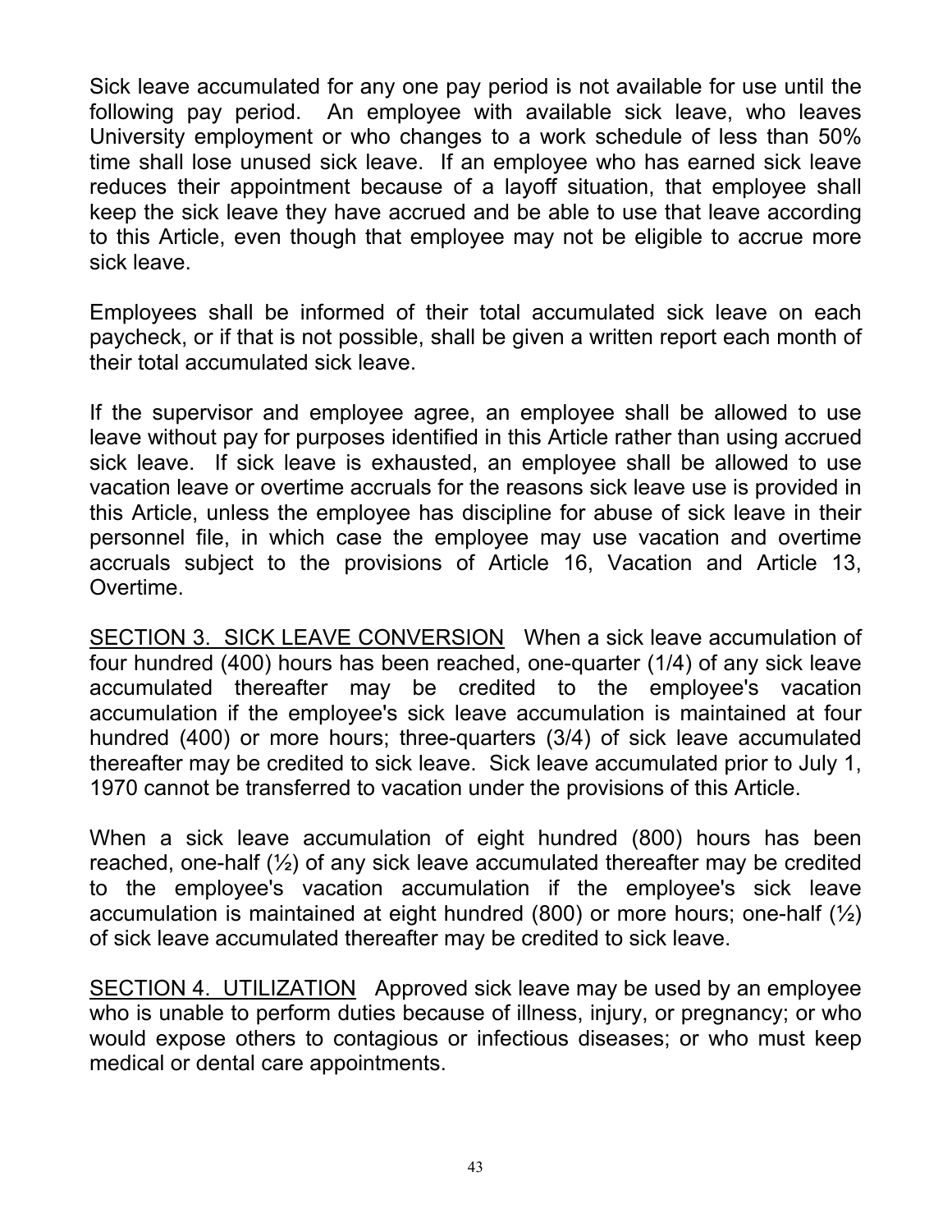Sick leave accumulated for any one pay period is not available for use until the following pay period. An employee with available sick leave, who leaves University employment or who changes to a work schedule of less than 50% time shall lose unused sick leave. If an employee who has earned sick leave reduces their appointment because of a layoff situation, that employee shall keep the sick leave they have accrued and be able to use that leave according to this Article, even though that employee may not be eligible to accrue more sick leave.

Employees shall be informed of their total accumulated sick leave on each paycheck, or if that is not possible, shall be given a written report each month of their total accumulated sick leave.

If the supervisor and employee agree, an employee shall be allowed to use leave without pay for purposes identified in this Article rather than using accrued sick leave. If sick leave is exhausted, an employee shall be allowed to use vacation leave or overtime accruals for the reasons sick leave use is provided in this Article, unless the employee has discipline for abuse of sick leave in their personnel file, in which case the employee may use vacation and overtime accruals subject to the provisions of Article 16, Vacation and Article 13, Overtime.

<u>SECTION 3. SICK LEAVE CONVERSION</u> When a sick leave accumulation of four hundred (400) hours has been reached, one-quarter (1/4) of any sick leave accumulated thereafter may be credited to the employee's vacation accumulation if the employee's sick leave accumulation is maintained at four hundred (400) or more hours; three-quarters (3/4) of sick leave accumulated thereafter may be credited to sick leave. Sick leave accumulated prior to July 1, 1970 cannot be transferred to vacation under the provisions of this Article.

When a sick leave accumulation of eight hundred (800) hours has been reached, one-half (½) of any sick leave accumulated thereafter may be credited to the employee's vacation accumulation if the employee's sick leave accumulation is maintained at eight hundred (800) or more hours; one-half (½) of sick leave accumulated thereafter may be credited to sick leave.

<u>SECTION 4. UTILIZATION</u> Approved sick leave may be used by an employee who is unable to perform duties because of illness, injury, or pregnancy; or who would expose others to contagious or infectious diseases; or who must keep medical or dental care appointments.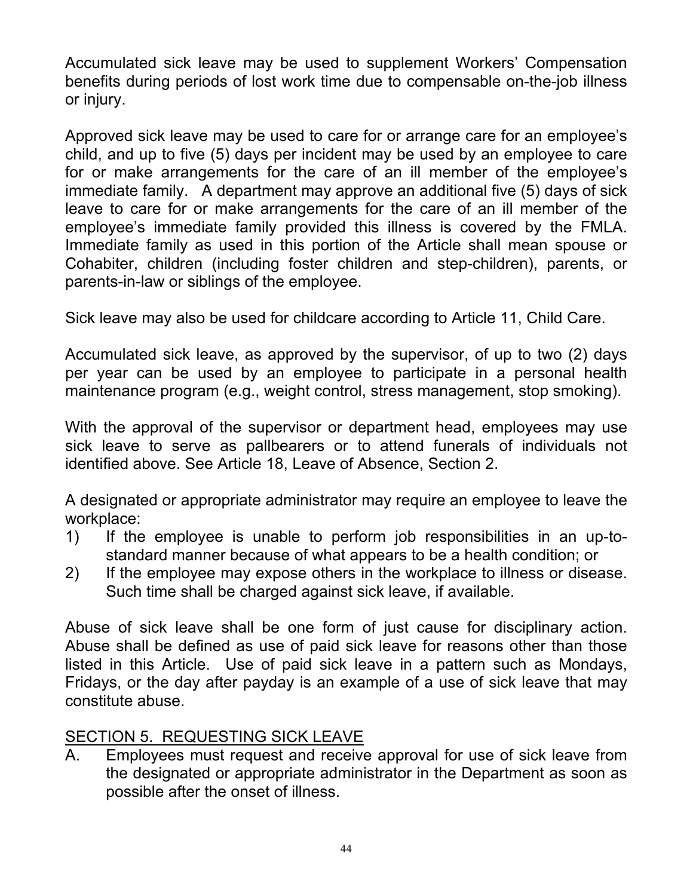Accumulated sick leave may be used to supplement Workers' Compensation benefits during periods of lost work time due to compensable on-the-job illness or injury.

Approved sick leave may be used to care for or arrange care for an employee's child, and up to five (5) days per incident may be used by an employee to care for or make arrangements for the care of an ill member of the employee's immediate family. A department may approve an additional five (5) days of sick leave to care for or make arrangements for the care of an ill member of the employee's immediate family provided this illness is covered by the FMLA. Immediate family as used in this portion of the Article shall mean spouse or Cohabiter, children (including foster children and step-children), parents, or parents-in-law or siblings of the employee.

Sick leave may also be used for childcare according to Article 11, Child Care.

Accumulated sick leave, as approved by the supervisor, of up to two (2) days per year can be used by an employee to participate in a personal health maintenance program (e.g., weight control, stress management, stop smoking).

With the approval of the supervisor or department head, employees may use sick leave to serve as pallbearers or to attend funerals of individuals not identified above. See Article 18, Leave of Absence, Section 2.

A designated or appropriate administrator may require an employee to leave the workplace:

1) If the employee is unable to perform job responsibilities in an up-to-standard manner because of what appears to be a health condition; or
2) If the employee may expose others in the workplace to illness or disease. Such time shall be charged against sick leave, if available.

Abuse of sick leave shall be one form of just cause for disciplinary action. Abuse shall be defined as use of paid sick leave for reasons other than those listed in this Article. Use of paid sick leave in a pattern such as Mondays, Fridays, or the day after payday is an example of a use of sick leave that may constitute abuse.

## SECTION 5. REQUESTING SICK LEAVE

A. Employees must request and receive approval for use of sick leave from the designated or appropriate administrator in the Department as soon as possible after the onset of illness.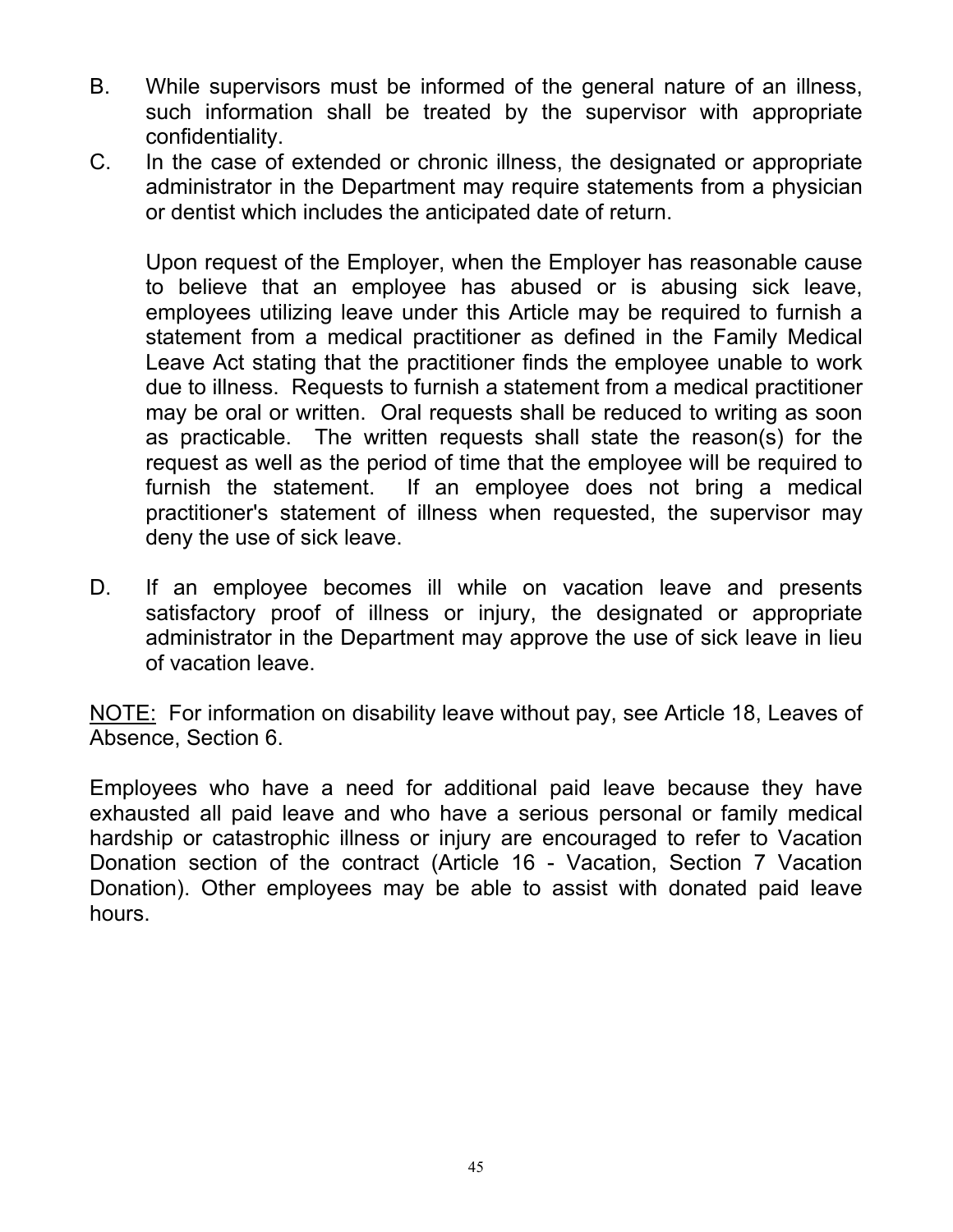B. While supervisors must be informed of the general nature of an illness, such information shall be treated by the supervisor with appropriate confidentiality.

C. In the case of extended or chronic illness, the designated or appropriate administrator in the Department may require statements from a physician or dentist which includes the anticipated date of return.

   Upon request of the Employer, when the Employer has reasonable cause to believe that an employee has abused or is abusing sick leave, employees utilizing leave under this Article may be required to furnish a statement from a medical practitioner as defined in the Family Medical Leave Act stating that the practitioner finds the employee unable to work due to illness. Requests to furnish a statement from a medical practitioner may be oral or written. Oral requests shall be reduced to writing as soon as practicable. The written requests shall state the reason(s) for the request as well as the period of time that the employee will be required to furnish the statement. If an employee does not bring a medical practitioner's statement of illness when requested, the supervisor may deny the use of sick leave.

D. If an employee becomes ill while on vacation leave and presents satisfactory proof of illness or injury, the designated or appropriate administrator in the Department may approve the use of sick leave in lieu of vacation leave.

<u>NOTE:</u> For information on disability leave without pay, see Article 18, Leaves of Absence, Section 6.

Employees who have a need for additional paid leave because they have exhausted all paid leave and who have a serious personal or family medical hardship or catastrophic illness or injury are encouraged to refer to Vacation Donation section of the contract (Article 16 - Vacation, Section 7 Vacation Donation). Other employees may be able to assist with donated paid leave hours.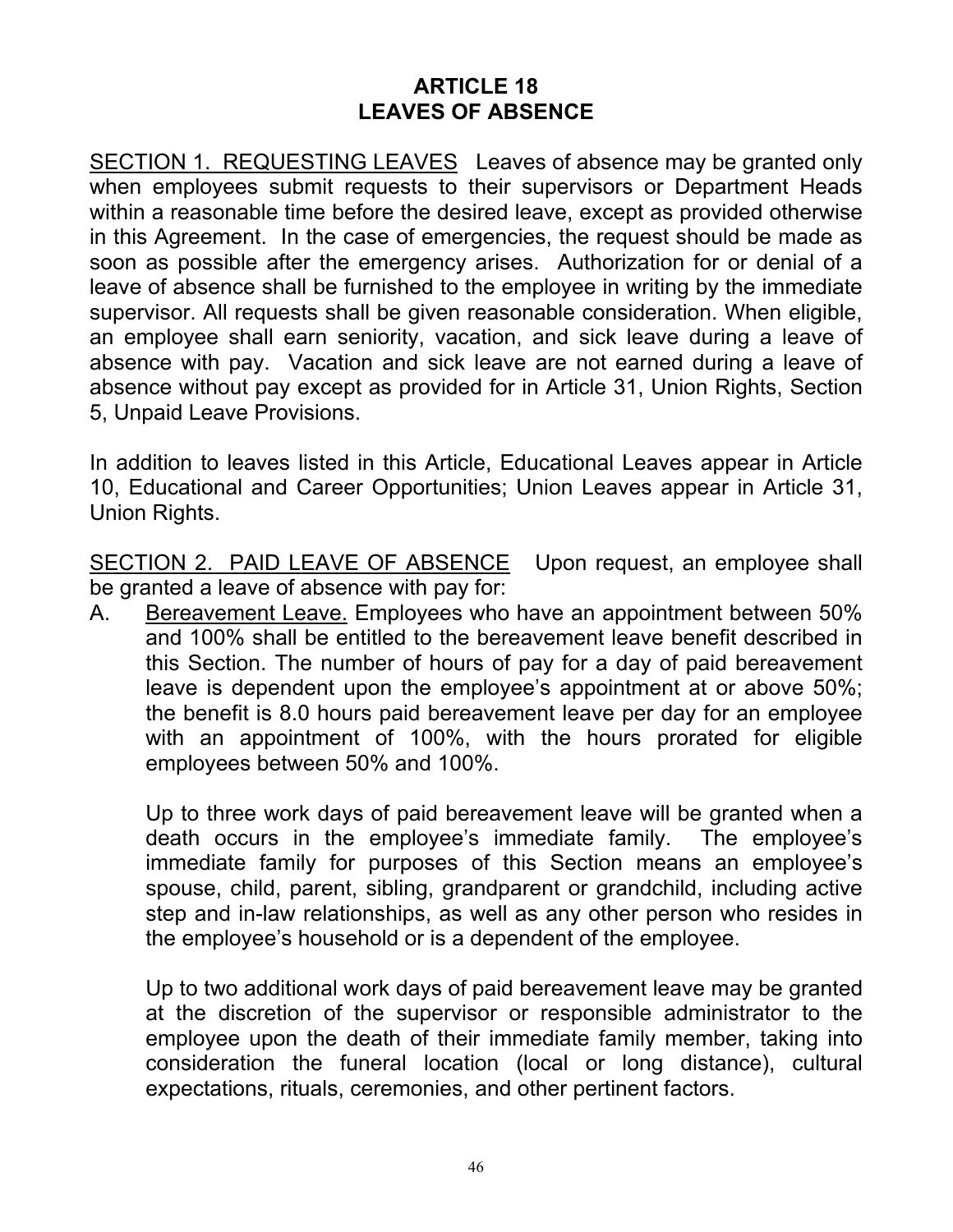# ARTICLE 18
# LEAVES OF ABSENCE

<u>SECTION 1. REQUESTING LEAVES</u> Leaves of absence may be granted only when employees submit requests to their supervisors or Department Heads within a reasonable time before the desired leave, except as provided otherwise in this Agreement. In the case of emergencies, the request should be made as soon as possible after the emergency arises. Authorization for or denial of a leave of absence shall be furnished to the employee in writing by the immediate supervisor. All requests shall be given reasonable consideration. When eligible, an employee shall earn seniority, vacation, and sick leave during a leave of absence with pay. Vacation and sick leave are not earned during a leave of absence without pay except as provided for in Article 31, Union Rights, Section 5, Unpaid Leave Provisions.

In addition to leaves listed in this Article, Educational Leaves appear in Article 10, Educational and Career Opportunities; Union Leaves appear in Article 31, Union Rights.

<u>SECTION 2. PAID LEAVE OF ABSENCE</u> Upon request, an employee shall be granted a leave of absence with pay for:

A. <u>Bereavement Leave.</u> Employees who have an appointment between 50% and 100% shall be entitled to the bereavement leave benefit described in this Section. The number of hours of pay for a day of paid bereavement leave is dependent upon the employee's appointment at or above 50%; the benefit is 8.0 hours paid bereavement leave per day for an employee with an appointment of 100%, with the hours prorated for eligible employees between 50% and 100%.

   Up to three work days of paid bereavement leave will be granted when a death occurs in the employee's immediate family. The employee's immediate family for purposes of this Section means an employee's spouse, child, parent, sibling, grandparent or grandchild, including active step and in-law relationships, as well as any other person who resides in the employee's household or is a dependent of the employee.

   Up to two additional work days of paid bereavement leave may be granted at the discretion of the supervisor or responsible administrator to the employee upon the death of their immediate family member, taking into consideration the funeral location (local or long distance), cultural expectations, rituals, ceremonies, and other pertinent factors.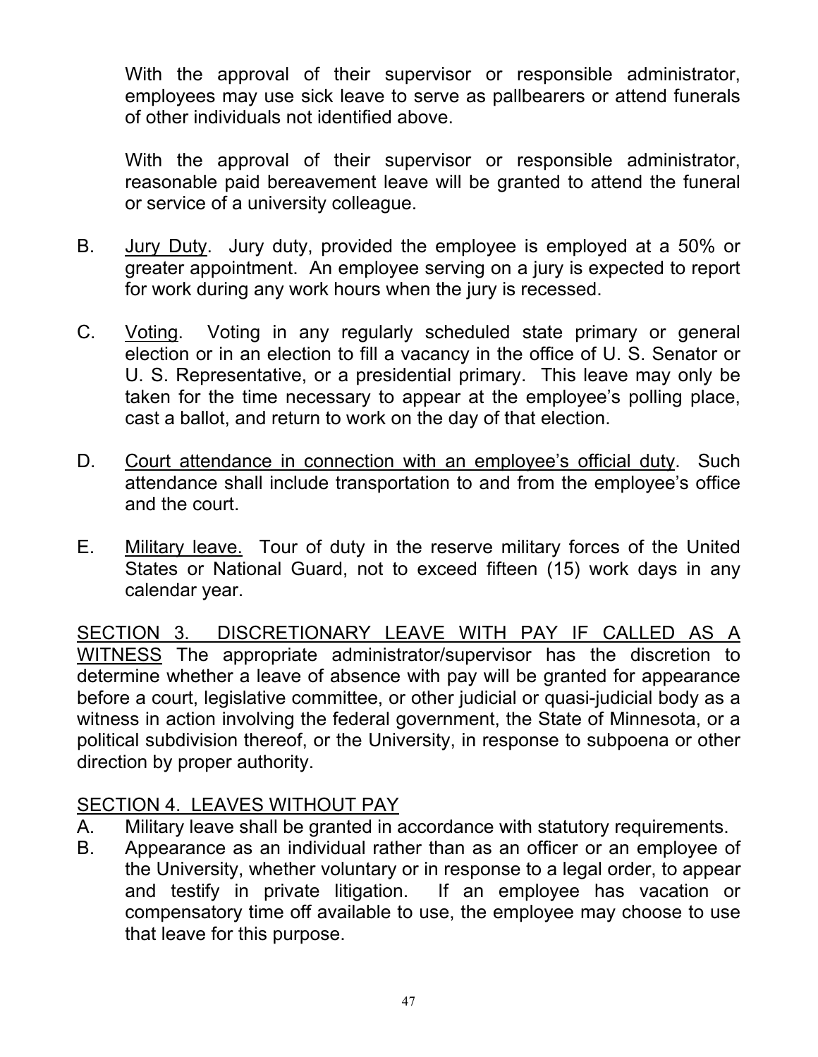With the approval of their supervisor or responsible administrator, employees may use sick leave to serve as pallbearers or attend funerals of other individuals not identified above.

With the approval of their supervisor or responsible administrator, reasonable paid bereavement leave will be granted to attend the funeral or service of a university colleague.

B. Jury Duty. Jury duty, provided the employee is employed at a 50% or greater appointment. An employee serving on a jury is expected to report for work during any work hours when the jury is recessed.

C. Voting. Voting in any regularly scheduled state primary or general election or in an election to fill a vacancy in the office of U. S. Senator or U. S. Representative, or a presidential primary. This leave may only be taken for the time necessary to appear at the employee's polling place, cast a ballot, and return to work on the day of that election.

D. Court attendance in connection with an employee's official duty. Such attendance shall include transportation to and from the employee's office and the court.

E. Military leave. Tour of duty in the reserve military forces of the United States or National Guard, not to exceed fifteen (15) work days in any calendar year.

SECTION 3. DISCRETIONARY LEAVE WITH PAY IF CALLED AS A WITNESS The appropriate administrator/supervisor has the discretion to determine whether a leave of absence with pay will be granted for appearance before a court, legislative committee, or other judicial or quasi-judicial body as a witness in action involving the federal government, the State of Minnesota, or a political subdivision thereof, or the University, in response to subpoena or other direction by proper authority.

SECTION 4. LEAVES WITHOUT PAY

A. Military leave shall be granted in accordance with statutory requirements.

B. Appearance as an individual rather than as an officer or an employee of the University, whether voluntary or in response to a legal order, to appear and testify in private litigation. If an employee has vacation or compensatory time off available to use, the employee may choose to use that leave for this purpose.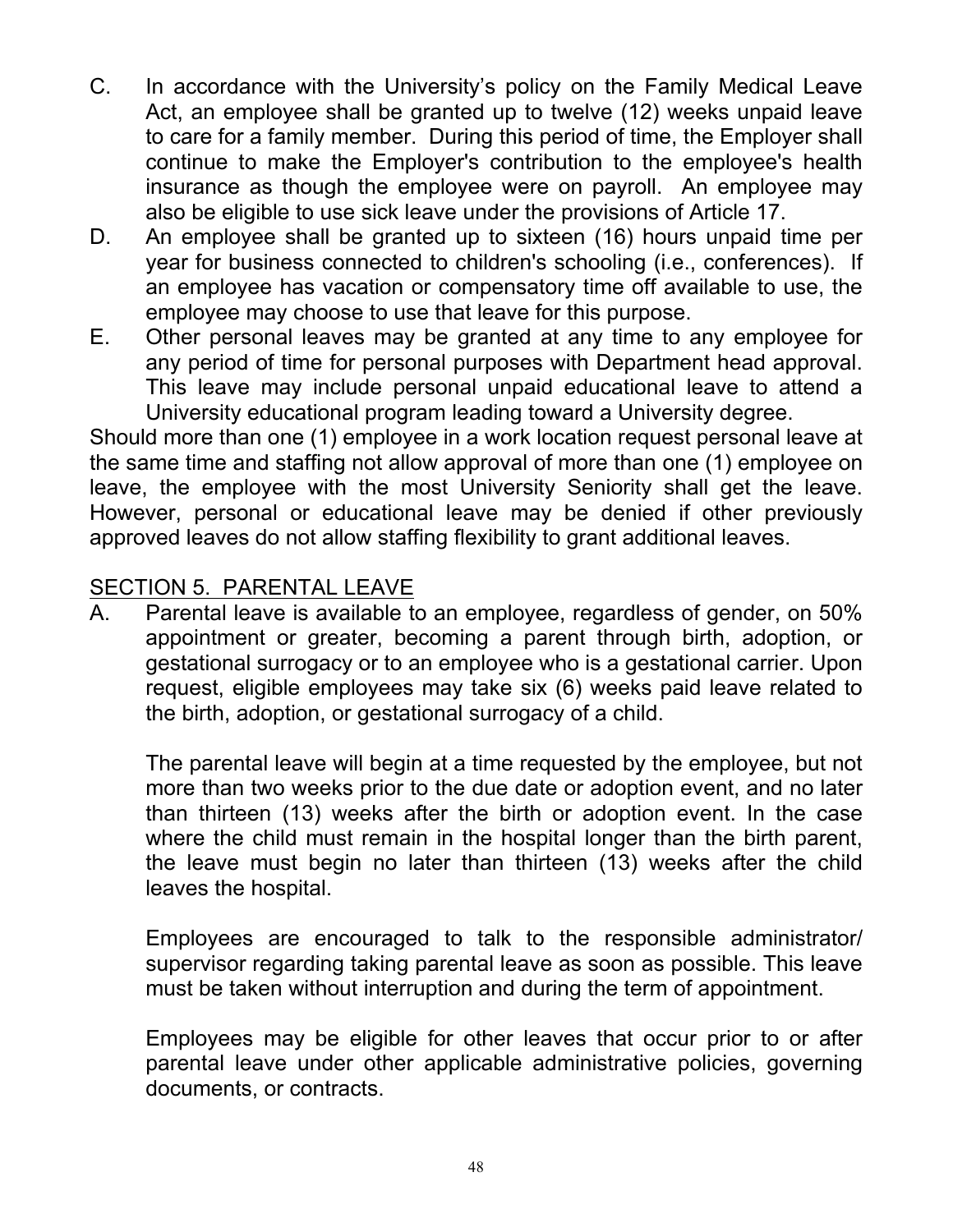C. In accordance with the University's policy on the Family Medical Leave Act, an employee shall be granted up to twelve (12) weeks unpaid leave to care for a family member. During this period of time, the Employer shall continue to make the Employer's contribution to the employee's health insurance as though the employee were on payroll. An employee may also be eligible to use sick leave under the provisions of Article 17.

D. An employee shall be granted up to sixteen (16) hours unpaid time per year for business connected to children's schooling (i.e., conferences). If an employee has vacation or compensatory time off available to use, the employee may choose to use that leave for this purpose.

E. Other personal leaves may be granted at any time to any employee for any period of time for personal purposes with Department head approval. This leave may include personal unpaid educational leave to attend a University educational program leading toward a University degree.

Should more than one (1) employee in a work location request personal leave at the same time and staffing not allow approval of more than one (1) employee on leave, the employee with the most University Seniority shall get the leave. However, personal or educational leave may be denied if other previously approved leaves do not allow staffing flexibility to grant additional leaves.

## SECTION 5. PARENTAL LEAVE

A. Parental leave is available to an employee, regardless of gender, on 50% appointment or greater, becoming a parent through birth, adoption, or gestational surrogacy or to an employee who is a gestational carrier. Upon request, eligible employees may take six (6) weeks paid leave related to the birth, adoption, or gestational surrogacy of a child.

   The parental leave will begin at a time requested by the employee, but not more than two weeks prior to the due date or adoption event, and no later than thirteen (13) weeks after the birth or adoption event. In the case where the child must remain in the hospital longer than the birth parent, the leave must begin no later than thirteen (13) weeks after the child leaves the hospital.

   Employees are encouraged to talk to the responsible administrator/ supervisor regarding taking parental leave as soon as possible. This leave must be taken without interruption and during the term of appointment.

   Employees may be eligible for other leaves that occur prior to or after parental leave under other applicable administrative policies, governing documents, or contracts.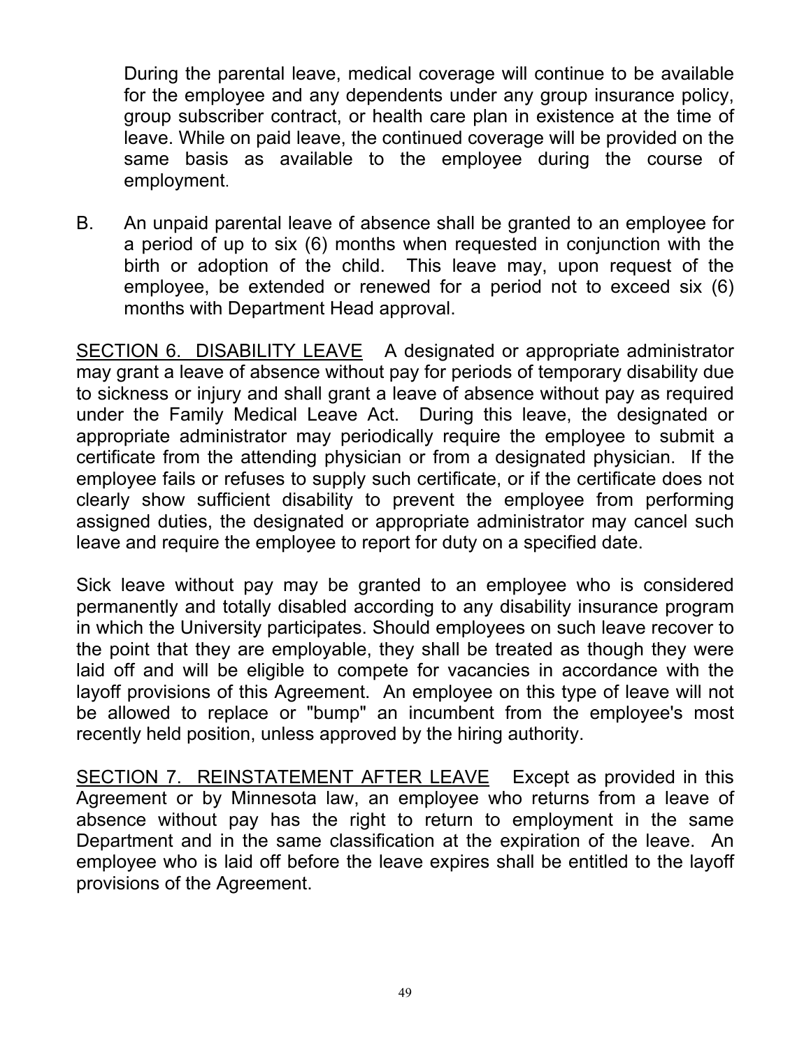During the parental leave, medical coverage will continue to be available for the employee and any dependents under any group insurance policy, group subscriber contract, or health care plan in existence at the time of leave. While on paid leave, the continued coverage will be provided on the same basis as available to the employee during the course of employment.

B. An unpaid parental leave of absence shall be granted to an employee for a period of up to six (6) months when requested in conjunction with the birth or adoption of the child. This leave may, upon request of the employee, be extended or renewed for a period not to exceed six (6) months with Department Head approval.

<u>SECTION 6. DISABILITY LEAVE</u> A designated or appropriate administrator may grant a leave of absence without pay for periods of temporary disability due to sickness or injury and shall grant a leave of absence without pay as required under the Family Medical Leave Act. During this leave, the designated or appropriate administrator may periodically require the employee to submit a certificate from the attending physician or from a designated physician. If the employee fails or refuses to supply such certificate, or if the certificate does not clearly show sufficient disability to prevent the employee from performing assigned duties, the designated or appropriate administrator may cancel such leave and require the employee to report for duty on a specified date.

Sick leave without pay may be granted to an employee who is considered permanently and totally disabled according to any disability insurance program in which the University participates. Should employees on such leave recover to the point that they are employable, they shall be treated as though they were laid off and will be eligible to compete for vacancies in accordance with the layoff provisions of this Agreement. An employee on this type of leave will not be allowed to replace or "bump" an incumbent from the employee's most recently held position, unless approved by the hiring authority.

<u>SECTION 7. REINSTATEMENT AFTER LEAVE</u> Except as provided in this Agreement or by Minnesota law, an employee who returns from a leave of absence without pay has the right to return to employment in the same Department and in the same classification at the expiration of the leave. An employee who is laid off before the leave expires shall be entitled to the layoff provisions of the Agreement.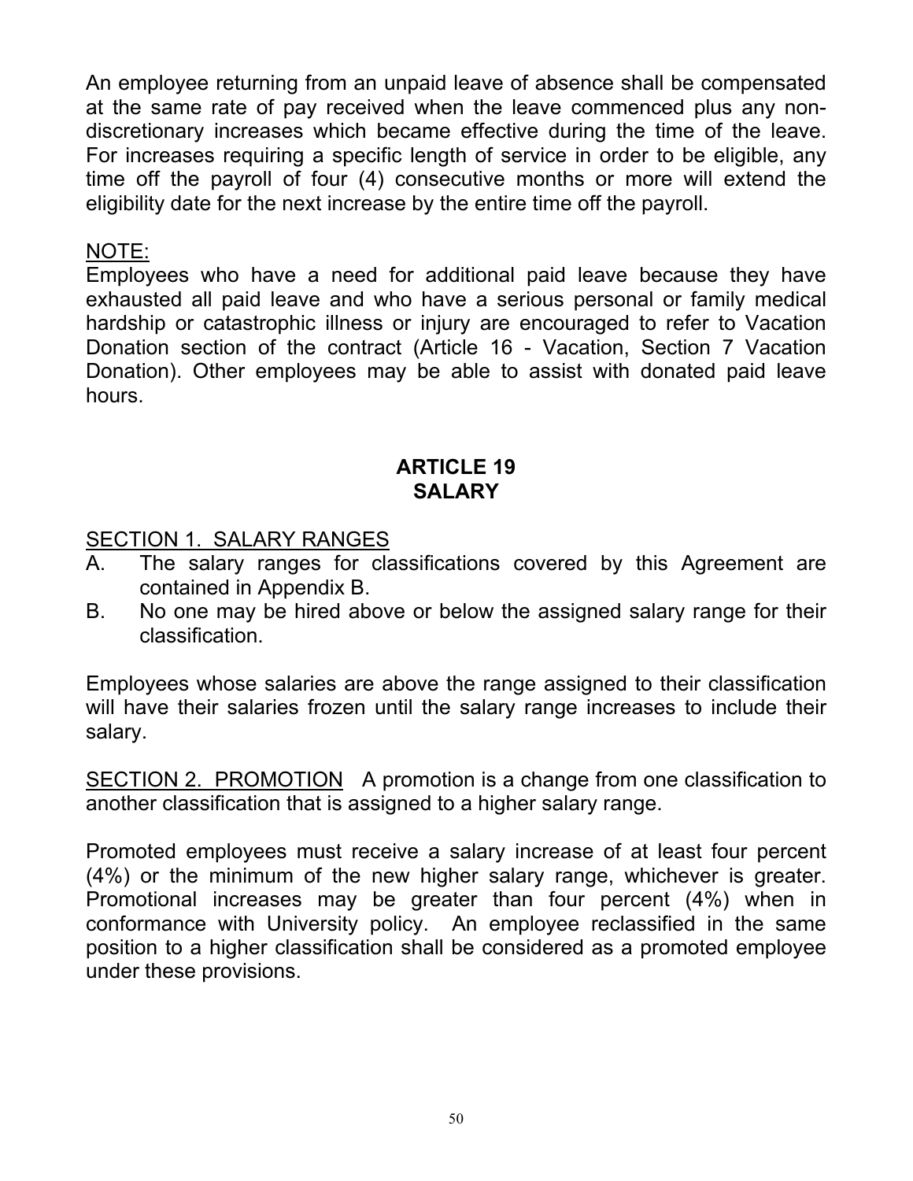An employee returning from an unpaid leave of absence shall be compensated at the same rate of pay received when the leave commenced plus any non-discretionary increases which became effective during the time of the leave. For increases requiring a specific length of service in order to be eligible, any time off the payroll of four (4) consecutive months or more will extend the eligibility date for the next increase by the entire time off the payroll.

NOTE:

Employees who have a need for additional paid leave because they have exhausted all paid leave and who have a serious personal or family medical hardship or catastrophic illness or injury are encouraged to refer to Vacation Donation section of the contract (Article 16 - Vacation, Section 7 Vacation Donation). Other employees may be able to assist with donated paid leave hours.

## ARTICLE 19
## SALARY

SECTION 1. SALARY RANGES

A. The salary ranges for classifications covered by this Agreement are contained in Appendix B.

B. No one may be hired above or below the assigned salary range for their classification.

Employees whose salaries are above the range assigned to their classification will have their salaries frozen until the salary range increases to include their salary.

SECTION 2. PROMOTION A promotion is a change from one classification to another classification that is assigned to a higher salary range.

Promoted employees must receive a salary increase of at least four percent (4%) or the minimum of the new higher salary range, whichever is greater. Promotional increases may be greater than four percent (4%) when in conformance with University policy. An employee reclassified in the same position to a higher classification shall be considered as a promoted employee under these provisions.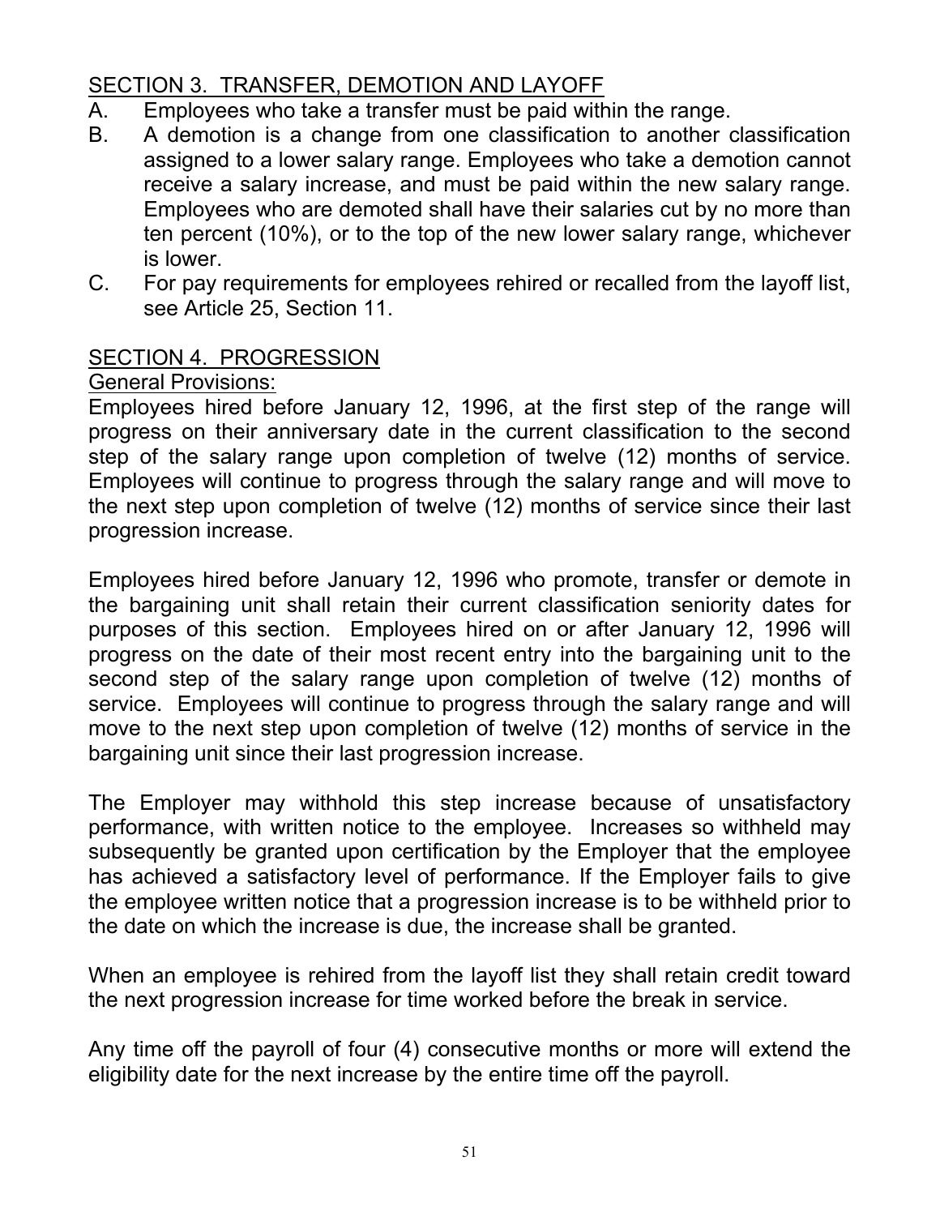## SECTION 3. TRANSFER, DEMOTION AND LAYOFF

A. Employees who take a transfer must be paid within the range.

B. A demotion is a change from one classification to another classification assigned to a lower salary range. Employees who take a demotion cannot receive a salary increase, and must be paid within the new salary range. Employees who are demoted shall have their salaries cut by no more than ten percent (10%), or to the top of the new lower salary range, whichever is lower.

C. For pay requirements for employees rehired or recalled from the layoff list, see Article 25, Section 11.

## SECTION 4. PROGRESSION

General Provisions:

Employees hired before January 12, 1996, at the first step of the range will progress on their anniversary date in the current classification to the second step of the salary range upon completion of twelve (12) months of service. Employees will continue to progress through the salary range and will move to the next step upon completion of twelve (12) months of service since their last progression increase.

Employees hired before January 12, 1996 who promote, transfer or demote in the bargaining unit shall retain their current classification seniority dates for purposes of this section. Employees hired on or after January 12, 1996 will progress on the date of their most recent entry into the bargaining unit to the second step of the salary range upon completion of twelve (12) months of service. Employees will continue to progress through the salary range and will move to the next step upon completion of twelve (12) months of service in the bargaining unit since their last progression increase.

The Employer may withhold this step increase because of unsatisfactory performance, with written notice to the employee. Increases so withheld may subsequently be granted upon certification by the Employer that the employee has achieved a satisfactory level of performance. If the Employer fails to give the employee written notice that a progression increase is to be withheld prior to the date on which the increase is due, the increase shall be granted.

When an employee is rehired from the layoff list they shall retain credit toward the next progression increase for time worked before the break in service.

Any time off the payroll of four (4) consecutive months or more will extend the eligibility date for the next increase by the entire time off the payroll.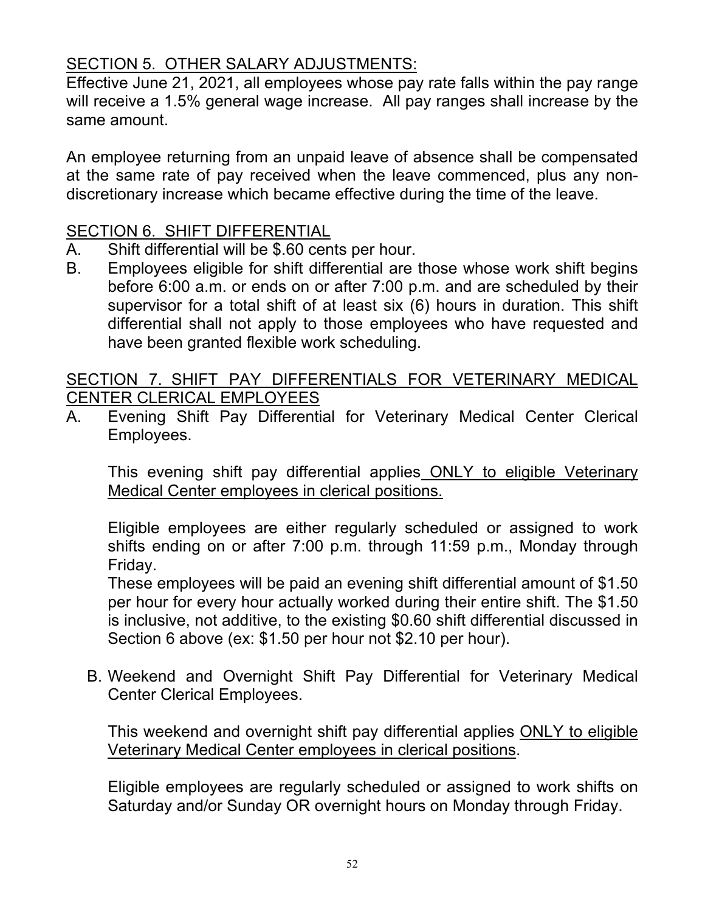## SECTION 5. OTHER SALARY ADJUSTMENTS:

Effective June 21, 2021, all employees whose pay rate falls within the pay range will receive a 1.5% general wage increase. All pay ranges shall increase by the same amount.

An employee returning from an unpaid leave of absence shall be compensated at the same rate of pay received when the leave commenced, plus any non-discretionary increase which became effective during the time of the leave.

## SECTION 6. SHIFT DIFFERENTIAL

A. Shift differential will be $.60 cents per hour.

B. Employees eligible for shift differential are those whose work shift begins before 6:00 a.m. or ends on or after 7:00 p.m. and are scheduled by their supervisor for a total shift of at least six (6) hours in duration. This shift differential shall not apply to those employees who have requested and have been granted flexible work scheduling.

## SECTION 7. SHIFT PAY DIFFERENTIALS FOR VETERINARY MEDICAL CENTER CLERICAL EMPLOYEES

A. Evening Shift Pay Differential for Veterinary Medical Center Clerical Employees.

This evening shift pay differential applies ONLY to eligible Veterinary Medical Center employees in clerical positions.

Eligible employees are either regularly scheduled or assigned to work shifts ending on or after 7:00 p.m. through 11:59 p.m., Monday through Friday.

These employees will be paid an evening shift differential amount of $1.50 per hour for every hour actually worked during their entire shift. The $1.50 is inclusive, not additive, to the existing $0.60 shift differential discussed in Section 6 above (ex: $1.50 per hour not $2.10 per hour).

B. Weekend and Overnight Shift Pay Differential for Veterinary Medical Center Clerical Employees.

This weekend and overnight shift pay differential applies ONLY to eligible Veterinary Medical Center employees in clerical positions.

Eligible employees are regularly scheduled or assigned to work shifts on Saturday and/or Sunday OR overnight hours on Monday through Friday.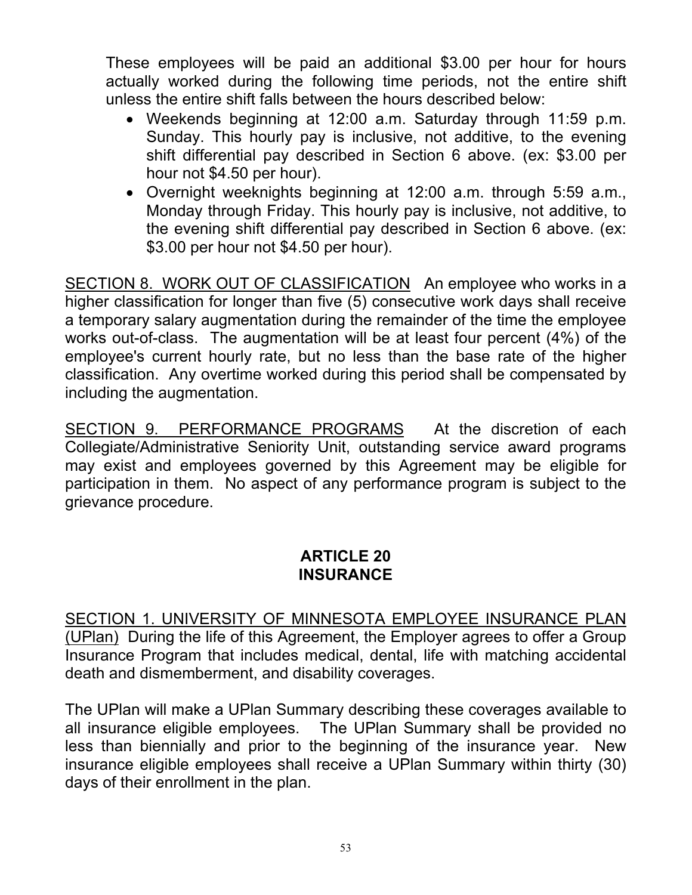These employees will be paid an additional $3.00 per hour for hours actually worked during the following time periods, not the entire shift unless the entire shift falls between the hours described below:

- Weekends beginning at 12:00 a.m. Saturday through 11:59 p.m. Sunday. This hourly pay is inclusive, not additive, to the evening shift differential pay described in Section 6 above. (ex: $3.00 per hour not $4.50 per hour).
- Overnight weeknights beginning at 12:00 a.m. through 5:59 a.m., Monday through Friday. This hourly pay is inclusive, not additive, to the evening shift differential pay described in Section 6 above. (ex: $3.00 per hour not $4.50 per hour).

SECTION 8. WORK OUT OF CLASSIFICATION An employee who works in a higher classification for longer than five (5) consecutive work days shall receive a temporary salary augmentation during the remainder of the time the employee works out-of-class. The augmentation will be at least four percent (4%) of the employee's current hourly rate, but no less than the base rate of the higher classification. Any overtime worked during this period shall be compensated by including the augmentation.

SECTION 9. PERFORMANCE PROGRAMS At the discretion of each Collegiate/Administrative Seniority Unit, outstanding service award programs may exist and employees governed by this Agreement may be eligible for participation in them. No aspect of any performance program is subject to the grievance procedure.

## ARTICLE 20
## INSURANCE

SECTION 1. UNIVERSITY OF MINNESOTA EMPLOYEE INSURANCE PLAN (UPlan) During the life of this Agreement, the Employer agrees to offer a Group Insurance Program that includes medical, dental, life with matching accidental death and dismemberment, and disability coverages.

The UPlan will make a UPlan Summary describing these coverages available to all insurance eligible employees. The UPlan Summary shall be provided no less than biennially and prior to the beginning of the insurance year. New insurance eligible employees shall receive a UPlan Summary within thirty (30) days of their enrollment in the plan.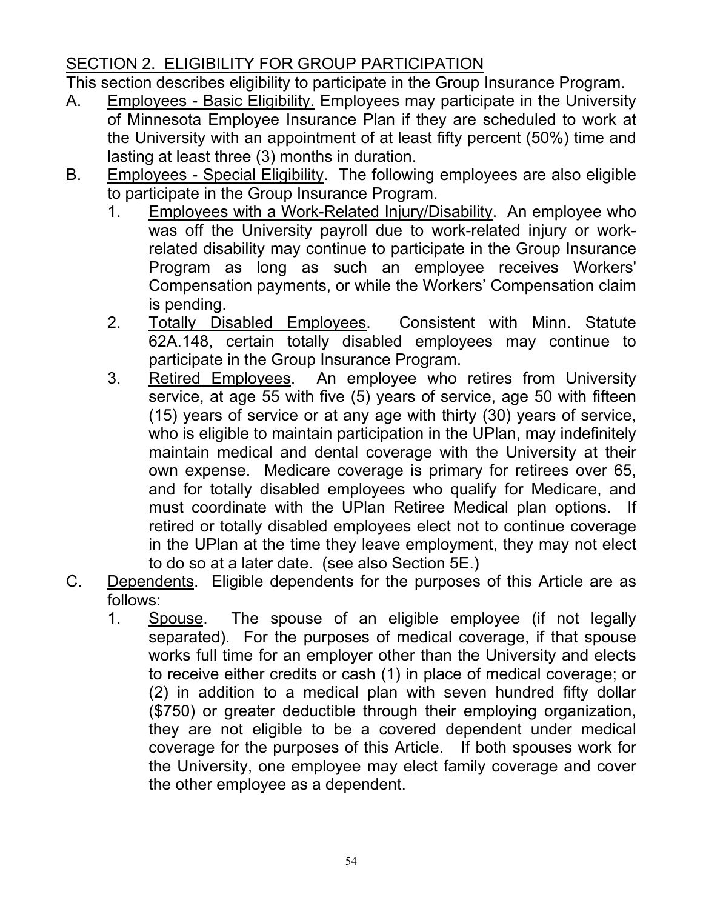## SECTION 2. ELIGIBILITY FOR GROUP PARTICIPATION

This section describes eligibility to participate in the Group Insurance Program.

A. Employees - Basic Eligibility. Employees may participate in the University of Minnesota Employee Insurance Plan if they are scheduled to work at the University with an appointment of at least fifty percent (50%) time and lasting at least three (3) months in duration.

B. Employees - Special Eligibility. The following employees are also eligible to participate in the Group Insurance Program.

   1. Employees with a Work-Related Injury/Disability. An employee who was off the University payroll due to work-related injury or work-related disability may continue to participate in the Group Insurance Program as long as such an employee receives Workers' Compensation payments, or while the Workers' Compensation claim is pending.

   2. Totally Disabled Employees. Consistent with Minn. Statute 62A.148, certain totally disabled employees may continue to participate in the Group Insurance Program.

   3. Retired Employees. An employee who retires from University service, at age 55 with five (5) years of service, age 50 with fifteen (15) years of service or at any age with thirty (30) years of service, who is eligible to maintain participation in the UPlan, may indefinitely maintain medical and dental coverage with the University at their own expense. Medicare coverage is primary for retirees over 65, and for totally disabled employees who qualify for Medicare, and must coordinate with the UPlan Retiree Medical plan options. If retired or totally disabled employees elect not to continue coverage in the UPlan at the time they leave employment, they may not elect to do so at a later date. (see also Section 5E.)

C. Dependents. Eligible dependents for the purposes of this Article are as follows:

   1. Spouse. The spouse of an eligible employee (if not legally separated). For the purposes of medical coverage, if that spouse works full time for an employer other than the University and elects to receive either credits or cash (1) in place of medical coverage; or (2) in addition to a medical plan with seven hundred fifty dollar ($750) or greater deductible through their employing organization, they are not eligible to be a covered dependent under medical coverage for the purposes of this Article. If both spouses work for the University, one employee may elect family coverage and cover the other employee as a dependent.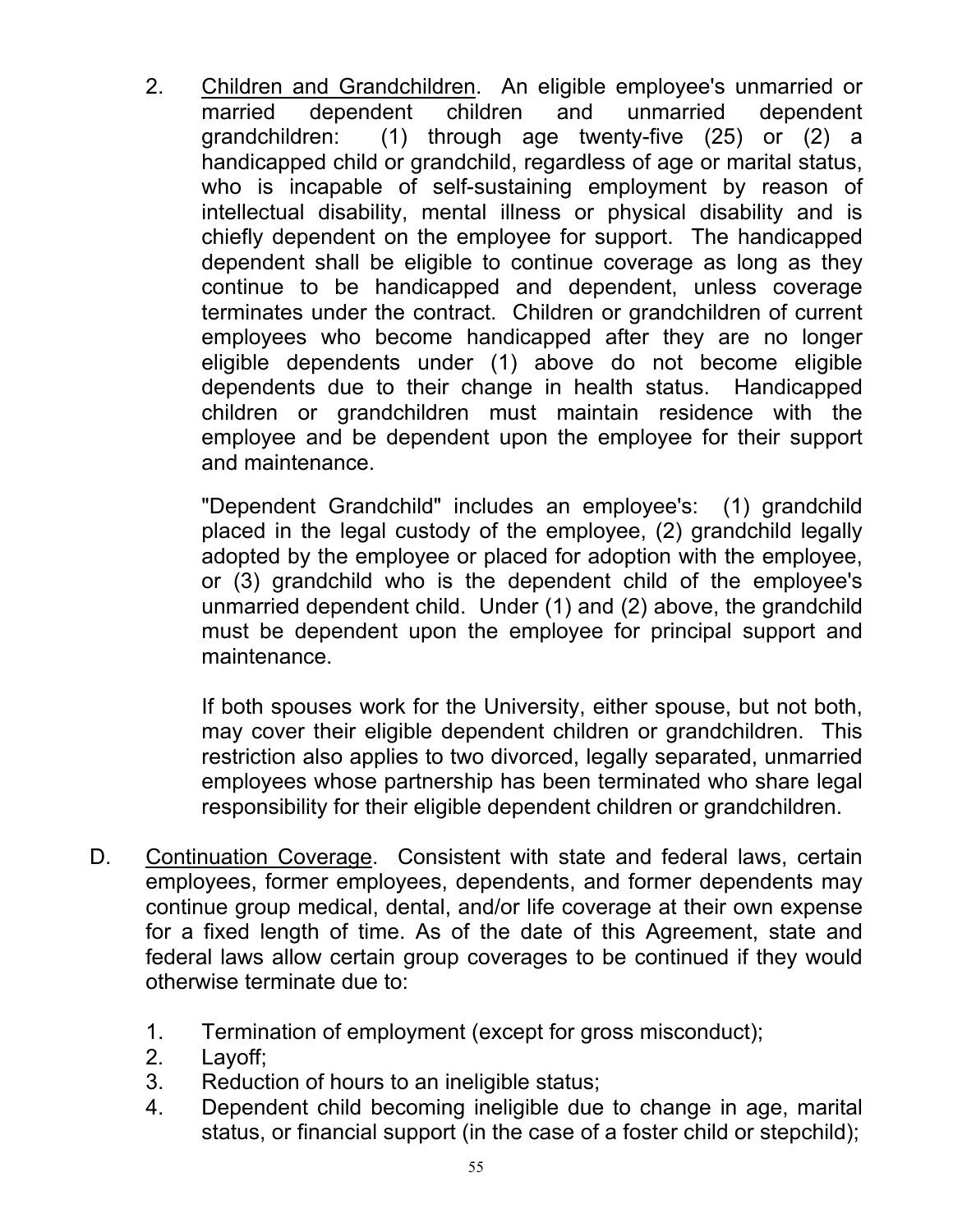2. <u>Children and Grandchildren</u>. An eligible employee's unmarried or married dependent children and unmarried dependent grandchildren: (1) through age twenty-five (25) or (2) a handicapped child or grandchild, regardless of age or marital status, who is incapable of self-sustaining employment by reason of intellectual disability, mental illness or physical disability and is chiefly dependent on the employee for support. The handicapped dependent shall be eligible to continue coverage as long as they continue to be handicapped and dependent, unless coverage terminates under the contract. Children or grandchildren of current employees who become handicapped after they are no longer eligible dependents under (1) above do not become eligible dependents due to their change in health status. Handicapped children or grandchildren must maintain residence with the employee and be dependent upon the employee for their support and maintenance.

   "Dependent Grandchild" includes an employee's: (1) grandchild placed in the legal custody of the employee, (2) grandchild legally adopted by the employee or placed for adoption with the employee, or (3) grandchild who is the dependent child of the employee's unmarried dependent child. Under (1) and (2) above, the grandchild must be dependent upon the employee for principal support and maintenance.

   If both spouses work for the University, either spouse, but not both, may cover their eligible dependent children or grandchildren. This restriction also applies to two divorced, legally separated, unmarried employees whose partnership has been terminated who share legal responsibility for their eligible dependent children or grandchildren.

D. <u>Continuation Coverage</u>. Consistent with state and federal laws, certain employees, former employees, dependents, and former dependents may continue group medical, dental, and/or life coverage at their own expense for a fixed length of time. As of the date of this Agreement, state and federal laws allow certain group coverages to be continued if they would otherwise terminate due to:

   1. Termination of employment (except for gross misconduct);
   2. Layoff;
   3. Reduction of hours to an ineligible status;
   4. Dependent child becoming ineligible due to change in age, marital status, or financial support (in the case of a foster child or stepchild);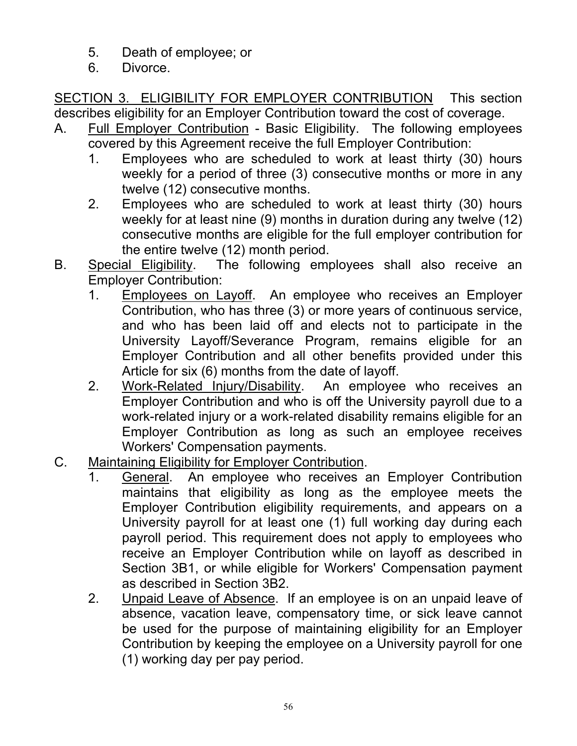5. Death of employee; or
6. Divorce.

SECTION 3. ELIGIBILITY FOR EMPLOYER CONTRIBUTION This section describes eligibility for an Employer Contribution toward the cost of coverage.

A. Full Employer Contribution - Basic Eligibility. The following employees covered by this Agreement receive the full Employer Contribution:
   1. Employees who are scheduled to work at least thirty (30) hours weekly for a period of three (3) consecutive months or more in any twelve (12) consecutive months.
   2. Employees who are scheduled to work at least thirty (30) hours weekly for at least nine (9) months in duration during any twelve (12) consecutive months are eligible for the full employer contribution for the entire twelve (12) month period.

B. Special Eligibility. The following employees shall also receive an Employer Contribution:
   1. Employees on Layoff. An employee who receives an Employer Contribution, who has three (3) or more years of continuous service, and who has been laid off and elects not to participate in the University Layoff/Severance Program, remains eligible for an Employer Contribution and all other benefits provided under this Article for six (6) months from the date of layoff.
   2. Work-Related Injury/Disability. An employee who receives an Employer Contribution and who is off the University payroll due to a work-related injury or a work-related disability remains eligible for an Employer Contribution as long as such an employee receives Workers' Compensation payments.

C. Maintaining Eligibility for Employer Contribution.
   1. General. An employee who receives an Employer Contribution maintains that eligibility as long as the employee meets the Employer Contribution eligibility requirements, and appears on a University payroll for at least one (1) full working day during each payroll period. This requirement does not apply to employees who receive an Employer Contribution while on layoff as described in Section 3B1, or while eligible for Workers' Compensation payment as described in Section 3B2.
   2. Unpaid Leave of Absence. If an employee is on an unpaid leave of absence, vacation leave, compensatory time, or sick leave cannot be used for the purpose of maintaining eligibility for an Employer Contribution by keeping the employee on a University payroll for one (1) working day per pay period.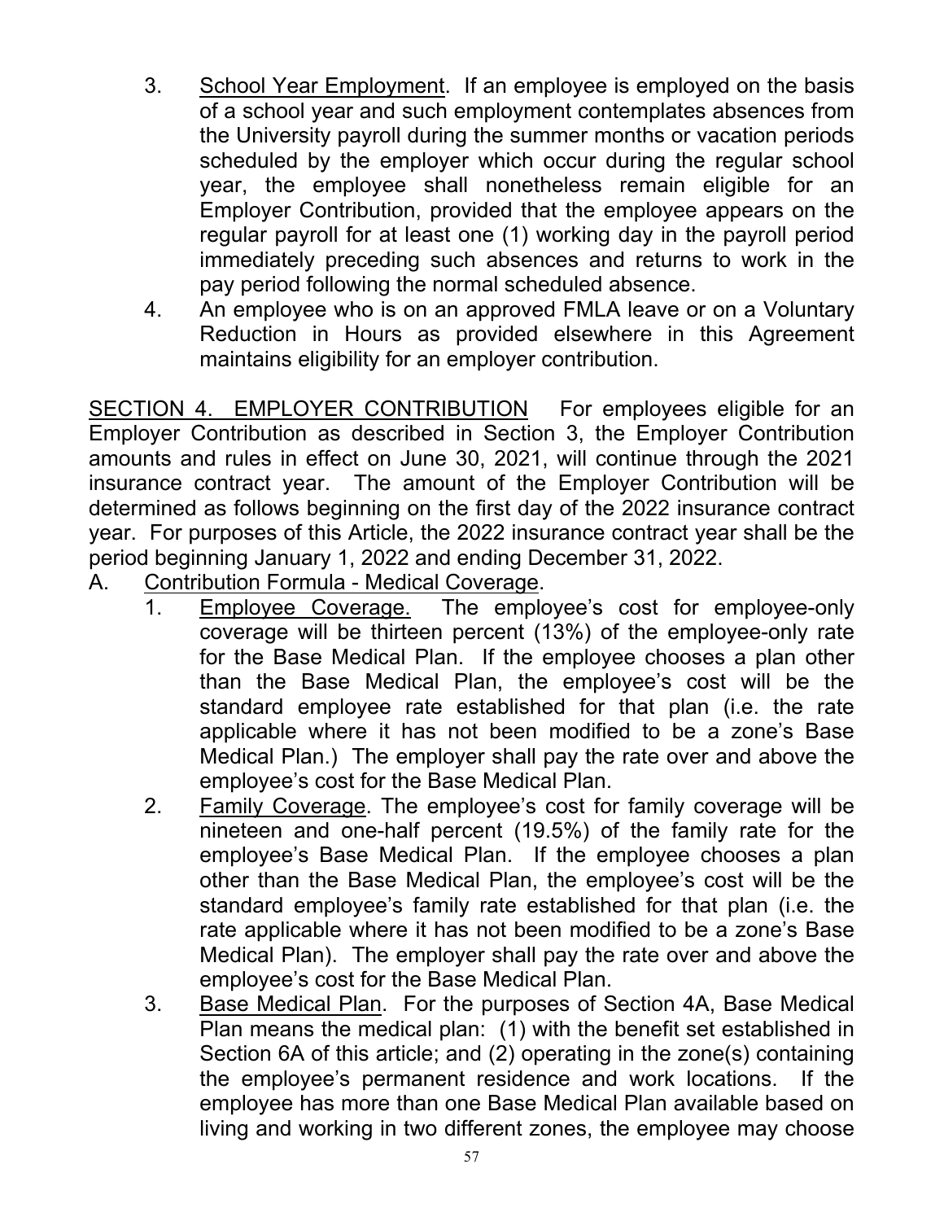3. School Year Employment. If an employee is employed on the basis of a school year and such employment contemplates absences from the University payroll during the summer months or vacation periods scheduled by the employer which occur during the regular school year, the employee shall nonetheless remain eligible for an Employer Contribution, provided that the employee appears on the regular payroll for at least one (1) working day in the payroll period immediately preceding such absences and returns to work in the pay period following the normal scheduled absence.
4. An employee who is on an approved FMLA leave or on a Voluntary Reduction in Hours as provided elsewhere in this Agreement maintains eligibility for an employer contribution.

SECTION 4. EMPLOYER CONTRIBUTION For employees eligible for an Employer Contribution as described in Section 3, the Employer Contribution amounts and rules in effect on June 30, 2021, will continue through the 2021 insurance contract year. The amount of the Employer Contribution will be determined as follows beginning on the first day of the 2022 insurance contract year. For purposes of this Article, the 2022 insurance contract year shall be the period beginning January 1, 2022 and ending December 31, 2022.

A. Contribution Formula - Medical Coverage.
1. Employee Coverage. The employee's cost for employee-only coverage will be thirteen percent (13%) of the employee-only rate for the Base Medical Plan. If the employee chooses a plan other than the Base Medical Plan, the employee's cost will be the standard employee rate established for that plan (i.e. the rate applicable where it has not been modified to be a zone's Base Medical Plan.) The employer shall pay the rate over and above the employee's cost for the Base Medical Plan.
2. Family Coverage. The employee's cost for family coverage will be nineteen and one-half percent (19.5%) of the family rate for the employee's Base Medical Plan. If the employee chooses a plan other than the Base Medical Plan, the employee's cost will be the standard employee's family rate established for that plan (i.e. the rate applicable where it has not been modified to be a zone's Base Medical Plan). The employer shall pay the rate over and above the employee's cost for the Base Medical Plan.
3. Base Medical Plan. For the purposes of Section 4A, Base Medical Plan means the medical plan: (1) with the benefit set established in Section 6A of this article; and (2) operating in the zone(s) containing the employee's permanent residence and work locations. If the employee has more than one Base Medical Plan available based on living and working in two different zones, the employee may choose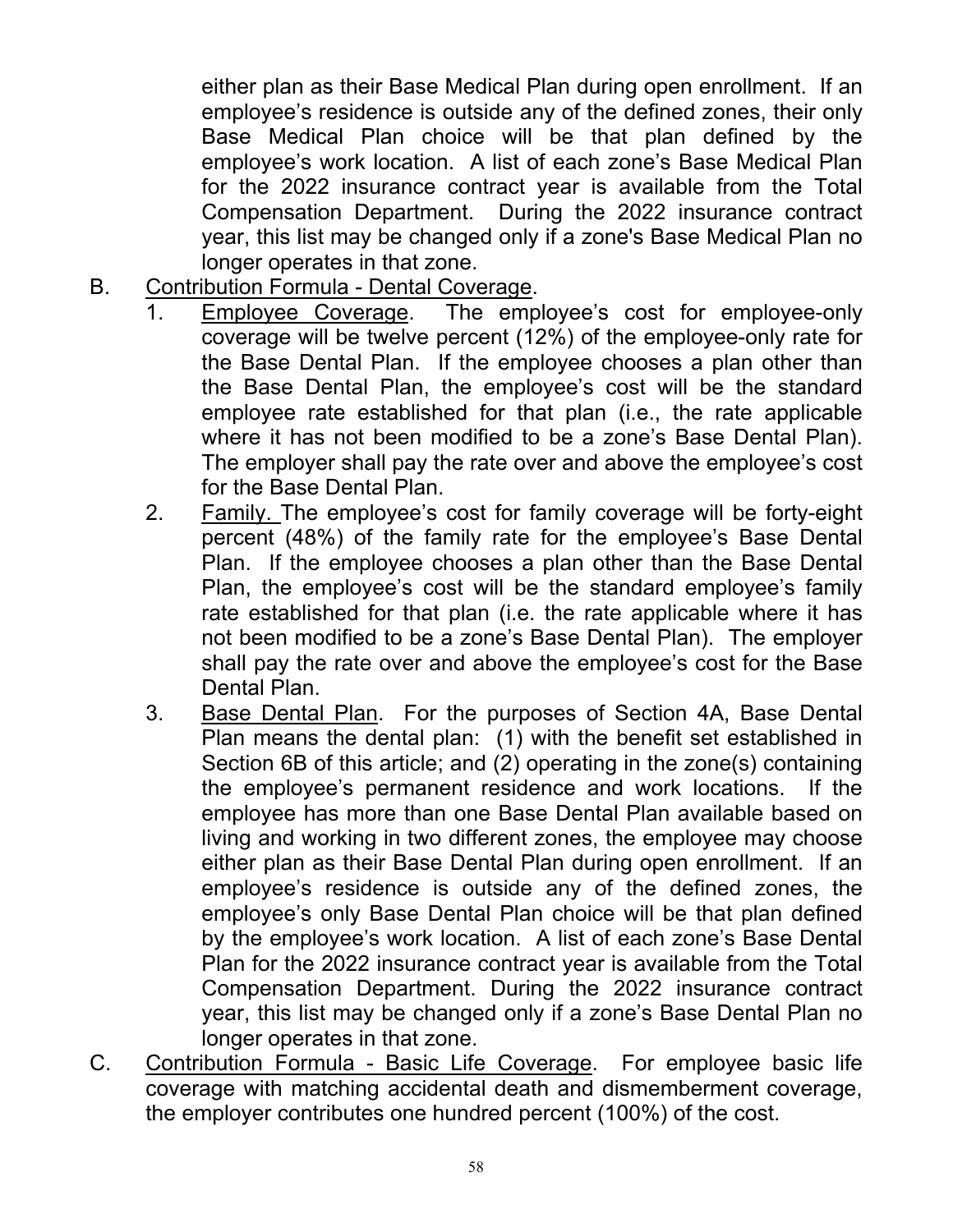either plan as their Base Medical Plan during open enrollment. If an employee's residence is outside any of the defined zones, their only Base Medical Plan choice will be that plan defined by the employee's work location. A list of each zone's Base Medical Plan for the 2022 insurance contract year is available from the Total Compensation Department. During the 2022 insurance contract year, this list may be changed only if a zone's Base Medical Plan no longer operates in that zone.

B. Contribution Formula - Dental Coverage.

1. Employee Coverage. The employee's cost for employee-only coverage will be twelve percent (12%) of the employee-only rate for the Base Dental Plan. If the employee chooses a plan other than the Base Dental Plan, the employee's cost will be the standard employee rate established for that plan (i.e., the rate applicable where it has not been modified to be a zone's Base Dental Plan). The employer shall pay the rate over and above the employee's cost for the Base Dental Plan.

2. Family. The employee's cost for family coverage will be forty-eight percent (48%) of the family rate for the employee's Base Dental Plan. If the employee chooses a plan other than the Base Dental Plan, the employee's cost will be the standard employee's family rate established for that plan (i.e. the rate applicable where it has not been modified to be a zone's Base Dental Plan). The employer shall pay the rate over and above the employee's cost for the Base Dental Plan.

3. Base Dental Plan. For the purposes of Section 4A, Base Dental Plan means the dental plan: (1) with the benefit set established in Section 6B of this article; and (2) operating in the zone(s) containing the employee's permanent residence and work locations. If the employee has more than one Base Dental Plan available based on living and working in two different zones, the employee may choose either plan as their Base Dental Plan during open enrollment. If an employee's residence is outside any of the defined zones, the employee's only Base Dental Plan choice will be that plan defined by the employee's work location. A list of each zone's Base Dental Plan for the 2022 insurance contract year is available from the Total Compensation Department. During the 2022 insurance contract year, this list may be changed only if a zone's Base Dental Plan no longer operates in that zone.

C. Contribution Formula - Basic Life Coverage. For employee basic life coverage with matching accidental death and dismemberment coverage, the employer contributes one hundred percent (100%) of the cost.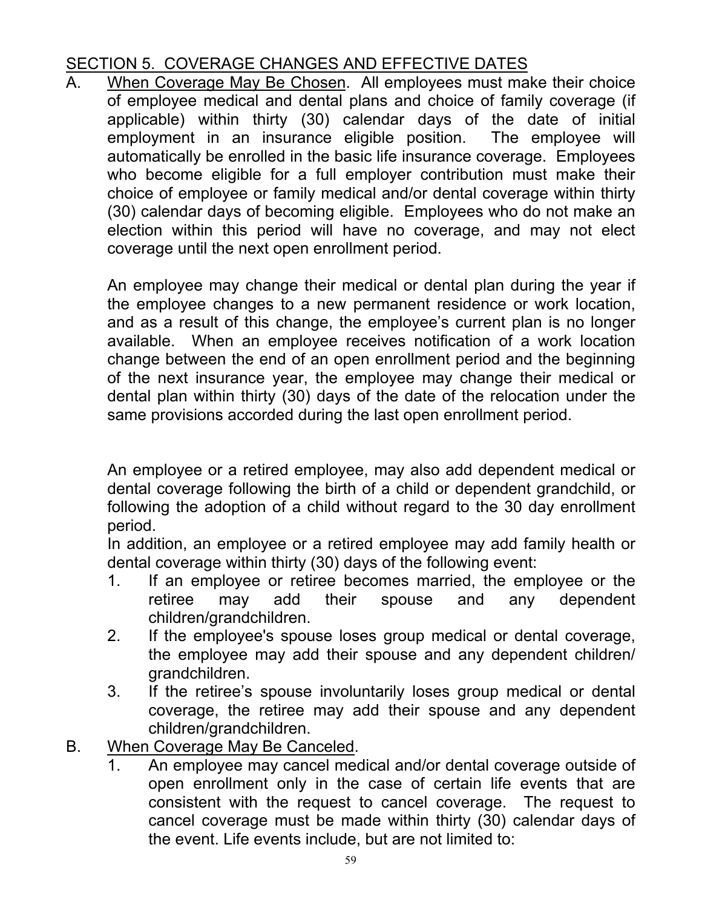## SECTION 5. COVERAGE CHANGES AND EFFECTIVE DATES

A. <u>When Coverage May Be Chosen</u>. All employees must make their choice of employee medical and dental plans and choice of family coverage (if applicable) within thirty (30) calendar days of the date of initial employment in an insurance eligible position. The employee will automatically be enrolled in the basic life insurance coverage. Employees who become eligible for a full employer contribution must make their choice of employee or family medical and/or dental coverage within thirty (30) calendar days of becoming eligible. Employees who do not make an election within this period will have no coverage, and may not elect coverage until the next open enrollment period.

   An employee may change their medical or dental plan during the year if the employee changes to a new permanent residence or work location, and as a result of this change, the employee's current plan is no longer available. When an employee receives notification of a work location change between the end of an open enrollment period and the beginning of the next insurance year, the employee may change their medical or dental plan within thirty (30) days of the date of the relocation under the same provisions accorded during the last open enrollment period.

   An employee or a retired employee, may also add dependent medical or dental coverage following the birth of a child or dependent grandchild, or following the adoption of a child without regard to the 30 day enrollment period.

   In addition, an employee or a retired employee may add family health or dental coverage within thirty (30) days of the following event:

   1. If an employee or retiree becomes married, the employee or the retiree may add their spouse and any dependent children/grandchildren.
   2. If the employee's spouse loses group medical or dental coverage, the employee may add their spouse and any dependent children/ grandchildren.
   3. If the retiree's spouse involuntarily loses group medical or dental coverage, the retiree may add their spouse and any dependent children/grandchildren.

B. <u>When Coverage May Be Canceled</u>.

   1. An employee may cancel medical and/or dental coverage outside of open enrollment only in the case of certain life events that are consistent with the request to cancel coverage. The request to cancel coverage must be made within thirty (30) calendar days of the event. Life events include, but are not limited to: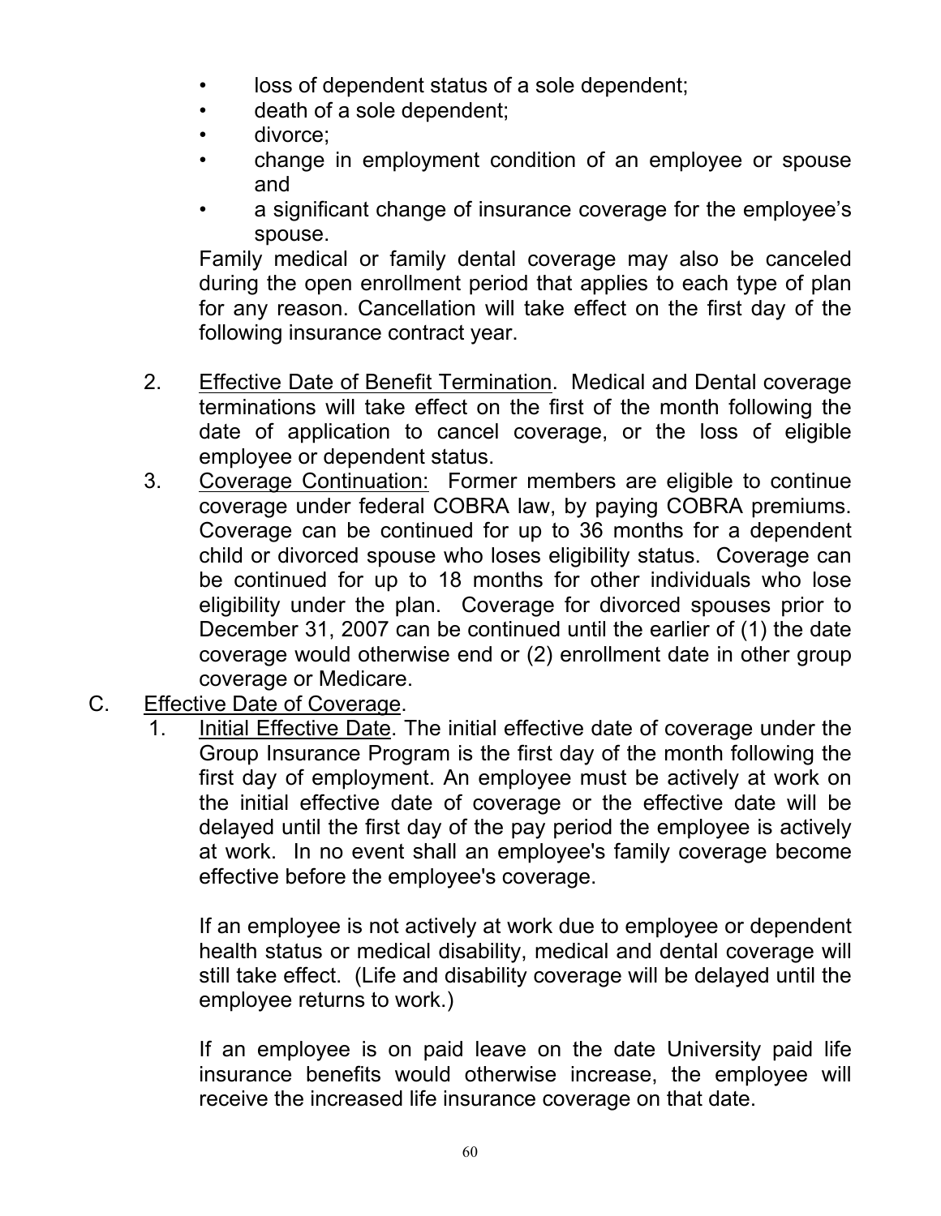- loss of dependent status of a sole dependent;
- death of a sole dependent;
- divorce;
- change in employment condition of an employee or spouse and
- a significant change of insurance coverage for the employee's spouse.

Family medical or family dental coverage may also be canceled during the open enrollment period that applies to each type of plan for any reason. Cancellation will take effect on the first day of the following insurance contract year.

2. Effective Date of Benefit Termination. Medical and Dental coverage terminations will take effect on the first of the month following the date of application to cancel coverage, or the loss of eligible employee or dependent status.
3. Coverage Continuation: Former members are eligible to continue coverage under federal COBRA law, by paying COBRA premiums. Coverage can be continued for up to 36 months for a dependent child or divorced spouse who loses eligibility status. Coverage can be continued for up to 18 months for other individuals who lose eligibility under the plan. Coverage for divorced spouses prior to December 31, 2007 can be continued until the earlier of (1) the date coverage would otherwise end or (2) enrollment date in other group coverage or Medicare.

C. Effective Date of Coverage.

1. Initial Effective Date. The initial effective date of coverage under the Group Insurance Program is the first day of the month following the first day of employment. An employee must be actively at work on the initial effective date of coverage or the effective date will be delayed until the first day of the pay period the employee is actively at work. In no event shall an employee's family coverage become effective before the employee's coverage.

   If an employee is not actively at work due to employee or dependent health status or medical disability, medical and dental coverage will still take effect. (Life and disability coverage will be delayed until the employee returns to work.)

   If an employee is on paid leave on the date University paid life insurance benefits would otherwise increase, the employee will receive the increased life insurance coverage on that date.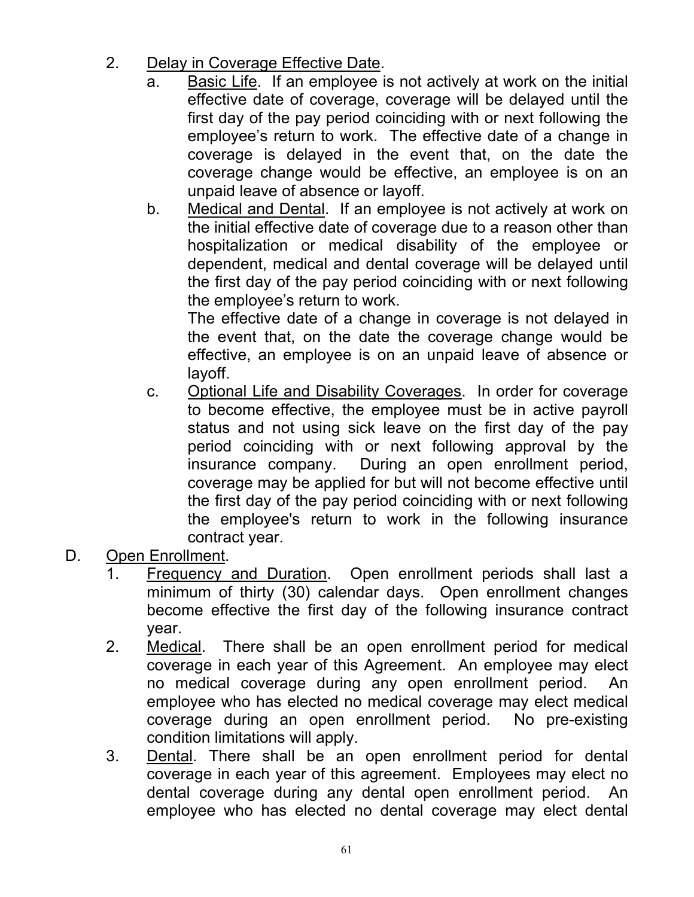2. <u>Delay in Coverage Effective Date</u>.
   a. <u>Basic Life</u>. If an employee is not actively at work on the initial effective date of coverage, coverage will be delayed until the first day of the pay period coinciding with or next following the employee's return to work. The effective date of a change in coverage is delayed in the event that, on the date the coverage change would be effective, an employee is on an unpaid leave of absence or layoff.
   b. <u>Medical and Dental</u>. If an employee is not actively at work on the initial effective date of coverage due to a reason other than hospitalization or medical disability of the employee or dependent, medical and dental coverage will be delayed until the first day of the pay period coinciding with or next following the employee's return to work.
      The effective date of a change in coverage is not delayed in the event that, on the date the coverage change would be effective, an employee is on an unpaid leave of absence or layoff.
   c. <u>Optional Life and Disability Coverages</u>. In order for coverage to become effective, the employee must be in active payroll status and not using sick leave on the first day of the pay period coinciding with or next following approval by the insurance company. During an open enrollment period, coverage may be applied for but will not become effective until the first day of the pay period coinciding with or next following the employee's return to work in the following insurance contract year.

D. <u>Open Enrollment</u>.
   1. <u>Frequency and Duration</u>. Open enrollment periods shall last a minimum of thirty (30) calendar days. Open enrollment changes become effective the first day of the following insurance contract year.
   2. <u>Medical</u>. There shall be an open enrollment period for medical coverage in each year of this Agreement. An employee may elect no medical coverage during any open enrollment period. An employee who has elected no medical coverage may elect medical coverage during an open enrollment period. No pre-existing condition limitations will apply.
   3. <u>Dental</u>. There shall be an open enrollment period for dental coverage in each year of this agreement. Employees may elect no dental coverage during any dental open enrollment period. An employee who has elected no dental coverage may elect dental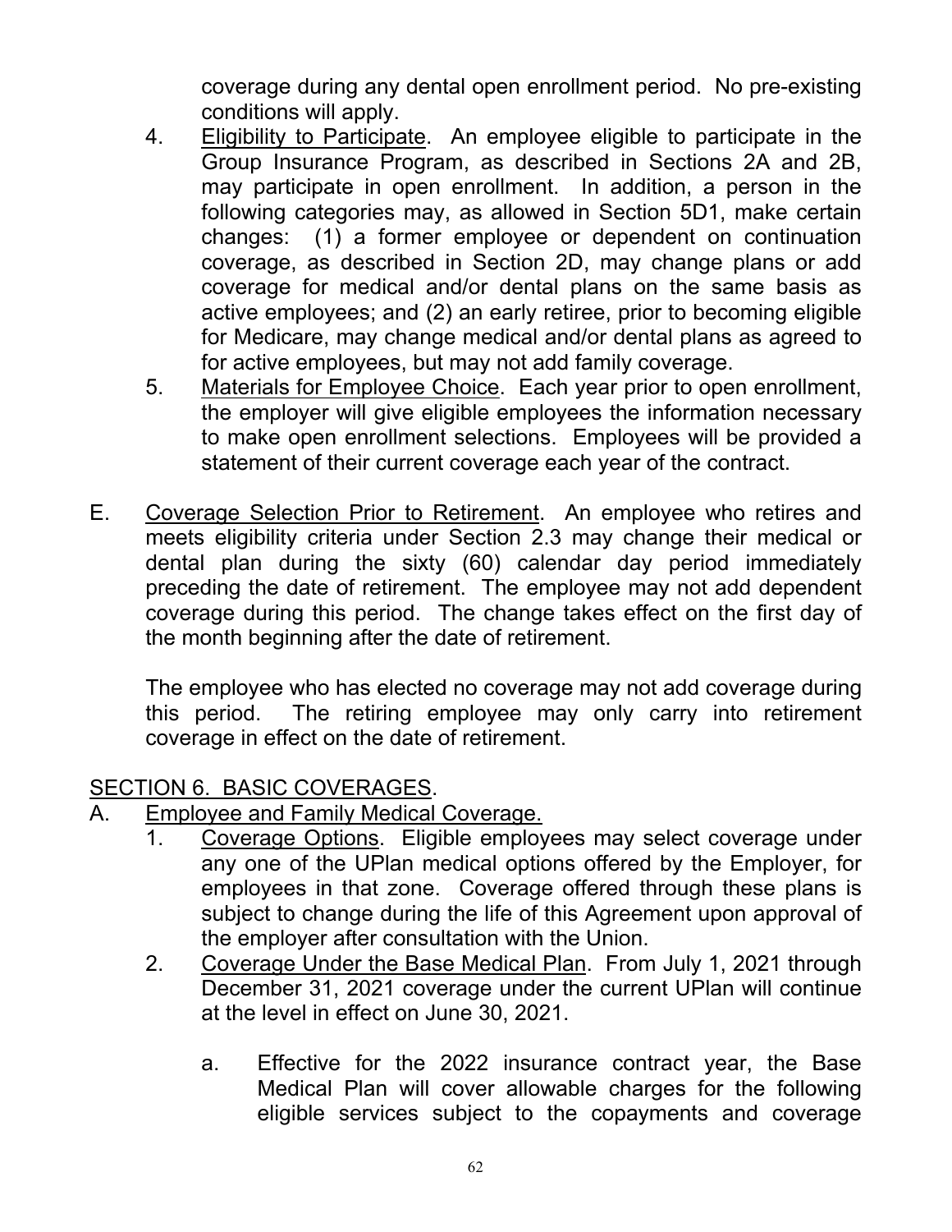coverage during any dental open enrollment period. No pre-existing conditions will apply.

4. Eligibility to Participate. An employee eligible to participate in the Group Insurance Program, as described in Sections 2A and 2B, may participate in open enrollment. In addition, a person in the following categories may, as allowed in Section 5D1, make certain changes: (1) a former employee or dependent on continuation coverage, as described in Section 2D, may change plans or add coverage for medical and/or dental plans on the same basis as active employees; and (2) an early retiree, prior to becoming eligible for Medicare, may change medical and/or dental plans as agreed to for active employees, but may not add family coverage.
5. Materials for Employee Choice. Each year prior to open enrollment, the employer will give eligible employees the information necessary to make open enrollment selections. Employees will be provided a statement of their current coverage each year of the contract.

E. Coverage Selection Prior to Retirement. An employee who retires and meets eligibility criteria under Section 2.3 may change their medical or dental plan during the sixty (60) calendar day period immediately preceding the date of retirement. The employee may not add dependent coverage during this period. The change takes effect on the first day of the month beginning after the date of retirement.

   The employee who has elected no coverage may not add coverage during this period. The retiring employee may only carry into retirement coverage in effect on the date of retirement.

## SECTION 6. BASIC COVERAGES.

A. Employee and Family Medical Coverage.
   1. Coverage Options. Eligible employees may select coverage under any one of the UPlan medical options offered by the Employer, for employees in that zone. Coverage offered through these plans is subject to change during the life of this Agreement upon approval of the employer after consultation with the Union.
   2. Coverage Under the Base Medical Plan. From July 1, 2021 through December 31, 2021 coverage under the current UPlan will continue at the level in effect on June 30, 2021.

      a. Effective for the 2022 insurance contract year, the Base Medical Plan will cover allowable charges for the following eligible services subject to the copayments and coverage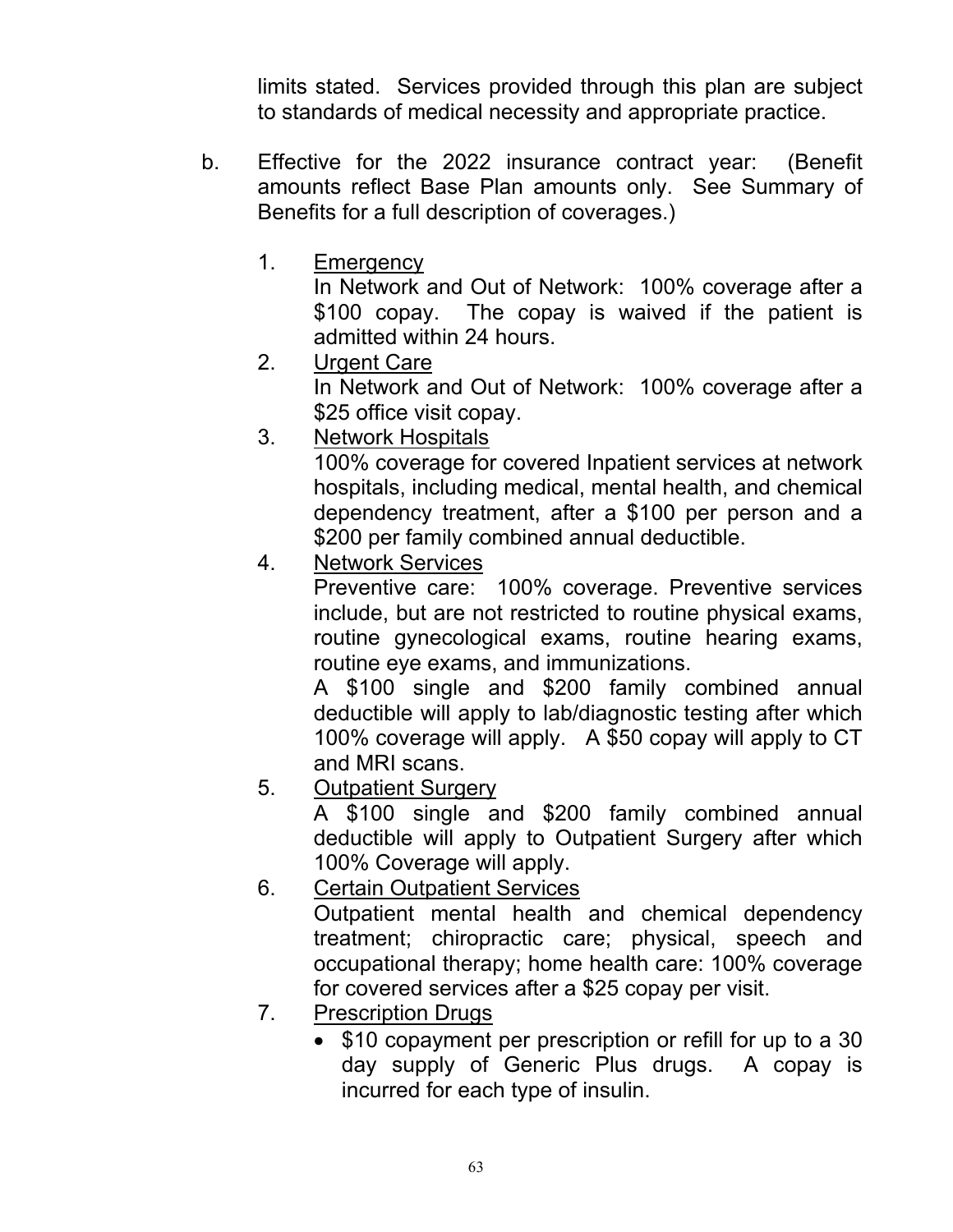limits stated. Services provided through this plan are subject to standards of medical necessity and appropriate practice.

b. Effective for the 2022 insurance contract year: (Benefit amounts reflect Base Plan amounts only. See Summary of Benefits for a full description of coverages.)

1. Emergency
   In Network and Out of Network: 100% coverage after a $100 copay. The copay is waived if the patient is admitted within 24 hours.
2. Urgent Care
   In Network and Out of Network: 100% coverage after a $25 office visit copay.
3. Network Hospitals
   100% coverage for covered Inpatient services at network hospitals, including medical, mental health, and chemical dependency treatment, after a $100 per person and a $200 per family combined annual deductible.
4. Network Services
   Preventive care: 100% coverage. Preventive services include, but are not restricted to routine physical exams, routine gynecological exams, routine hearing exams, routine eye exams, and immunizations.
   A $100 single and $200 family combined annual deductible will apply to lab/diagnostic testing after which 100% coverage will apply. A $50 copay will apply to CT and MRI scans.
5. Outpatient Surgery
   A $100 single and $200 family combined annual deductible will apply to Outpatient Surgery after which 100% Coverage will apply.
6. Certain Outpatient Services
   Outpatient mental health and chemical dependency treatment; chiropractic care; physical, speech and occupational therapy; home health care: 100% coverage for covered services after a $25 copay per visit.
7. Prescription Drugs
   - $10 copayment per prescription or refill for up to a 30 day supply of Generic Plus drugs. A copay is incurred for each type of insulin.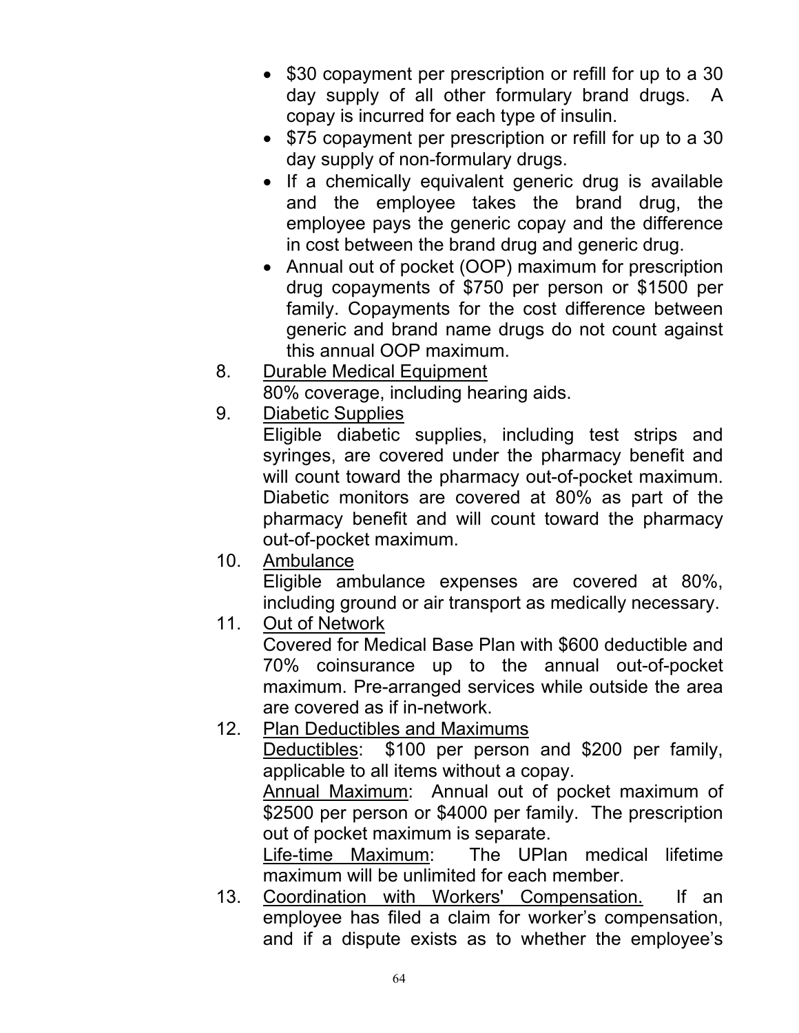- $30 copayment per prescription or refill for up to a 30 day supply of all other formulary brand drugs. A copay is incurred for each type of insulin.
- $75 copayment per prescription or refill for up to a 30 day supply of non-formulary drugs.
- If a chemically equivalent generic drug is available and the employee takes the brand drug, the employee pays the generic copay and the difference in cost between the brand drug and generic drug.
- Annual out of pocket (OOP) maximum for prescription drug copayments of $750 per person or $1500 per family. Copayments for the cost difference between generic and brand name drugs do not count against this annual OOP maximum.

8. Durable Medical Equipment
   80% coverage, including hearing aids.

9. Diabetic Supplies
   Eligible diabetic supplies, including test strips and syringes, are covered under the pharmacy benefit and will count toward the pharmacy out-of-pocket maximum. Diabetic monitors are covered at 80% as part of the pharmacy benefit and will count toward the pharmacy out-of-pocket maximum.

10. Ambulance
    Eligible ambulance expenses are covered at 80%, including ground or air transport as medically necessary.

11. Out of Network
    Covered for Medical Base Plan with $600 deductible and 70% coinsurance up to the annual out-of-pocket maximum. Pre-arranged services while outside the area are covered as if in-network.

12. Plan Deductibles and Maximums
    Deductibles: $100 per person and $200 per family, applicable to all items without a copay.
    Annual Maximum: Annual out of pocket maximum of $2500 per person or $4000 per family. The prescription out of pocket maximum is separate.
    Life-time Maximum: The UPlan medical lifetime maximum will be unlimited for each member.

13. Coordination with Workers' Compensation. If an employee has filed a claim for worker's compensation, and if a dispute exists as to whether the employee's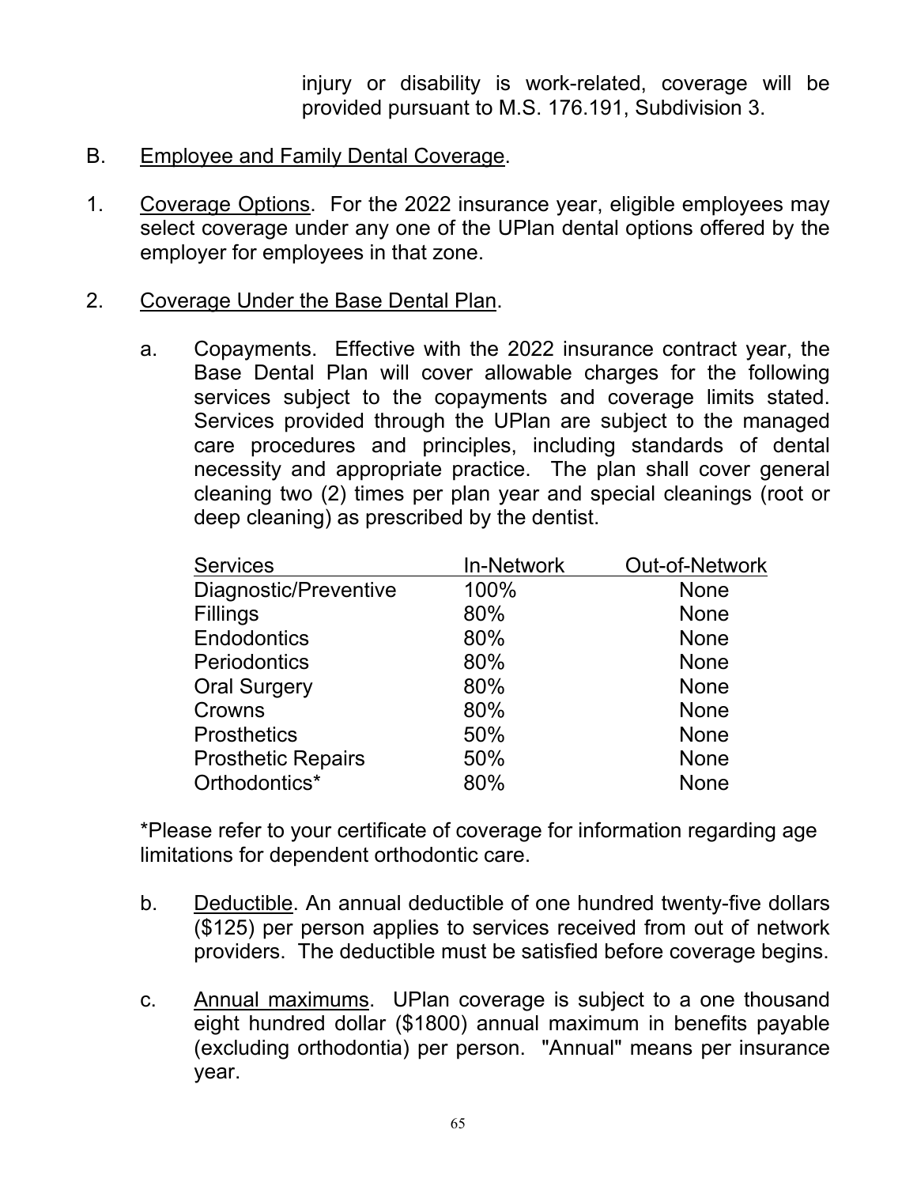injury or disability is work-related, coverage will be provided pursuant to M.S. 176.191, Subdivision 3.

B. Employee and Family Dental Coverage.

1. Coverage Options. For the 2022 insurance year, eligible employees may select coverage under any one of the UPlan dental options offered by the employer for employees in that zone.

2. Coverage Under the Base Dental Plan.

   a. Copayments. Effective with the 2022 insurance contract year, the Base Dental Plan will cover allowable charges for the following services subject to the copayments and coverage limits stated. Services provided through the UPlan are subject to the managed care procedures and principles, including standards of dental necessity and appropriate practice. The plan shall cover general cleaning two (2) times per plan year and special cleanings (root or deep cleaning) as prescribed by the dentist.

| Services | In-Network | Out-of-Network |
|---|---|---|
| Diagnostic/Preventive | 100% | None |
| Fillings | 80% | None |
| Endodontics | 80% | None |
| Periodontics | 80% | None |
| Oral Surgery | 80% | None |
| Crowns | 80% | None |
| Prosthetics | 50% | None |
| Prosthetic Repairs | 50% | None |
| Orthodontics* | 80% | None |

*Please refer to your certificate of coverage for information regarding age limitations for dependent orthodontic care.

   b. Deductible. An annual deductible of one hundred twenty-five dollars ($125) per person applies to services received from out of network providers. The deductible must be satisfied before coverage begins.

   c. Annual maximums. UPlan coverage is subject to a one thousand eight hundred dollar ($1800) annual maximum in benefits payable (excluding orthodontia) per person. "Annual" means per insurance year.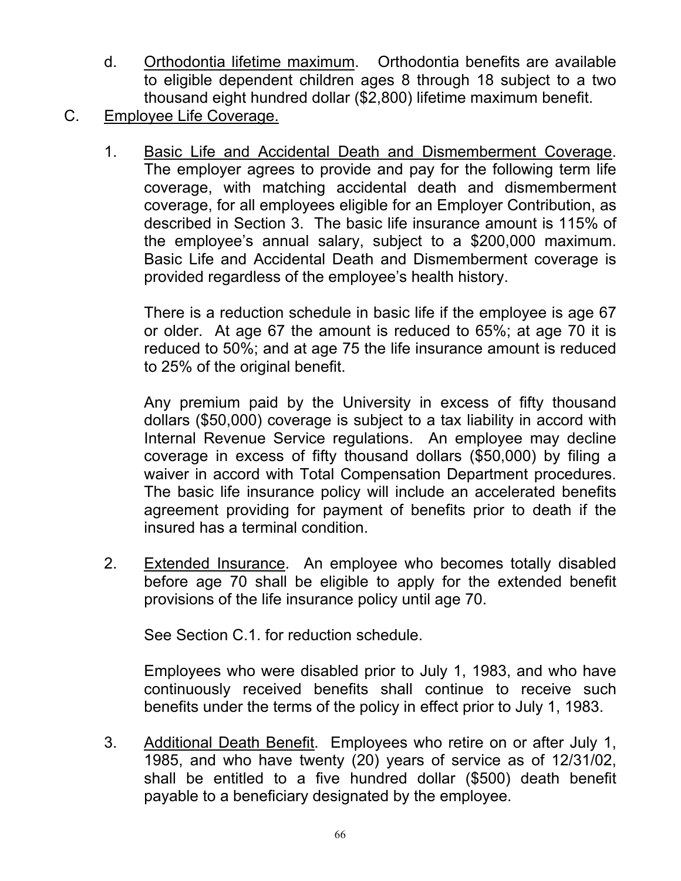d. <u>Orthodontia lifetime maximum</u>. Orthodontia benefits are available to eligible dependent children ages 8 through 18 subject to a two thousand eight hundred dollar ($2,800) lifetime maximum benefit.

C. <u>Employee Life Coverage.</u>

1. <u>Basic Life and Accidental Death and Dismemberment Coverage</u>. The employer agrees to provide and pay for the following term life coverage, with matching accidental death and dismemberment coverage, for all employees eligible for an Employer Contribution, as described in Section 3. The basic life insurance amount is 115% of the employee's annual salary, subject to a $200,000 maximum. Basic Life and Accidental Death and Dismemberment coverage is provided regardless of the employee's health history.

   There is a reduction schedule in basic life if the employee is age 67 or older. At age 67 the amount is reduced to 65%; at age 70 it is reduced to 50%; and at age 75 the life insurance amount is reduced to 25% of the original benefit.

   Any premium paid by the University in excess of fifty thousand dollars ($50,000) coverage is subject to a tax liability in accord with Internal Revenue Service regulations. An employee may decline coverage in excess of fifty thousand dollars ($50,000) by filing a waiver in accord with Total Compensation Department procedures. The basic life insurance policy will include an accelerated benefits agreement providing for payment of benefits prior to death if the insured has a terminal condition.

2. <u>Extended Insurance</u>. An employee who becomes totally disabled before age 70 shall be eligible to apply for the extended benefit provisions of the life insurance policy until age 70.

   See Section C.1. for reduction schedule.

   Employees who were disabled prior to July 1, 1983, and who have continuously received benefits shall continue to receive such benefits under the terms of the policy in effect prior to July 1, 1983.

3. <u>Additional Death Benefit</u>. Employees who retire on or after July 1, 1985, and who have twenty (20) years of service as of 12/31/02, shall be entitled to a five hundred dollar ($500) death benefit payable to a beneficiary designated by the employee.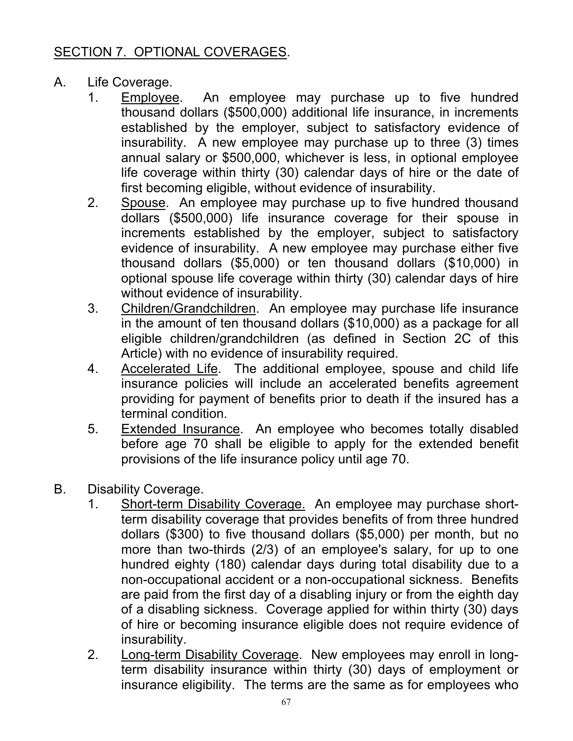## SECTION 7. OPTIONAL COVERAGES.

A. Life Coverage.

1. Employee. An employee may purchase up to five hundred thousand dollars ($500,000) additional life insurance, in increments established by the employer, subject to satisfactory evidence of insurability. A new employee may purchase up to three (3) times annual salary or $500,000, whichever is less, in optional employee life coverage within thirty (30) calendar days of hire or the date of first becoming eligible, without evidence of insurability.
2. Spouse. An employee may purchase up to five hundred thousand dollars ($500,000) life insurance coverage for their spouse in increments established by the employer, subject to satisfactory evidence of insurability. A new employee may purchase either five thousand dollars ($5,000) or ten thousand dollars ($10,000) in optional spouse life coverage within thirty (30) calendar days of hire without evidence of insurability.
3. Children/Grandchildren. An employee may purchase life insurance in the amount of ten thousand dollars ($10,000) as a package for all eligible children/grandchildren (as defined in Section 2C of this Article) with no evidence of insurability required.
4. Accelerated Life. The additional employee, spouse and child life insurance policies will include an accelerated benefits agreement providing for payment of benefits prior to death if the insured has a terminal condition.
5. Extended Insurance. An employee who becomes totally disabled before age 70 shall be eligible to apply for the extended benefit provisions of the life insurance policy until age 70.

B. Disability Coverage.

1. Short-term Disability Coverage. An employee may purchase short-term disability coverage that provides benefits of from three hundred dollars ($300) to five thousand dollars ($5,000) per month, but no more than two-thirds (2/3) of an employee's salary, for up to one hundred eighty (180) calendar days during total disability due to a non-occupational accident or a non-occupational sickness. Benefits are paid from the first day of a disabling injury or from the eighth day of a disabling sickness. Coverage applied for within thirty (30) days of hire or becoming insurance eligible does not require evidence of insurability.
2. Long-term Disability Coverage. New employees may enroll in long-term disability insurance within thirty (30) days of employment or insurance eligibility. The terms are the same as for employees who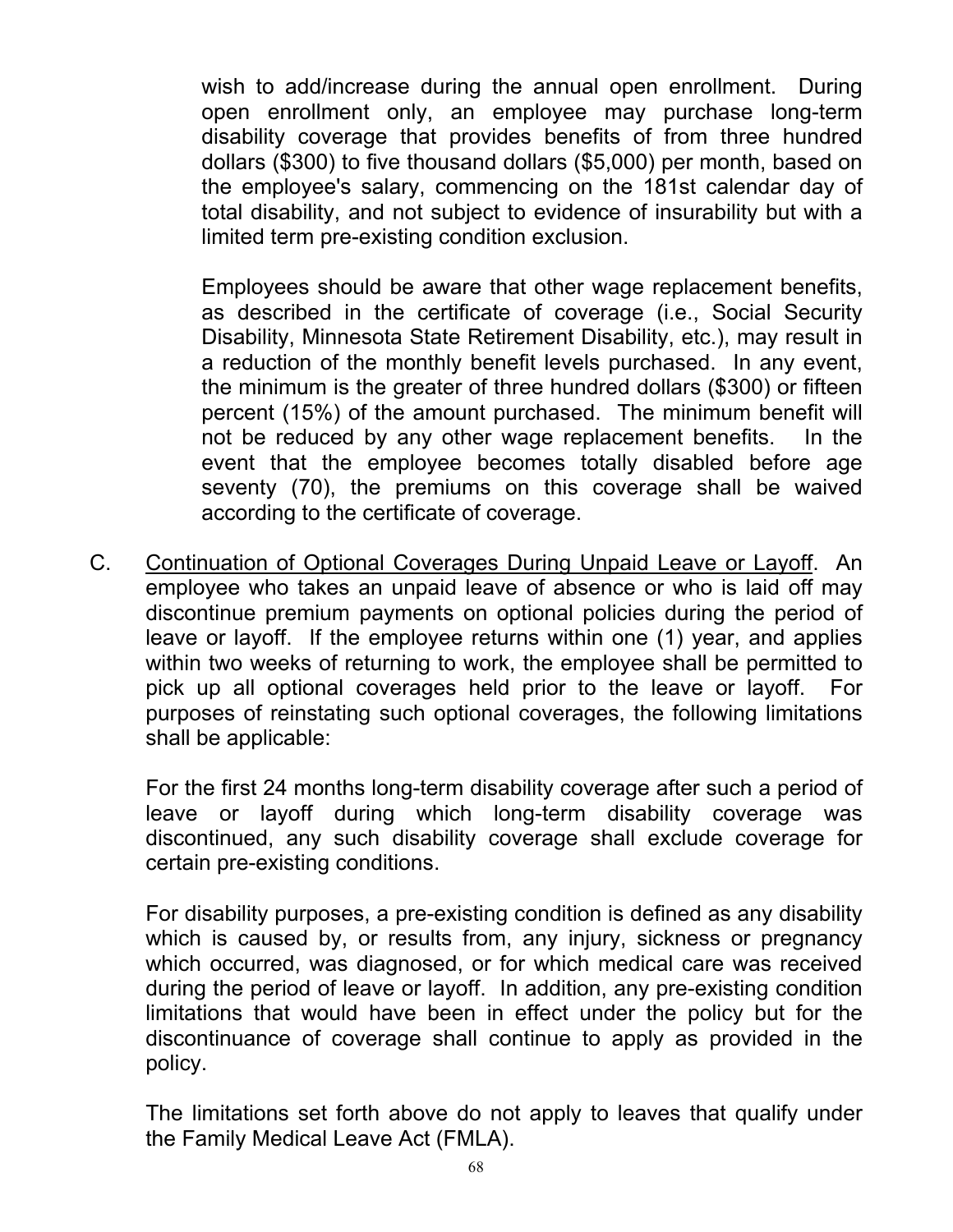wish to add/increase during the annual open enrollment. During open enrollment only, an employee may purchase long-term disability coverage that provides benefits of from three hundred dollars ($300) to five thousand dollars ($5,000) per month, based on the employee's salary, commencing on the 181st calendar day of total disability, and not subject to evidence of insurability but with a limited term pre-existing condition exclusion.

Employees should be aware that other wage replacement benefits, as described in the certificate of coverage (i.e., Social Security Disability, Minnesota State Retirement Disability, etc.), may result in a reduction of the monthly benefit levels purchased. In any event, the minimum is the greater of three hundred dollars ($300) or fifteen percent (15%) of the amount purchased. The minimum benefit will not be reduced by any other wage replacement benefits. In the event that the employee becomes totally disabled before age seventy (70), the premiums on this coverage shall be waived according to the certificate of coverage.

C. Continuation of Optional Coverages During Unpaid Leave or Layoff. An employee who takes an unpaid leave of absence or who is laid off may discontinue premium payments on optional policies during the period of leave or layoff. If the employee returns within one (1) year, and applies within two weeks of returning to work, the employee shall be permitted to pick up all optional coverages held prior to the leave or layoff. For purposes of reinstating such optional coverages, the following limitations shall be applicable:

For the first 24 months long-term disability coverage after such a period of leave or layoff during which long-term disability coverage was discontinued, any such disability coverage shall exclude coverage for certain pre-existing conditions.

For disability purposes, a pre-existing condition is defined as any disability which is caused by, or results from, any injury, sickness or pregnancy which occurred, was diagnosed, or for which medical care was received during the period of leave or layoff. In addition, any pre-existing condition limitations that would have been in effect under the policy but for the discontinuance of coverage shall continue to apply as provided in the policy.

The limitations set forth above do not apply to leaves that qualify under the Family Medical Leave Act (FMLA).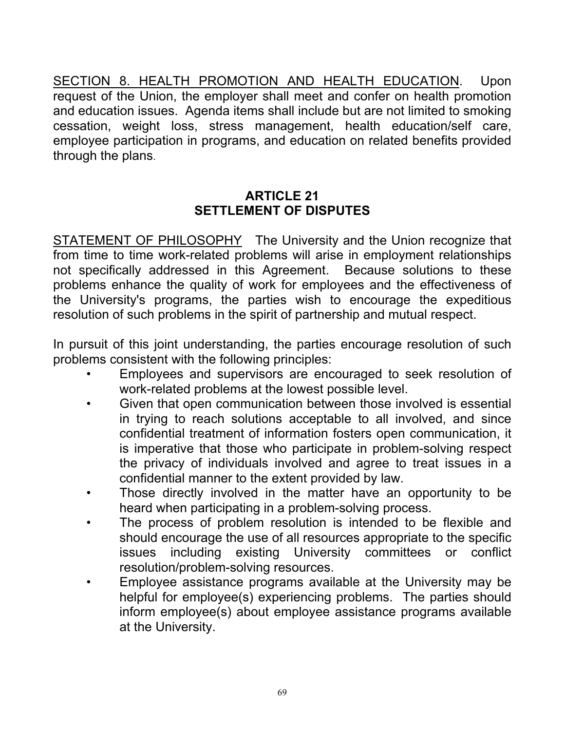<u>SECTION 8. HEALTH PROMOTION AND HEALTH EDUCATION</u>. Upon request of the Union, the employer shall meet and confer on health promotion and education issues. Agenda items shall include but are not limited to smoking cessation, weight loss, stress management, health education/self care, employee participation in programs, and education on related benefits provided through the plans.

## ARTICLE 21
## SETTLEMENT OF DISPUTES

<u>STATEMENT OF PHILOSOPHY</u> The University and the Union recognize that from time to time work-related problems will arise in employment relationships not specifically addressed in this Agreement. Because solutions to these problems enhance the quality of work for employees and the effectiveness of the University's programs, the parties wish to encourage the expeditious resolution of such problems in the spirit of partnership and mutual respect.

In pursuit of this joint understanding, the parties encourage resolution of such problems consistent with the following principles:

- Employees and supervisors are encouraged to seek resolution of work-related problems at the lowest possible level.
- Given that open communication between those involved is essential in trying to reach solutions acceptable to all involved, and since confidential treatment of information fosters open communication, it is imperative that those who participate in problem-solving respect the privacy of individuals involved and agree to treat issues in a confidential manner to the extent provided by law.
- Those directly involved in the matter have an opportunity to be heard when participating in a problem-solving process.
- The process of problem resolution is intended to be flexible and should encourage the use of all resources appropriate to the specific issues including existing University committees or conflict resolution/problem-solving resources.
- Employee assistance programs available at the University may be helpful for employee(s) experiencing problems. The parties should inform employee(s) about employee assistance programs available at the University.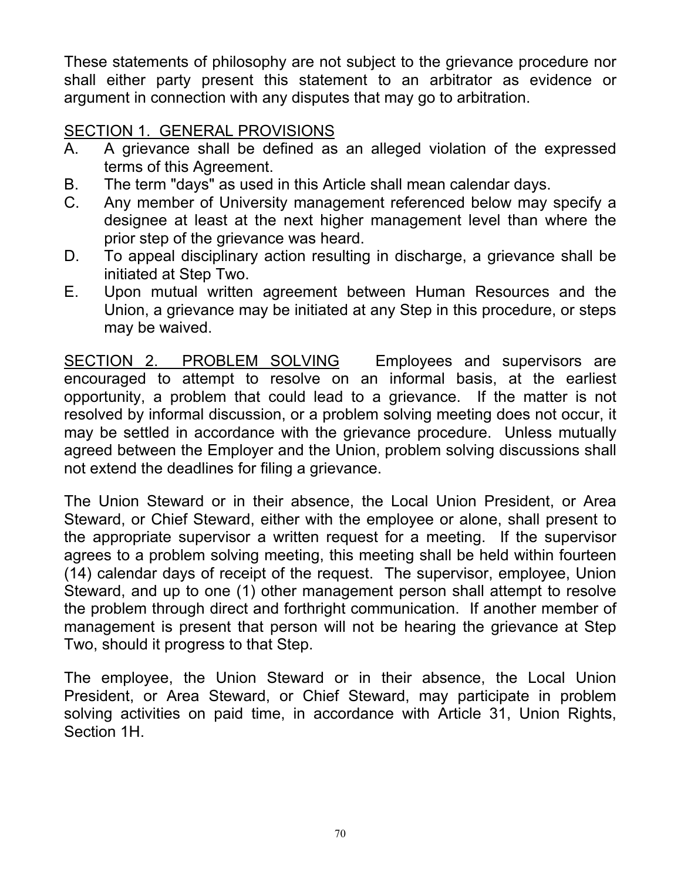These statements of philosophy are not subject to the grievance procedure nor shall either party present this statement to an arbitrator as evidence or argument in connection with any disputes that may go to arbitration.

SECTION 1. GENERAL PROVISIONS

A. A grievance shall be defined as an alleged violation of the expressed terms of this Agreement.
B. The term "days" as used in this Article shall mean calendar days.
C. Any member of University management referenced below may specify a designee at least at the next higher management level than where the prior step of the grievance was heard.
D. To appeal disciplinary action resulting in discharge, a grievance shall be initiated at Step Two.
E. Upon mutual written agreement between Human Resources and the Union, a grievance may be initiated at any Step in this procedure, or steps may be waived.

SECTION 2. PROBLEM SOLVING Employees and supervisors are encouraged to attempt to resolve on an informal basis, at the earliest opportunity, a problem that could lead to a grievance. If the matter is not resolved by informal discussion, or a problem solving meeting does not occur, it may be settled in accordance with the grievance procedure. Unless mutually agreed between the Employer and the Union, problem solving discussions shall not extend the deadlines for filing a grievance.

The Union Steward or in their absence, the Local Union President, or Area Steward, or Chief Steward, either with the employee or alone, shall present to the appropriate supervisor a written request for a meeting. If the supervisor agrees to a problem solving meeting, this meeting shall be held within fourteen (14) calendar days of receipt of the request. The supervisor, employee, Union Steward, and up to one (1) other management person shall attempt to resolve the problem through direct and forthright communication. If another member of management is present that person will not be hearing the grievance at Step Two, should it progress to that Step.

The employee, the Union Steward or in their absence, the Local Union President, or Area Steward, or Chief Steward, may participate in problem solving activities on paid time, in accordance with Article 31, Union Rights, Section 1H.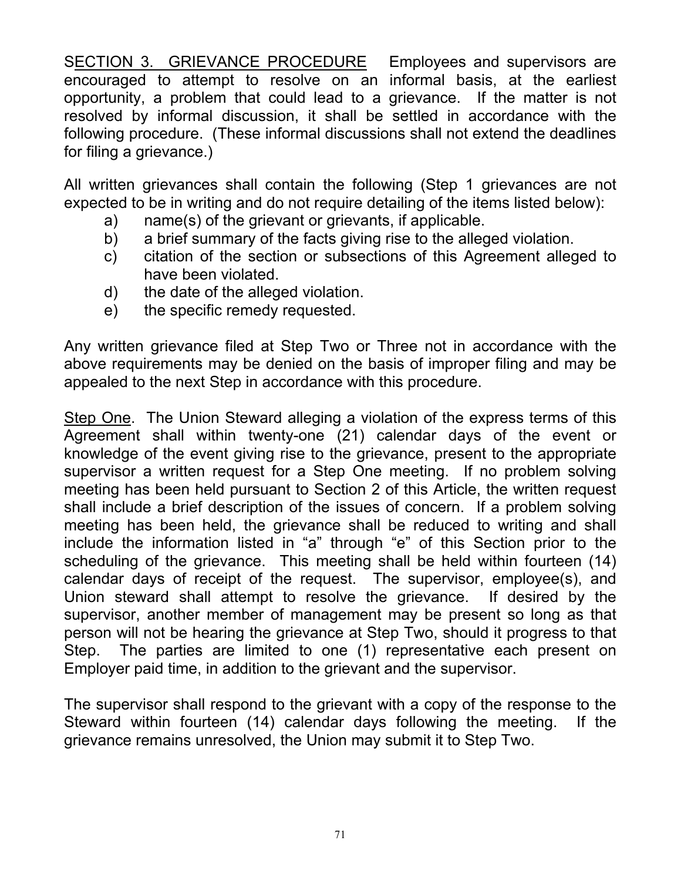SECTION 3. GRIEVANCE PROCEDURE Employees and supervisors are encouraged to attempt to resolve on an informal basis, at the earliest opportunity, a problem that could lead to a grievance. If the matter is not resolved by informal discussion, it shall be settled in accordance with the following procedure. (These informal discussions shall not extend the deadlines for filing a grievance.)

All written grievances shall contain the following (Step 1 grievances are not expected to be in writing and do not require detailing of the items listed below):

a) name(s) of the grievant or grievants, if applicable.
b) a brief summary of the facts giving rise to the alleged violation.
c) citation of the section or subsections of this Agreement alleged to have been violated.
d) the date of the alleged violation.
e) the specific remedy requested.

Any written grievance filed at Step Two or Three not in accordance with the above requirements may be denied on the basis of improper filing and may be appealed to the next Step in accordance with this procedure.

Step One. The Union Steward alleging a violation of the express terms of this Agreement shall within twenty-one (21) calendar days of the event or knowledge of the event giving rise to the grievance, present to the appropriate supervisor a written request for a Step One meeting. If no problem solving meeting has been held pursuant to Section 2 of this Article, the written request shall include a brief description of the issues of concern. If a problem solving meeting has been held, the grievance shall be reduced to writing and shall include the information listed in "a" through "e" of this Section prior to the scheduling of the grievance. This meeting shall be held within fourteen (14) calendar days of receipt of the request. The supervisor, employee(s), and Union steward shall attempt to resolve the grievance. If desired by the supervisor, another member of management may be present so long as that person will not be hearing the grievance at Step Two, should it progress to that Step. The parties are limited to one (1) representative each present on Employer paid time, in addition to the grievant and the supervisor.

The supervisor shall respond to the grievant with a copy of the response to the Steward within fourteen (14) calendar days following the meeting. If the grievance remains unresolved, the Union may submit it to Step Two.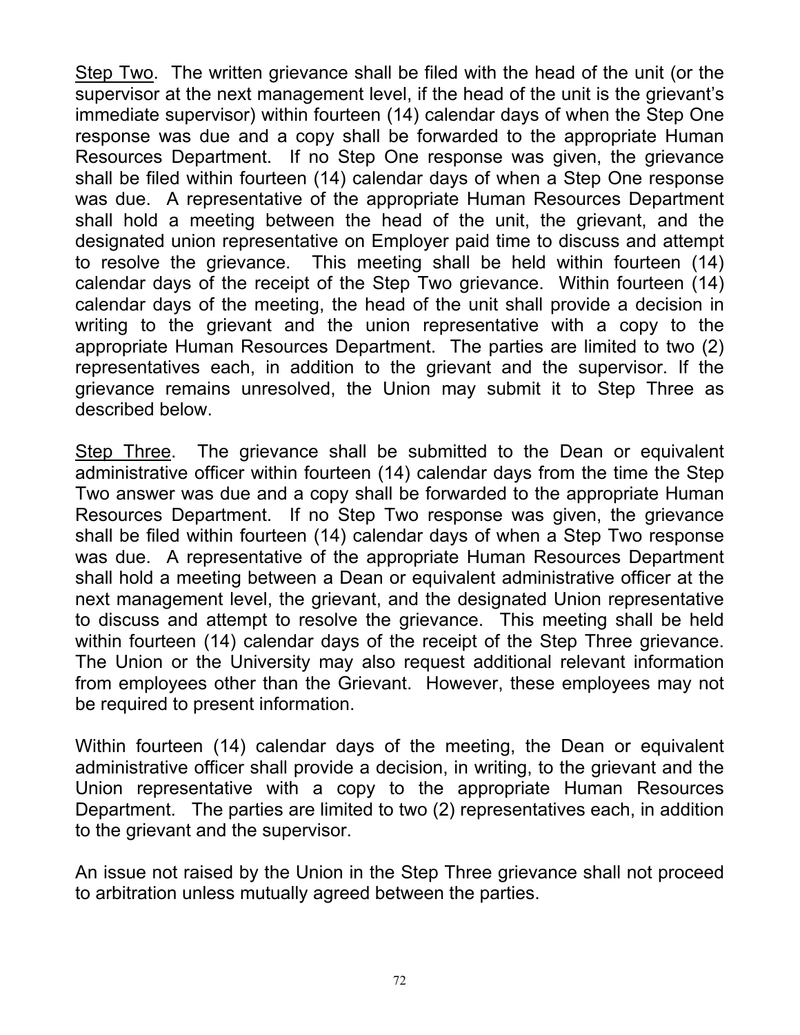<u>Step Two</u>. The written grievance shall be filed with the head of the unit (or the supervisor at the next management level, if the head of the unit is the grievant's immediate supervisor) within fourteen (14) calendar days of when the Step One response was due and a copy shall be forwarded to the appropriate Human Resources Department. If no Step One response was given, the grievance shall be filed within fourteen (14) calendar days of when a Step One response was due. A representative of the appropriate Human Resources Department shall hold a meeting between the head of the unit, the grievant, and the designated union representative on Employer paid time to discuss and attempt to resolve the grievance. This meeting shall be held within fourteen (14) calendar days of the receipt of the Step Two grievance. Within fourteen (14) calendar days of the meeting, the head of the unit shall provide a decision in writing to the grievant and the union representative with a copy to the appropriate Human Resources Department. The parties are limited to two (2) representatives each, in addition to the grievant and the supervisor. If the grievance remains unresolved, the Union may submit it to Step Three as described below.

<u>Step Three</u>. The grievance shall be submitted to the Dean or equivalent administrative officer within fourteen (14) calendar days from the time the Step Two answer was due and a copy shall be forwarded to the appropriate Human Resources Department. If no Step Two response was given, the grievance shall be filed within fourteen (14) calendar days of when a Step Two response was due. A representative of the appropriate Human Resources Department shall hold a meeting between a Dean or equivalent administrative officer at the next management level, the grievant, and the designated Union representative to discuss and attempt to resolve the grievance. This meeting shall be held within fourteen (14) calendar days of the receipt of the Step Three grievance. The Union or the University may also request additional relevant information from employees other than the Grievant. However, these employees may not be required to present information.

Within fourteen (14) calendar days of the meeting, the Dean or equivalent administrative officer shall provide a decision, in writing, to the grievant and the Union representative with a copy to the appropriate Human Resources Department. The parties are limited to two (2) representatives each, in addition to the grievant and the supervisor.

An issue not raised by the Union in the Step Three grievance shall not proceed to arbitration unless mutually agreed between the parties.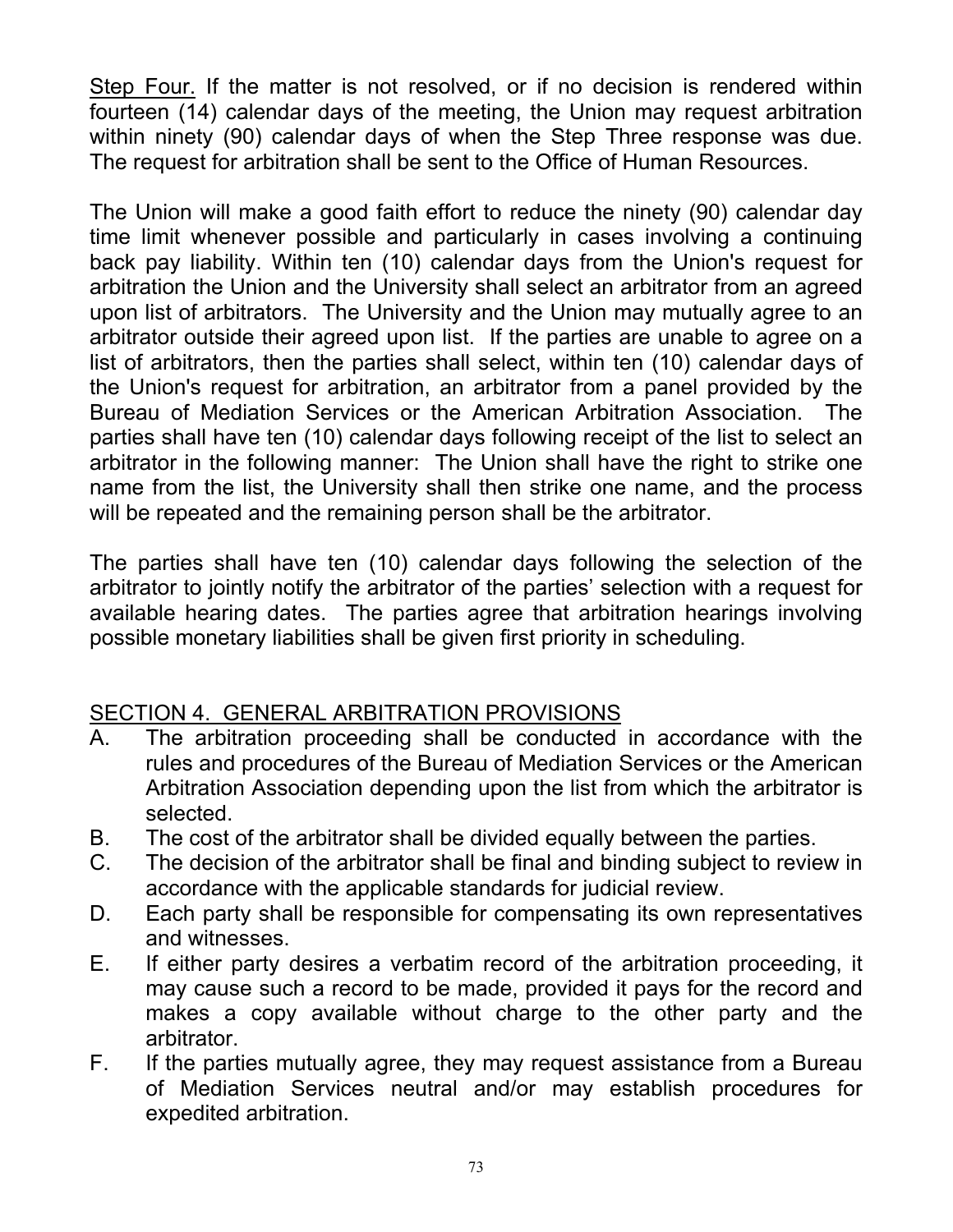<u>Step Four.</u> If the matter is not resolved, or if no decision is rendered within fourteen (14) calendar days of the meeting, the Union may request arbitration within ninety (90) calendar days of when the Step Three response was due. The request for arbitration shall be sent to the Office of Human Resources.

The Union will make a good faith effort to reduce the ninety (90) calendar day time limit whenever possible and particularly in cases involving a continuing back pay liability. Within ten (10) calendar days from the Union's request for arbitration the Union and the University shall select an arbitrator from an agreed upon list of arbitrators. The University and the Union may mutually agree to an arbitrator outside their agreed upon list. If the parties are unable to agree on a list of arbitrators, then the parties shall select, within ten (10) calendar days of the Union's request for arbitration, an arbitrator from a panel provided by the Bureau of Mediation Services or the American Arbitration Association. The parties shall have ten (10) calendar days following receipt of the list to select an arbitrator in the following manner: The Union shall have the right to strike one name from the list, the University shall then strike one name, and the process will be repeated and the remaining person shall be the arbitrator.

The parties shall have ten (10) calendar days following the selection of the arbitrator to jointly notify the arbitrator of the parties' selection with a request for available hearing dates. The parties agree that arbitration hearings involving possible monetary liabilities shall be given first priority in scheduling.

## SECTION 4. GENERAL ARBITRATION PROVISIONS

A. The arbitration proceeding shall be conducted in accordance with the rules and procedures of the Bureau of Mediation Services or the American Arbitration Association depending upon the list from which the arbitrator is selected.

B. The cost of the arbitrator shall be divided equally between the parties.

C. The decision of the arbitrator shall be final and binding subject to review in accordance with the applicable standards for judicial review.

D. Each party shall be responsible for compensating its own representatives and witnesses.

E. If either party desires a verbatim record of the arbitration proceeding, it may cause such a record to be made, provided it pays for the record and makes a copy available without charge to the other party and the arbitrator.

F. If the parties mutually agree, they may request assistance from a Bureau of Mediation Services neutral and/or may establish procedures for expedited arbitration.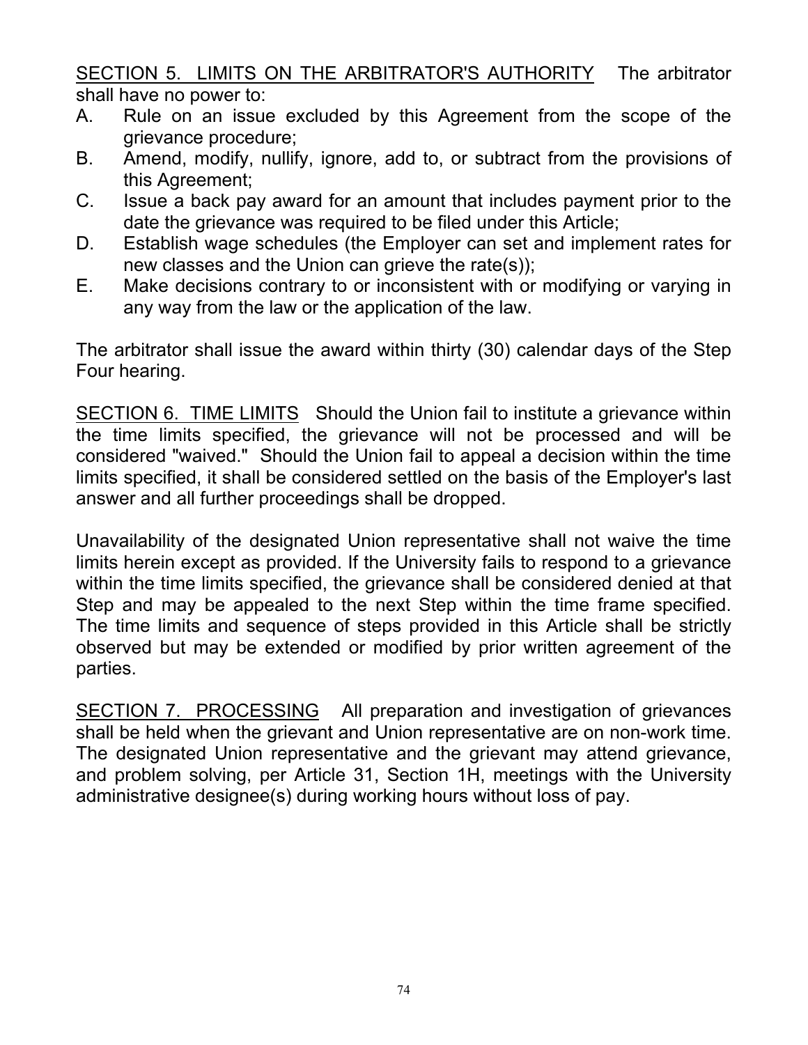<u>SECTION 5. LIMITS ON THE ARBITRATOR'S AUTHORITY</u> The arbitrator shall have no power to:

A. Rule on an issue excluded by this Agreement from the scope of the grievance procedure;
B. Amend, modify, nullify, ignore, add to, or subtract from the provisions of this Agreement;
C. Issue a back pay award for an amount that includes payment prior to the date the grievance was required to be filed under this Article;
D. Establish wage schedules (the Employer can set and implement rates for new classes and the Union can grieve the rate(s));
E. Make decisions contrary to or inconsistent with or modifying or varying in any way from the law or the application of the law.

The arbitrator shall issue the award within thirty (30) calendar days of the Step Four hearing.

<u>SECTION 6. TIME LIMITS</u> Should the Union fail to institute a grievance within the time limits specified, the grievance will not be processed and will be considered "waived." Should the Union fail to appeal a decision within the time limits specified, it shall be considered settled on the basis of the Employer's last answer and all further proceedings shall be dropped.

Unavailability of the designated Union representative shall not waive the time limits herein except as provided. If the University fails to respond to a grievance within the time limits specified, the grievance shall be considered denied at that Step and may be appealed to the next Step within the time frame specified. The time limits and sequence of steps provided in this Article shall be strictly observed but may be extended or modified by prior written agreement of the parties.

<u>SECTION 7. PROCESSING</u> All preparation and investigation of grievances shall be held when the grievant and Union representative are on non-work time. The designated Union representative and the grievant may attend grievance, and problem solving, per Article 31, Section 1H, meetings with the University administrative designee(s) during working hours without loss of pay.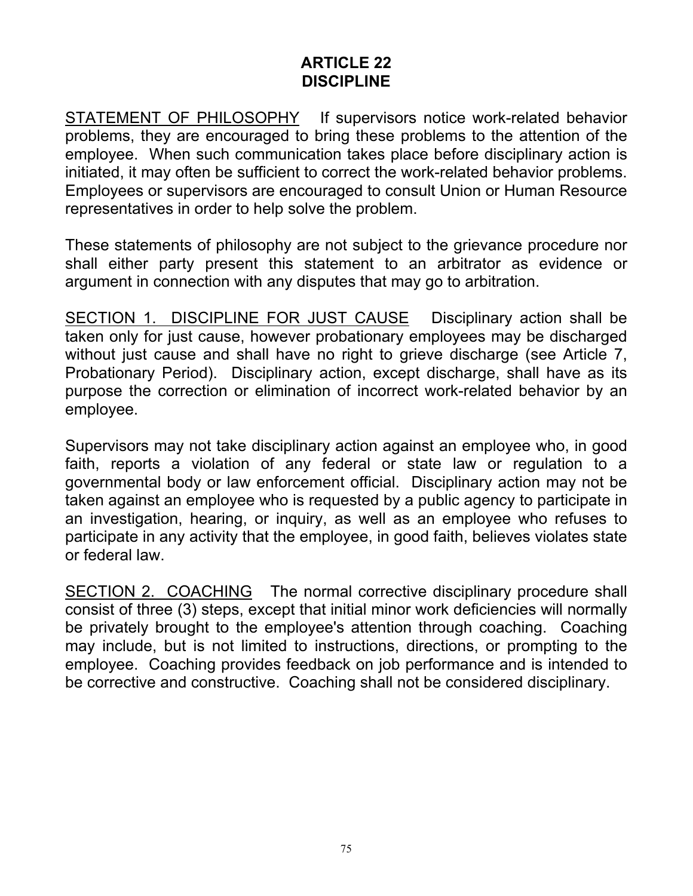# ARTICLE 22
# DISCIPLINE

STATEMENT OF PHILOSOPHY   If supervisors notice work-related behavior problems, they are encouraged to bring these problems to the attention of the employee. When such communication takes place before disciplinary action is initiated, it may often be sufficient to correct the work-related behavior problems. Employees or supervisors are encouraged to consult Union or Human Resource representatives in order to help solve the problem.

These statements of philosophy are not subject to the grievance procedure nor shall either party present this statement to an arbitrator as evidence or argument in connection with any disputes that may go to arbitration.

SECTION 1. DISCIPLINE FOR JUST CAUSE   Disciplinary action shall be taken only for just cause, however probationary employees may be discharged without just cause and shall have no right to grieve discharge (see Article 7, Probationary Period). Disciplinary action, except discharge, shall have as its purpose the correction or elimination of incorrect work-related behavior by an employee.

Supervisors may not take disciplinary action against an employee who, in good faith, reports a violation of any federal or state law or regulation to a governmental body or law enforcement official. Disciplinary action may not be taken against an employee who is requested by a public agency to participate in an investigation, hearing, or inquiry, as well as an employee who refuses to participate in any activity that the employee, in good faith, believes violates state or federal law.

SECTION 2. COACHING   The normal corrective disciplinary procedure shall consist of three (3) steps, except that initial minor work deficiencies will normally be privately brought to the employee's attention through coaching. Coaching may include, but is not limited to instructions, directions, or prompting to the employee. Coaching provides feedback on job performance and is intended to be corrective and constructive. Coaching shall not be considered disciplinary.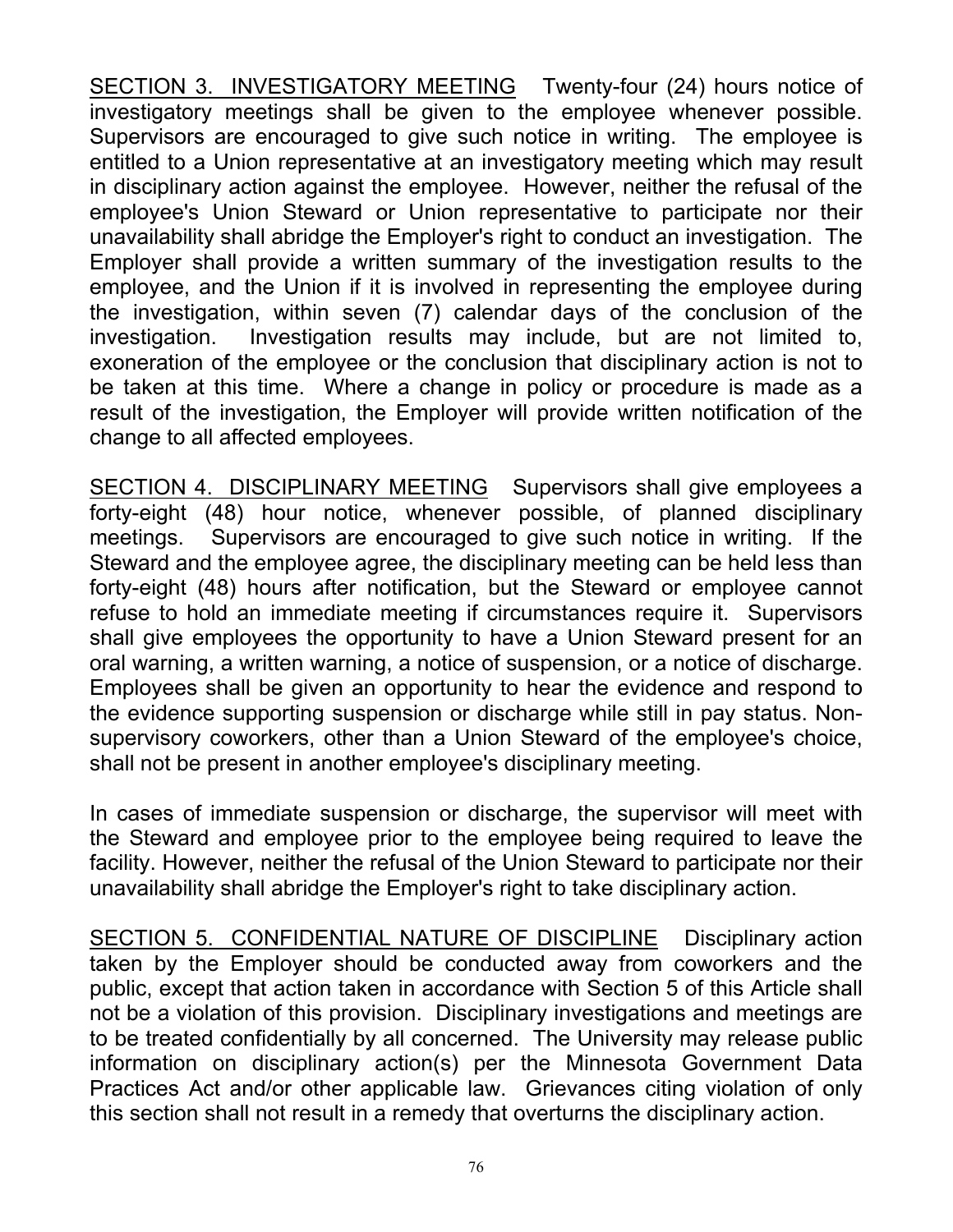SECTION 3. INVESTIGATORY MEETING Twenty-four (24) hours notice of investigatory meetings shall be given to the employee whenever possible. Supervisors are encouraged to give such notice in writing. The employee is entitled to a Union representative at an investigatory meeting which may result in disciplinary action against the employee. However, neither the refusal of the employee's Union Steward or Union representative to participate nor their unavailability shall abridge the Employer's right to conduct an investigation. The Employer shall provide a written summary of the investigation results to the employee, and the Union if it is involved in representing the employee during the investigation, within seven (7) calendar days of the conclusion of the investigation. Investigation results may include, but are not limited to, exoneration of the employee or the conclusion that disciplinary action is not to be taken at this time. Where a change in policy or procedure is made as a result of the investigation, the Employer will provide written notification of the change to all affected employees.

SECTION 4. DISCIPLINARY MEETING Supervisors shall give employees a forty-eight (48) hour notice, whenever possible, of planned disciplinary meetings. Supervisors are encouraged to give such notice in writing. If the Steward and the employee agree, the disciplinary meeting can be held less than forty-eight (48) hours after notification, but the Steward or employee cannot refuse to hold an immediate meeting if circumstances require it. Supervisors shall give employees the opportunity to have a Union Steward present for an oral warning, a written warning, a notice of suspension, or a notice of discharge. Employees shall be given an opportunity to hear the evidence and respond to the evidence supporting suspension or discharge while still in pay status. Non-supervisory coworkers, other than a Union Steward of the employee's choice, shall not be present in another employee's disciplinary meeting.

In cases of immediate suspension or discharge, the supervisor will meet with the Steward and employee prior to the employee being required to leave the facility. However, neither the refusal of the Union Steward to participate nor their unavailability shall abridge the Employer's right to take disciplinary action.

SECTION 5. CONFIDENTIAL NATURE OF DISCIPLINE Disciplinary action taken by the Employer should be conducted away from coworkers and the public, except that action taken in accordance with Section 5 of this Article shall not be a violation of this provision. Disciplinary investigations and meetings are to be treated confidentially by all concerned. The University may release public information on disciplinary action(s) per the Minnesota Government Data Practices Act and/or other applicable law. Grievances citing violation of only this section shall not result in a remedy that overturns the disciplinary action.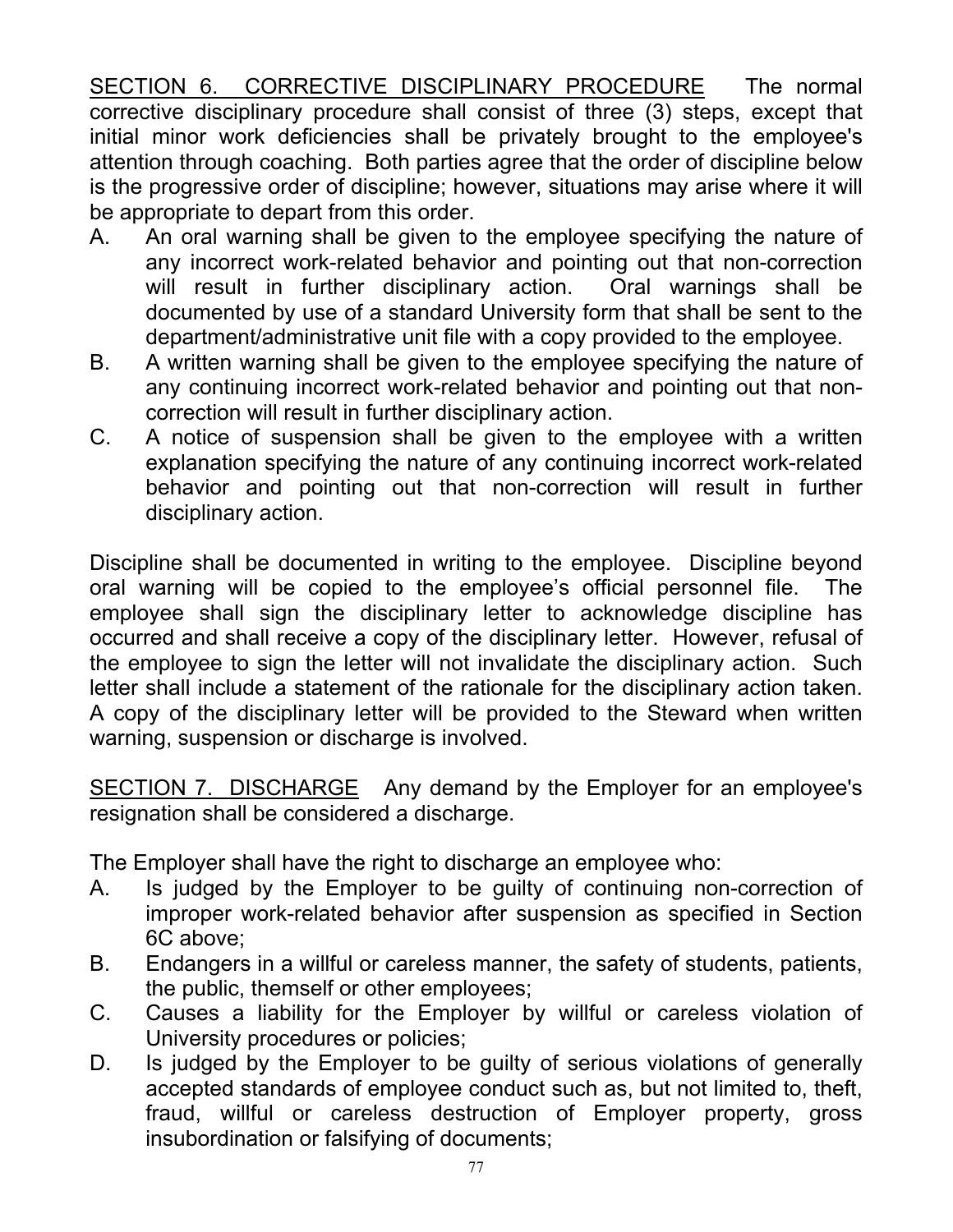<u>SECTION 6. CORRECTIVE DISCIPLINARY PROCEDURE</u> The normal corrective disciplinary procedure shall consist of three (3) steps, except that initial minor work deficiencies shall be privately brought to the employee's attention through coaching. Both parties agree that the order of discipline below is the progressive order of discipline; however, situations may arise where it will be appropriate to depart from this order.

A. An oral warning shall be given to the employee specifying the nature of any incorrect work-related behavior and pointing out that non-correction will result in further disciplinary action. Oral warnings shall be documented by use of a standard University form that shall be sent to the department/administrative unit file with a copy provided to the employee.
B. A written warning shall be given to the employee specifying the nature of any continuing incorrect work-related behavior and pointing out that non-correction will result in further disciplinary action.
C. A notice of suspension shall be given to the employee with a written explanation specifying the nature of any continuing incorrect work-related behavior and pointing out that non-correction will result in further disciplinary action.

Discipline shall be documented in writing to the employee. Discipline beyond oral warning will be copied to the employee's official personnel file. The employee shall sign the disciplinary letter to acknowledge discipline has occurred and shall receive a copy of the disciplinary letter. However, refusal of the employee to sign the letter will not invalidate the disciplinary action. Such letter shall include a statement of the rationale for the disciplinary action taken. A copy of the disciplinary letter will be provided to the Steward when written warning, suspension or discharge is involved.

<u>SECTION 7. DISCHARGE</u> Any demand by the Employer for an employee's resignation shall be considered a discharge.

The Employer shall have the right to discharge an employee who:

A. Is judged by the Employer to be guilty of continuing non-correction of improper work-related behavior after suspension as specified in Section 6C above;
B. Endangers in a willful or careless manner, the safety of students, patients, the public, themself or other employees;
C. Causes a liability for the Employer by willful or careless violation of University procedures or policies;
D. Is judged by the Employer to be guilty of serious violations of generally accepted standards of employee conduct such as, but not limited to, theft, fraud, willful or careless destruction of Employer property, gross insubordination or falsifying of documents;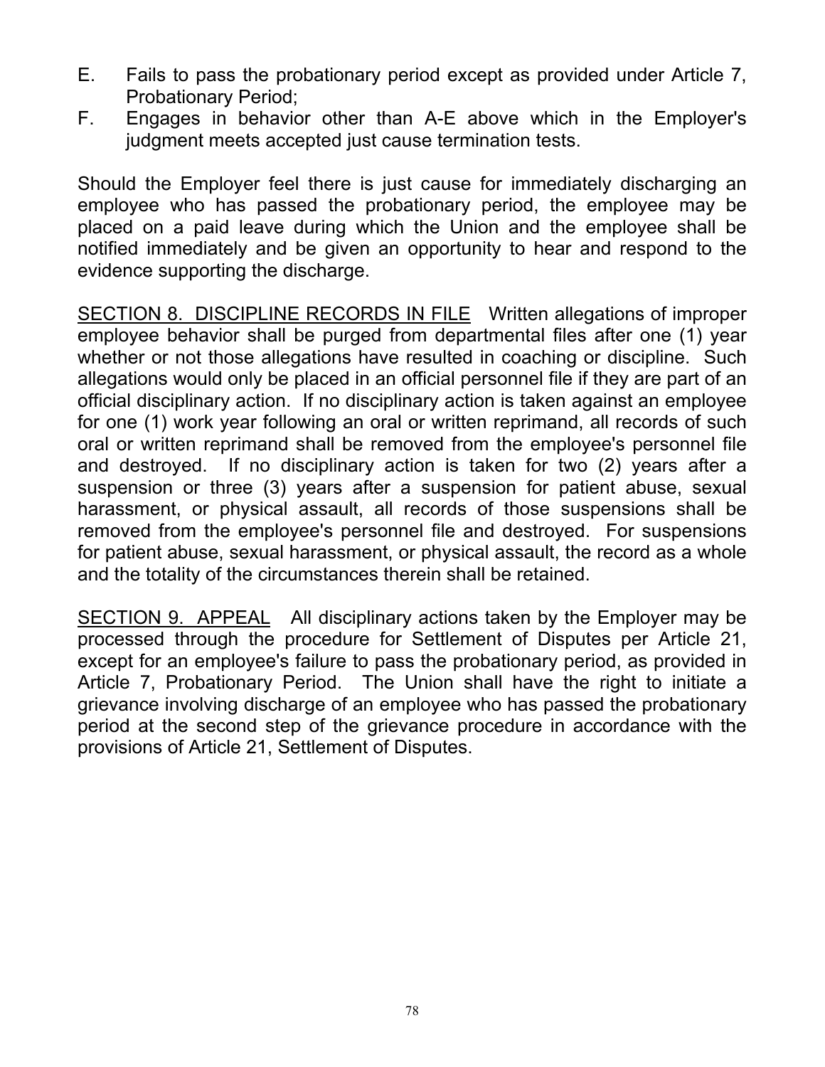E. Fails to pass the probationary period except as provided under Article 7, Probationary Period;

F. Engages in behavior other than A-E above which in the Employer's judgment meets accepted just cause termination tests.

Should the Employer feel there is just cause for immediately discharging an employee who has passed the probationary period, the employee may be placed on a paid leave during which the Union and the employee shall be notified immediately and be given an opportunity to hear and respond to the evidence supporting the discharge.

<u>SECTION 8. DISCIPLINE RECORDS IN FILE</u> Written allegations of improper employee behavior shall be purged from departmental files after one (1) year whether or not those allegations have resulted in coaching or discipline. Such allegations would only be placed in an official personnel file if they are part of an official disciplinary action. If no disciplinary action is taken against an employee for one (1) work year following an oral or written reprimand, all records of such oral or written reprimand shall be removed from the employee's personnel file and destroyed. If no disciplinary action is taken for two (2) years after a suspension or three (3) years after a suspension for patient abuse, sexual harassment, or physical assault, all records of those suspensions shall be removed from the employee's personnel file and destroyed. For suspensions for patient abuse, sexual harassment, or physical assault, the record as a whole and the totality of the circumstances therein shall be retained.

<u>SECTION 9. APPEAL</u> All disciplinary actions taken by the Employer may be processed through the procedure for Settlement of Disputes per Article 21, except for an employee's failure to pass the probationary period, as provided in Article 7, Probationary Period. The Union shall have the right to initiate a grievance involving discharge of an employee who has passed the probationary period at the second step of the grievance procedure in accordance with the provisions of Article 21, Settlement of Disputes.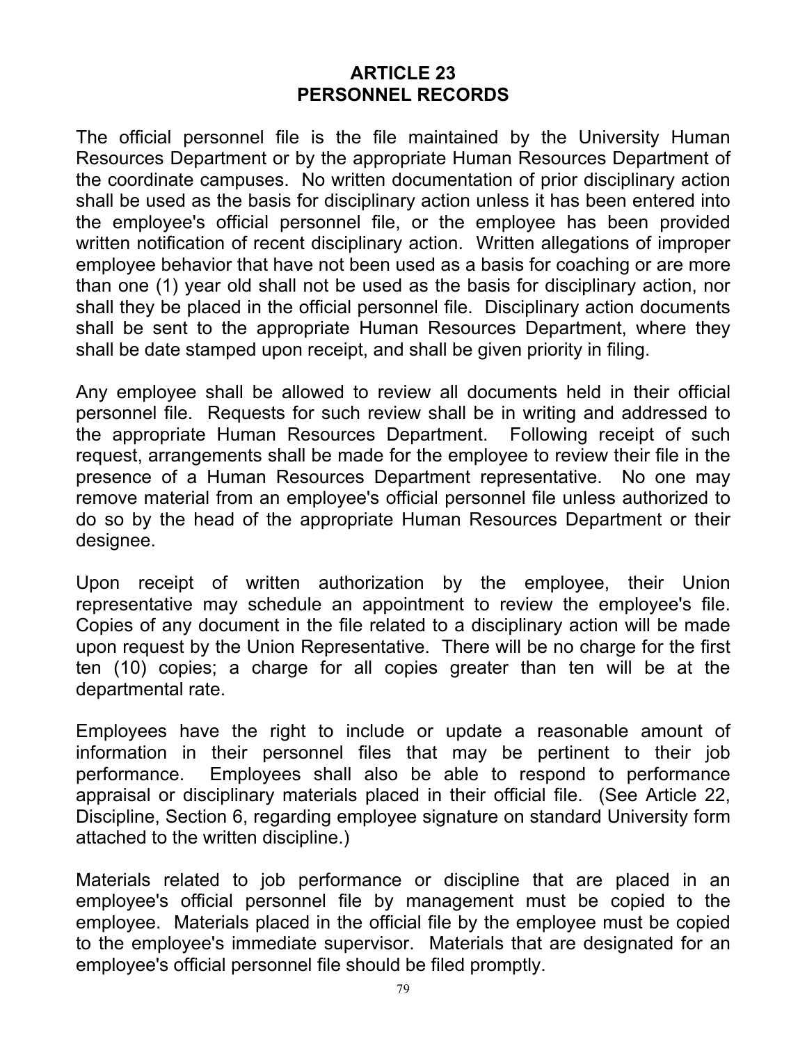# ARTICLE 23
# PERSONNEL RECORDS

The official personnel file is the file maintained by the University Human Resources Department or by the appropriate Human Resources Department of the coordinate campuses. No written documentation of prior disciplinary action shall be used as the basis for disciplinary action unless it has been entered into the employee's official personnel file, or the employee has been provided written notification of recent disciplinary action. Written allegations of improper employee behavior that have not been used as a basis for coaching or are more than one (1) year old shall not be used as the basis for disciplinary action, nor shall they be placed in the official personnel file. Disciplinary action documents shall be sent to the appropriate Human Resources Department, where they shall be date stamped upon receipt, and shall be given priority in filing.

Any employee shall be allowed to review all documents held in their official personnel file. Requests for such review shall be in writing and addressed to the appropriate Human Resources Department. Following receipt of such request, arrangements shall be made for the employee to review their file in the presence of a Human Resources Department representative. No one may remove material from an employee's official personnel file unless authorized to do so by the head of the appropriate Human Resources Department or their designee.

Upon receipt of written authorization by the employee, their Union representative may schedule an appointment to review the employee's file. Copies of any document in the file related to a disciplinary action will be made upon request by the Union Representative. There will be no charge for the first ten (10) copies; a charge for all copies greater than ten will be at the departmental rate.

Employees have the right to include or update a reasonable amount of information in their personnel files that may be pertinent to their job performance. Employees shall also be able to respond to performance appraisal or disciplinary materials placed in their official file. (See Article 22, Discipline, Section 6, regarding employee signature on standard University form attached to the written discipline.)

Materials related to job performance or discipline that are placed in an employee's official personnel file by management must be copied to the employee. Materials placed in the official file by the employee must be copied to the employee's immediate supervisor. Materials that are designated for an employee's official personnel file should be filed promptly.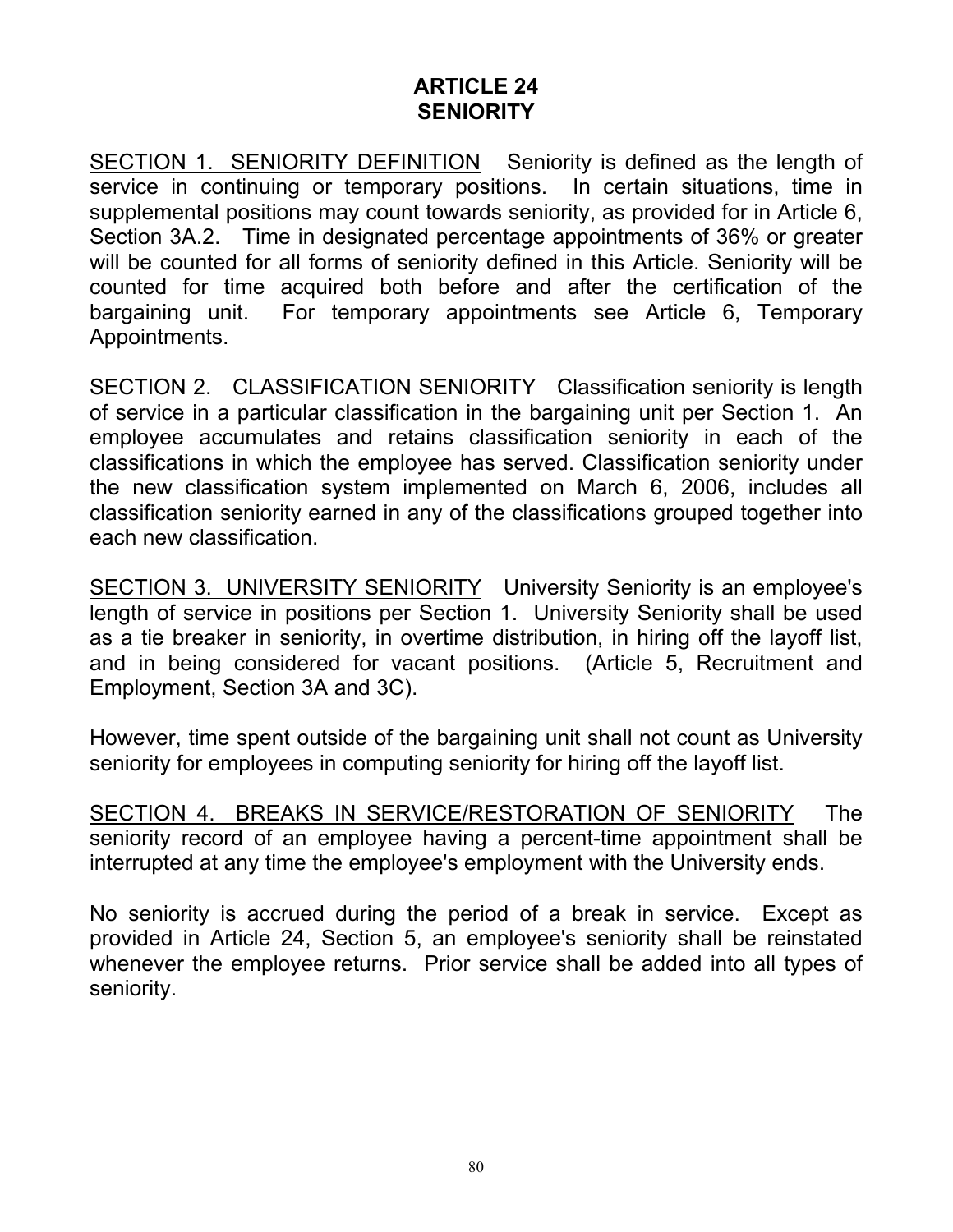# ARTICLE 24
# SENIORITY

<u>SECTION 1. SENIORITY DEFINITION</u> Seniority is defined as the length of service in continuing or temporary positions. In certain situations, time in supplemental positions may count towards seniority, as provided for in Article 6, Section 3A.2. Time in designated percentage appointments of 36% or greater will be counted for all forms of seniority defined in this Article. Seniority will be counted for time acquired both before and after the certification of the bargaining unit. For temporary appointments see Article 6, Temporary Appointments.

<u>SECTION 2. CLASSIFICATION SENIORITY</u> Classification seniority is length of service in a particular classification in the bargaining unit per Section 1. An employee accumulates and retains classification seniority in each of the classifications in which the employee has served. Classification seniority under the new classification system implemented on March 6, 2006, includes all classification seniority earned in any of the classifications grouped together into each new classification.

<u>SECTION 3. UNIVERSITY SENIORITY</u> University Seniority is an employee's length of service in positions per Section 1. University Seniority shall be used as a tie breaker in seniority, in overtime distribution, in hiring off the layoff list, and in being considered for vacant positions. (Article 5, Recruitment and Employment, Section 3A and 3C).

However, time spent outside of the bargaining unit shall not count as University seniority for employees in computing seniority for hiring off the layoff list.

<u>SECTION 4. BREAKS IN SERVICE/RESTORATION OF SENIORITY</u> The seniority record of an employee having a percent-time appointment shall be interrupted at any time the employee's employment with the University ends.

No seniority is accrued during the period of a break in service. Except as provided in Article 24, Section 5, an employee's seniority shall be reinstated whenever the employee returns. Prior service shall be added into all types of seniority.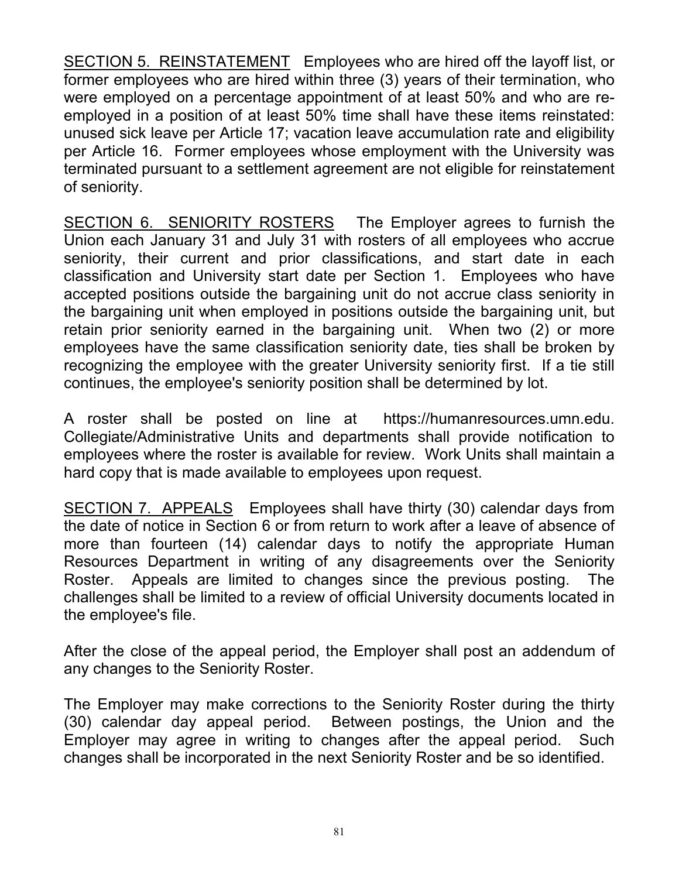<u>SECTION 5. REINSTATEMENT</u> Employees who are hired off the layoff list, or former employees who are hired within three (3) years of their termination, who were employed on a percentage appointment of at least 50% and who are re-employed in a position of at least 50% time shall have these items reinstated: unused sick leave per Article 17; vacation leave accumulation rate and eligibility per Article 16. Former employees whose employment with the University was terminated pursuant to a settlement agreement are not eligible for reinstatement of seniority.

<u>SECTION 6. SENIORITY ROSTERS</u> The Employer agrees to furnish the Union each January 31 and July 31 with rosters of all employees who accrue seniority, their current and prior classifications, and start date in each classification and University start date per Section 1. Employees who have accepted positions outside the bargaining unit do not accrue class seniority in the bargaining unit when employed in positions outside the bargaining unit, but retain prior seniority earned in the bargaining unit. When two (2) or more employees have the same classification seniority date, ties shall be broken by recognizing the employee with the greater University seniority first. If a tie still continues, the employee's seniority position shall be determined by lot.

A roster shall be posted on line at https://humanresources.umn.edu. Collegiate/Administrative Units and departments shall provide notification to employees where the roster is available for review. Work Units shall maintain a hard copy that is made available to employees upon request.

<u>SECTION 7. APPEALS</u> Employees shall have thirty (30) calendar days from the date of notice in Section 6 or from return to work after a leave of absence of more than fourteen (14) calendar days to notify the appropriate Human Resources Department in writing of any disagreements over the Seniority Roster. Appeals are limited to changes since the previous posting. The challenges shall be limited to a review of official University documents located in the employee's file.

After the close of the appeal period, the Employer shall post an addendum of any changes to the Seniority Roster.

The Employer may make corrections to the Seniority Roster during the thirty (30) calendar day appeal period. Between postings, the Union and the Employer may agree in writing to changes after the appeal period. Such changes shall be incorporated in the next Seniority Roster and be so identified.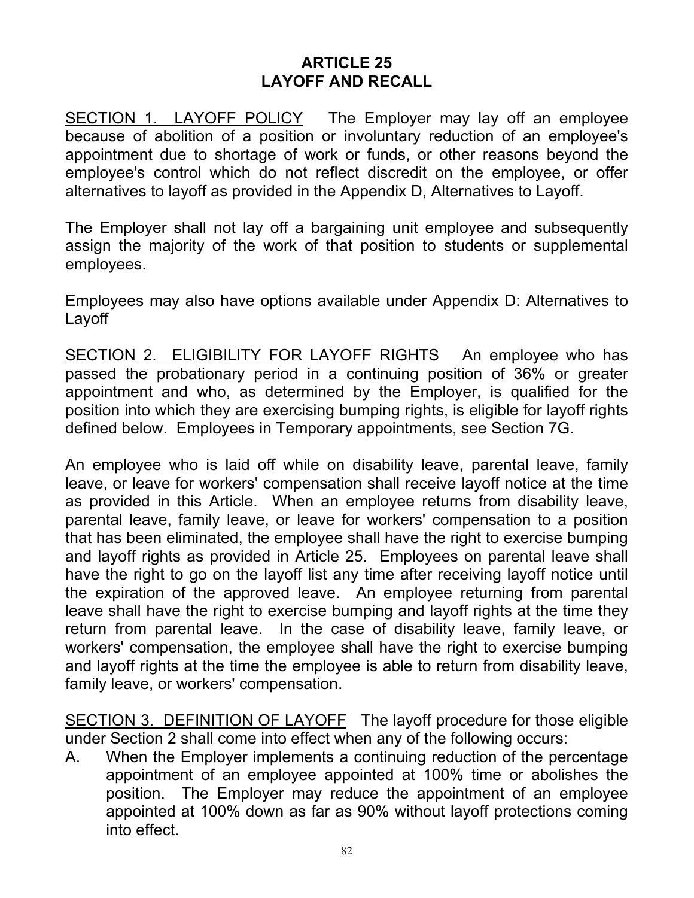# ARTICLE 25
# LAYOFF AND RECALL

SECTION 1. LAYOFF POLICY The Employer may lay off an employee because of abolition of a position or involuntary reduction of an employee's appointment due to shortage of work or funds, or other reasons beyond the employee's control which do not reflect discredit on the employee, or offer alternatives to layoff as provided in the Appendix D, Alternatives to Layoff.

The Employer shall not lay off a bargaining unit employee and subsequently assign the majority of the work of that position to students or supplemental employees.

Employees may also have options available under Appendix D: Alternatives to Layoff

SECTION 2. ELIGIBILITY FOR LAYOFF RIGHTS An employee who has passed the probationary period in a continuing position of 36% or greater appointment and who, as determined by the Employer, is qualified for the position into which they are exercising bumping rights, is eligible for layoff rights defined below. Employees in Temporary appointments, see Section 7G.

An employee who is laid off while on disability leave, parental leave, family leave, or leave for workers' compensation shall receive layoff notice at the time as provided in this Article. When an employee returns from disability leave, parental leave, family leave, or leave for workers' compensation to a position that has been eliminated, the employee shall have the right to exercise bumping and layoff rights as provided in Article 25. Employees on parental leave shall have the right to go on the layoff list any time after receiving layoff notice until the expiration of the approved leave. An employee returning from parental leave shall have the right to exercise bumping and layoff rights at the time they return from parental leave. In the case of disability leave, family leave, or workers' compensation, the employee shall have the right to exercise bumping and layoff rights at the time the employee is able to return from disability leave, family leave, or workers' compensation.

SECTION 3. DEFINITION OF LAYOFF The layoff procedure for those eligible under Section 2 shall come into effect when any of the following occurs:

A. When the Employer implements a continuing reduction of the percentage appointment of an employee appointed at 100% time or abolishes the position. The Employer may reduce the appointment of an employee appointed at 100% down as far as 90% without layoff protections coming into effect.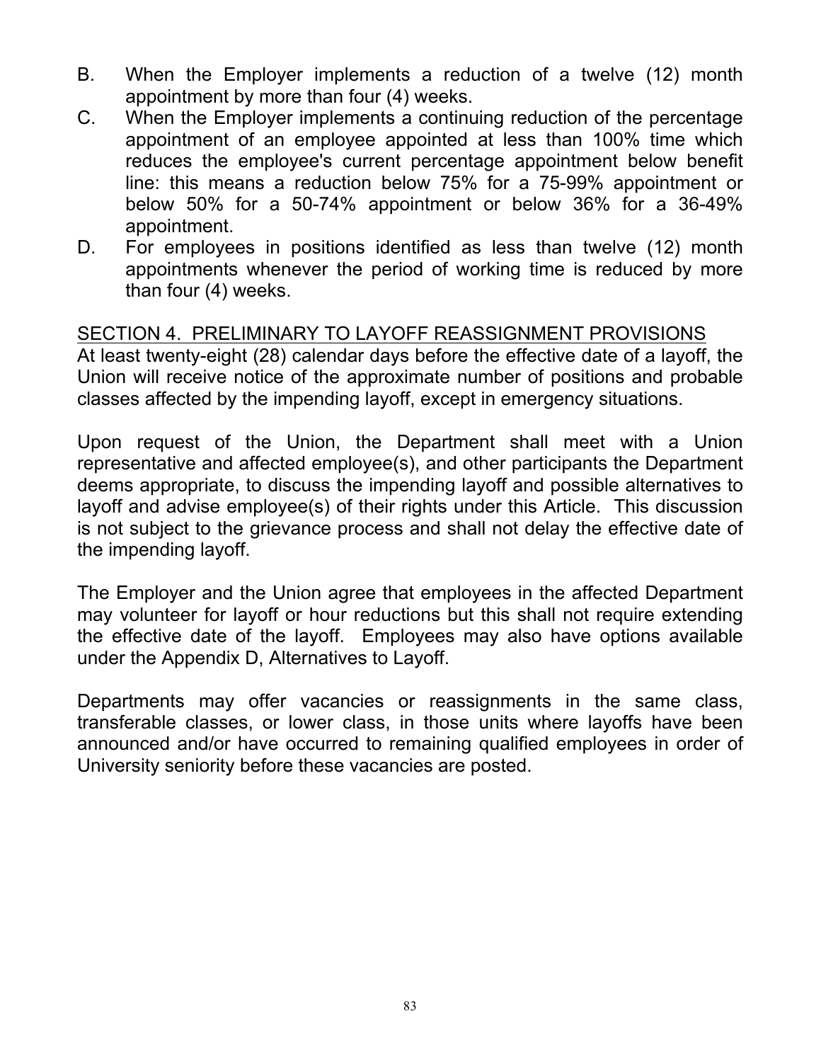B. When the Employer implements a reduction of a twelve (12) month appointment by more than four (4) weeks.

C. When the Employer implements a continuing reduction of the percentage appointment of an employee appointed at less than 100% time which reduces the employee's current percentage appointment below benefit line: this means a reduction below 75% for a 75-99% appointment or below 50% for a 50-74% appointment or below 36% for a 36-49% appointment.

D. For employees in positions identified as less than twelve (12) month appointments whenever the period of working time is reduced by more than four (4) weeks.

## SECTION 4. PRELIMINARY TO LAYOFF REASSIGNMENT PROVISIONS

At least twenty-eight (28) calendar days before the effective date of a layoff, the Union will receive notice of the approximate number of positions and probable classes affected by the impending layoff, except in emergency situations.

Upon request of the Union, the Department shall meet with a Union representative and affected employee(s), and other participants the Department deems appropriate, to discuss the impending layoff and possible alternatives to layoff and advise employee(s) of their rights under this Article. This discussion is not subject to the grievance process and shall not delay the effective date of the impending layoff.

The Employer and the Union agree that employees in the affected Department may volunteer for layoff or hour reductions but this shall not require extending the effective date of the layoff. Employees may also have options available under the Appendix D, Alternatives to Layoff.

Departments may offer vacancies or reassignments in the same class, transferable classes, or lower class, in those units where layoffs have been announced and/or have occurred to remaining qualified employees in order of University seniority before these vacancies are posted.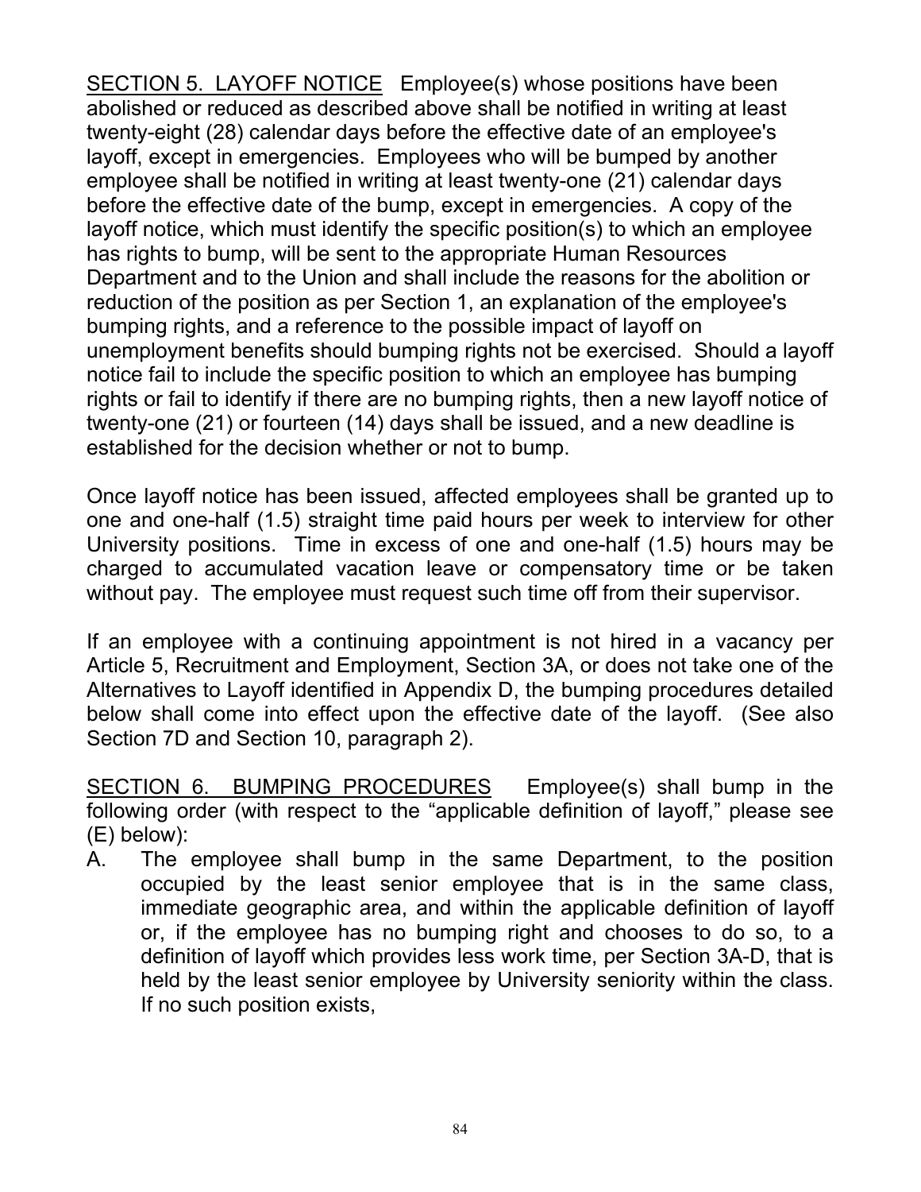<u>SECTION 5. LAYOFF NOTICE</u> Employee(s) whose positions have been abolished or reduced as described above shall be notified in writing at least twenty-eight (28) calendar days before the effective date of an employee's layoff, except in emergencies. Employees who will be bumped by another employee shall be notified in writing at least twenty-one (21) calendar days before the effective date of the bump, except in emergencies. A copy of the layoff notice, which must identify the specific position(s) to which an employee has rights to bump, will be sent to the appropriate Human Resources Department and to the Union and shall include the reasons for the abolition or reduction of the position as per Section 1, an explanation of the employee's bumping rights, and a reference to the possible impact of layoff on unemployment benefits should bumping rights not be exercised. Should a layoff notice fail to include the specific position to which an employee has bumping rights or fail to identify if there are no bumping rights, then a new layoff notice of twenty-one (21) or fourteen (14) days shall be issued, and a new deadline is established for the decision whether or not to bump.

Once layoff notice has been issued, affected employees shall be granted up to one and one-half (1.5) straight time paid hours per week to interview for other University positions. Time in excess of one and one-half (1.5) hours may be charged to accumulated vacation leave or compensatory time or be taken without pay. The employee must request such time off from their supervisor.

If an employee with a continuing appointment is not hired in a vacancy per Article 5, Recruitment and Employment, Section 3A, or does not take one of the Alternatives to Layoff identified in Appendix D, the bumping procedures detailed below shall come into effect upon the effective date of the layoff. (See also Section 7D and Section 10, paragraph 2).

<u>SECTION 6. BUMPING PROCEDURES</u> Employee(s) shall bump in the following order (with respect to the "applicable definition of layoff," please see (E) below):

A. The employee shall bump in the same Department, to the position occupied by the least senior employee that is in the same class, immediate geographic area, and within the applicable definition of layoff or, if the employee has no bumping right and chooses to do so, to a definition of layoff which provides less work time, per Section 3A-D, that is held by the least senior employee by University seniority within the class. If no such position exists,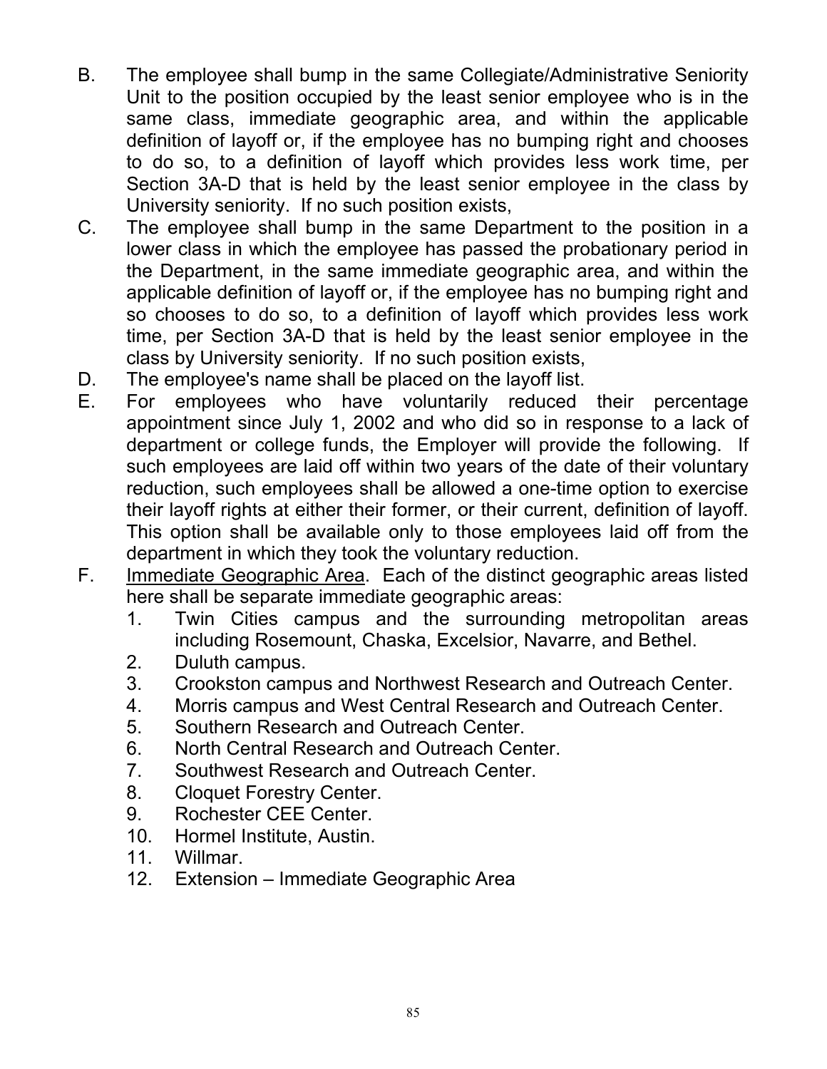B. The employee shall bump in the same Collegiate/Administrative Seniority Unit to the position occupied by the least senior employee who is in the same class, immediate geographic area, and within the applicable definition of layoff or, if the employee has no bumping right and chooses to do so, to a definition of layoff which provides less work time, per Section 3A-D that is held by the least senior employee in the class by University seniority. If no such position exists,

C. The employee shall bump in the same Department to the position in a lower class in which the employee has passed the probationary period in the Department, in the same immediate geographic area, and within the applicable definition of layoff or, if the employee has no bumping right and so chooses to do so, to a definition of layoff which provides less work time, per Section 3A-D that is held by the least senior employee in the class by University seniority. If no such position exists,

D. The employee's name shall be placed on the layoff list.

E. For employees who have voluntarily reduced their percentage appointment since July 1, 2002 and who did so in response to a lack of department or college funds, the Employer will provide the following. If such employees are laid off within two years of the date of their voluntary reduction, such employees shall be allowed a one-time option to exercise their layoff rights at either their former, or their current, definition of layoff. This option shall be available only to those employees laid off from the department in which they took the voluntary reduction.

F. Immediate Geographic Area. Each of the distinct geographic areas listed here shall be separate immediate geographic areas:

  1. Twin Cities campus and the surrounding metropolitan areas including Rosemount, Chaska, Excelsior, Navarre, and Bethel.
  2. Duluth campus.
  3. Crookston campus and Northwest Research and Outreach Center.
  4. Morris campus and West Central Research and Outreach Center.
  5. Southern Research and Outreach Center.
  6. North Central Research and Outreach Center.
  7. Southwest Research and Outreach Center.
  8. Cloquet Forestry Center.
  9. Rochester CEE Center.
  10. Hormel Institute, Austin.
  11. Willmar.
  12. Extension – Immediate Geographic Area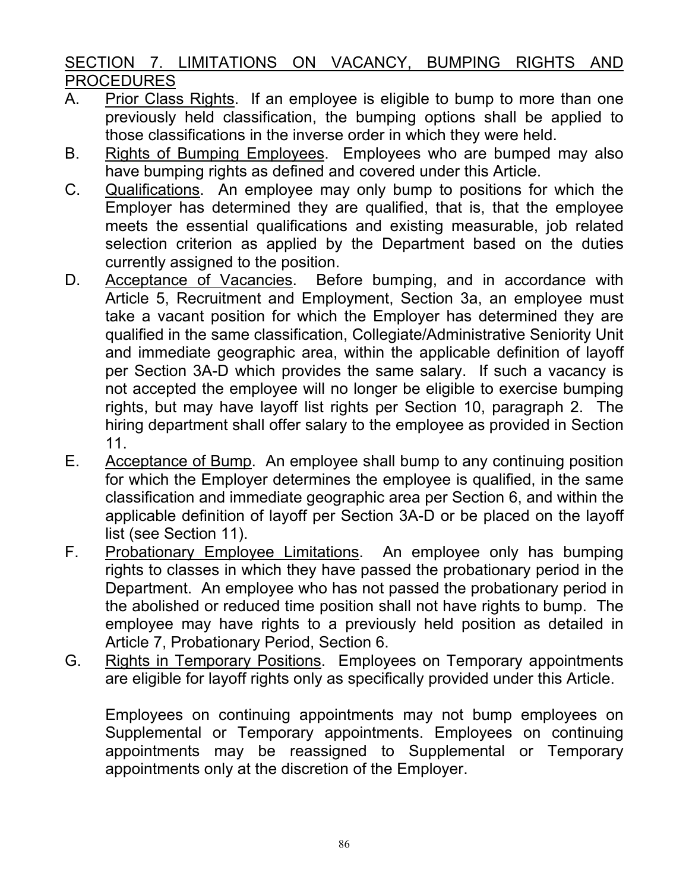## SECTION 7. LIMITATIONS ON VACANCY, BUMPING RIGHTS AND PROCEDURES

A. Prior Class Rights. If an employee is eligible to bump to more than one previously held classification, the bumping options shall be applied to those classifications in the inverse order in which they were held.

B. Rights of Bumping Employees. Employees who are bumped may also have bumping rights as defined and covered under this Article.

C. Qualifications. An employee may only bump to positions for which the Employer has determined they are qualified, that is, that the employee meets the essential qualifications and existing measurable, job related selection criterion as applied by the Department based on the duties currently assigned to the position.

D. Acceptance of Vacancies. Before bumping, and in accordance with Article 5, Recruitment and Employment, Section 3a, an employee must take a vacant position for which the Employer has determined they are qualified in the same classification, Collegiate/Administrative Seniority Unit and immediate geographic area, within the applicable definition of layoff per Section 3A-D which provides the same salary. If such a vacancy is not accepted the employee will no longer be eligible to exercise bumping rights, but may have layoff list rights per Section 10, paragraph 2. The hiring department shall offer salary to the employee as provided in Section 11.

E. Acceptance of Bump. An employee shall bump to any continuing position for which the Employer determines the employee is qualified, in the same classification and immediate geographic area per Section 6, and within the applicable definition of layoff per Section 3A-D or be placed on the layoff list (see Section 11).

F. Probationary Employee Limitations. An employee only has bumping rights to classes in which they have passed the probationary period in the Department. An employee who has not passed the probationary period in the abolished or reduced time position shall not have rights to bump. The employee may have rights to a previously held position as detailed in Article 7, Probationary Period, Section 6.

G. Rights in Temporary Positions. Employees on Temporary appointments are eligible for layoff rights only as specifically provided under this Article.

Employees on continuing appointments may not bump employees on Supplemental or Temporary appointments. Employees on continuing appointments may be reassigned to Supplemental or Temporary appointments only at the discretion of the Employer.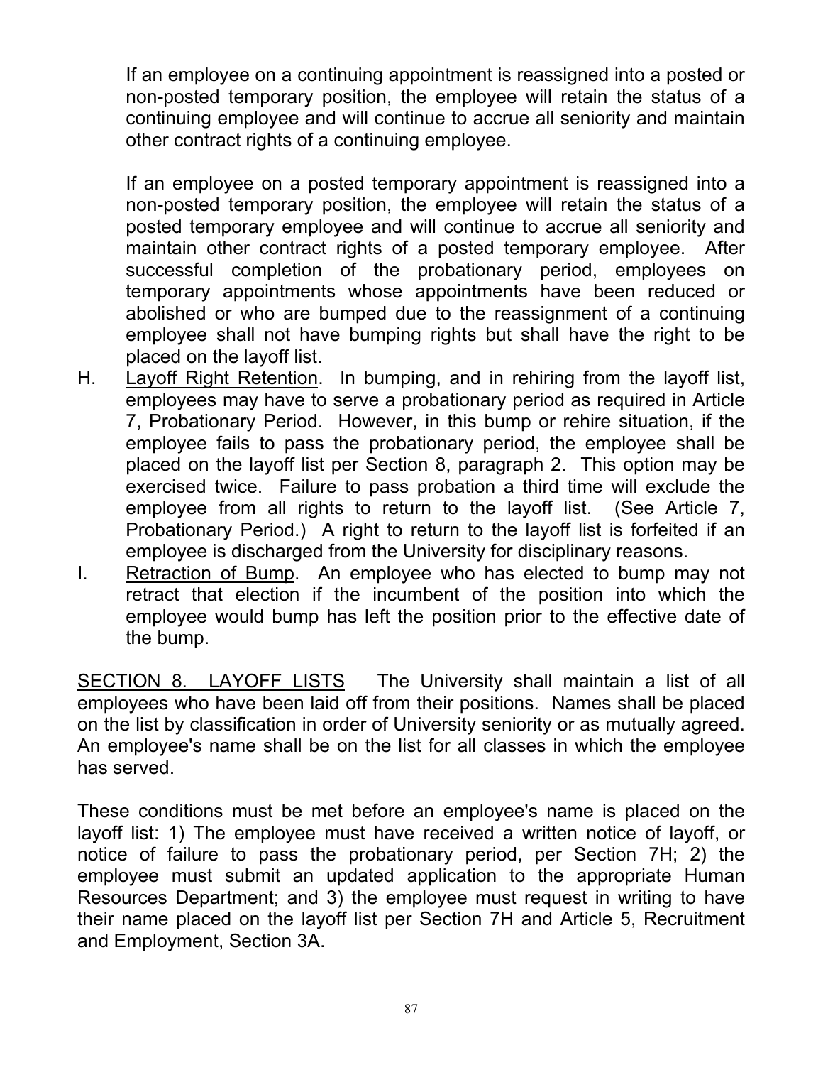If an employee on a continuing appointment is reassigned into a posted or non-posted temporary position, the employee will retain the status of a continuing employee and will continue to accrue all seniority and maintain other contract rights of a continuing employee.

If an employee on a posted temporary appointment is reassigned into a non-posted temporary position, the employee will retain the status of a posted temporary employee and will continue to accrue all seniority and maintain other contract rights of a posted temporary employee. After successful completion of the probationary period, employees on temporary appointments whose appointments have been reduced or abolished or who are bumped due to the reassignment of a continuing employee shall not have bumping rights but shall have the right to be placed on the layoff list.

H. Layoff Right Retention. In bumping, and in rehiring from the layoff list, employees may have to serve a probationary period as required in Article 7, Probationary Period. However, in this bump or rehire situation, if the employee fails to pass the probationary period, the employee shall be placed on the layoff list per Section 8, paragraph 2. This option may be exercised twice. Failure to pass probation a third time will exclude the employee from all rights to return to the layoff list. (See Article 7, Probationary Period.) A right to return to the layoff list is forfeited if an employee is discharged from the University for disciplinary reasons.

I. Retraction of Bump. An employee who has elected to bump may not retract that election if the incumbent of the position into which the employee would bump has left the position prior to the effective date of the bump.

SECTION 8. LAYOFF LISTS The University shall maintain a list of all employees who have been laid off from their positions. Names shall be placed on the list by classification in order of University seniority or as mutually agreed. An employee's name shall be on the list for all classes in which the employee has served.

These conditions must be met before an employee's name is placed on the layoff list: 1) The employee must have received a written notice of layoff, or notice of failure to pass the probationary period, per Section 7H; 2) the employee must submit an updated application to the appropriate Human Resources Department; and 3) the employee must request in writing to have their name placed on the layoff list per Section 7H and Article 5, Recruitment and Employment, Section 3A.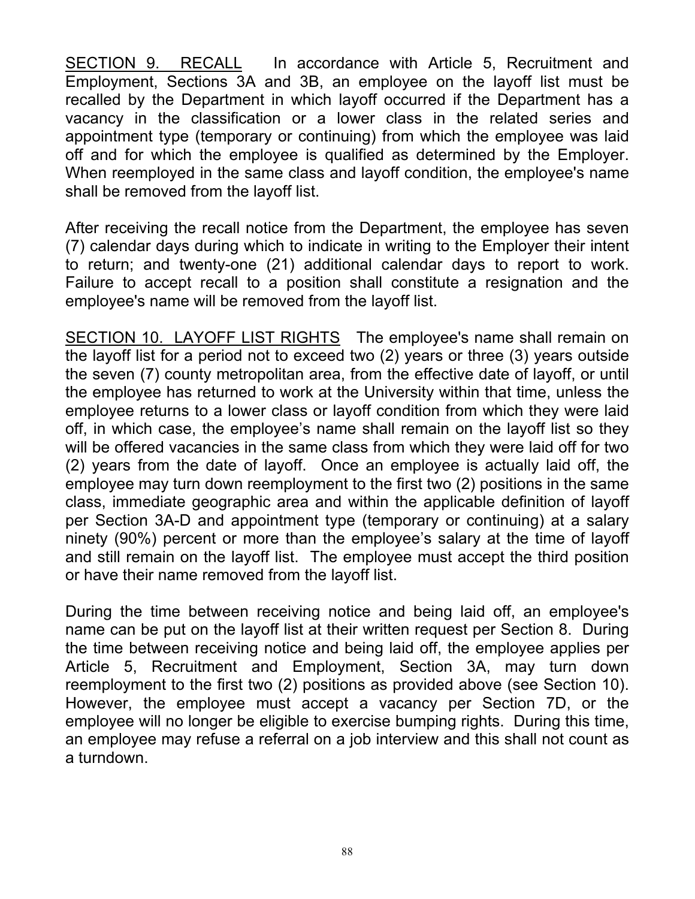SECTION 9. RECALL In accordance with Article 5, Recruitment and Employment, Sections 3A and 3B, an employee on the layoff list must be recalled by the Department in which layoff occurred if the Department has a vacancy in the classification or a lower class in the related series and appointment type (temporary or continuing) from which the employee was laid off and for which the employee is qualified as determined by the Employer. When reemployed in the same class and layoff condition, the employee's name shall be removed from the layoff list.

After receiving the recall notice from the Department, the employee has seven (7) calendar days during which to indicate in writing to the Employer their intent to return; and twenty-one (21) additional calendar days to report to work. Failure to accept recall to a position shall constitute a resignation and the employee's name will be removed from the layoff list.

SECTION 10. LAYOFF LIST RIGHTS The employee's name shall remain on the layoff list for a period not to exceed two (2) years or three (3) years outside the seven (7) county metropolitan area, from the effective date of layoff, or until the employee has returned to work at the University within that time, unless the employee returns to a lower class or layoff condition from which they were laid off, in which case, the employee's name shall remain on the layoff list so they will be offered vacancies in the same class from which they were laid off for two (2) years from the date of layoff. Once an employee is actually laid off, the employee may turn down reemployment to the first two (2) positions in the same class, immediate geographic area and within the applicable definition of layoff per Section 3A-D and appointment type (temporary or continuing) at a salary ninety (90%) percent or more than the employee's salary at the time of layoff and still remain on the layoff list. The employee must accept the third position or have their name removed from the layoff list.

During the time between receiving notice and being laid off, an employee's name can be put on the layoff list at their written request per Section 8. During the time between receiving notice and being laid off, the employee applies per Article 5, Recruitment and Employment, Section 3A, may turn down reemployment to the first two (2) positions as provided above (see Section 10). However, the employee must accept a vacancy per Section 7D, or the employee will no longer be eligible to exercise bumping rights. During this time, an employee may refuse a referral on a job interview and this shall not count as a turndown.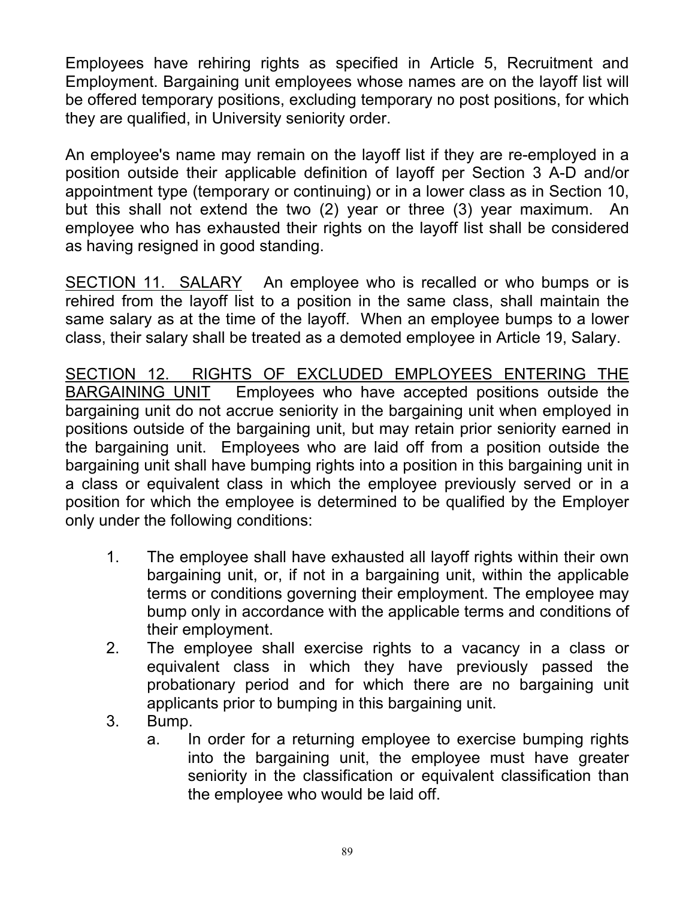Employees have rehiring rights as specified in Article 5, Recruitment and Employment. Bargaining unit employees whose names are on the layoff list will be offered temporary positions, excluding temporary no post positions, for which they are qualified, in University seniority order.

An employee's name may remain on the layoff list if they are re-employed in a position outside their applicable definition of layoff per Section 3 A-D and/or appointment type (temporary or continuing) or in a lower class as in Section 10, but this shall not extend the two (2) year or three (3) year maximum. An employee who has exhausted their rights on the layoff list shall be considered as having resigned in good standing.

SECTION 11. SALARY An employee who is recalled or who bumps or is rehired from the layoff list to a position in the same class, shall maintain the same salary as at the time of the layoff. When an employee bumps to a lower class, their salary shall be treated as a demoted employee in Article 19, Salary.

SECTION 12. RIGHTS OF EXCLUDED EMPLOYEES ENTERING THE BARGAINING UNIT Employees who have accepted positions outside the bargaining unit do not accrue seniority in the bargaining unit when employed in positions outside of the bargaining unit, but may retain prior seniority earned in the bargaining unit. Employees who are laid off from a position outside the bargaining unit shall have bumping rights into a position in this bargaining unit in a class or equivalent class in which the employee previously served or in a position for which the employee is determined to be qualified by the Employer only under the following conditions:

1. The employee shall have exhausted all layoff rights within their own bargaining unit, or, if not in a bargaining unit, within the applicable terms or conditions governing their employment. The employee may bump only in accordance with the applicable terms and conditions of their employment.
2. The employee shall exercise rights to a vacancy in a class or equivalent class in which they have previously passed the probationary period and for which there are no bargaining unit applicants prior to bumping in this bargaining unit.
3. Bump.
   a. In order for a returning employee to exercise bumping rights into the bargaining unit, the employee must have greater seniority in the classification or equivalent classification than the employee who would be laid off.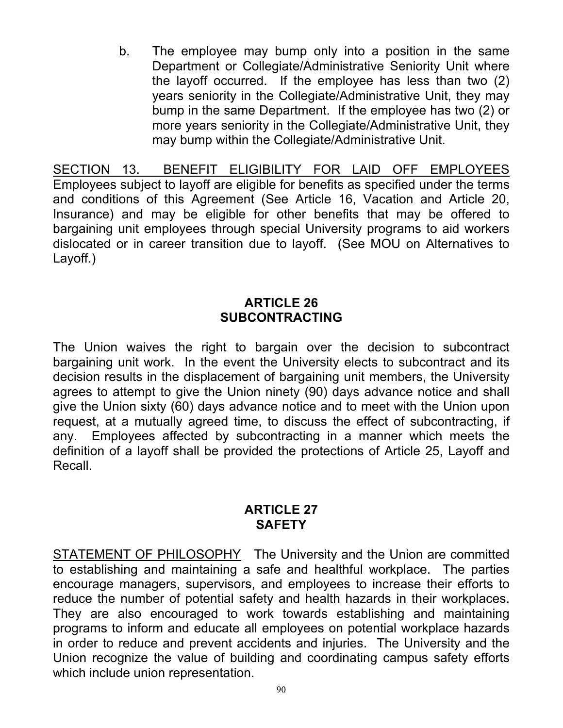b. The employee may bump only into a position in the same Department or Collegiate/Administrative Seniority Unit where the layoff occurred. If the employee has less than two (2) years seniority in the Collegiate/Administrative Unit, they may bump in the same Department. If the employee has two (2) or more years seniority in the Collegiate/Administrative Unit, they may bump within the Collegiate/Administrative Unit.

SECTION 13. BENEFIT ELIGIBILITY FOR LAID OFF EMPLOYEES Employees subject to layoff are eligible for benefits as specified under the terms and conditions of this Agreement (See Article 16, Vacation and Article 20, Insurance) and may be eligible for other benefits that may be offered to bargaining unit employees through special University programs to aid workers dislocated or in career transition due to layoff. (See MOU on Alternatives to Layoff.)

## ARTICLE 26
## SUBCONTRACTING

The Union waives the right to bargain over the decision to subcontract bargaining unit work. In the event the University elects to subcontract and its decision results in the displacement of bargaining unit members, the University agrees to attempt to give the Union ninety (90) days advance notice and shall give the Union sixty (60) days advance notice and to meet with the Union upon request, at a mutually agreed time, to discuss the effect of subcontracting, if any. Employees affected by subcontracting in a manner which meets the definition of a layoff shall be provided the protections of Article 25, Layoff and Recall.

## ARTICLE 27
## SAFETY

STATEMENT OF PHILOSOPHY The University and the Union are committed to establishing and maintaining a safe and healthful workplace. The parties encourage managers, supervisors, and employees to increase their efforts to reduce the number of potential safety and health hazards in their workplaces. They are also encouraged to work towards establishing and maintaining programs to inform and educate all employees on potential workplace hazards in order to reduce and prevent accidents and injuries. The University and the Union recognize the value of building and coordinating campus safety efforts which include union representation.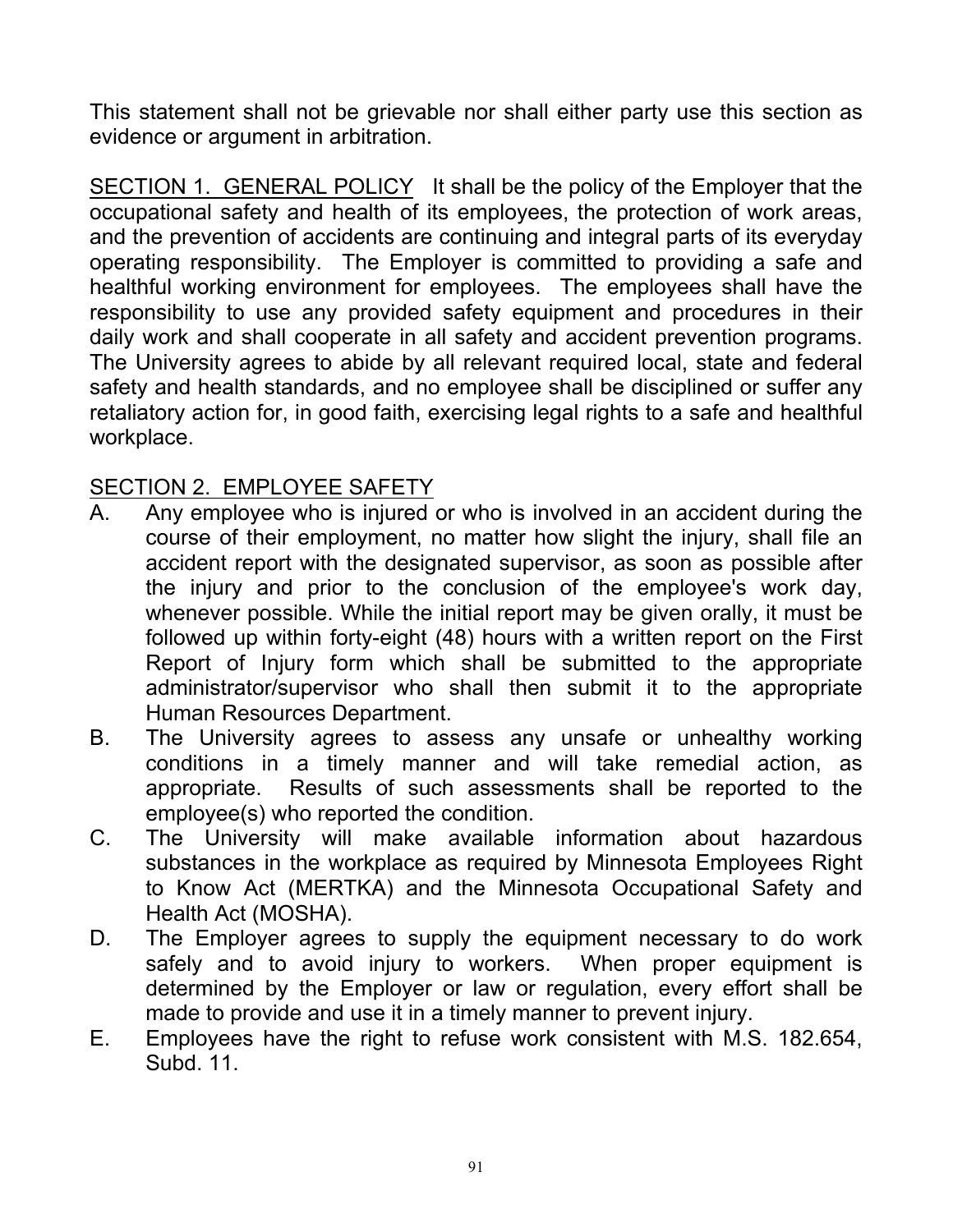This statement shall not be grievable nor shall either party use this section as evidence or argument in arbitration.

SECTION 1. GENERAL POLICY It shall be the policy of the Employer that the occupational safety and health of its employees, the protection of work areas, and the prevention of accidents are continuing and integral parts of its everyday operating responsibility. The Employer is committed to providing a safe and healthful working environment for employees. The employees shall have the responsibility to use any provided safety equipment and procedures in their daily work and shall cooperate in all safety and accident prevention programs. The University agrees to abide by all relevant required local, state and federal safety and health standards, and no employee shall be disciplined or suffer any retaliatory action for, in good faith, exercising legal rights to a safe and healthful workplace.

SECTION 2. EMPLOYEE SAFETY

A. Any employee who is injured or who is involved in an accident during the course of their employment, no matter how slight the injury, shall file an accident report with the designated supervisor, as soon as possible after the injury and prior to the conclusion of the employee's work day, whenever possible. While the initial report may be given orally, it must be followed up within forty-eight (48) hours with a written report on the First Report of Injury form which shall be submitted to the appropriate administrator/supervisor who shall then submit it to the appropriate Human Resources Department.

B. The University agrees to assess any unsafe or unhealthy working conditions in a timely manner and will take remedial action, as appropriate. Results of such assessments shall be reported to the employee(s) who reported the condition.

C. The University will make available information about hazardous substances in the workplace as required by Minnesota Employees Right to Know Act (MERTKA) and the Minnesota Occupational Safety and Health Act (MOSHA).

D. The Employer agrees to supply the equipment necessary to do work safely and to avoid injury to workers. When proper equipment is determined by the Employer or law or regulation, every effort shall be made to provide and use it in a timely manner to prevent injury.

E. Employees have the right to refuse work consistent with M.S. 182.654, Subd. 11.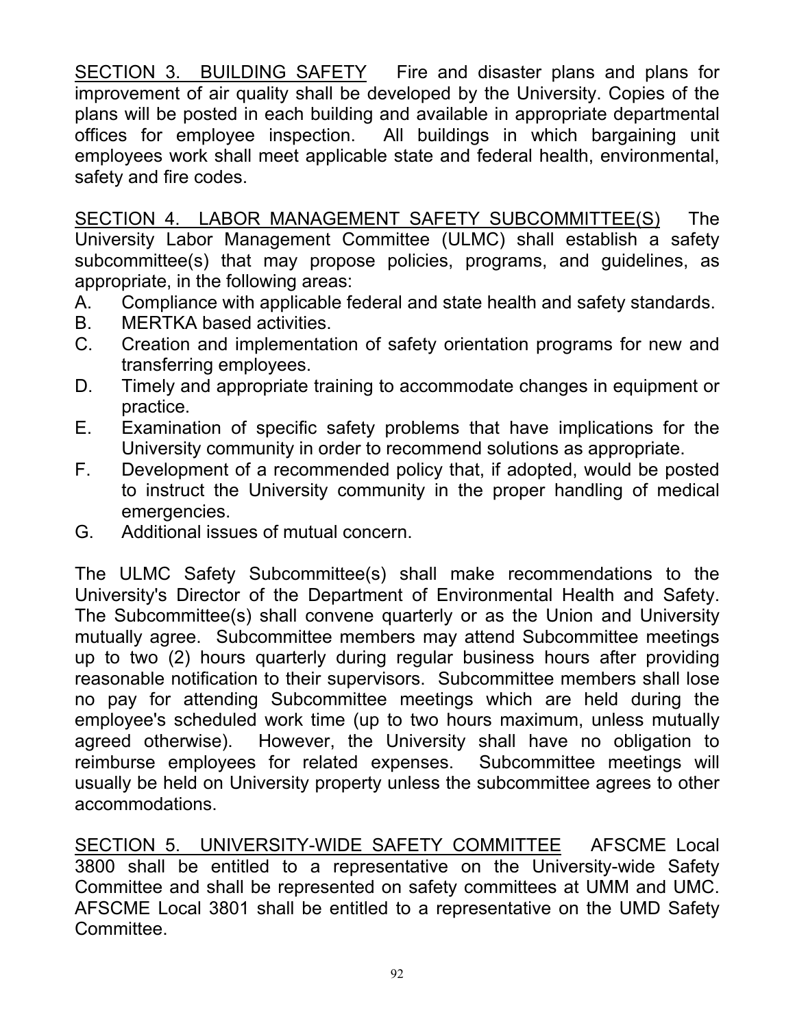SECTION 3. BUILDING SAFETY Fire and disaster plans and plans for improvement of air quality shall be developed by the University. Copies of the plans will be posted in each building and available in appropriate departmental offices for employee inspection. All buildings in which bargaining unit employees work shall meet applicable state and federal health, environmental, safety and fire codes.

SECTION 4. LABOR MANAGEMENT SAFETY SUBCOMMITTEE(S) The University Labor Management Committee (ULMC) shall establish a safety subcommittee(s) that may propose policies, programs, and guidelines, as appropriate, in the following areas:

A. Compliance with applicable federal and state health and safety standards.
B. MERTKA based activities.
C. Creation and implementation of safety orientation programs for new and transferring employees.
D. Timely and appropriate training to accommodate changes in equipment or practice.
E. Examination of specific safety problems that have implications for the University community in order to recommend solutions as appropriate.
F. Development of a recommended policy that, if adopted, would be posted to instruct the University community in the proper handling of medical emergencies.
G. Additional issues of mutual concern.

The ULMC Safety Subcommittee(s) shall make recommendations to the University's Director of the Department of Environmental Health and Safety. The Subcommittee(s) shall convene quarterly or as the Union and University mutually agree. Subcommittee members may attend Subcommittee meetings up to two (2) hours quarterly during regular business hours after providing reasonable notification to their supervisors. Subcommittee members shall lose no pay for attending Subcommittee meetings which are held during the employee's scheduled work time (up to two hours maximum, unless mutually agreed otherwise). However, the University shall have no obligation to reimburse employees for related expenses. Subcommittee meetings will usually be held on University property unless the subcommittee agrees to other accommodations.

SECTION 5. UNIVERSITY-WIDE SAFETY COMMITTEE AFSCME Local 3800 shall be entitled to a representative on the University-wide Safety Committee and shall be represented on safety committees at UMM and UMC. AFSCME Local 3801 shall be entitled to a representative on the UMD Safety Committee.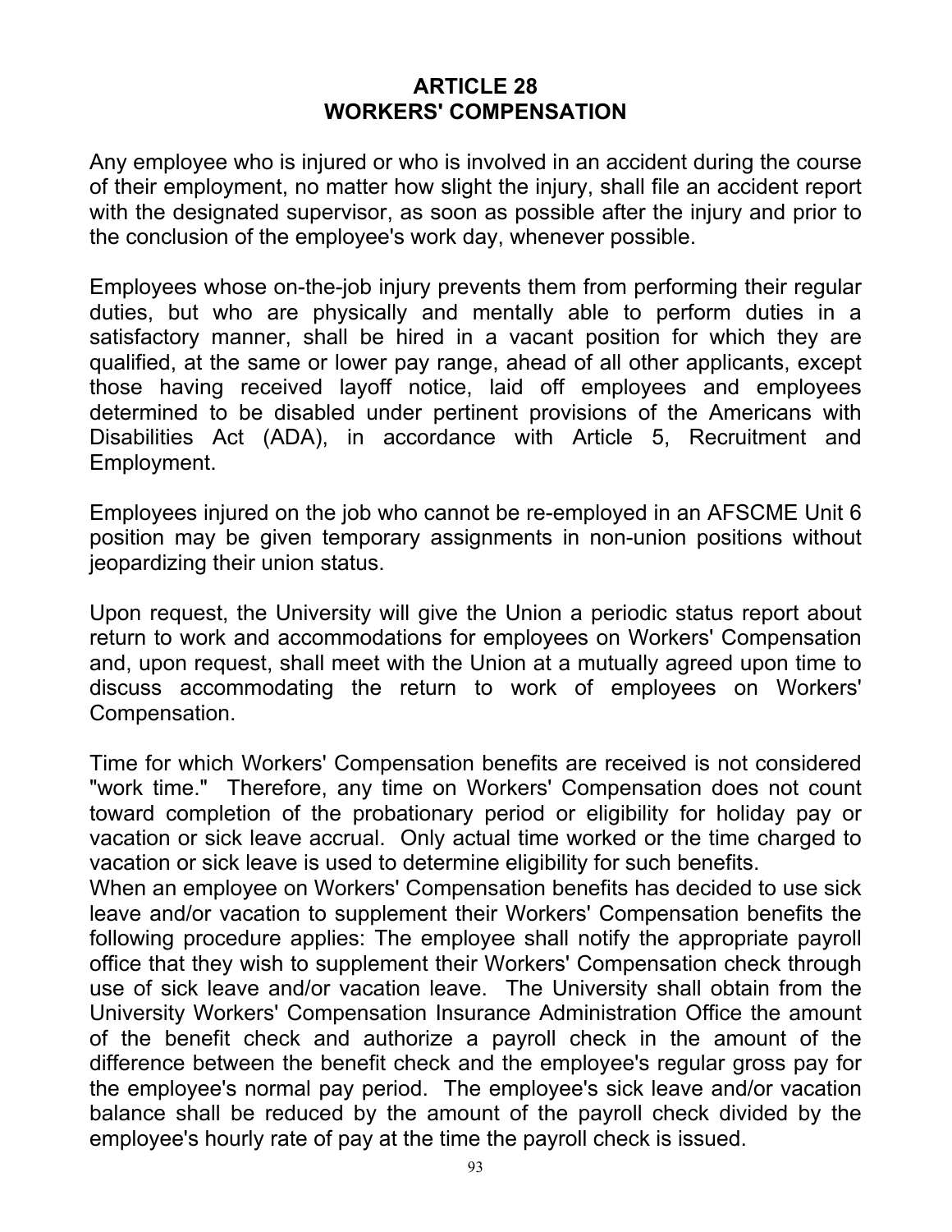# ARTICLE 28
# WORKERS' COMPENSATION

Any employee who is injured or who is involved in an accident during the course of their employment, no matter how slight the injury, shall file an accident report with the designated supervisor, as soon as possible after the injury and prior to the conclusion of the employee's work day, whenever possible.

Employees whose on-the-job injury prevents them from performing their regular duties, but who are physically and mentally able to perform duties in a satisfactory manner, shall be hired in a vacant position for which they are qualified, at the same or lower pay range, ahead of all other applicants, except those having received layoff notice, laid off employees and employees determined to be disabled under pertinent provisions of the Americans with Disabilities Act (ADA), in accordance with Article 5, Recruitment and Employment.

Employees injured on the job who cannot be re-employed in an AFSCME Unit 6 position may be given temporary assignments in non-union positions without jeopardizing their union status.

Upon request, the University will give the Union a periodic status report about return to work and accommodations for employees on Workers' Compensation and, upon request, shall meet with the Union at a mutually agreed upon time to discuss accommodating the return to work of employees on Workers' Compensation.

Time for which Workers' Compensation benefits are received is not considered "work time." Therefore, any time on Workers' Compensation does not count toward completion of the probationary period or eligibility for holiday pay or vacation or sick leave accrual. Only actual time worked or the time charged to vacation or sick leave is used to determine eligibility for such benefits.

When an employee on Workers' Compensation benefits has decided to use sick leave and/or vacation to supplement their Workers' Compensation benefits the following procedure applies: The employee shall notify the appropriate payroll office that they wish to supplement their Workers' Compensation check through use of sick leave and/or vacation leave. The University shall obtain from the University Workers' Compensation Insurance Administration Office the amount of the benefit check and authorize a payroll check in the amount of the difference between the benefit check and the employee's regular gross pay for the employee's normal pay period. The employee's sick leave and/or vacation balance shall be reduced by the amount of the payroll check divided by the employee's hourly rate of pay at the time the payroll check is issued.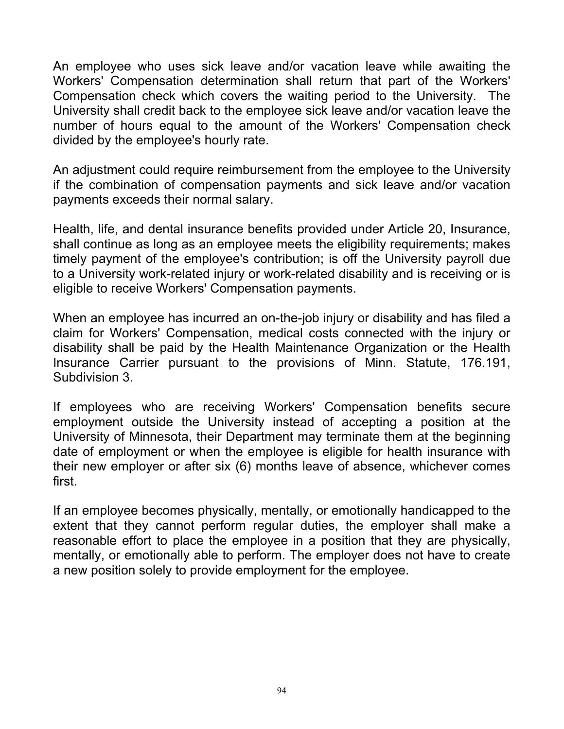An employee who uses sick leave and/or vacation leave while awaiting the Workers' Compensation determination shall return that part of the Workers' Compensation check which covers the waiting period to the University. The University shall credit back to the employee sick leave and/or vacation leave the number of hours equal to the amount of the Workers' Compensation check divided by the employee's hourly rate.

An adjustment could require reimbursement from the employee to the University if the combination of compensation payments and sick leave and/or vacation payments exceeds their normal salary.

Health, life, and dental insurance benefits provided under Article 20, Insurance, shall continue as long as an employee meets the eligibility requirements; makes timely payment of the employee's contribution; is off the University payroll due to a University work-related injury or work-related disability and is receiving or is eligible to receive Workers' Compensation payments.

When an employee has incurred an on-the-job injury or disability and has filed a claim for Workers' Compensation, medical costs connected with the injury or disability shall be paid by the Health Maintenance Organization or the Health Insurance Carrier pursuant to the provisions of Minn. Statute, 176.191, Subdivision 3.

If employees who are receiving Workers' Compensation benefits secure employment outside the University instead of accepting a position at the University of Minnesota, their Department may terminate them at the beginning date of employment or when the employee is eligible for health insurance with their new employer or after six (6) months leave of absence, whichever comes first.

If an employee becomes physically, mentally, or emotionally handicapped to the extent that they cannot perform regular duties, the employer shall make a reasonable effort to place the employee in a position that they are physically, mentally, or emotionally able to perform. The employer does not have to create a new position solely to provide employment for the employee.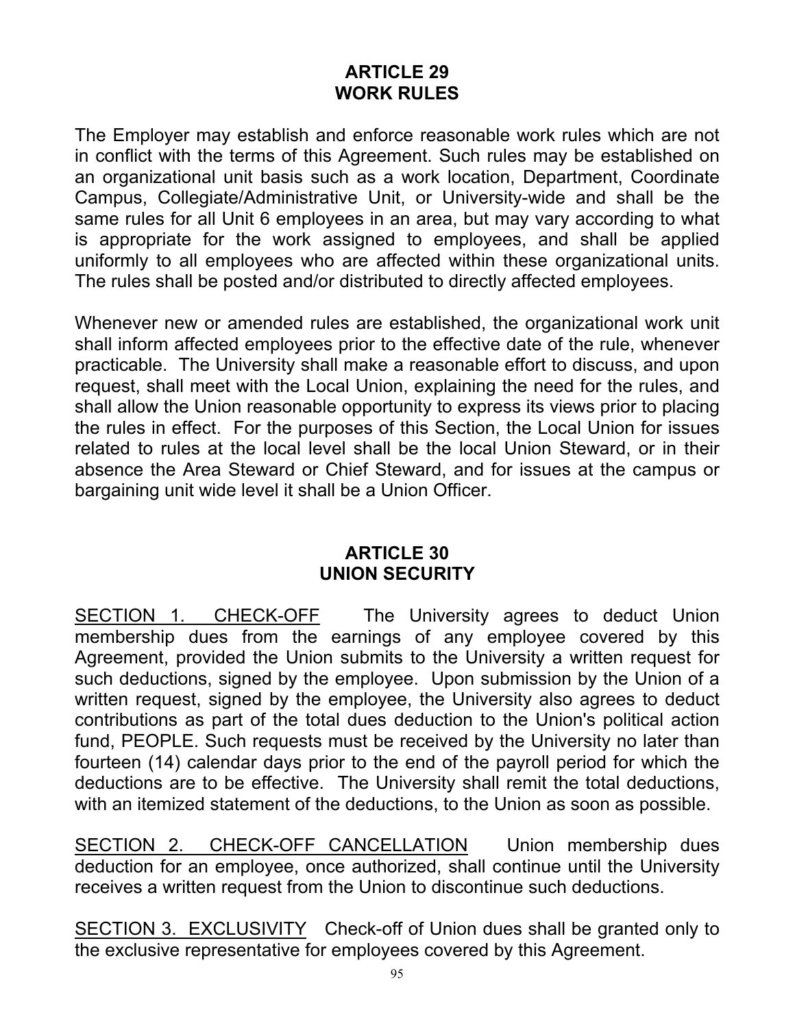## ARTICLE 29
## WORK RULES

The Employer may establish and enforce reasonable work rules which are not in conflict with the terms of this Agreement. Such rules may be established on an organizational unit basis such as a work location, Department, Coordinate Campus, Collegiate/Administrative Unit, or University-wide and shall be the same rules for all Unit 6 employees in an area, but may vary according to what is appropriate for the work assigned to employees, and shall be applied uniformly to all employees who are affected within these organizational units. The rules shall be posted and/or distributed to directly affected employees.

Whenever new or amended rules are established, the organizational work unit shall inform affected employees prior to the effective date of the rule, whenever practicable. The University shall make a reasonable effort to discuss, and upon request, shall meet with the Local Union, explaining the need for the rules, and shall allow the Union reasonable opportunity to express its views prior to placing the rules in effect. For the purposes of this Section, the Local Union for issues related to rules at the local level shall be the local Union Steward, or in their absence the Area Steward or Chief Steward, and for issues at the campus or bargaining unit wide level it shall be a Union Officer.

## ARTICLE 30
## UNION SECURITY

<u>SECTION 1. CHECK-OFF</u> The University agrees to deduct Union membership dues from the earnings of any employee covered by this Agreement, provided the Union submits to the University a written request for such deductions, signed by the employee. Upon submission by the Union of a written request, signed by the employee, the University also agrees to deduct contributions as part of the total dues deduction to the Union's political action fund, PEOPLE. Such requests must be received by the University no later than fourteen (14) calendar days prior to the end of the payroll period for which the deductions are to be effective. The University shall remit the total deductions, with an itemized statement of the deductions, to the Union as soon as possible.

<u>SECTION 2. CHECK-OFF CANCELLATION</u> Union membership dues deduction for an employee, once authorized, shall continue until the University receives a written request from the Union to discontinue such deductions.

<u>SECTION 3. EXCLUSIVITY</u> Check-off of Union dues shall be granted only to the exclusive representative for employees covered by this Agreement.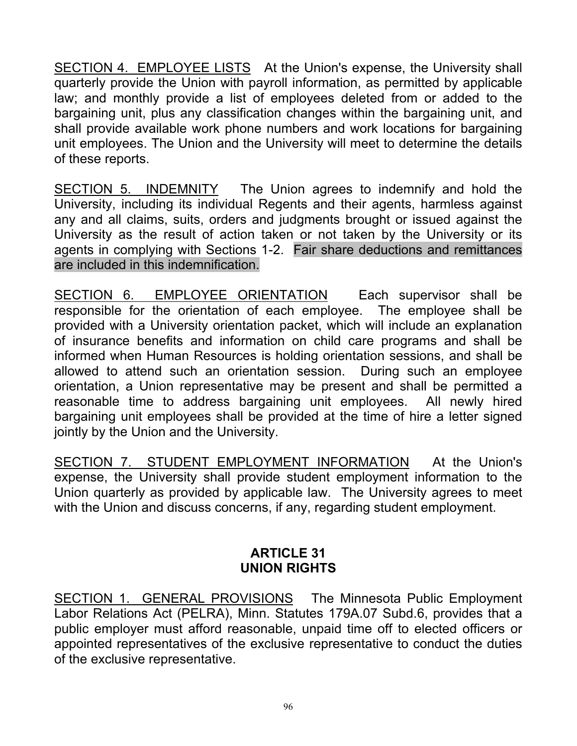SECTION 4. EMPLOYEE LISTS At the Union's expense, the University shall quarterly provide the Union with payroll information, as permitted by applicable law; and monthly provide a list of employees deleted from or added to the bargaining unit, plus any classification changes within the bargaining unit, and shall provide available work phone numbers and work locations for bargaining unit employees. The Union and the University will meet to determine the details of these reports.

SECTION 5. INDEMNITY The Union agrees to indemnify and hold the University, including its individual Regents and their agents, harmless against any and all claims, suits, orders and judgments brought or issued against the University as the result of action taken or not taken by the University or its agents in complying with Sections 1-2. Fair share deductions and remittances are included in this indemnification.

SECTION 6. EMPLOYEE ORIENTATION Each supervisor shall be responsible for the orientation of each employee. The employee shall be provided with a University orientation packet, which will include an explanation of insurance benefits and information on child care programs and shall be informed when Human Resources is holding orientation sessions, and shall be allowed to attend such an orientation session. During such an employee orientation, a Union representative may be present and shall be permitted a reasonable time to address bargaining unit employees. All newly hired bargaining unit employees shall be provided at the time of hire a letter signed jointly by the Union and the University.

SECTION 7. STUDENT EMPLOYMENT INFORMATION At the Union's expense, the University shall provide student employment information to the Union quarterly as provided by applicable law. The University agrees to meet with the Union and discuss concerns, if any, regarding student employment.

## ARTICLE 31
## UNION RIGHTS

SECTION 1. GENERAL PROVISIONS The Minnesota Public Employment Labor Relations Act (PELRA), Minn. Statutes 179A.07 Subd.6, provides that a public employer must afford reasonable, unpaid time off to elected officers or appointed representatives of the exclusive representative to conduct the duties of the exclusive representative.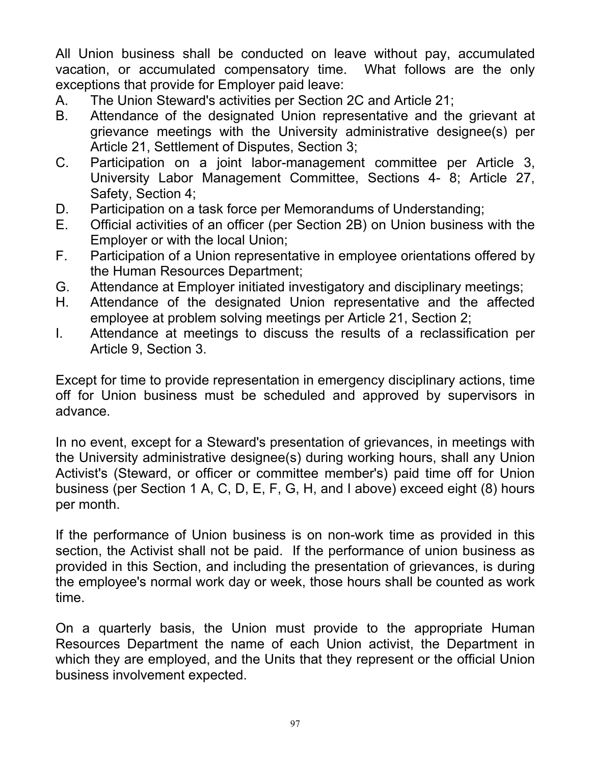All Union business shall be conducted on leave without pay, accumulated vacation, or accumulated compensatory time. What follows are the only exceptions that provide for Employer paid leave:

A. The Union Steward's activities per Section 2C and Article 21;
B. Attendance of the designated Union representative and the grievant at grievance meetings with the University administrative designee(s) per Article 21, Settlement of Disputes, Section 3;
C. Participation on a joint labor-management committee per Article 3, University Labor Management Committee, Sections 4- 8; Article 27, Safety, Section 4;
D. Participation on a task force per Memorandums of Understanding;
E. Official activities of an officer (per Section 2B) on Union business with the Employer or with the local Union;
F. Participation of a Union representative in employee orientations offered by the Human Resources Department;
G. Attendance at Employer initiated investigatory and disciplinary meetings;
H. Attendance of the designated Union representative and the affected employee at problem solving meetings per Article 21, Section 2;
I. Attendance at meetings to discuss the results of a reclassification per Article 9, Section 3.

Except for time to provide representation in emergency disciplinary actions, time off for Union business must be scheduled and approved by supervisors in advance.

In no event, except for a Steward's presentation of grievances, in meetings with the University administrative designee(s) during working hours, shall any Union Activist's (Steward, or officer or committee member's) paid time off for Union business (per Section 1 A, C, D, E, F, G, H, and I above) exceed eight (8) hours per month.

If the performance of Union business is on non-work time as provided in this section, the Activist shall not be paid. If the performance of union business as provided in this Section, and including the presentation of grievances, is during the employee's normal work day or week, those hours shall be counted as work time.

On a quarterly basis, the Union must provide to the appropriate Human Resources Department the name of each Union activist, the Department in which they are employed, and the Units that they represent or the official Union business involvement expected.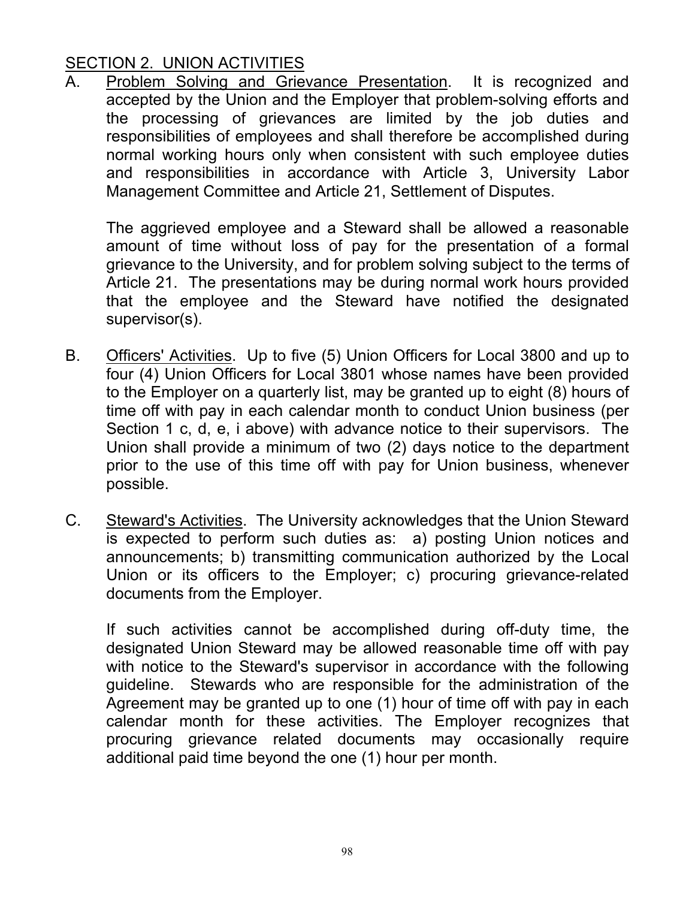## SECTION 2. UNION ACTIVITIES

A. Problem Solving and Grievance Presentation. It is recognized and accepted by the Union and the Employer that problem-solving efforts and the processing of grievances are limited by the job duties and responsibilities of employees and shall therefore be accomplished during normal working hours only when consistent with such employee duties and responsibilities in accordance with Article 3, University Labor Management Committee and Article 21, Settlement of Disputes.

   The aggrieved employee and a Steward shall be allowed a reasonable amount of time without loss of pay for the presentation of a formal grievance to the University, and for problem solving subject to the terms of Article 21. The presentations may be during normal work hours provided that the employee and the Steward have notified the designated supervisor(s).

B. Officers' Activities. Up to five (5) Union Officers for Local 3800 and up to four (4) Union Officers for Local 3801 whose names have been provided to the Employer on a quarterly list, may be granted up to eight (8) hours of time off with pay in each calendar month to conduct Union business (per Section 1 c, d, e, i above) with advance notice to their supervisors. The Union shall provide a minimum of two (2) days notice to the department prior to the use of this time off with pay for Union business, whenever possible.

C. Steward's Activities. The University acknowledges that the Union Steward is expected to perform such duties as: a) posting Union notices and announcements; b) transmitting communication authorized by the Local Union or its officers to the Employer; c) procuring grievance-related documents from the Employer.

   If such activities cannot be accomplished during off-duty time, the designated Union Steward may be allowed reasonable time off with pay with notice to the Steward's supervisor in accordance with the following guideline. Stewards who are responsible for the administration of the Agreement may be granted up to one (1) hour of time off with pay in each calendar month for these activities. The Employer recognizes that procuring grievance related documents may occasionally require additional paid time beyond the one (1) hour per month.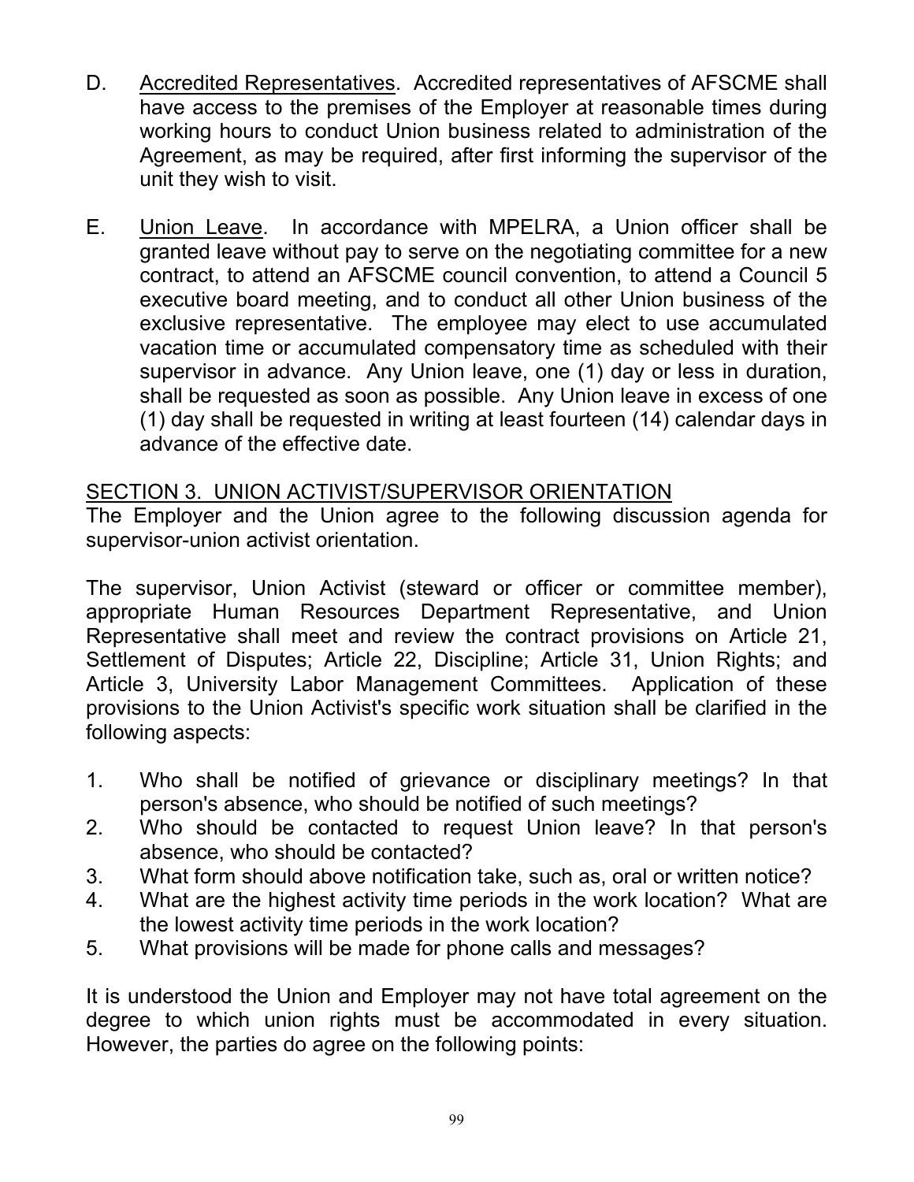D. Accredited Representatives. Accredited representatives of AFSCME shall have access to the premises of the Employer at reasonable times during working hours to conduct Union business related to administration of the Agreement, as may be required, after first informing the supervisor of the unit they wish to visit.

E. Union Leave. In accordance with MPELRA, a Union officer shall be granted leave without pay to serve on the negotiating committee for a new contract, to attend an AFSCME council convention, to attend a Council 5 executive board meeting, and to conduct all other Union business of the exclusive representative. The employee may elect to use accumulated vacation time or accumulated compensatory time as scheduled with their supervisor in advance. Any Union leave, one (1) day or less in duration, shall be requested as soon as possible. Any Union leave in excess of one (1) day shall be requested in writing at least fourteen (14) calendar days in advance of the effective date.

## SECTION 3. UNION ACTIVIST/SUPERVISOR ORIENTATION

The Employer and the Union agree to the following discussion agenda for supervisor-union activist orientation.

The supervisor, Union Activist (steward or officer or committee member), appropriate Human Resources Department Representative, and Union Representative shall meet and review the contract provisions on Article 21, Settlement of Disputes; Article 22, Discipline; Article 31, Union Rights; and Article 3, University Labor Management Committees. Application of these provisions to the Union Activist's specific work situation shall be clarified in the following aspects:

1. Who shall be notified of grievance or disciplinary meetings? In that person's absence, who should be notified of such meetings?
2. Who should be contacted to request Union leave? In that person's absence, who should be contacted?
3. What form should above notification take, such as, oral or written notice?
4. What are the highest activity time periods in the work location? What are the lowest activity time periods in the work location?
5. What provisions will be made for phone calls and messages?

It is understood the Union and Employer may not have total agreement on the degree to which union rights must be accommodated in every situation. However, the parties do agree on the following points: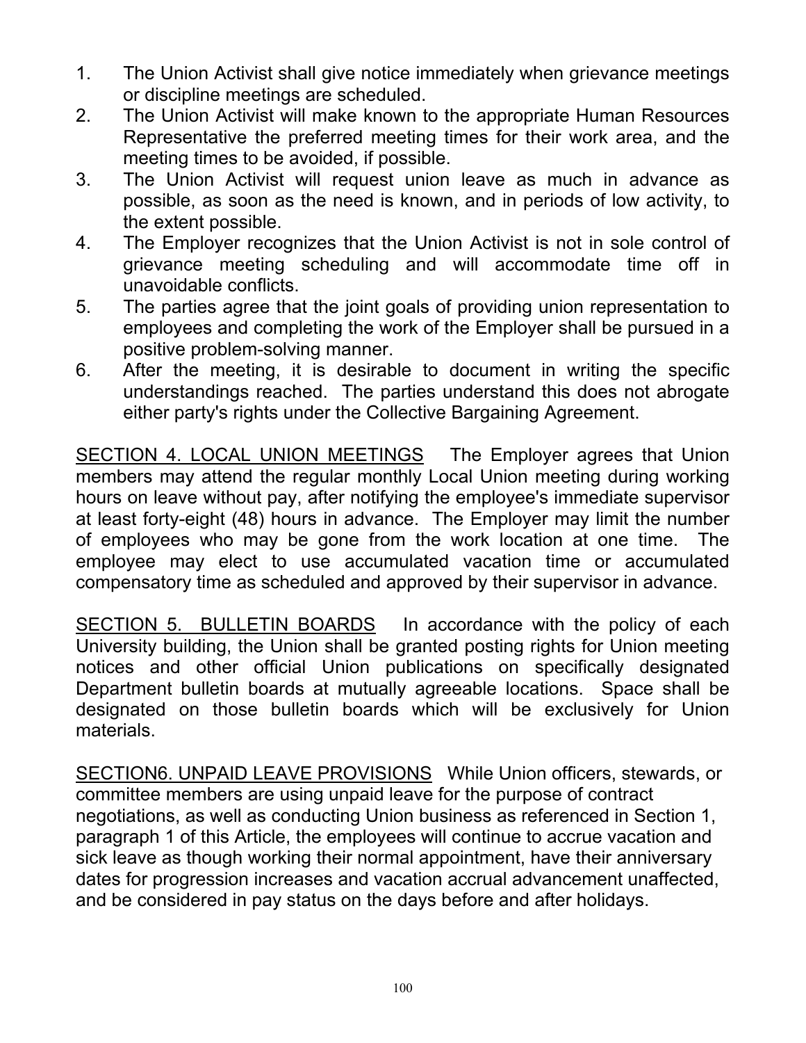1. The Union Activist shall give notice immediately when grievance meetings or discipline meetings are scheduled.
2. The Union Activist will make known to the appropriate Human Resources Representative the preferred meeting times for their work area, and the meeting times to be avoided, if possible.
3. The Union Activist will request union leave as much in advance as possible, as soon as the need is known, and in periods of low activity, to the extent possible.
4. The Employer recognizes that the Union Activist is not in sole control of grievance meeting scheduling and will accommodate time off in unavoidable conflicts.
5. The parties agree that the joint goals of providing union representation to employees and completing the work of the Employer shall be pursued in a positive problem-solving manner.
6. After the meeting, it is desirable to document in writing the specific understandings reached. The parties understand this does not abrogate either party's rights under the Collective Bargaining Agreement.

<u>SECTION 4. LOCAL UNION MEETINGS</u> The Employer agrees that Union members may attend the regular monthly Local Union meeting during working hours on leave without pay, after notifying the employee's immediate supervisor at least forty-eight (48) hours in advance. The Employer may limit the number of employees who may be gone from the work location at one time. The employee may elect to use accumulated vacation time or accumulated compensatory time as scheduled and approved by their supervisor in advance.

<u>SECTION 5. BULLETIN BOARDS</u> In accordance with the policy of each University building, the Union shall be granted posting rights for Union meeting notices and other official Union publications on specifically designated Department bulletin boards at mutually agreeable locations. Space shall be designated on those bulletin boards which will be exclusively for Union materials.

<u>SECTION6. UNPAID LEAVE PROVISIONS</u> While Union officers, stewards, or committee members are using unpaid leave for the purpose of contract negotiations, as well as conducting Union business as referenced in Section 1, paragraph 1 of this Article, the employees will continue to accrue vacation and sick leave as though working their normal appointment, have their anniversary dates for progression increases and vacation accrual advancement unaffected, and be considered in pay status on the days before and after holidays.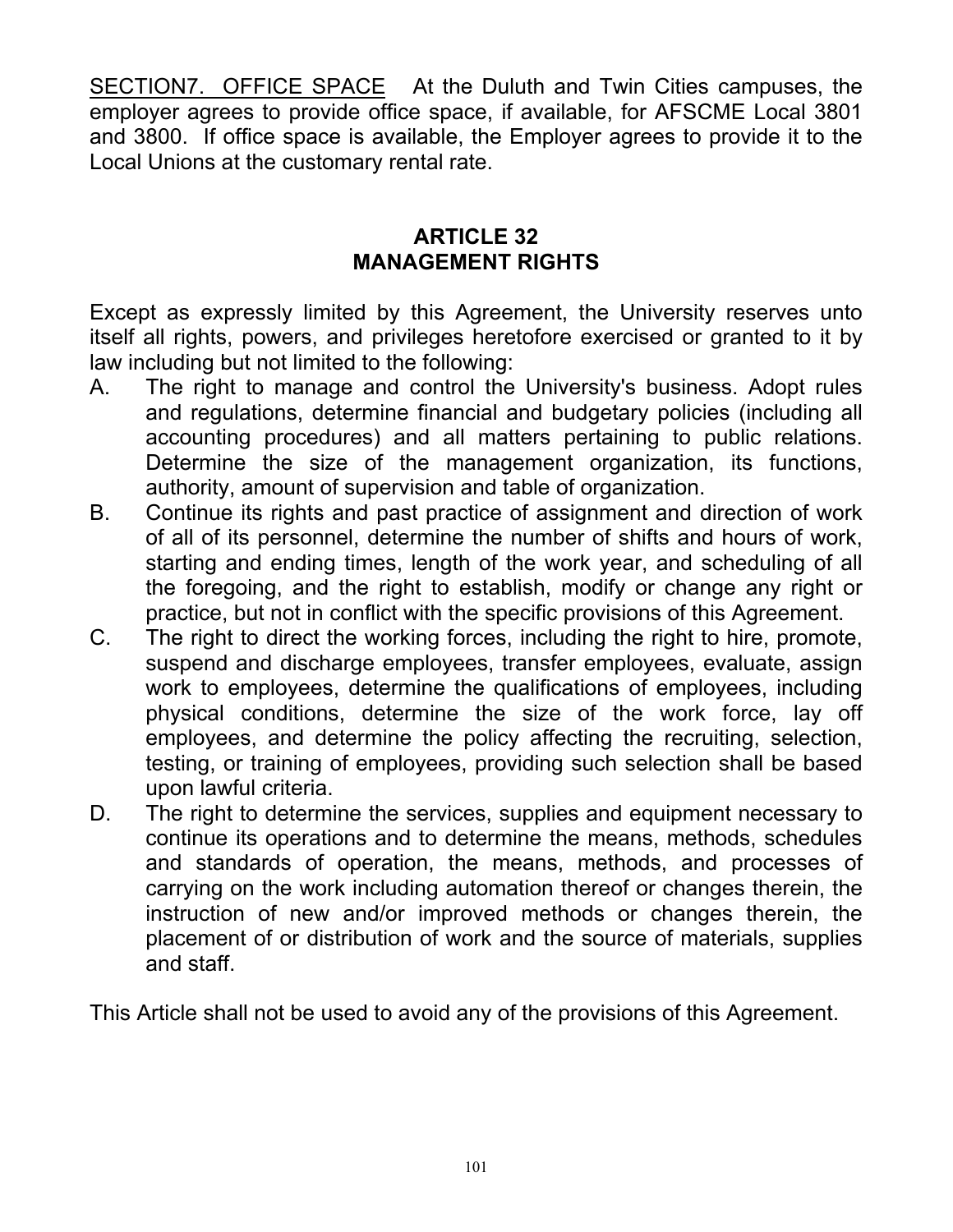<u>SECTION7. OFFICE SPACE</u> At the Duluth and Twin Cities campuses, the employer agrees to provide office space, if available, for AFSCME Local 3801 and 3800. If office space is available, the Employer agrees to provide it to the Local Unions at the customary rental rate.

## ARTICLE 32
## MANAGEMENT RIGHTS

Except as expressly limited by this Agreement, the University reserves unto itself all rights, powers, and privileges heretofore exercised or granted to it by law including but not limited to the following:

A. The right to manage and control the University's business. Adopt rules and regulations, determine financial and budgetary policies (including all accounting procedures) and all matters pertaining to public relations. Determine the size of the management organization, its functions, authority, amount of supervision and table of organization.

B. Continue its rights and past practice of assignment and direction of work of all of its personnel, determine the number of shifts and hours of work, starting and ending times, length of the work year, and scheduling of all the foregoing, and the right to establish, modify or change any right or practice, but not in conflict with the specific provisions of this Agreement.

C. The right to direct the working forces, including the right to hire, promote, suspend and discharge employees, transfer employees, evaluate, assign work to employees, determine the qualifications of employees, including physical conditions, determine the size of the work force, lay off employees, and determine the policy affecting the recruiting, selection, testing, or training of employees, providing such selection shall be based upon lawful criteria.

D. The right to determine the services, supplies and equipment necessary to continue its operations and to determine the means, methods, schedules and standards of operation, the means, methods, and processes of carrying on the work including automation thereof or changes therein, the instruction of new and/or improved methods or changes therein, the placement of or distribution of work and the source of materials, supplies and staff.

This Article shall not be used to avoid any of the provisions of this Agreement.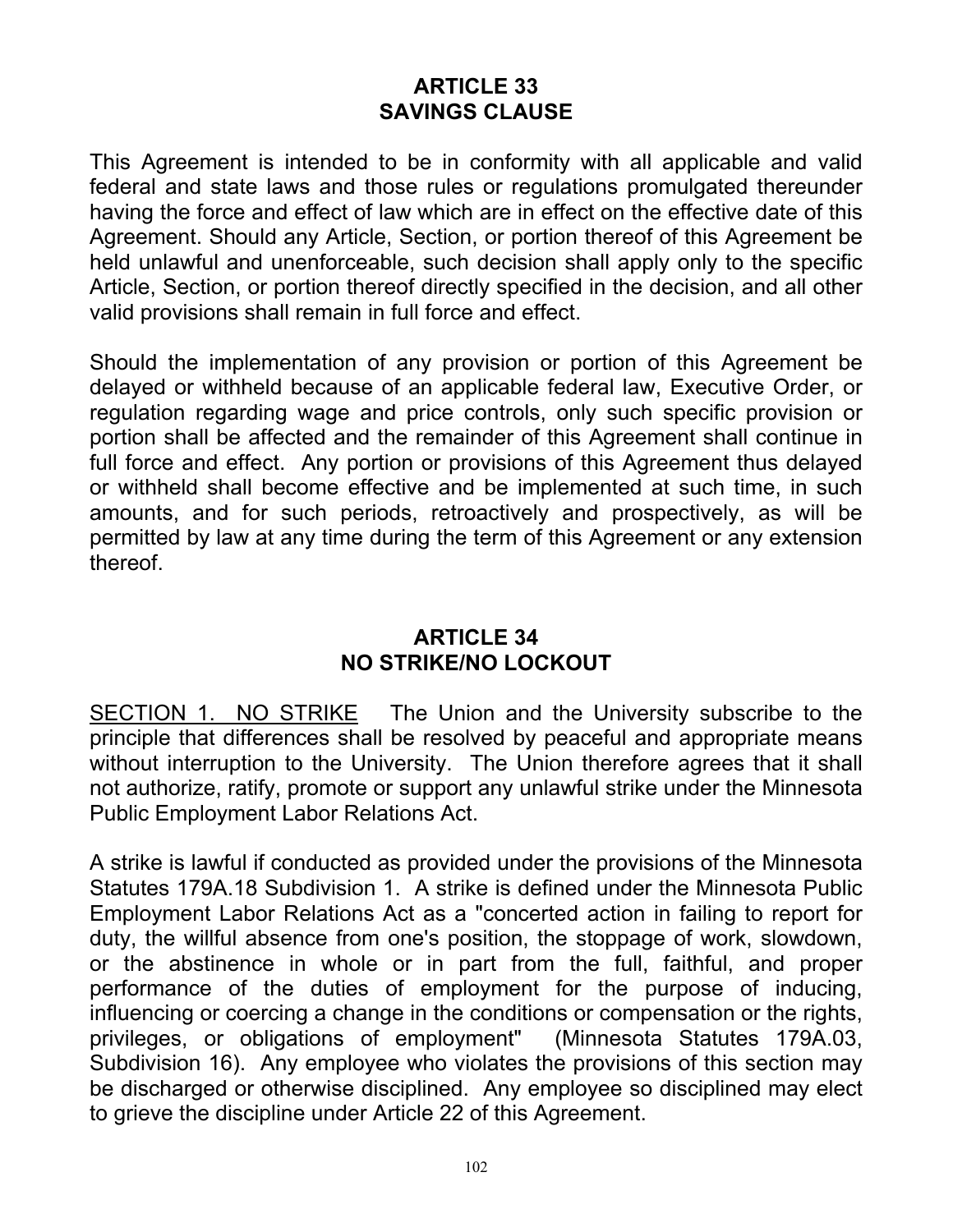## ARTICLE 33
## SAVINGS CLAUSE

This Agreement is intended to be in conformity with all applicable and valid federal and state laws and those rules or regulations promulgated thereunder having the force and effect of law which are in effect on the effective date of this Agreement. Should any Article, Section, or portion thereof of this Agreement be held unlawful and unenforceable, such decision shall apply only to the specific Article, Section, or portion thereof directly specified in the decision, and all other valid provisions shall remain in full force and effect.

Should the implementation of any provision or portion of this Agreement be delayed or withheld because of an applicable federal law, Executive Order, or regulation regarding wage and price controls, only such specific provision or portion shall be affected and the remainder of this Agreement shall continue in full force and effect. Any portion or provisions of this Agreement thus delayed or withheld shall become effective and be implemented at such time, in such amounts, and for such periods, retroactively and prospectively, as will be permitted by law at any time during the term of this Agreement or any extension thereof.

## ARTICLE 34
## NO STRIKE/NO LOCKOUT

SECTION 1. NO STRIKE The Union and the University subscribe to the principle that differences shall be resolved by peaceful and appropriate means without interruption to the University. The Union therefore agrees that it shall not authorize, ratify, promote or support any unlawful strike under the Minnesota Public Employment Labor Relations Act.

A strike is lawful if conducted as provided under the provisions of the Minnesota Statutes 179A.18 Subdivision 1. A strike is defined under the Minnesota Public Employment Labor Relations Act as a "concerted action in failing to report for duty, the willful absence from one's position, the stoppage of work, slowdown, or the abstinence in whole or in part from the full, faithful, and proper performance of the duties of employment for the purpose of inducing, influencing or coercing a change in the conditions or compensation or the rights, privileges, or obligations of employment" (Minnesota Statutes 179A.03, Subdivision 16). Any employee who violates the provisions of this section may be discharged or otherwise disciplined. Any employee so disciplined may elect to grieve the discipline under Article 22 of this Agreement.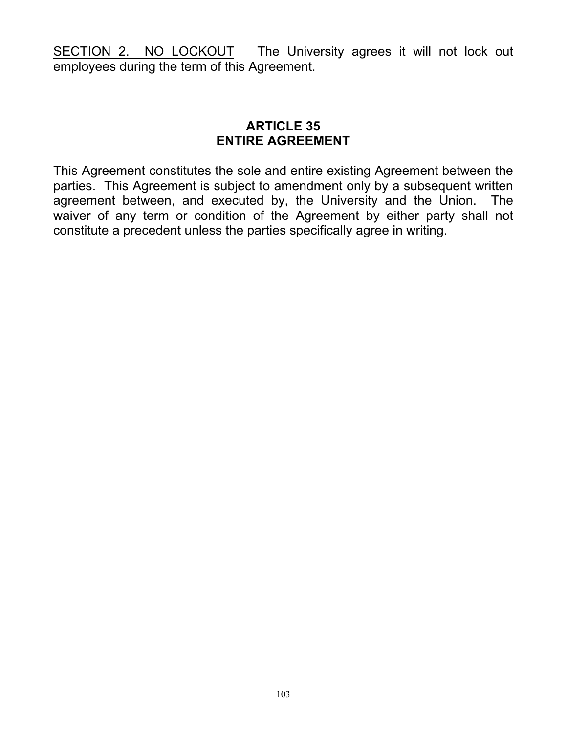<u>SECTION 2. NO LOCKOUT</u> The University agrees it will not lock out employees during the term of this Agreement.

## ARTICLE 35
## ENTIRE AGREEMENT

This Agreement constitutes the sole and entire existing Agreement between the parties. This Agreement is subject to amendment only by a subsequent written agreement between, and executed by, the University and the Union. The waiver of any term or condition of the Agreement by either party shall not constitute a precedent unless the parties specifically agree in writing.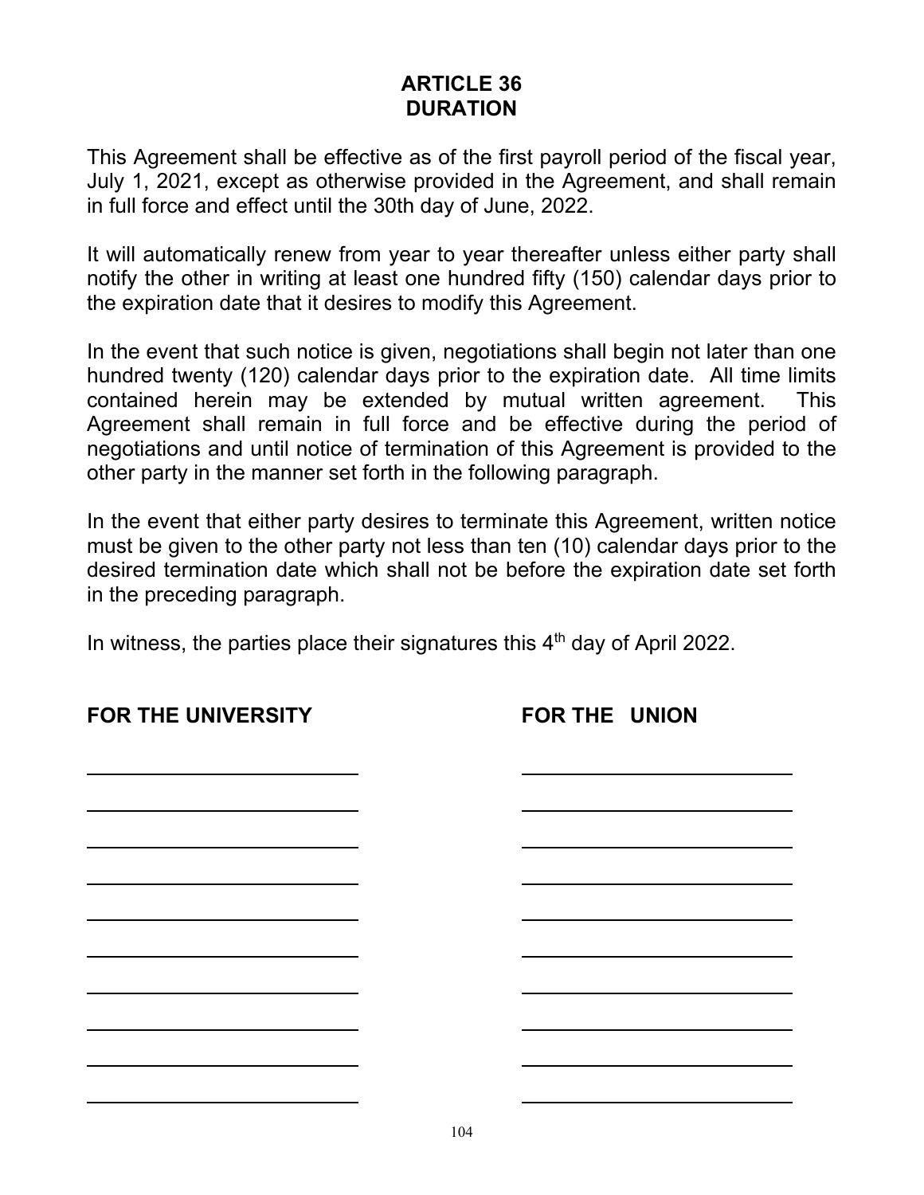# ARTICLE 36
# DURATION

This Agreement shall be effective as of the first payroll period of the fiscal year, July 1, 2021, except as otherwise provided in the Agreement, and shall remain in full force and effect until the 30th day of June, 2022.

It will automatically renew from year to year thereafter unless either party shall notify the other in writing at least one hundred fifty (150) calendar days prior to the expiration date that it desires to modify this Agreement.

In the event that such notice is given, negotiations shall begin not later than one hundred twenty (120) calendar days prior to the expiration date. All time limits contained herein may be extended by mutual written agreement. This Agreement shall remain in full force and be effective during the period of negotiations and until notice of termination of this Agreement is provided to the other party in the manner set forth in the following paragraph.

In the event that either party desires to terminate this Agreement, written notice must be given to the other party not less than ten (10) calendar days prior to the desired termination date which shall not be before the expiration date set forth in the preceding paragraph.

In witness, the parties place their signatures this 4th day of April 2022.

| **FOR THE UNIVERSITY** | **FOR THE UNION** |
| --- | --- |
| ______________________ | ______________________ |
| ______________________ | ______________________ |
| ______________________ | ______________________ |
| ______________________ | ______________________ |
| ______________________ | ______________________ |
| ______________________ | ______________________ |
| ______________________ | ______________________ |
| ______________________ | ______________________ |
| ______________________ | ______________________ |
| ______________________ | ______________________ |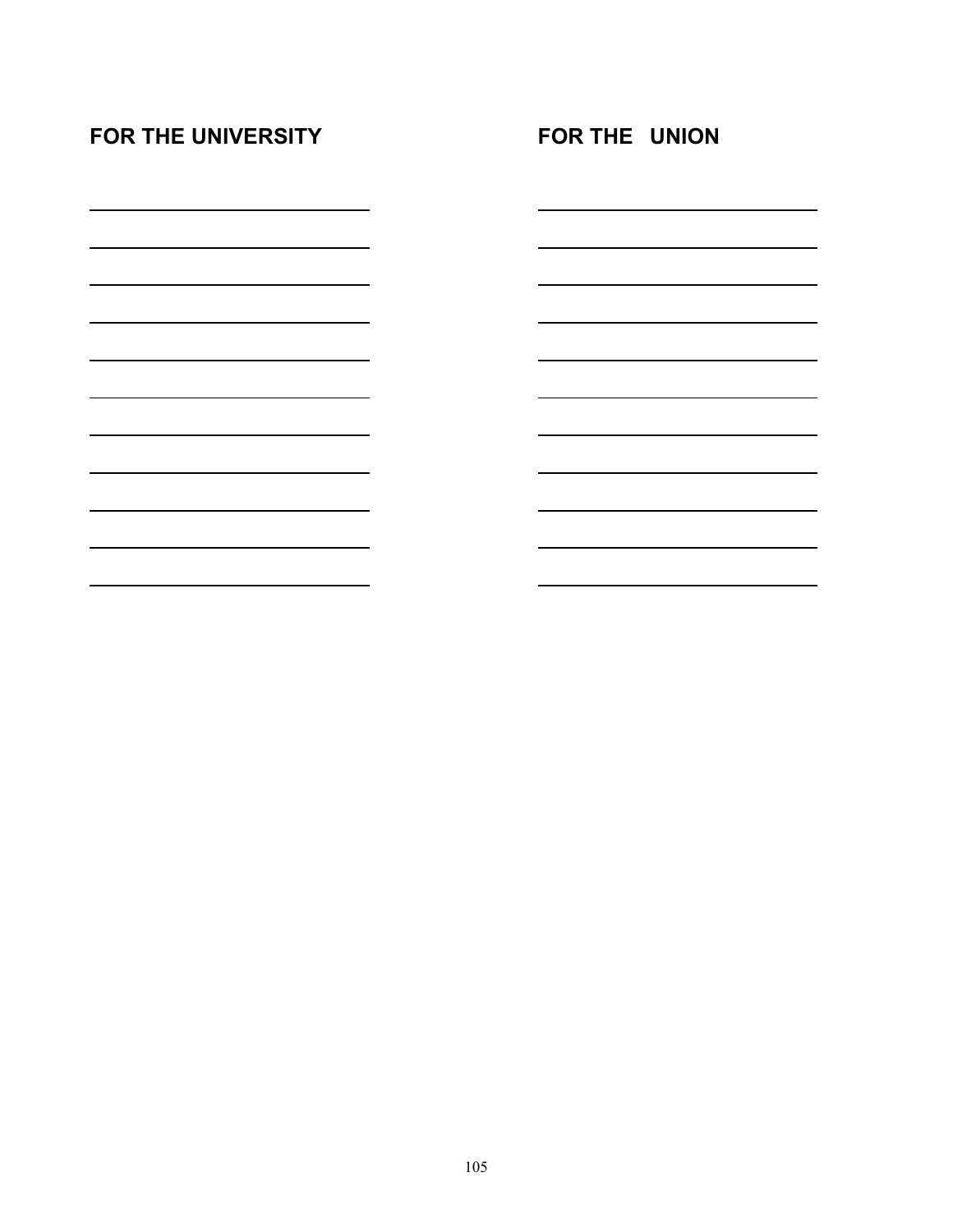**FOR THE UNIVERSITY**

\_\_\_\_\_\_\_\_\_\_\_\_\_\_\_\_\_\_\_\_\_\_\_\_\_\_\_\_\_\_

\_\_\_\_\_\_\_\_\_\_\_\_\_\_\_\_\_\_\_\_\_\_\_\_\_\_\_\_\_\_

\_\_\_\_\_\_\_\_\_\_\_\_\_\_\_\_\_\_\_\_\_\_\_\_\_\_\_\_\_\_

\_\_\_\_\_\_\_\_\_\_\_\_\_\_\_\_\_\_\_\_\_\_\_\_\_\_\_\_\_\_

\_\_\_\_\_\_\_\_\_\_\_\_\_\_\_\_\_\_\_\_\_\_\_\_\_\_\_\_\_\_

\_\_\_\_\_\_\_\_\_\_\_\_\_\_\_\_\_\_\_\_\_\_\_\_\_\_\_\_\_\_

\_\_\_\_\_\_\_\_\_\_\_\_\_\_\_\_\_\_\_\_\_\_\_\_\_\_\_\_\_\_

\_\_\_\_\_\_\_\_\_\_\_\_\_\_\_\_\_\_\_\_\_\_\_\_\_\_\_\_\_\_

\_\_\_\_\_\_\_\_\_\_\_\_\_\_\_\_\_\_\_\_\_\_\_\_\_\_\_\_\_\_

\_\_\_\_\_\_\_\_\_\_\_\_\_\_\_\_\_\_\_\_\_\_\_\_\_\_\_\_\_\_

\_\_\_\_\_\_\_\_\_\_\_\_\_\_\_\_\_\_\_\_\_\_\_\_\_\_\_\_\_\_

**FOR THE UNION**

\_\_\_\_\_\_\_\_\_\_\_\_\_\_\_\_\_\_\_\_\_\_\_\_\_\_\_\_\_\_

\_\_\_\_\_\_\_\_\_\_\_\_\_\_\_\_\_\_\_\_\_\_\_\_\_\_\_\_\_\_

\_\_\_\_\_\_\_\_\_\_\_\_\_\_\_\_\_\_\_\_\_\_\_\_\_\_\_\_\_\_

\_\_\_\_\_\_\_\_\_\_\_\_\_\_\_\_\_\_\_\_\_\_\_\_\_\_\_\_\_\_

\_\_\_\_\_\_\_\_\_\_\_\_\_\_\_\_\_\_\_\_\_\_\_\_\_\_\_\_\_\_

\_\_\_\_\_\_\_\_\_\_\_\_\_\_\_\_\_\_\_\_\_\_\_\_\_\_\_\_\_\_

\_\_\_\_\_\_\_\_\_\_\_\_\_\_\_\_\_\_\_\_\_\_\_\_\_\_\_\_\_\_

\_\_\_\_\_\_\_\_\_\_\_\_\_\_\_\_\_\_\_\_\_\_\_\_\_\_\_\_\_\_

\_\_\_\_\_\_\_\_\_\_\_\_\_\_\_\_\_\_\_\_\_\_\_\_\_\_\_\_\_\_

\_\_\_\_\_\_\_\_\_\_\_\_\_\_\_\_\_\_\_\_\_\_\_\_\_\_\_\_\_\_

\_\_\_\_\_\_\_\_\_\_\_\_\_\_\_\_\_\_\_\_\_\_\_\_\_\_\_\_\_\_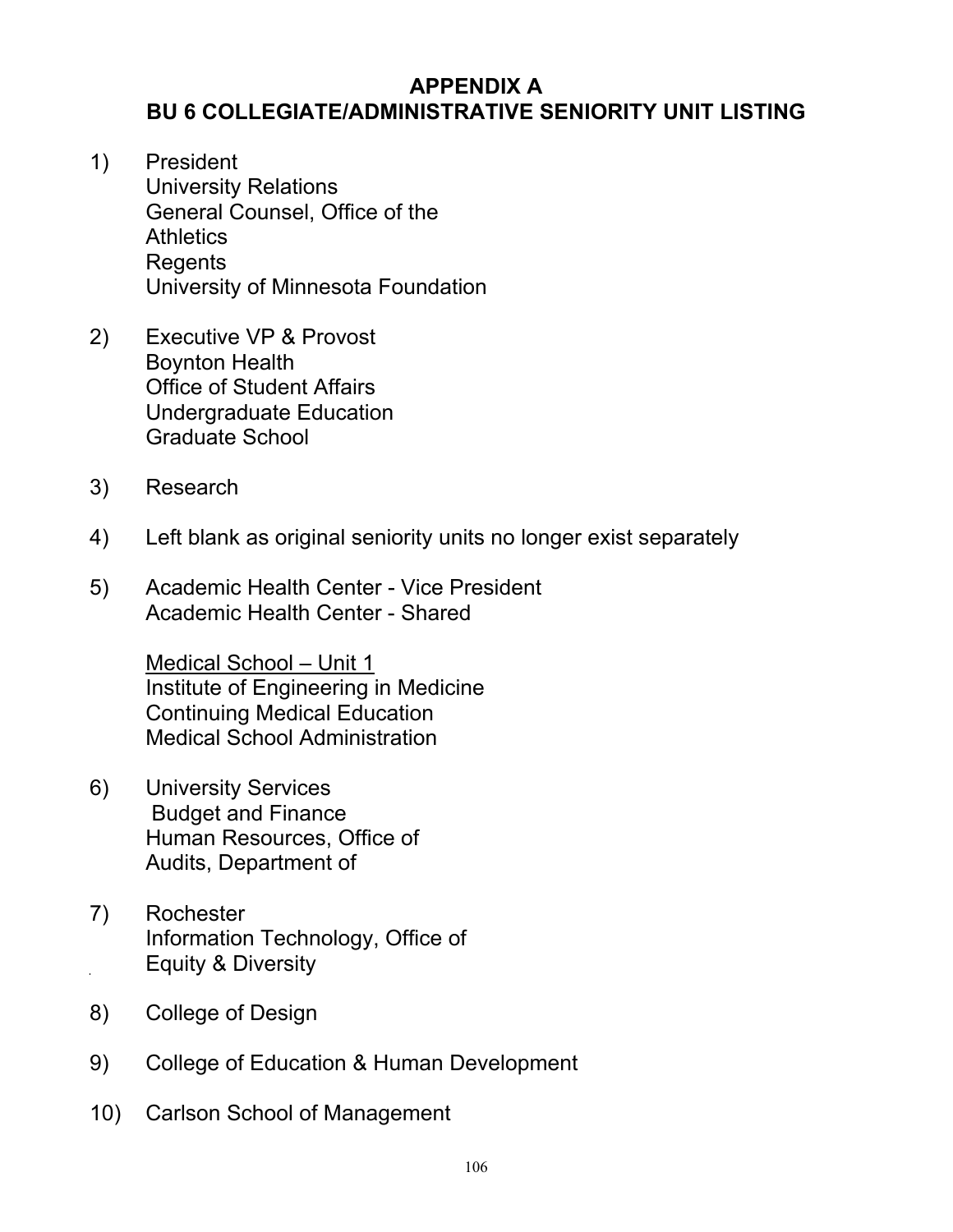# APPENDIX A
## BU 6 COLLEGIATE/ADMINISTRATIVE SENIORITY UNIT LISTING

1) President
   University Relations
   General Counsel, Office of the
   Athletics
   Regents
   University of Minnesota Foundation

2) Executive VP & Provost
   Boynton Health
   Office of Student Affairs
   Undergraduate Education
   Graduate School

3) Research

4) Left blank as original seniority units no longer exist separately

5) Academic Health Center - Vice President
   Academic Health Center - Shared

   <u>Medical School – Unit 1</u>
   Institute of Engineering in Medicine
   Continuing Medical Education
   Medical School Administration

6) University Services
   Budget and Finance
   Human Resources, Office of
   Audits, Department of

7) Rochester
   Information Technology, Office of
   Equity & Diversity

8) College of Design

9) College of Education & Human Development

10) Carlson School of Management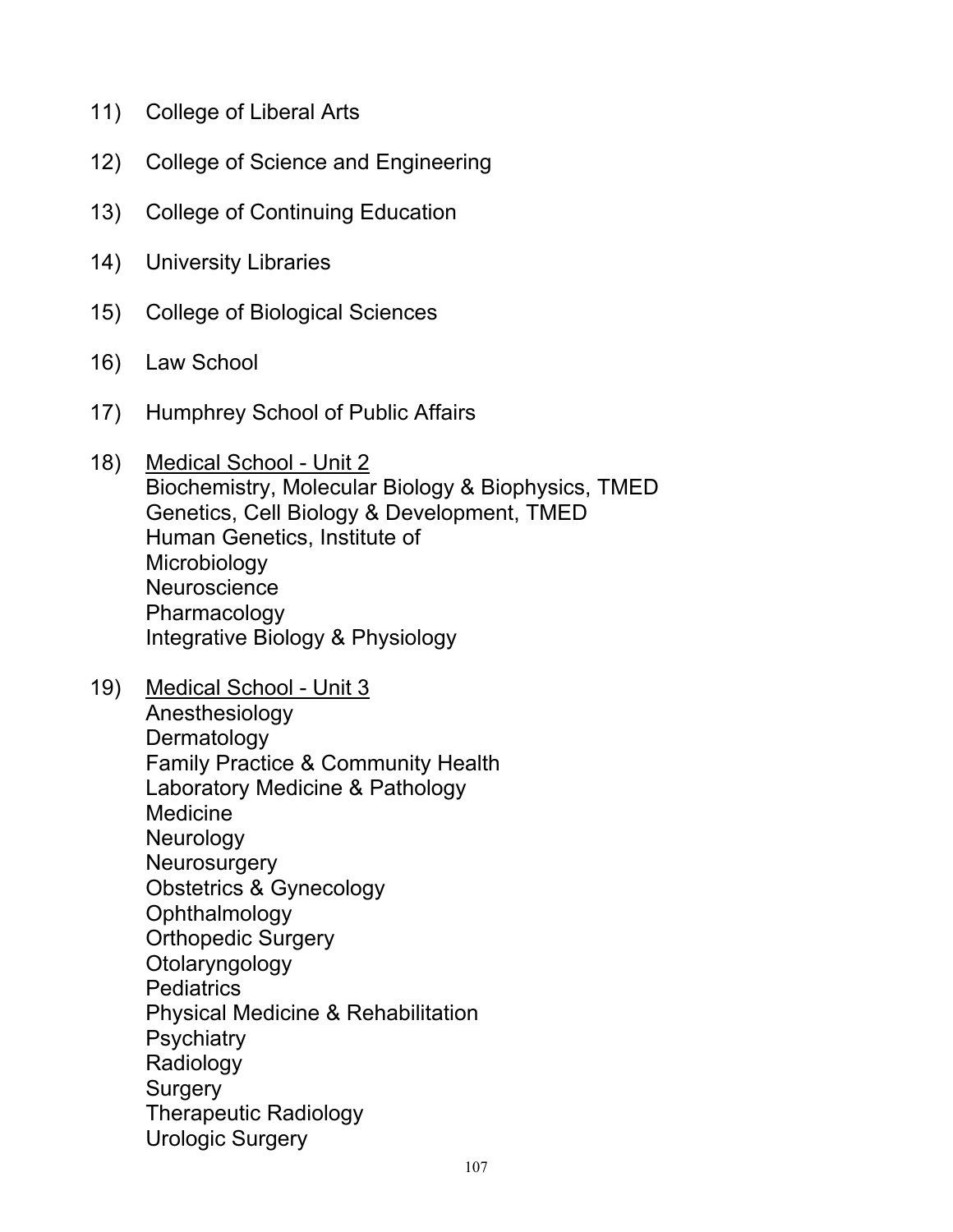11) College of Liberal Arts

12) College of Science and Engineering

13) College of Continuing Education

14) University Libraries

15) College of Biological Sciences

16) Law School

17) Humphrey School of Public Affairs

18) <u>Medical School - Unit 2</u>
    Biochemistry, Molecular Biology & Biophysics, TMED
    Genetics, Cell Biology & Development, TMED
    Human Genetics, Institute of
    Microbiology
    Neuroscience
    Pharmacology
    Integrative Biology & Physiology

19) <u>Medical School - Unit 3</u>
    Anesthesiology
    Dermatology
    Family Practice & Community Health
    Laboratory Medicine & Pathology
    Medicine
    Neurology
    Neurosurgery
    Obstetrics & Gynecology
    Ophthalmology
    Orthopedic Surgery
    Otolaryngology
    Pediatrics
    Physical Medicine & Rehabilitation
    Psychiatry
    Radiology
    Surgery
    Therapeutic Radiology
    Urologic Surgery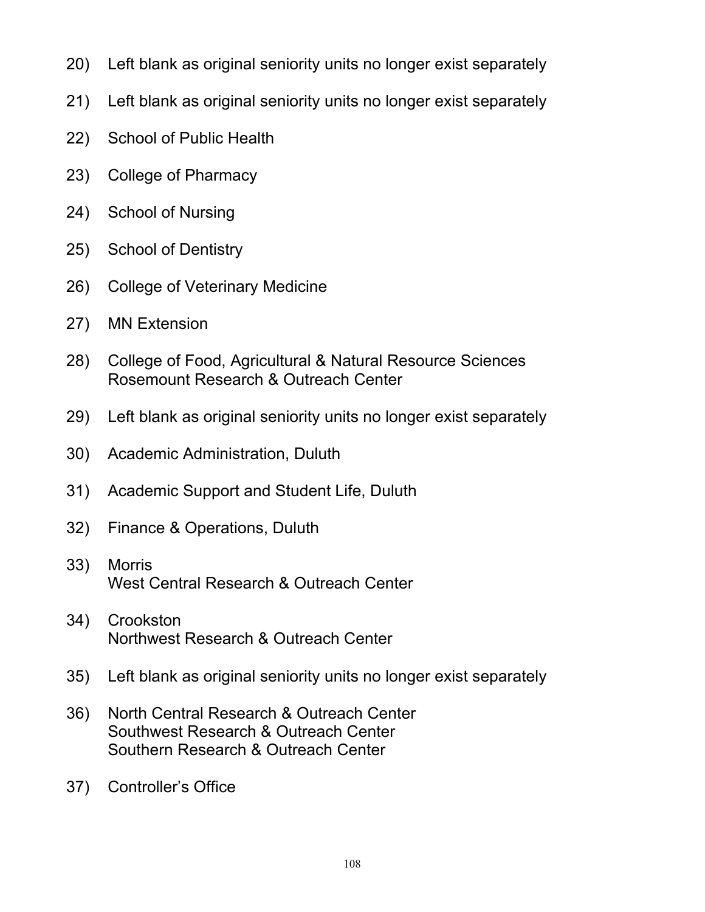20) Left blank as original seniority units no longer exist separately

21) Left blank as original seniority units no longer exist separately

22) School of Public Health

23) College of Pharmacy

24) School of Nursing

25) School of Dentistry

26) College of Veterinary Medicine

27) MN Extension

28) College of Food, Agricultural & Natural Resource Sciences
Rosemount Research & Outreach Center

29) Left blank as original seniority units no longer exist separately

30) Academic Administration, Duluth

31) Academic Support and Student Life, Duluth

32) Finance & Operations, Duluth

33) Morris
West Central Research & Outreach Center

34) Crookston
Northwest Research & Outreach Center

35) Left blank as original seniority units no longer exist separately

36) North Central Research & Outreach Center
Southwest Research & Outreach Center
Southern Research & Outreach Center

37) Controller's Office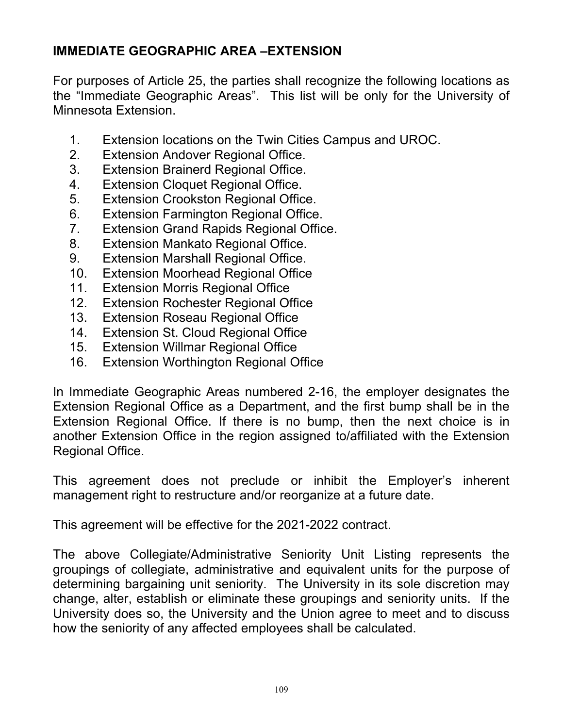## IMMEDIATE GEOGRAPHIC AREA –EXTENSION

For purposes of Article 25, the parties shall recognize the following locations as the "Immediate Geographic Areas". This list will be only for the University of Minnesota Extension.

1. Extension locations on the Twin Cities Campus and UROC.
2. Extension Andover Regional Office.
3. Extension Brainerd Regional Office.
4. Extension Cloquet Regional Office.
5. Extension Crookston Regional Office.
6. Extension Farmington Regional Office.
7. Extension Grand Rapids Regional Office.
8. Extension Mankato Regional Office.
9. Extension Marshall Regional Office.
10. Extension Moorhead Regional Office
11. Extension Morris Regional Office
12. Extension Rochester Regional Office
13. Extension Roseau Regional Office
14. Extension St. Cloud Regional Office
15. Extension Willmar Regional Office
16. Extension Worthington Regional Office

In Immediate Geographic Areas numbered 2-16, the employer designates the Extension Regional Office as a Department, and the first bump shall be in the Extension Regional Office. If there is no bump, then the next choice is in another Extension Office in the region assigned to/affiliated with the Extension Regional Office.

This agreement does not preclude or inhibit the Employer's inherent management right to restructure and/or reorganize at a future date.

This agreement will be effective for the 2021-2022 contract.

The above Collegiate/Administrative Seniority Unit Listing represents the groupings of collegiate, administrative and equivalent units for the purpose of determining bargaining unit seniority. The University in its sole discretion may change, alter, establish or eliminate these groupings and seniority units. If the University does so, the University and the Union agree to meet and to discuss how the seniority of any affected employees shall be calculated.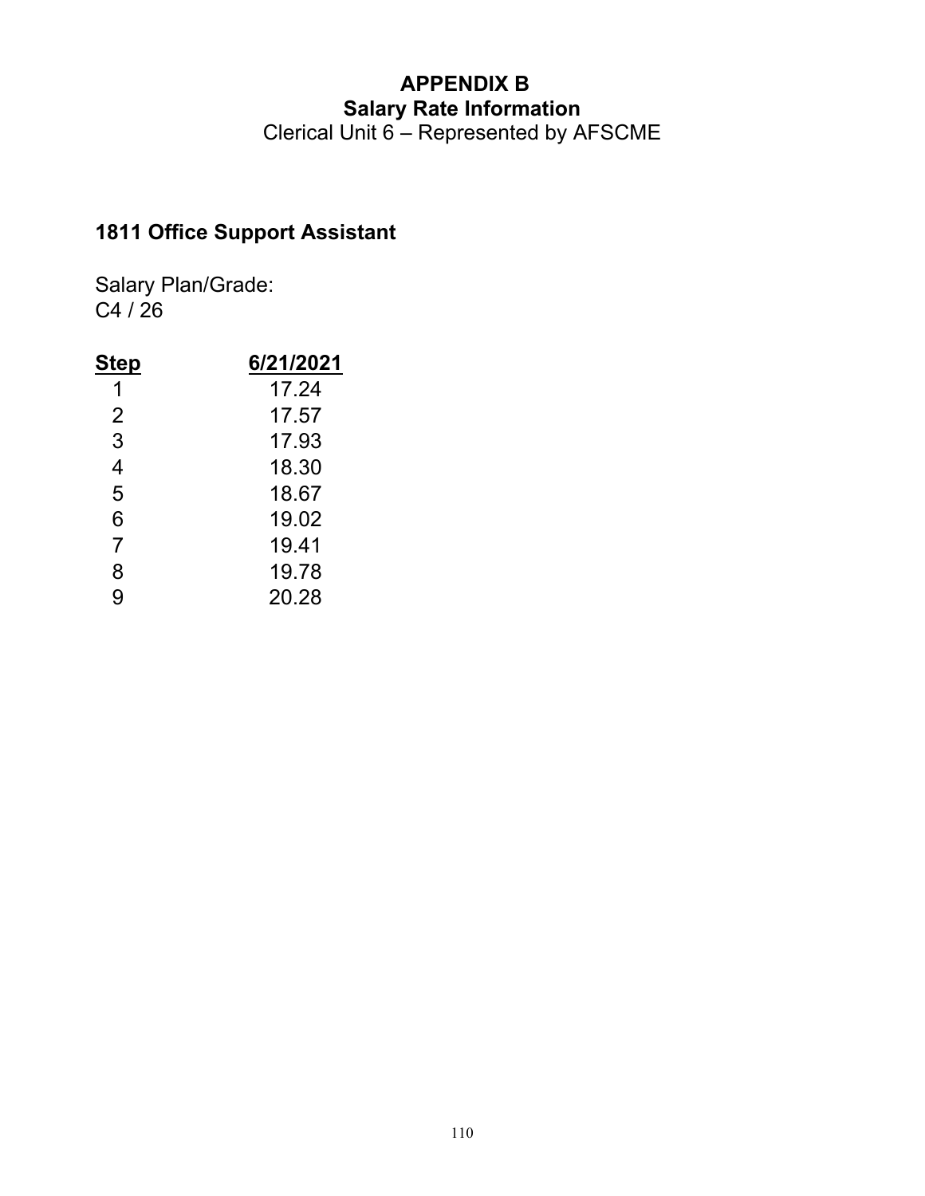# APPENDIX B
## Salary Rate Information
Clerical Unit 6 – Represented by AFSCME

### 1811 Office Support Assistant

Salary Plan/Grade:
C4 / 26

| Step | 6/21/2021 |
| --- | --- |
| 1 | 17.24 |
| 2 | 17.57 |
| 3 | 17.93 |
| 4 | 18.30 |
| 5 | 18.67 |
| 6 | 19.02 |
| 7 | 19.41 |
| 8 | 19.78 |
| 9 | 20.28 |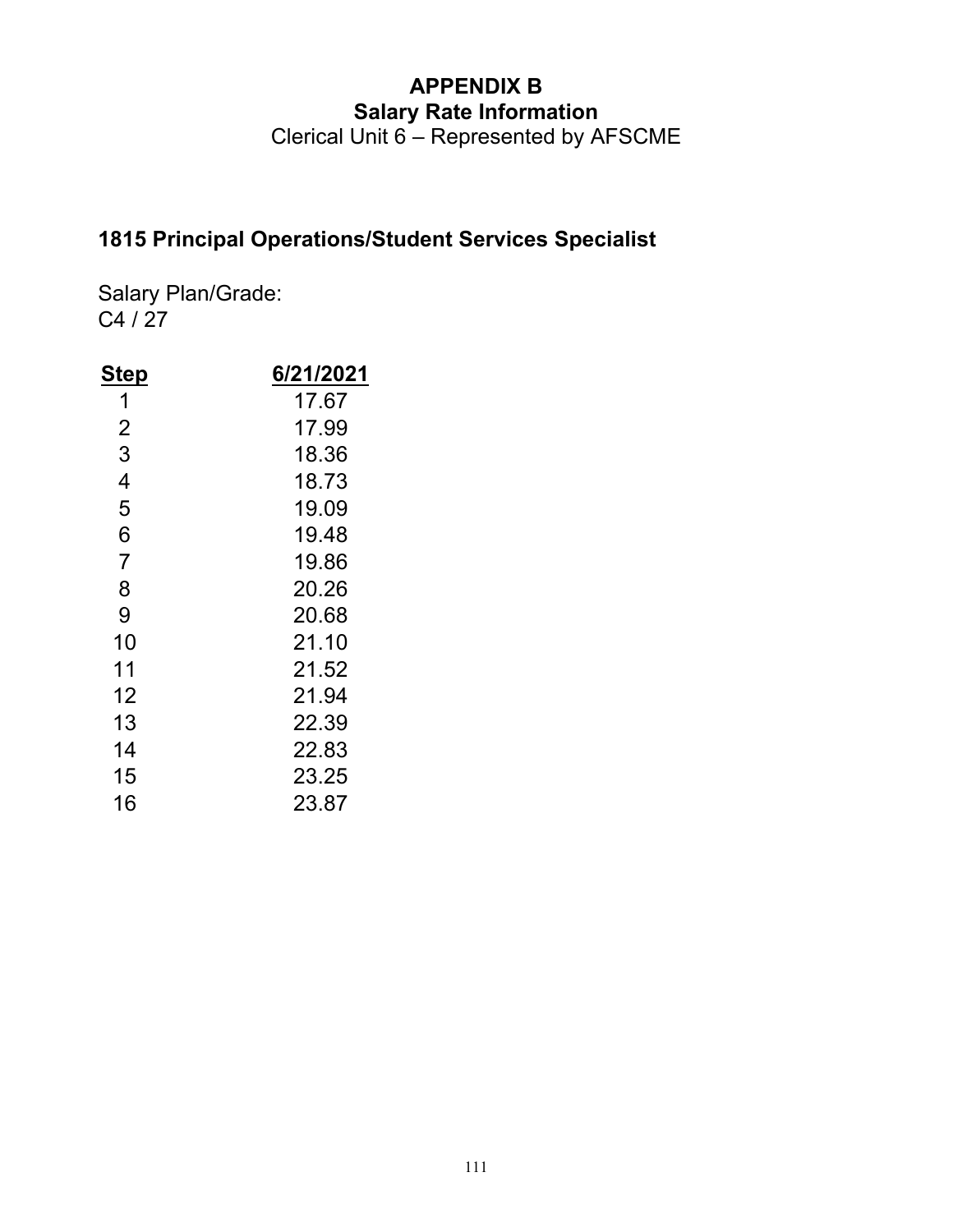# APPENDIX B
## Salary Rate Information
Clerical Unit 6 – Represented by AFSCME

### 1815 Principal Operations/Student Services Specialist

Salary Plan/Grade:
C4 / 27

| Step | 6/21/2021 |
|---|---|
| 1 | 17.67 |
| 2 | 17.99 |
| 3 | 18.36 |
| 4 | 18.73 |
| 5 | 19.09 |
| 6 | 19.48 |
| 7 | 19.86 |
| 8 | 20.26 |
| 9 | 20.68 |
| 10 | 21.10 |
| 11 | 21.52 |
| 12 | 21.94 |
| 13 | 22.39 |
| 14 | 22.83 |
| 15 | 23.25 |
| 16 | 23.87 |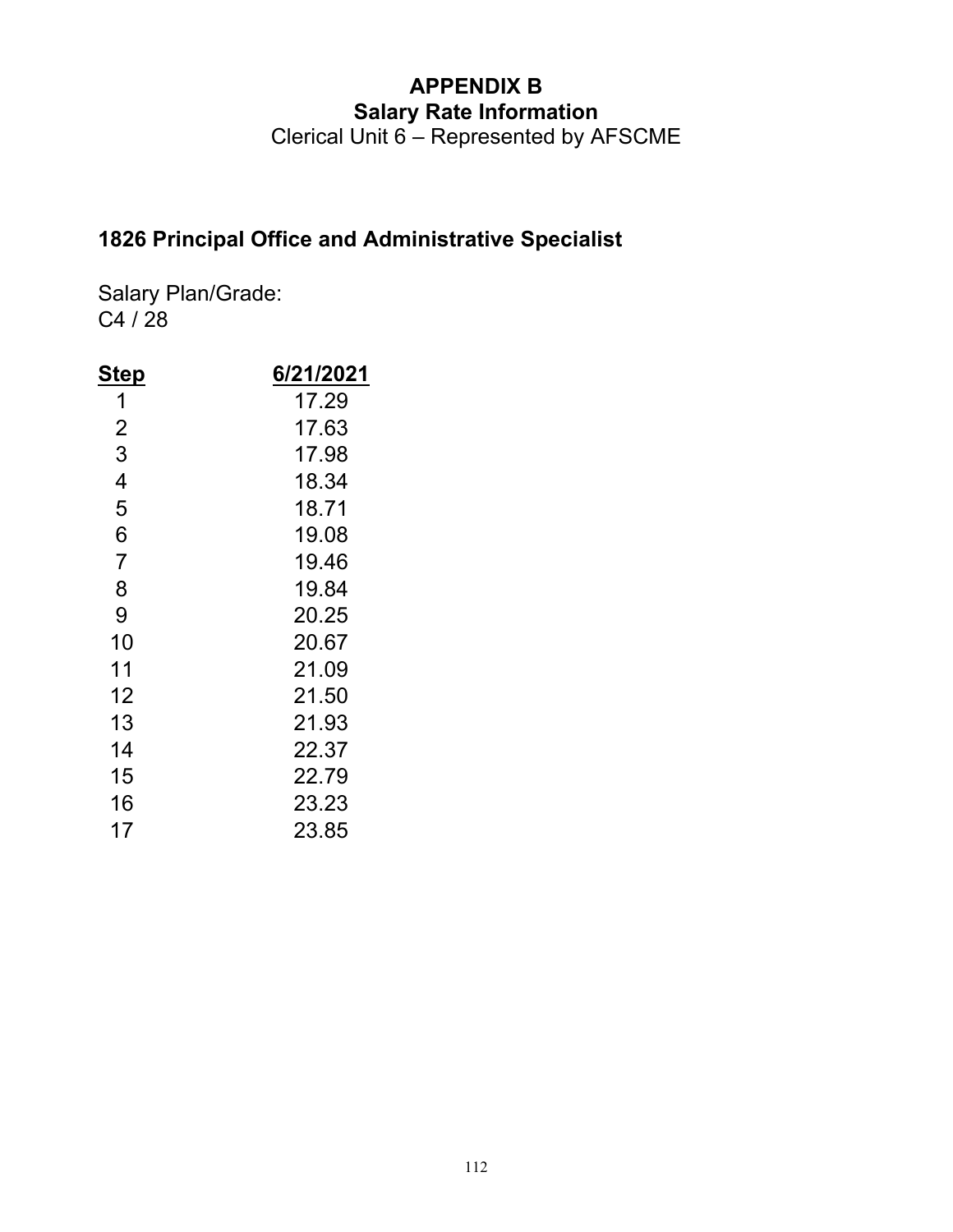# APPENDIX B
## Salary Rate Information
Clerical Unit 6 – Represented by AFSCME

### 1826 Principal Office and Administrative Specialist

Salary Plan/Grade:
C4 / 28

| Step | 6/21/2021 |
|---|---|
| 1 | 17.29 |
| 2 | 17.63 |
| 3 | 17.98 |
| 4 | 18.34 |
| 5 | 18.71 |
| 6 | 19.08 |
| 7 | 19.46 |
| 8 | 19.84 |
| 9 | 20.25 |
| 10 | 20.67 |
| 11 | 21.09 |
| 12 | 21.50 |
| 13 | 21.93 |
| 14 | 22.37 |
| 15 | 22.79 |
| 16 | 23.23 |
| 17 | 23.85 |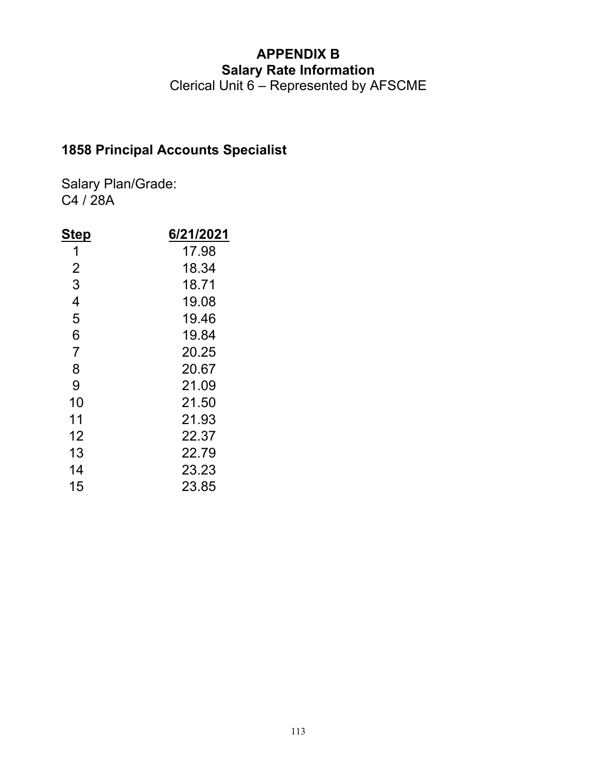# APPENDIX B
## Salary Rate Information
Clerical Unit 6 – Represented by AFSCME

### 1858 Principal Accounts Specialist

Salary Plan/Grade:
C4 / 28A

| Step | 6/21/2021 |
|---|---|
| 1 | 17.98 |
| 2 | 18.34 |
| 3 | 18.71 |
| 4 | 19.08 |
| 5 | 19.46 |
| 6 | 19.84 |
| 7 | 20.25 |
| 8 | 20.67 |
| 9 | 21.09 |
| 10 | 21.50 |
| 11 | 21.93 |
| 12 | 22.37 |
| 13 | 22.79 |
| 14 | 23.23 |
| 15 | 23.85 |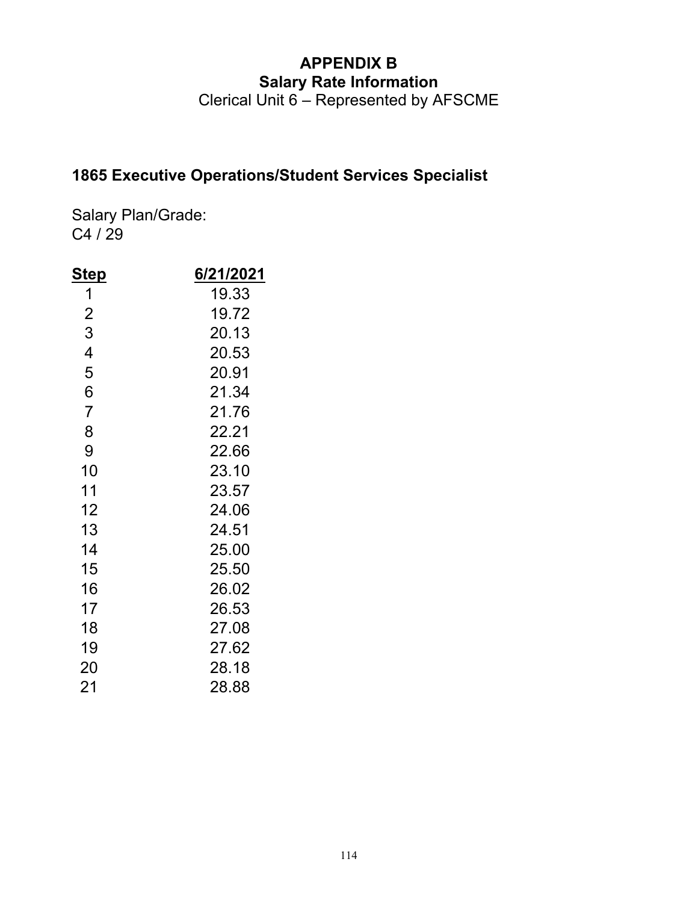# APPENDIX B
## Salary Rate Information
Clerical Unit 6 – Represented by AFSCME

### 1865 Executive Operations/Student Services Specialist

Salary Plan/Grade:
C4 / 29

| Step | 6/21/2021 |
|---|---|
| 1 | 19.33 |
| 2 | 19.72 |
| 3 | 20.13 |
| 4 | 20.53 |
| 5 | 20.91 |
| 6 | 21.34 |
| 7 | 21.76 |
| 8 | 22.21 |
| 9 | 22.66 |
| 10 | 23.10 |
| 11 | 23.57 |
| 12 | 24.06 |
| 13 | 24.51 |
| 14 | 25.00 |
| 15 | 25.50 |
| 16 | 26.02 |
| 17 | 26.53 |
| 18 | 27.08 |
| 19 | 27.62 |
| 20 | 28.18 |
| 21 | 28.88 |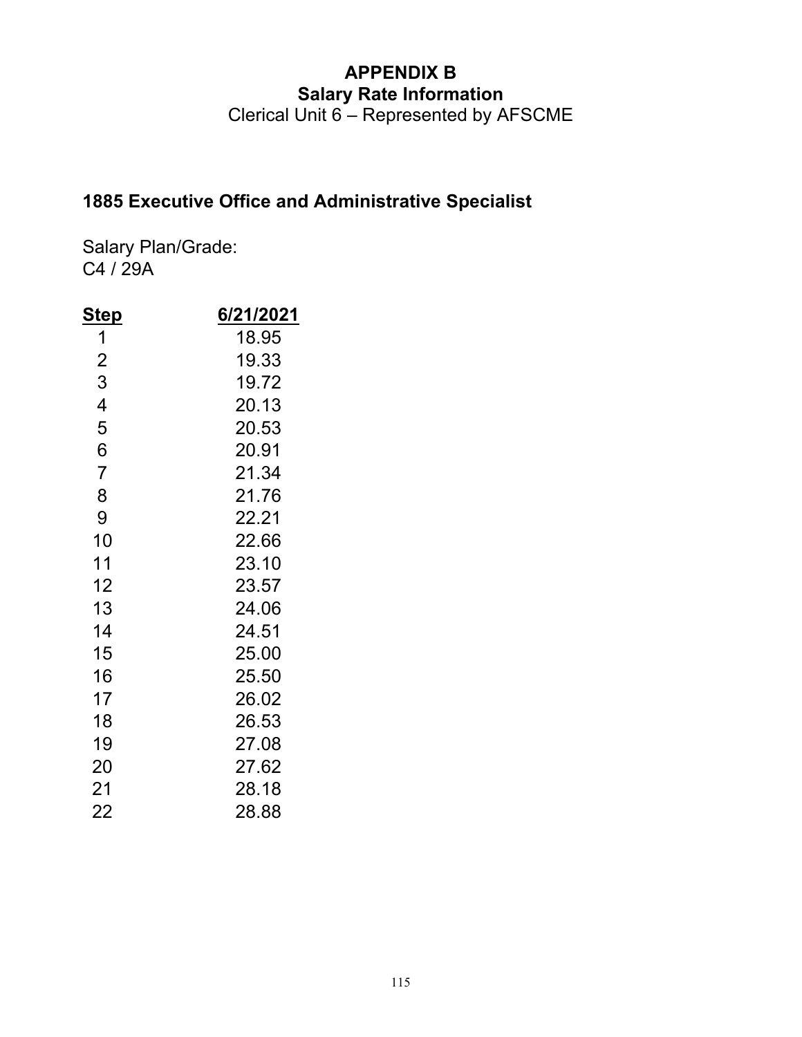# APPENDIX B
## Salary Rate Information
Clerical Unit 6 – Represented by AFSCME

### 1885 Executive Office and Administrative Specialist

Salary Plan/Grade:
C4 / 29A

| Step | 6/21/2021 |
| --- | --- |
| 1 | 18.95 |
| 2 | 19.33 |
| 3 | 19.72 |
| 4 | 20.13 |
| 5 | 20.53 |
| 6 | 20.91 |
| 7 | 21.34 |
| 8 | 21.76 |
| 9 | 22.21 |
| 10 | 22.66 |
| 11 | 23.10 |
| 12 | 23.57 |
| 13 | 24.06 |
| 14 | 24.51 |
| 15 | 25.00 |
| 16 | 25.50 |
| 17 | 26.02 |
| 18 | 26.53 |
| 19 | 27.08 |
| 20 | 27.62 |
| 21 | 28.18 |
| 22 | 28.88 |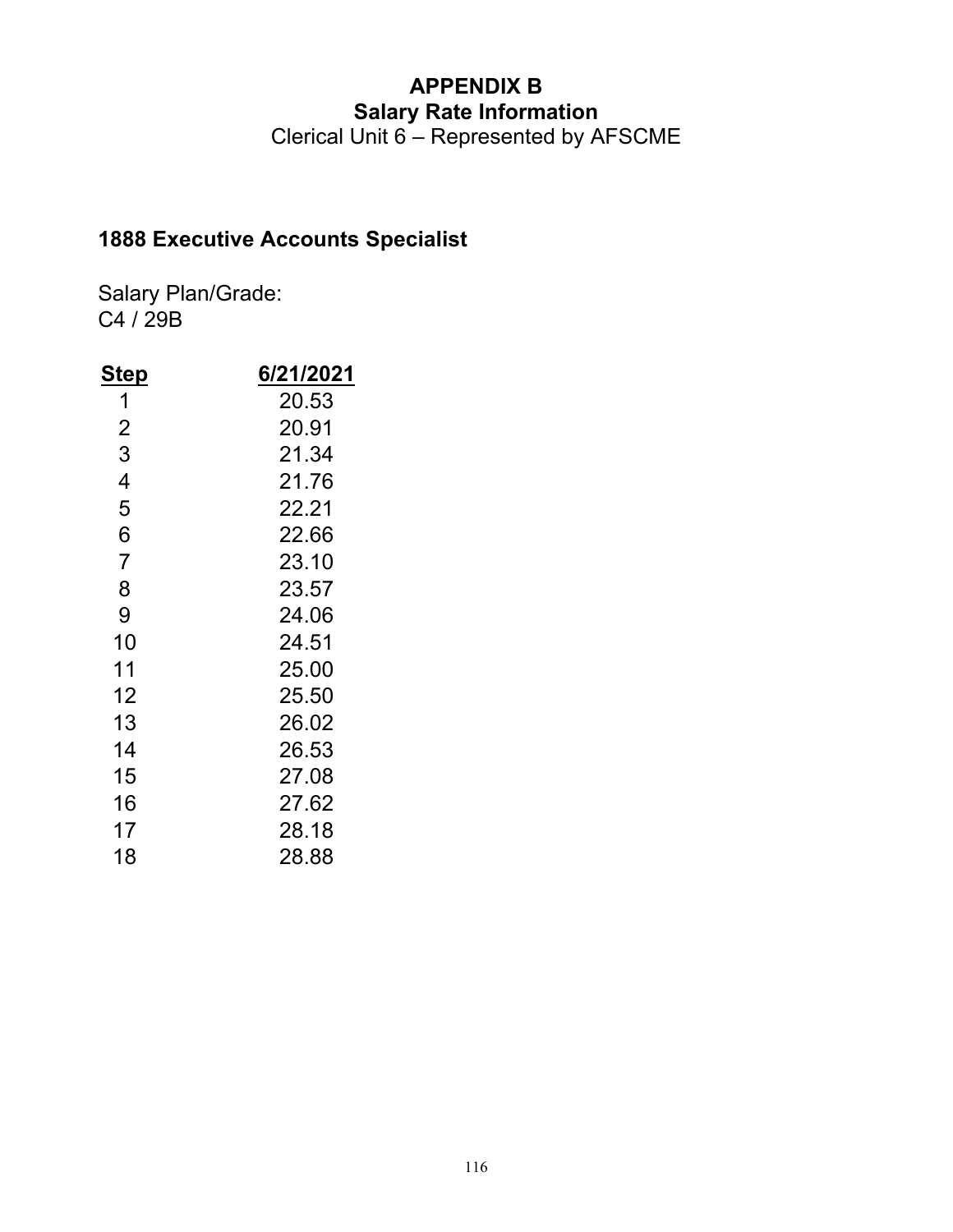# APPENDIX B
## Salary Rate Information
Clerical Unit 6 – Represented by AFSCME

### 1888 Executive Accounts Specialist

Salary Plan/Grade:
C4 / 29B

| Step | 6/21/2021 |
|---|---|
| 1 | 20.53 |
| 2 | 20.91 |
| 3 | 21.34 |
| 4 | 21.76 |
| 5 | 22.21 |
| 6 | 22.66 |
| 7 | 23.10 |
| 8 | 23.57 |
| 9 | 24.06 |
| 10 | 24.51 |
| 11 | 25.00 |
| 12 | 25.50 |
| 13 | 26.02 |
| 14 | 26.53 |
| 15 | 27.08 |
| 16 | 27.62 |
| 17 | 28.18 |
| 18 | 28.88 |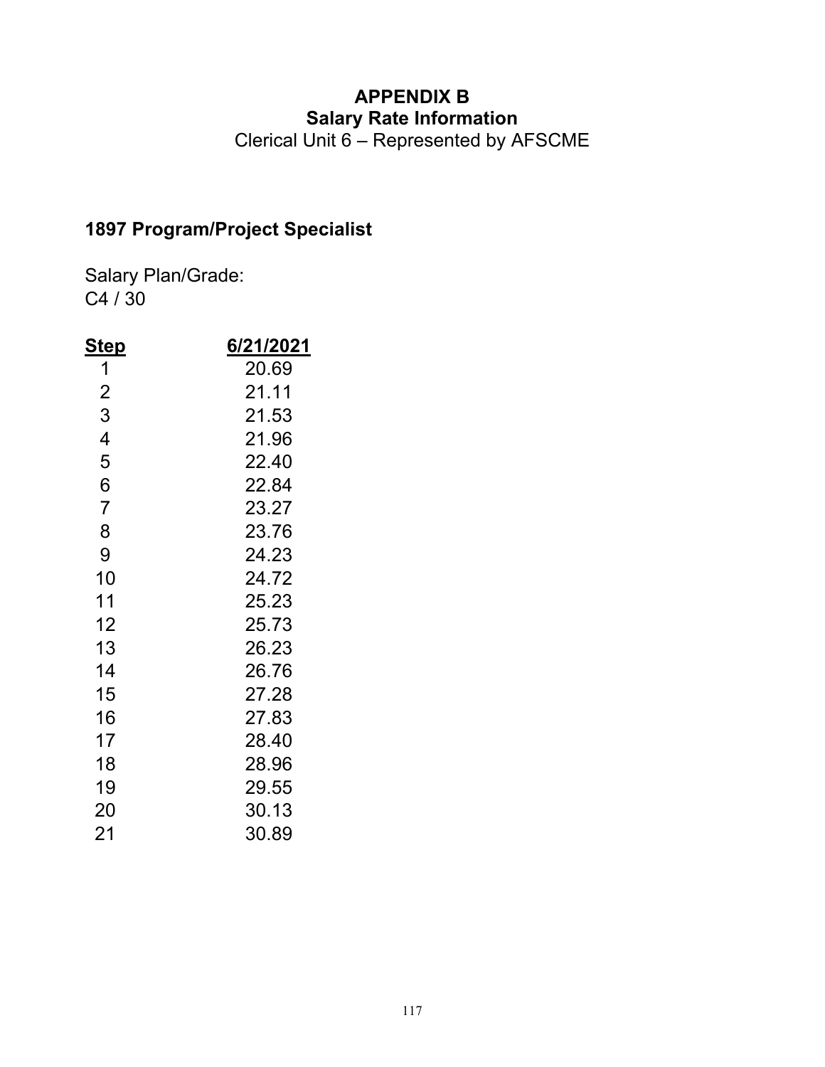# APPENDIX B
## Salary Rate Information
Clerical Unit 6 – Represented by AFSCME

### 1897 Program/Project Specialist

Salary Plan/Grade:
C4 / 30

| Step | 6/21/2021 |
|---|---|
| 1 | 20.69 |
| 2 | 21.11 |
| 3 | 21.53 |
| 4 | 21.96 |
| 5 | 22.40 |
| 6 | 22.84 |
| 7 | 23.27 |
| 8 | 23.76 |
| 9 | 24.23 |
| 10 | 24.72 |
| 11 | 25.23 |
| 12 | 25.73 |
| 13 | 26.23 |
| 14 | 26.76 |
| 15 | 27.28 |
| 16 | 27.83 |
| 17 | 28.40 |
| 18 | 28.96 |
| 19 | 29.55 |
| 20 | 30.13 |
| 21 | 30.89 |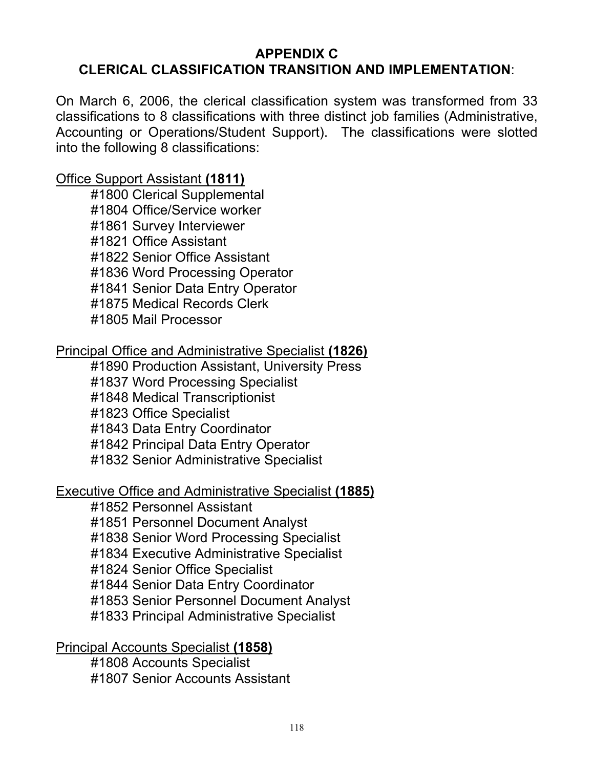## APPENDIX C
## CLERICAL CLASSIFICATION TRANSITION AND IMPLEMENTATION:

On March 6, 2006, the clerical classification system was transformed from 33 classifications to 8 classifications with three distinct job families (Administrative, Accounting or Operations/Student Support). The classifications were slotted into the following 8 classifications:

<u>Office Support Assistant</u> **<u>(1811)</u>**

- #1800 Clerical Supplemental
- #1804 Office/Service worker
- #1861 Survey Interviewer
- #1821 Office Assistant
- #1822 Senior Office Assistant
- #1836 Word Processing Operator
- #1841 Senior Data Entry Operator
- #1875 Medical Records Clerk
- #1805 Mail Processor

<u>Principal Office and Administrative Specialist</u> **<u>(1826)</u>**

- #1890 Production Assistant, University Press
- #1837 Word Processing Specialist
- #1848 Medical Transcriptionist
- #1823 Office Specialist
- #1843 Data Entry Coordinator
- #1842 Principal Data Entry Operator
- #1832 Senior Administrative Specialist

<u>Executive Office and Administrative Specialist</u> **<u>(1885)</u>**

- #1852 Personnel Assistant
- #1851 Personnel Document Analyst
- #1838 Senior Word Processing Specialist
- #1834 Executive Administrative Specialist
- #1824 Senior Office Specialist
- #1844 Senior Data Entry Coordinator
- #1853 Senior Personnel Document Analyst
- #1833 Principal Administrative Specialist

<u>Principal Accounts Specialist</u> **<u>(1858)</u>**

- #1808 Accounts Specialist
- #1807 Senior Accounts Assistant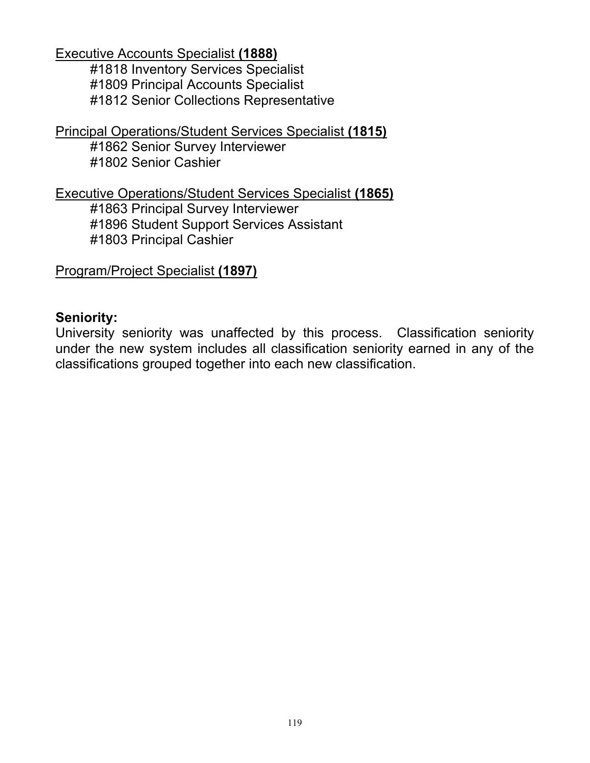Executive Accounts Specialist **(1888)**

#1818 Inventory Services Specialist
#1809 Principal Accounts Specialist
#1812 Senior Collections Representative

Principal Operations/Student Services Specialist **(1815)**

#1862 Senior Survey Interviewer
#1802 Senior Cashier

Executive Operations/Student Services Specialist **(1865)**

#1863 Principal Survey Interviewer
#1896 Student Support Services Assistant
#1803 Principal Cashier

Program/Project Specialist **(1897)**

**Seniority:**
University seniority was unaffected by this process. Classification seniority under the new system includes all classification seniority earned in any of the classifications grouped together into each new classification.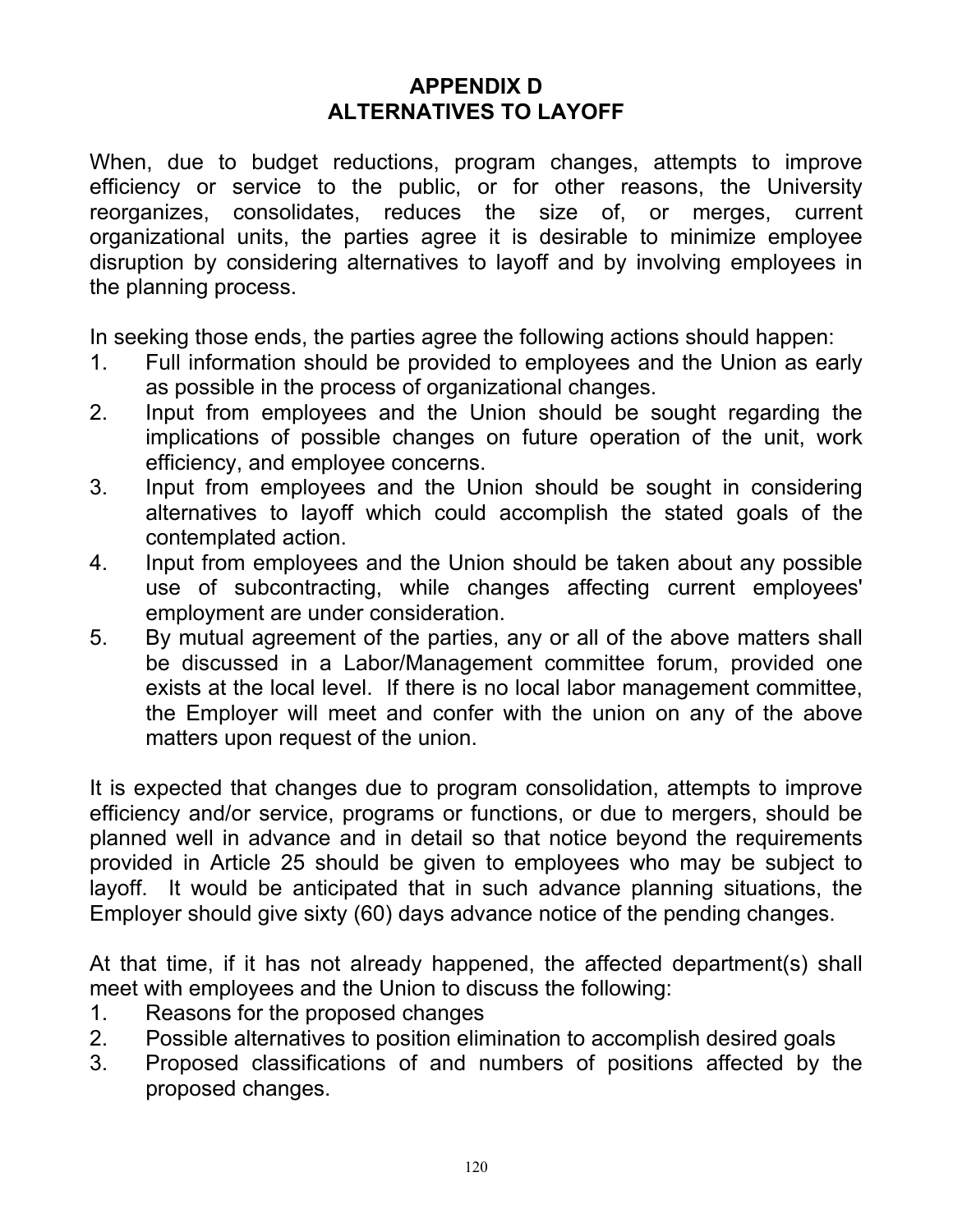# APPENDIX D
# ALTERNATIVES TO LAYOFF

When, due to budget reductions, program changes, attempts to improve efficiency or service to the public, or for other reasons, the University reorganizes, consolidates, reduces the size of, or merges, current organizational units, the parties agree it is desirable to minimize employee disruption by considering alternatives to layoff and by involving employees in the planning process.

In seeking those ends, the parties agree the following actions should happen:

1. Full information should be provided to employees and the Union as early as possible in the process of organizational changes.
2. Input from employees and the Union should be sought regarding the implications of possible changes on future operation of the unit, work efficiency, and employee concerns.
3. Input from employees and the Union should be sought in considering alternatives to layoff which could accomplish the stated goals of the contemplated action.
4. Input from employees and the Union should be taken about any possible use of subcontracting, while changes affecting current employees' employment are under consideration.
5. By mutual agreement of the parties, any or all of the above matters shall be discussed in a Labor/Management committee forum, provided one exists at the local level. If there is no local labor management committee, the Employer will meet and confer with the union on any of the above matters upon request of the union.

It is expected that changes due to program consolidation, attempts to improve efficiency and/or service, programs or functions, or due to mergers, should be planned well in advance and in detail so that notice beyond the requirements provided in Article 25 should be given to employees who may be subject to layoff. It would be anticipated that in such advance planning situations, the Employer should give sixty (60) days advance notice of the pending changes.

At that time, if it has not already happened, the affected department(s) shall meet with employees and the Union to discuss the following:

1. Reasons for the proposed changes
2. Possible alternatives to position elimination to accomplish desired goals
3. Proposed classifications of and numbers of positions affected by the proposed changes.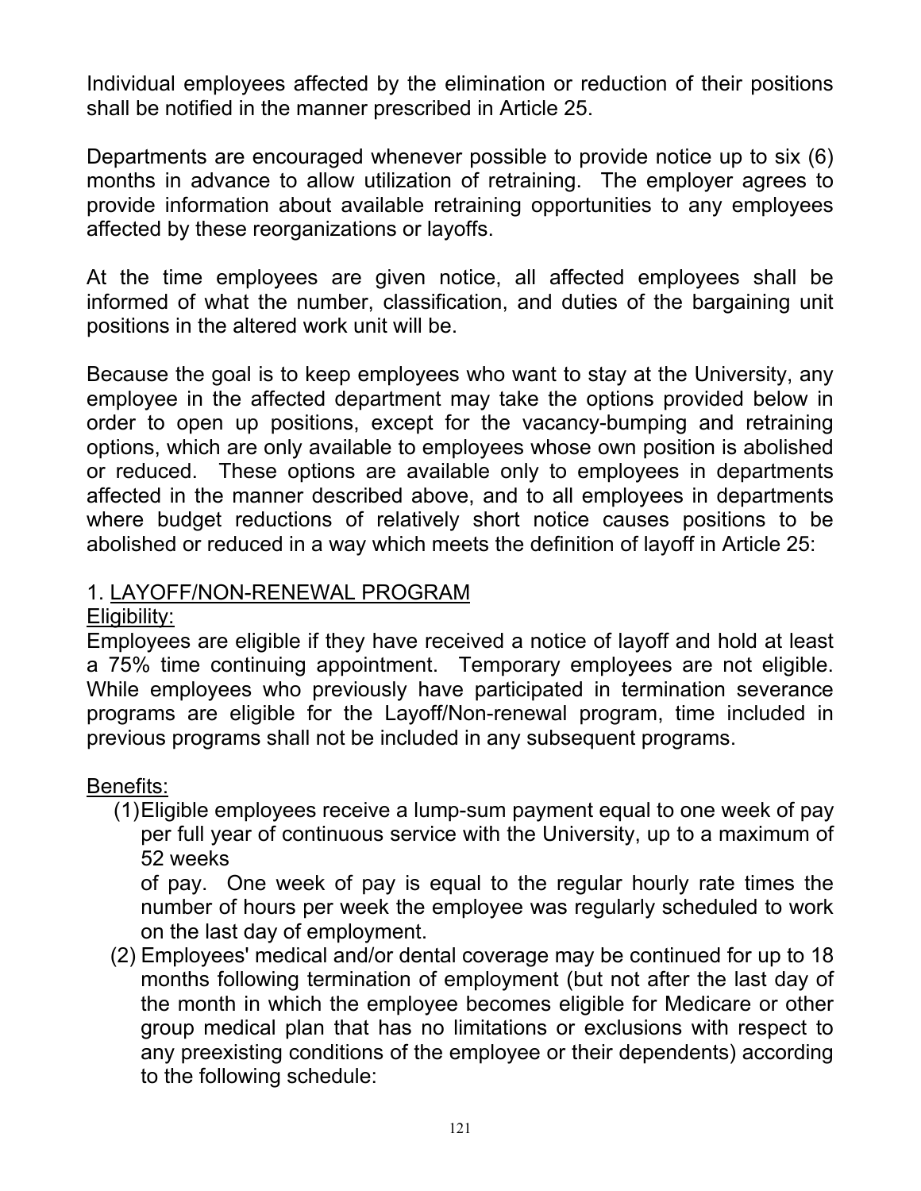Individual employees affected by the elimination or reduction of their positions shall be notified in the manner prescribed in Article 25.

Departments are encouraged whenever possible to provide notice up to six (6) months in advance to allow utilization of retraining. The employer agrees to provide information about available retraining opportunities to any employees affected by these reorganizations or layoffs.

At the time employees are given notice, all affected employees shall be informed of what the number, classification, and duties of the bargaining unit positions in the altered work unit will be.

Because the goal is to keep employees who want to stay at the University, any employee in the affected department may take the options provided below in order to open up positions, except for the vacancy-bumping and retraining options, which are only available to employees whose own position is abolished or reduced. These options are available only to employees in departments affected in the manner described above, and to all employees in departments where budget reductions of relatively short notice causes positions to be abolished or reduced in a way which meets the definition of layoff in Article 25:

1. <u>LAYOFF/NON-RENEWAL PROGRAM</u>

<u>Eligibility:</u>

Employees are eligible if they have received a notice of layoff and hold at least a 75% time continuing appointment. Temporary employees are not eligible. While employees who previously have participated in termination severance programs are eligible for the Layoff/Non-renewal program, time included in previous programs shall not be included in any subsequent programs.

<u>Benefits:</u>

(1) Eligible employees receive a lump-sum payment equal to one week of pay per full year of continuous service with the University, up to a maximum of 52 weeks of pay. One week of pay is equal to the regular hourly rate times the number of hours per week the employee was regularly scheduled to work on the last day of employment.

(2) Employees' medical and/or dental coverage may be continued for up to 18 months following termination of employment (but not after the last day of the month in which the employee becomes eligible for Medicare or other group medical plan that has no limitations or exclusions with respect to any preexisting conditions of the employee or their dependents) according to the following schedule: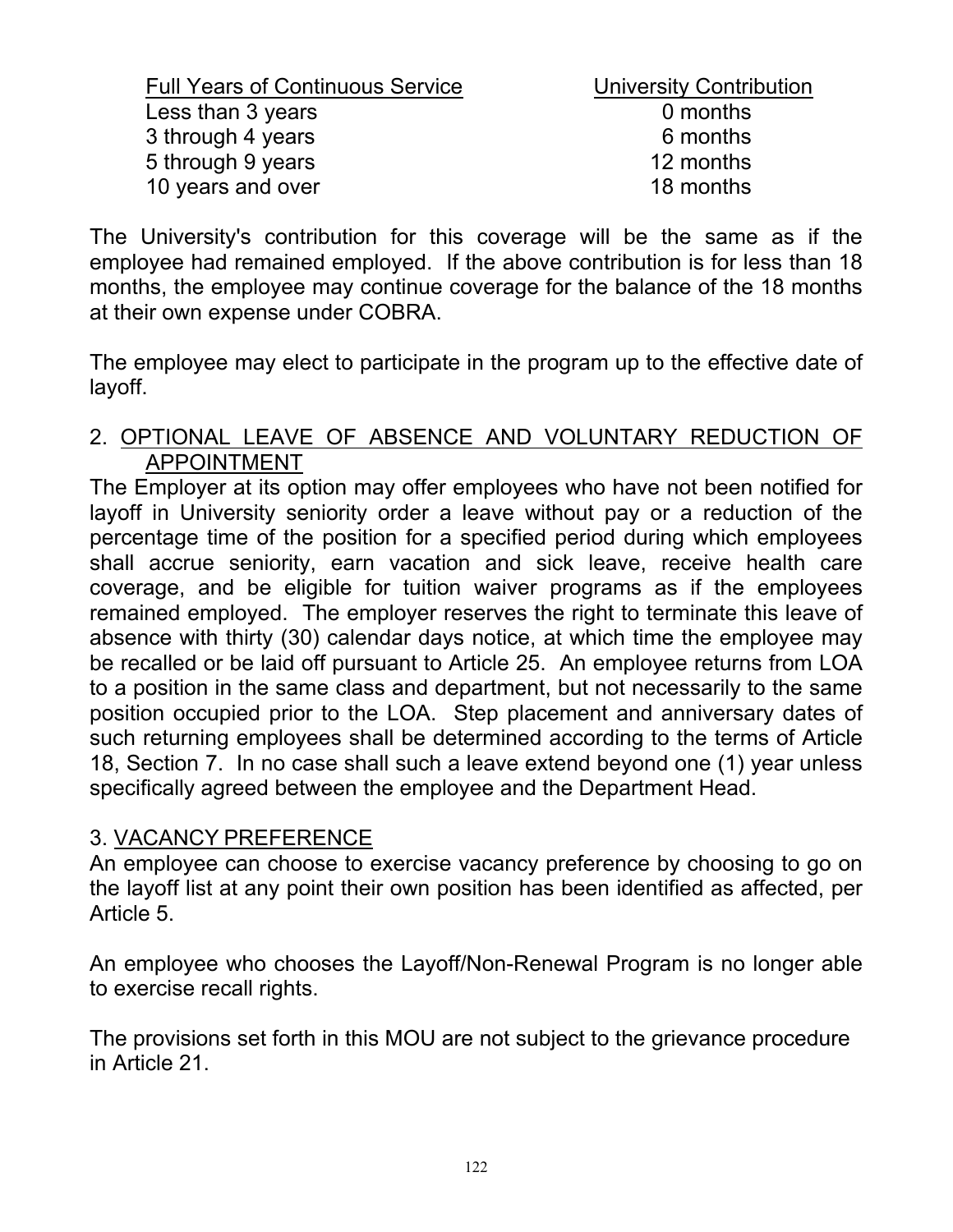| Full Years of Continuous Service | University Contribution |
|---|---|
| Less than 3 years | 0 months |
| 3 through 4 years | 6 months |
| 5 through 9 years | 12 months |
| 10 years and over | 18 months |

The University's contribution for this coverage will be the same as if the employee had remained employed. If the above contribution is for less than 18 months, the employee may continue coverage for the balance of the 18 months at their own expense under COBRA.

The employee may elect to participate in the program up to the effective date of layoff.

2. OPTIONAL LEAVE OF ABSENCE AND VOLUNTARY REDUCTION OF APPOINTMENT

The Employer at its option may offer employees who have not been notified for layoff in University seniority order a leave without pay or a reduction of the percentage time of the position for a specified period during which employees shall accrue seniority, earn vacation and sick leave, receive health care coverage, and be eligible for tuition waiver programs as if the employees remained employed. The employer reserves the right to terminate this leave of absence with thirty (30) calendar days notice, at which time the employee may be recalled or be laid off pursuant to Article 25. An employee returns from LOA to a position in the same class and department, but not necessarily to the same position occupied prior to the LOA. Step placement and anniversary dates of such returning employees shall be determined according to the terms of Article 18, Section 7. In no case shall such a leave extend beyond one (1) year unless specifically agreed between the employee and the Department Head.

3. VACANCY PREFERENCE

An employee can choose to exercise vacancy preference by choosing to go on the layoff list at any point their own position has been identified as affected, per Article 5.

An employee who chooses the Layoff/Non-Renewal Program is no longer able to exercise recall rights.

The provisions set forth in this MOU are not subject to the grievance procedure in Article 21.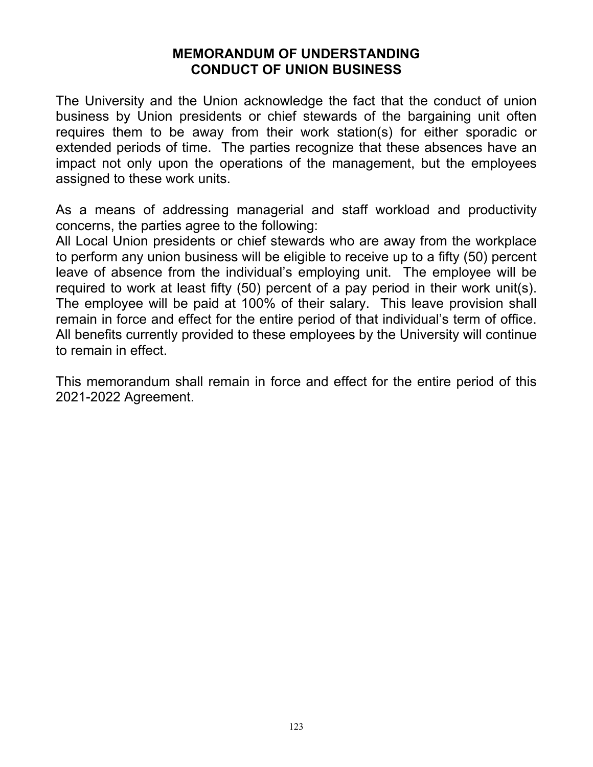# MEMORANDUM OF UNDERSTANDING
# CONDUCT OF UNION BUSINESS

The University and the Union acknowledge the fact that the conduct of union business by Union presidents or chief stewards of the bargaining unit often requires them to be away from their work station(s) for either sporadic or extended periods of time. The parties recognize that these absences have an impact not only upon the operations of the management, but the employees assigned to these work units.

As a means of addressing managerial and staff workload and productivity concerns, the parties agree to the following:
All Local Union presidents or chief stewards who are away from the workplace to perform any union business will be eligible to receive up to a fifty (50) percent leave of absence from the individual's employing unit. The employee will be required to work at least fifty (50) percent of a pay period in their work unit(s). The employee will be paid at 100% of their salary. This leave provision shall remain in force and effect for the entire period of that individual's term of office. All benefits currently provided to these employees by the University will continue to remain in effect.

This memorandum shall remain in force and effect for the entire period of this 2021-2022 Agreement.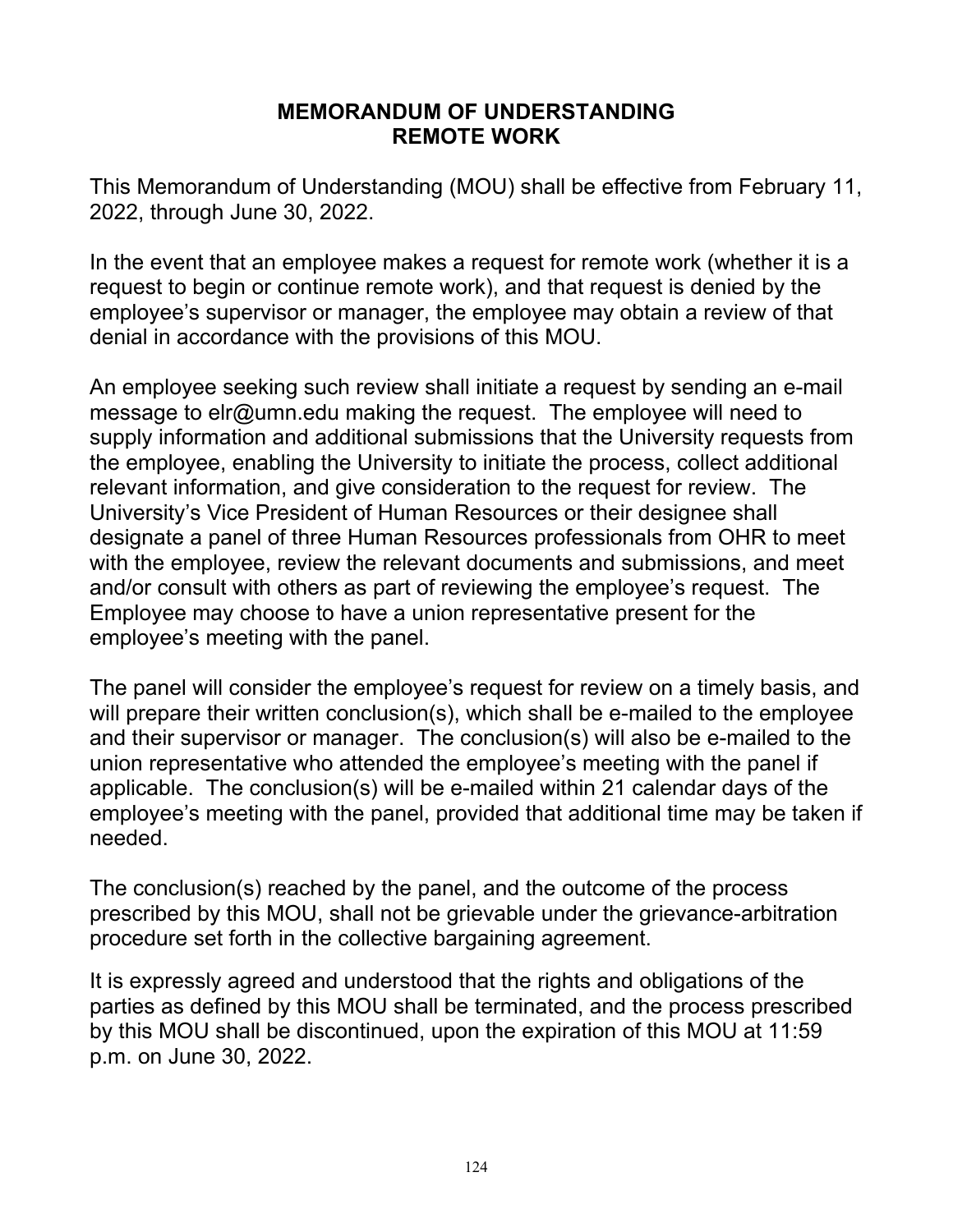# MEMORANDUM OF UNDERSTANDING
# REMOTE WORK

This Memorandum of Understanding (MOU) shall be effective from February 11, 2022, through June 30, 2022.

In the event that an employee makes a request for remote work (whether it is a request to begin or continue remote work), and that request is denied by the employee's supervisor or manager, the employee may obtain a review of that denial in accordance with the provisions of this MOU.

An employee seeking such review shall initiate a request by sending an e-mail message to elr@umn.edu making the request. The employee will need to supply information and additional submissions that the University requests from the employee, enabling the University to initiate the process, collect additional relevant information, and give consideration to the request for review. The University's Vice President of Human Resources or their designee shall designate a panel of three Human Resources professionals from OHR to meet with the employee, review the relevant documents and submissions, and meet and/or consult with others as part of reviewing the employee's request. The Employee may choose to have a union representative present for the employee's meeting with the panel.

The panel will consider the employee's request for review on a timely basis, and will prepare their written conclusion(s), which shall be e-mailed to the employee and their supervisor or manager. The conclusion(s) will also be e-mailed to the union representative who attended the employee's meeting with the panel if applicable. The conclusion(s) will be e-mailed within 21 calendar days of the employee's meeting with the panel, provided that additional time may be taken if needed.

The conclusion(s) reached by the panel, and the outcome of the process prescribed by this MOU, shall not be grievable under the grievance-arbitration procedure set forth in the collective bargaining agreement.

It is expressly agreed and understood that the rights and obligations of the parties as defined by this MOU shall be terminated, and the process prescribed by this MOU shall be discontinued, upon the expiration of this MOU at 11:59 p.m. on June 30, 2022.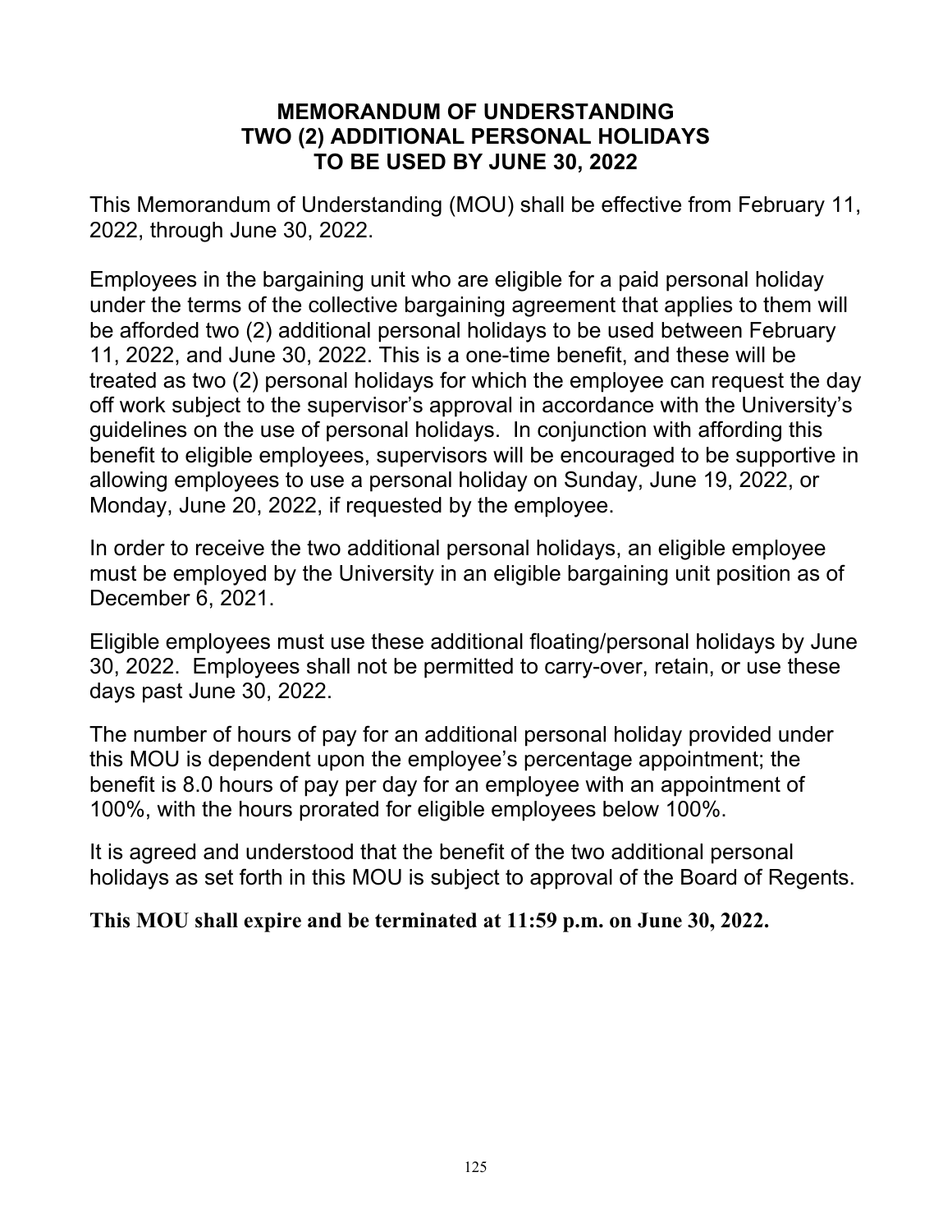# MEMORANDUM OF UNDERSTANDING
# TWO (2) ADDITIONAL PERSONAL HOLIDAYS
# TO BE USED BY JUNE 30, 2022

This Memorandum of Understanding (MOU) shall be effective from February 11, 2022, through June 30, 2022.

Employees in the bargaining unit who are eligible for a paid personal holiday under the terms of the collective bargaining agreement that applies to them will be afforded two (2) additional personal holidays to be used between February 11, 2022, and June 30, 2022. This is a one-time benefit, and these will be treated as two (2) personal holidays for which the employee can request the day off work subject to the supervisor's approval in accordance with the University's guidelines on the use of personal holidays. In conjunction with affording this benefit to eligible employees, supervisors will be encouraged to be supportive in allowing employees to use a personal holiday on Sunday, June 19, 2022, or Monday, June 20, 2022, if requested by the employee.

In order to receive the two additional personal holidays, an eligible employee must be employed by the University in an eligible bargaining unit position as of December 6, 2021.

Eligible employees must use these additional floating/personal holidays by June 30, 2022. Employees shall not be permitted to carry-over, retain, or use these days past June 30, 2022.

The number of hours of pay for an additional personal holiday provided under this MOU is dependent upon the employee's percentage appointment; the benefit is 8.0 hours of pay per day for an employee with an appointment of 100%, with the hours prorated for eligible employees below 100%.

It is agreed and understood that the benefit of the two additional personal holidays as set forth in this MOU is subject to approval of the Board of Regents.

**This MOU shall expire and be terminated at 11:59 p.m. on June 30, 2022.**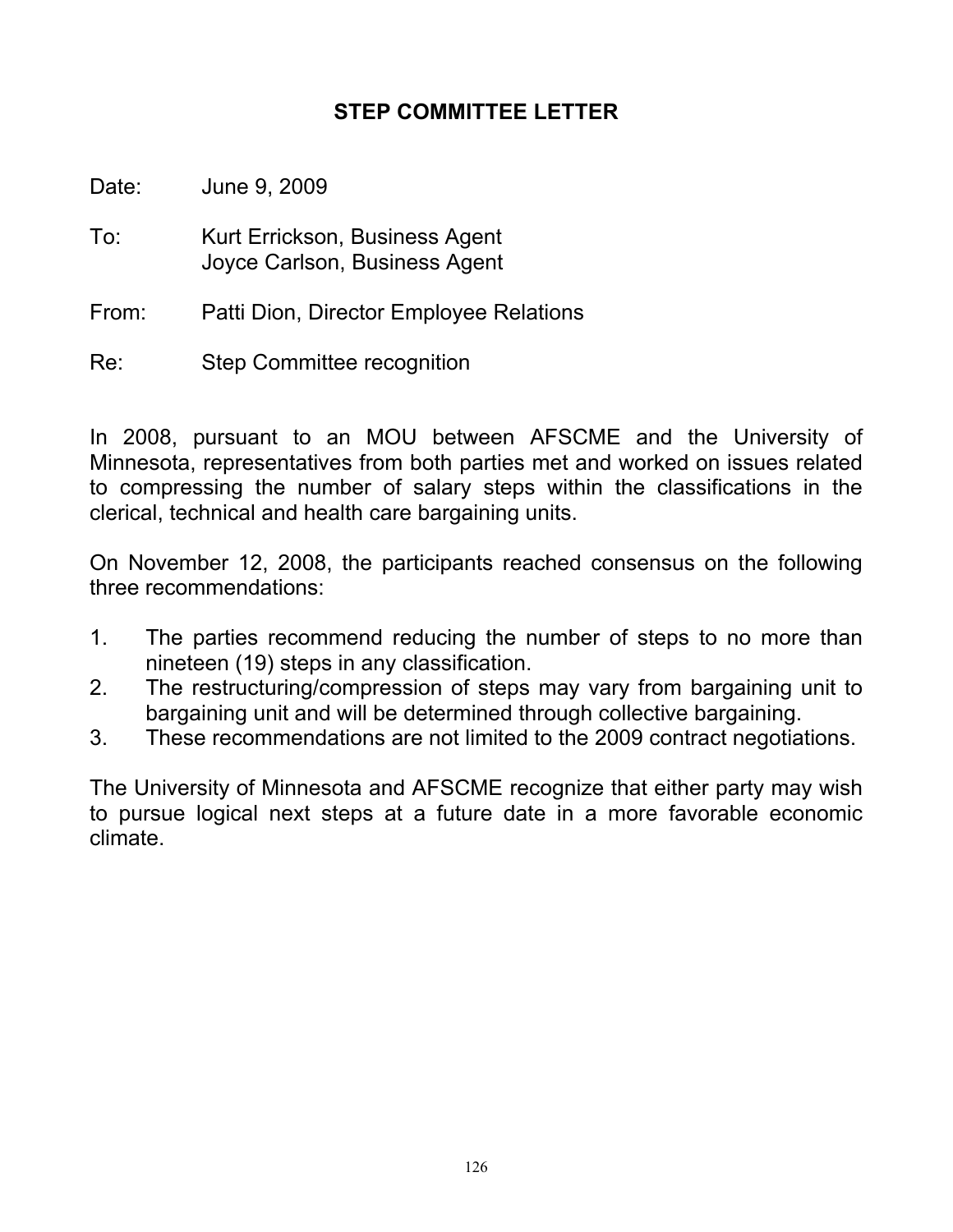# STEP COMMITTEE LETTER

Date: June 9, 2009

To: Kurt Errickson, Business Agent
Joyce Carlson, Business Agent

From: Patti Dion, Director Employee Relations

Re: Step Committee recognition

In 2008, pursuant to an MOU between AFSCME and the University of Minnesota, representatives from both parties met and worked on issues related to compressing the number of salary steps within the classifications in the clerical, technical and health care bargaining units.

On November 12, 2008, the participants reached consensus on the following three recommendations:

1. The parties recommend reducing the number of steps to no more than nineteen (19) steps in any classification.
2. The restructuring/compression of steps may vary from bargaining unit to bargaining unit and will be determined through collective bargaining.
3. These recommendations are not limited to the 2009 contract negotiations.

The University of Minnesota and AFSCME recognize that either party may wish to pursue logical next steps at a future date in a more favorable economic climate.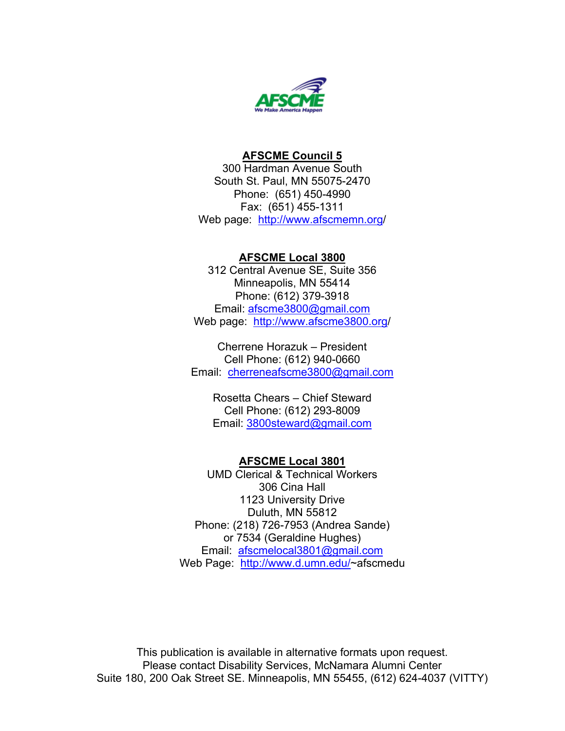AFSCME
We Make America Happen

**AFSCME Council 5**
300 Hardman Avenue South
South St. Paul, MN 55075-2470
Phone: (651) 450-4990
Fax: (651) 455-1311
Web page: http://www.afscmemn.org/

**AFSCME Local 3800**
312 Central Avenue SE, Suite 356
Minneapolis, MN 55414
Phone: (612) 379-3918
Email: afscme3800@gmail.com
Web page: http://www.afscme3800.org/

Cherrene Horazuk – President
Cell Phone: (612) 940-0660
Email: cherreneafscme3800@gmail.com

Rosetta Chears – Chief Steward
Cell Phone: (612) 293-8009
Email: 3800steward@gmail.com

**AFSCME Local 3801**
UMD Clerical & Technical Workers
306 Cina Hall
1123 University Drive
Duluth, MN 55812
Phone: (218) 726-7953 (Andrea Sande)
or 7534 (Geraldine Hughes)
Email: afscmelocal3801@gmail.com
Web Page: http://www.d.umn.edu/~afscmedu

This publication is available in alternative formats upon request.
Please contact Disability Services, McNamara Alumni Center
Suite 180, 200 Oak Street SE. Minneapolis, MN 55455, (612) 624-4037 (VITTY)